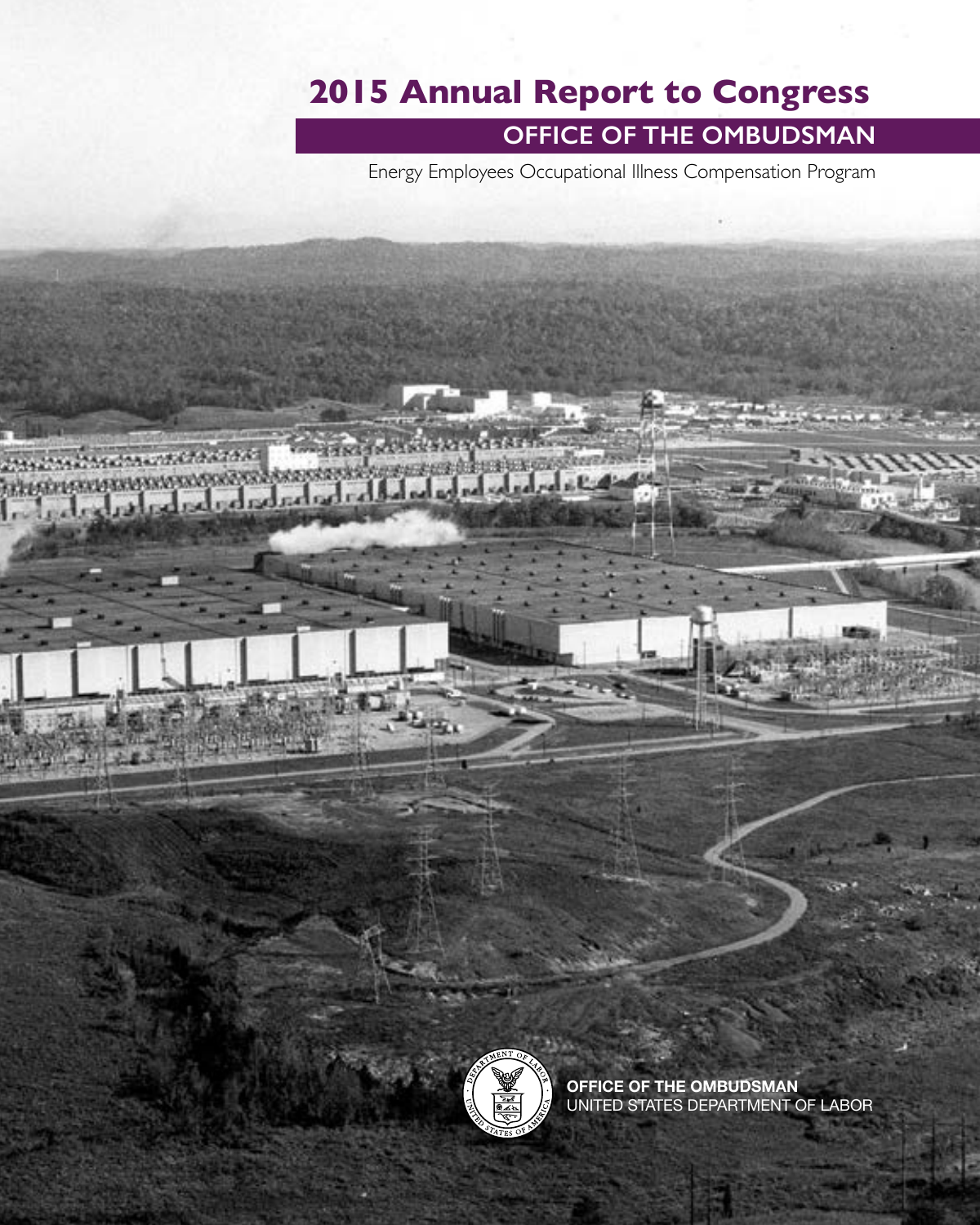# 2015 Annual Report to Congress

## OFFICE OF THE OMBUDSMAN

Energy Employees Occupational Illness Compensation Program

**OFFICE OF THE OMBUDSMAN**
UNITED STATES DEPARTMENT OF LABOR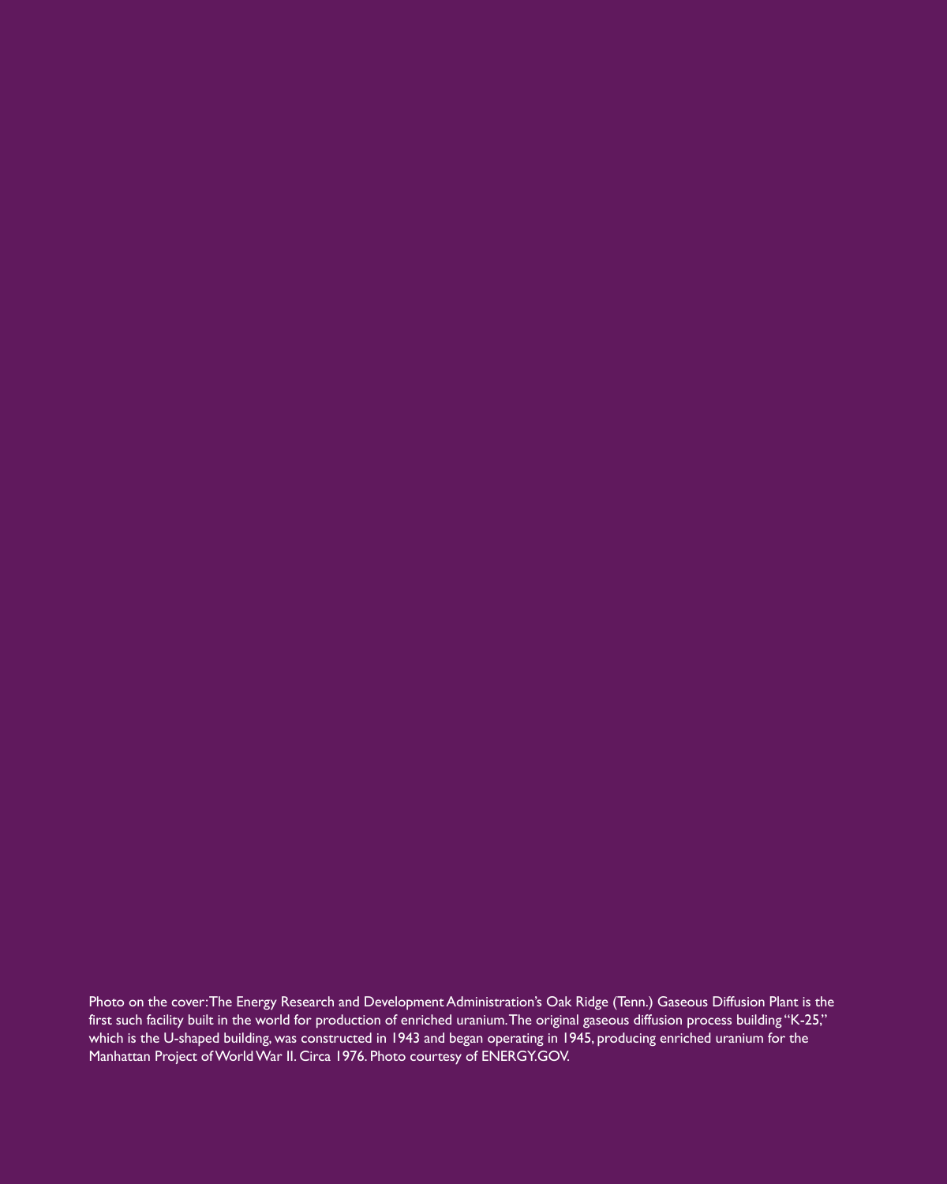Photo on the cover: The Energy Research and Development Administration's Oak Ridge (Tenn.) Gaseous Diffusion Plant is the first such facility built in the world for production of enriched uranium. The original gaseous diffusion process building "K-25," which is the U-shaped building, was constructed in 1943 and began operating in 1945, producing enriched uranium for the Manhattan Project of World War II. Circa 1976. Photo courtesy of ENERGY.GOV.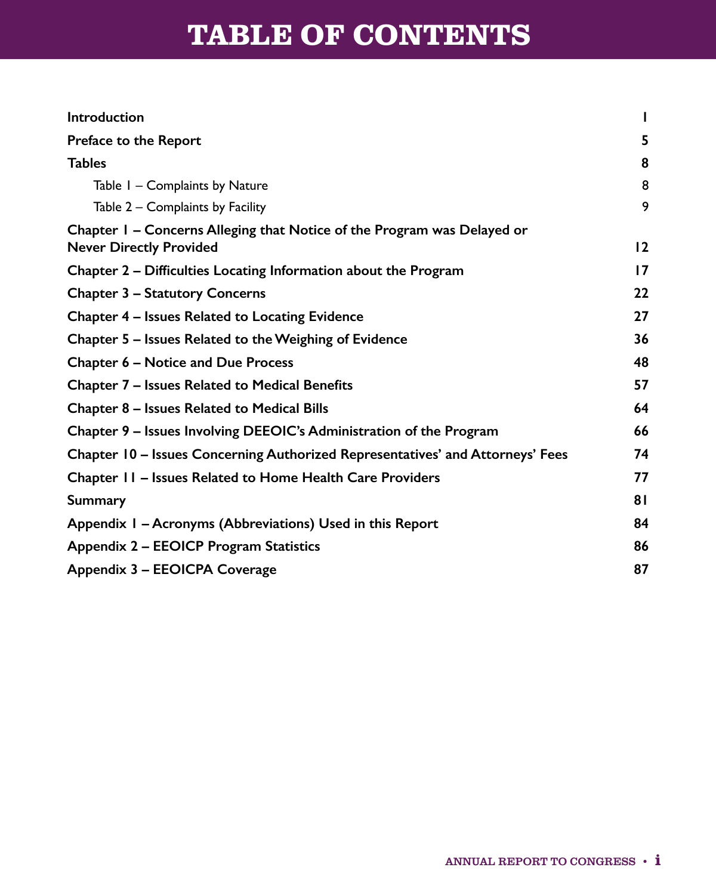# TABLE OF CONTENTS

| | |
|---|---|
| **Introduction** | **1** |
| **Preface to the Report** | **5** |
| **Tables** | **8** |
| Table 1 – Complaints by Nature | 8 |
| Table 2 – Complaints by Facility | 9 |
| **Chapter 1 – Concerns Alleging that Notice of the Program was Delayed or Never Directly Provided** | **12** |
| **Chapter 2 – Difficulties Locating Information about the Program** | **17** |
| **Chapter 3 – Statutory Concerns** | **22** |
| **Chapter 4 – Issues Related to Locating Evidence** | **27** |
| **Chapter 5 – Issues Related to the Weighing of Evidence** | **36** |
| **Chapter 6 – Notice and Due Process** | **48** |
| **Chapter 7 – Issues Related to Medical Benefits** | **57** |
| **Chapter 8 – Issues Related to Medical Bills** | **64** |
| **Chapter 9 – Issues Involving DEEOIC's Administration of the Program** | **66** |
| **Chapter 10 – Issues Concerning Authorized Representatives' and Attorneys' Fees** | **74** |
| **Chapter 11 – Issues Related to Home Health Care Providers** | **77** |
| **Summary** | **81** |
| **Appendix 1 – Acronyms (Abbreviations) Used in this Report** | **84** |
| **Appendix 2 – EEOICP Program Statistics** | **86** |
| **Appendix 3 – EEOICPA Coverage** | **87** |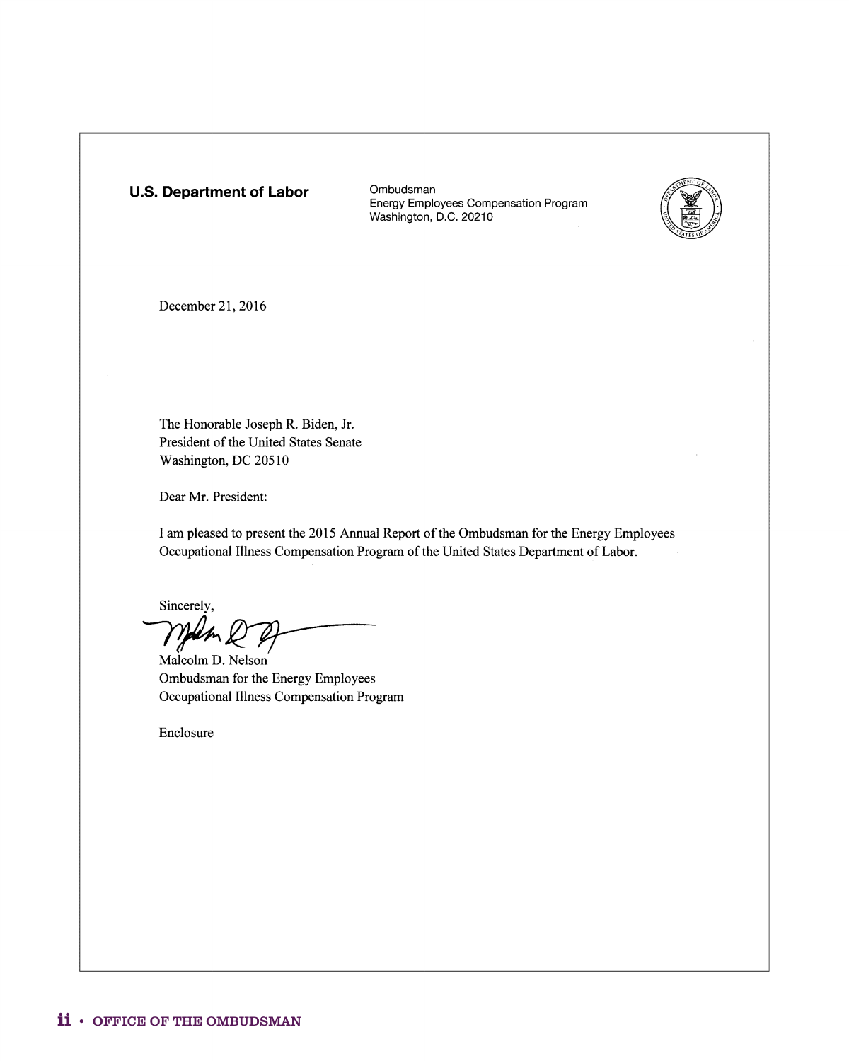**U.S. Department of Labor**

Ombudsman
Energy Employees Compensation Program
Washington, D.C. 20210

December 21, 2016

The Honorable Joseph R. Biden, Jr.
President of the United States Senate
Washington, DC 20510

Dear Mr. President:

I am pleased to present the 2015 Annual Report of the Ombudsman for the Energy Employees Occupational Illness Compensation Program of the United States Department of Labor.

Sincerely,

Malcolm D. Nelson
Ombudsman for the Energy Employees
Occupational Illness Compensation Program

Enclosure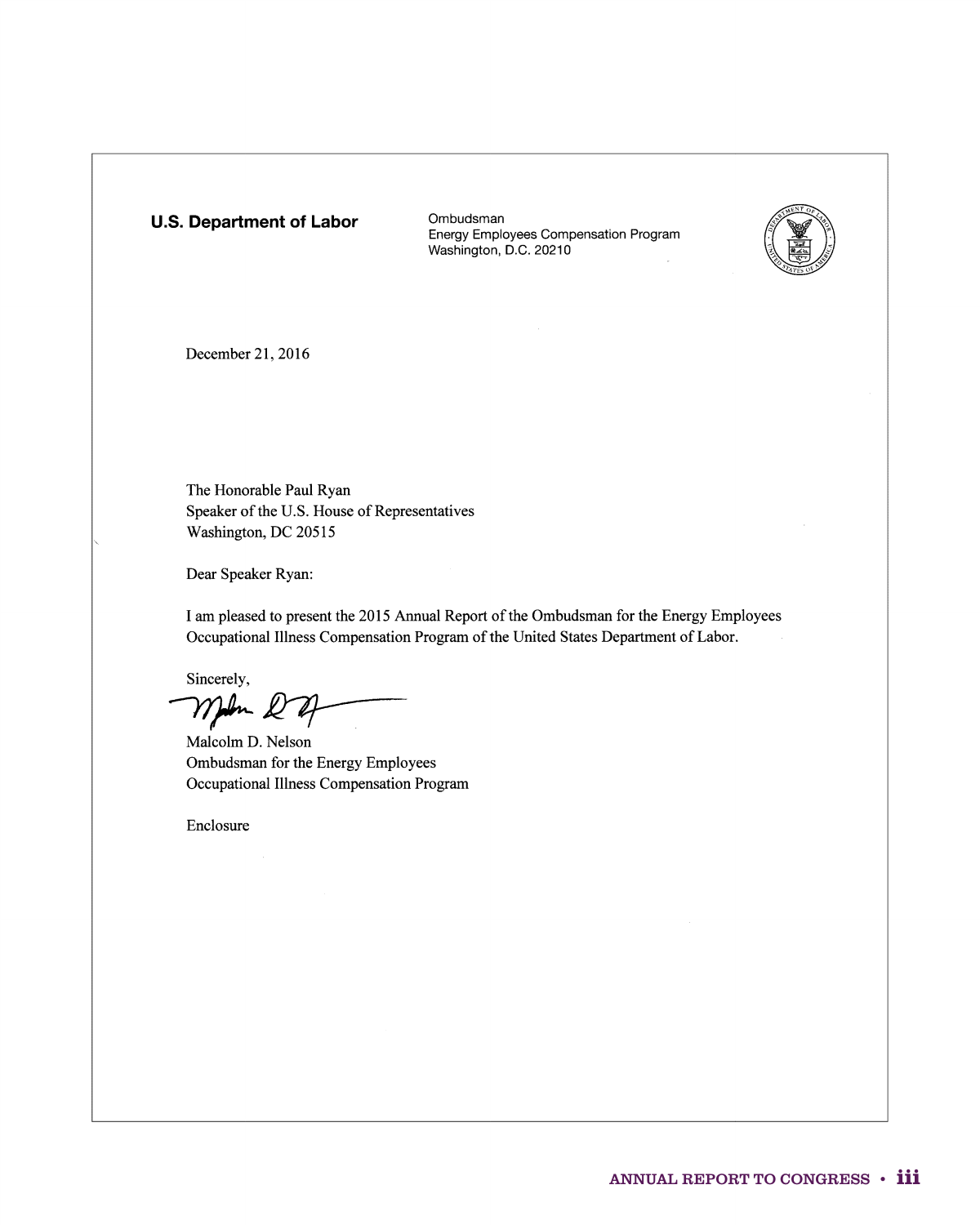**U.S. Department of Labor**

Ombudsman
Energy Employees Compensation Program
Washington, D.C. 20210

December 21, 2016

The Honorable Paul Ryan
Speaker of the U.S. House of Representatives
Washington, DC 20515

Dear Speaker Ryan:

I am pleased to present the 2015 Annual Report of the Ombudsman for the Energy Employees Occupational Illness Compensation Program of the United States Department of Labor.

Sincerely,

Malcolm D. Nelson
Ombudsman for the Energy Employees
Occupational Illness Compensation Program

Enclosure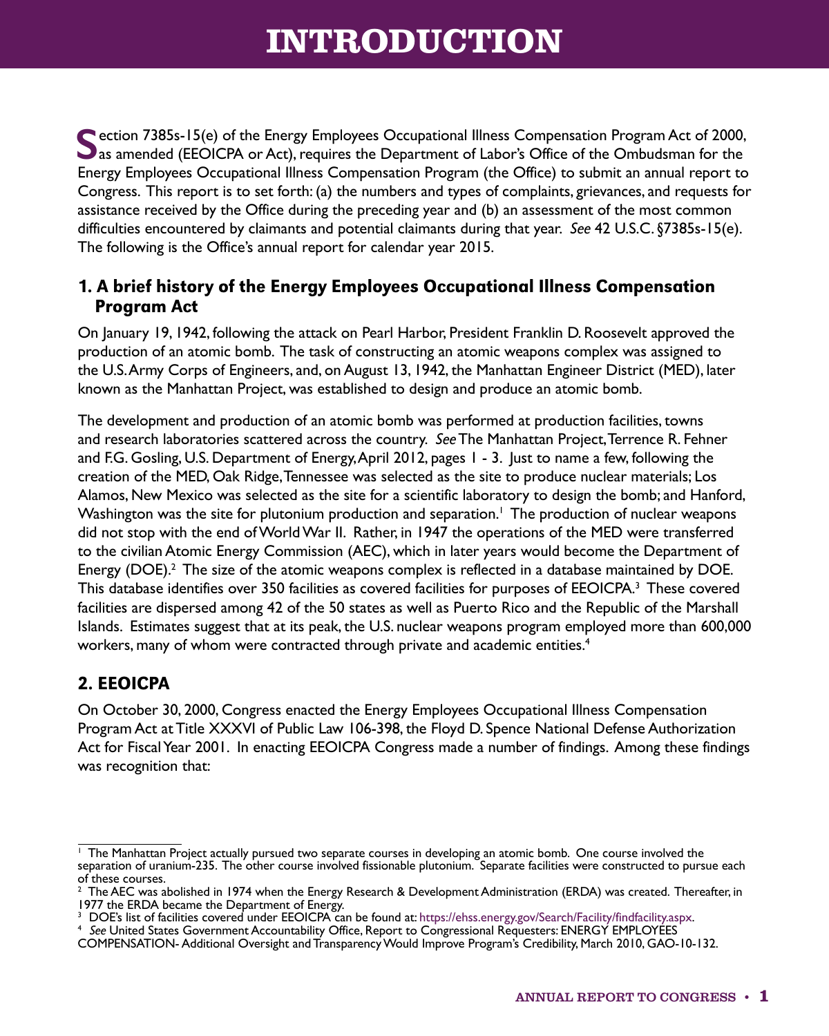# INTRODUCTION

Section 7385s-15(e) of the Energy Employees Occupational Illness Compensation Program Act of 2000, as amended (EEOICPA or Act), requires the Department of Labor's Office of the Ombudsman for the Energy Employees Occupational Illness Compensation Program (the Office) to submit an annual report to Congress. This report is to set forth: (a) the numbers and types of complaints, grievances, and requests for assistance received by the Office during the preceding year and (b) an assessment of the most common difficulties encountered by claimants and potential claimants during that year. *See* 42 U.S.C. §7385s-15(e). The following is the Office's annual report for calendar year 2015.

## 1. A brief history of the Energy Employees Occupational Illness Compensation Program Act

On January 19, 1942, following the attack on Pearl Harbor, President Franklin D. Roosevelt approved the production of an atomic bomb. The task of constructing an atomic weapons complex was assigned to the U.S. Army Corps of Engineers, and, on August 13, 1942, the Manhattan Engineer District (MED), later known as the Manhattan Project, was established to design and produce an atomic bomb.

The development and production of an atomic bomb was performed at production facilities, towns and research laboratories scattered across the country. *See* The Manhattan Project, Terrence R. Fehner and F.G. Gosling, U.S. Department of Energy, April 2012, pages 1 - 3. Just to name a few, following the creation of the MED, Oak Ridge, Tennessee was selected as the site to produce nuclear materials; Los Alamos, New Mexico was selected as the site for a scientific laboratory to design the bomb; and Hanford, Washington was the site for plutonium production and separation.[1] The production of nuclear weapons did not stop with the end of World War II. Rather, in 1947 the operations of the MED were transferred to the civilian Atomic Energy Commission (AEC), which in later years would become the Department of Energy (DOE).[2] The size of the atomic weapons complex is reflected in a database maintained by DOE. This database identifies over 350 facilities as covered facilities for purposes of EEOICPA.[3] These covered facilities are dispersed among 42 of the 50 states as well as Puerto Rico and the Republic of the Marshall Islands. Estimates suggest that at its peak, the U.S. nuclear weapons program employed more than 600,000 workers, many of whom were contracted through private and academic entities.[4]

## 2. EEOICPA

On October 30, 2000, Congress enacted the Energy Employees Occupational Illness Compensation Program Act at Title XXXVI of Public Law 106-398, the Floyd D. Spence National Defense Authorization Act for Fiscal Year 2001. In enacting EEOICPA Congress made a number of findings. Among these findings was recognition that:

---

[1] The Manhattan Project actually pursued two separate courses in developing an atomic bomb. One course involved the separation of uranium-235. The other course involved fissionable plutonium. Separate facilities were constructed to pursue each of these courses.

[2] The AEC was abolished in 1974 when the Energy Research & Development Administration (ERDA) was created. Thereafter, in 1977 the ERDA became the Department of Energy.

[3] DOE's list of facilities covered under EEOICPA can be found at: https://ehss.energy.gov/Search/Facility/findfacility.aspx.

[4] *See* United States Government Accountability Office, Report to Congressional Requesters: ENERGY EMPLOYEES COMPENSATION- Additional Oversight and Transparency Would Improve Program's Credibility, March 2010, GAO-10-132.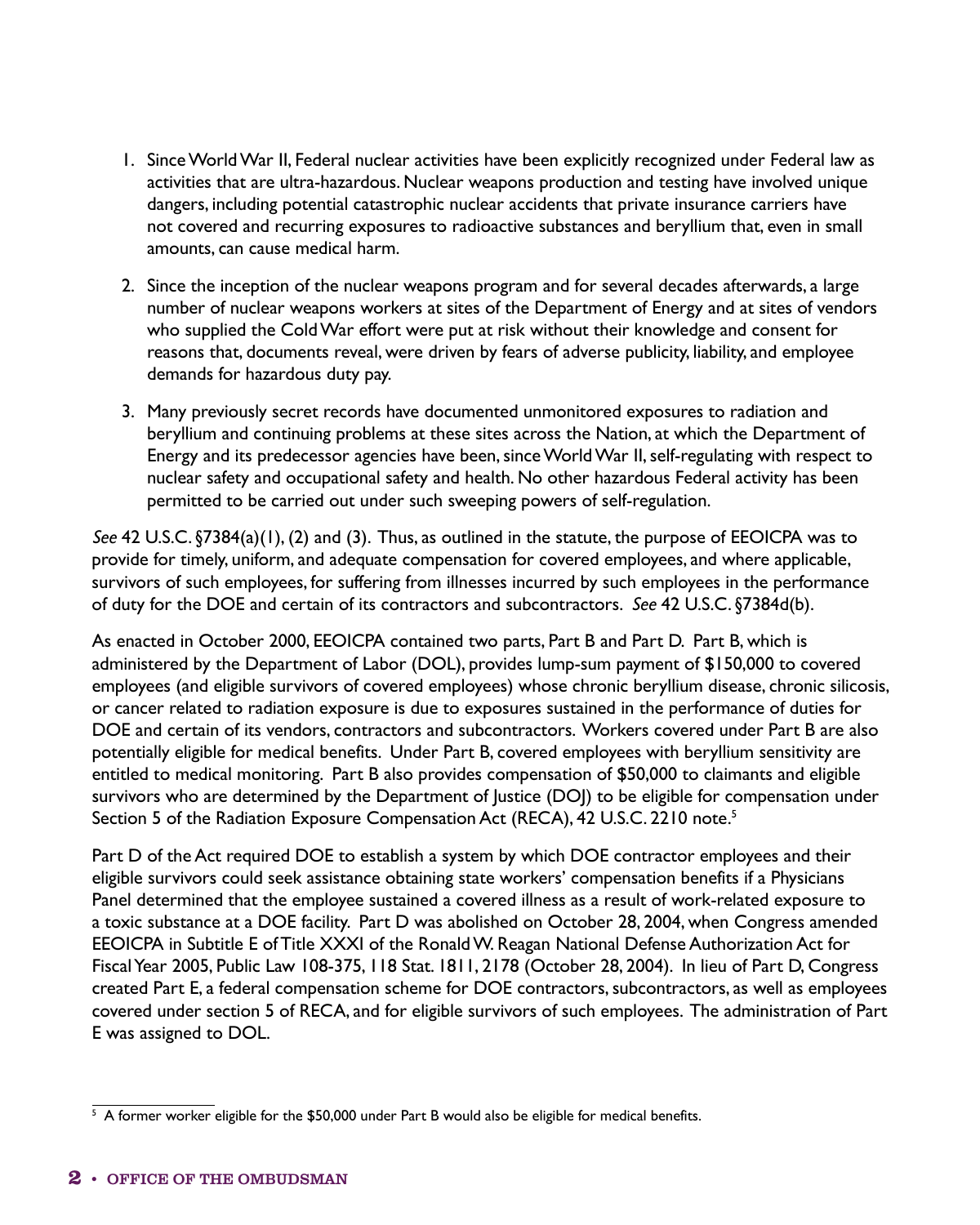1. Since World War II, Federal nuclear activities have been explicitly recognized under Federal law as activities that are ultra-hazardous. Nuclear weapons production and testing have involved unique dangers, including potential catastrophic nuclear accidents that private insurance carriers have not covered and recurring exposures to radioactive substances and beryllium that, even in small amounts, can cause medical harm.

2. Since the inception of the nuclear weapons program and for several decades afterwards, a large number of nuclear weapons workers at sites of the Department of Energy and at sites of vendors who supplied the Cold War effort were put at risk without their knowledge and consent for reasons that, documents reveal, were driven by fears of adverse publicity, liability, and employee demands for hazardous duty pay.

3. Many previously secret records have documented unmonitored exposures to radiation and beryllium and continuing problems at these sites across the Nation, at which the Department of Energy and its predecessor agencies have been, since World War II, self-regulating with respect to nuclear safety and occupational safety and health. No other hazardous Federal activity has been permitted to be carried out under such sweeping powers of self-regulation.

*See* 42 U.S.C. §7384(a)(1), (2) and (3). Thus, as outlined in the statute, the purpose of EEOICPA was to provide for timely, uniform, and adequate compensation for covered employees, and where applicable, survivors of such employees, for suffering from illnesses incurred by such employees in the performance of duty for the DOE and certain of its contractors and subcontractors. *See* 42 U.S.C. §7384d(b).

As enacted in October 2000, EEOICPA contained two parts, Part B and Part D. Part B, which is administered by the Department of Labor (DOL), provides lump-sum payment of $150,000 to covered employees (and eligible survivors of covered employees) whose chronic beryllium disease, chronic silicosis, or cancer related to radiation exposure is due to exposures sustained in the performance of duties for DOE and certain of its vendors, contractors and subcontractors. Workers covered under Part B are also potentially eligible for medical benefits. Under Part B, covered employees with beryllium sensitivity are entitled to medical monitoring. Part B also provides compensation of $50,000 to claimants and eligible survivors who are determined by the Department of Justice (DOJ) to be eligible for compensation under Section 5 of the Radiation Exposure Compensation Act (RECA), 42 U.S.C. 2210 note.[5]

Part D of the Act required DOE to establish a system by which DOE contractor employees and their eligible survivors could seek assistance obtaining state workers' compensation benefits if a Physicians Panel determined that the employee sustained a covered illness as a result of work-related exposure to a toxic substance at a DOE facility. Part D was abolished on October 28, 2004, when Congress amended EEOICPA in Subtitle E of Title XXXI of the Ronald W. Reagan National Defense Authorization Act for Fiscal Year 2005, Public Law 108-375, 118 Stat. 1811, 2178 (October 28, 2004). In lieu of Part D, Congress created Part E, a federal compensation scheme for DOE contractors, subcontractors, as well as employees covered under section 5 of RECA, and for eligible survivors of such employees. The administration of Part E was assigned to DOL.

[5] A former worker eligible for the $50,000 under Part B would also be eligible for medical benefits.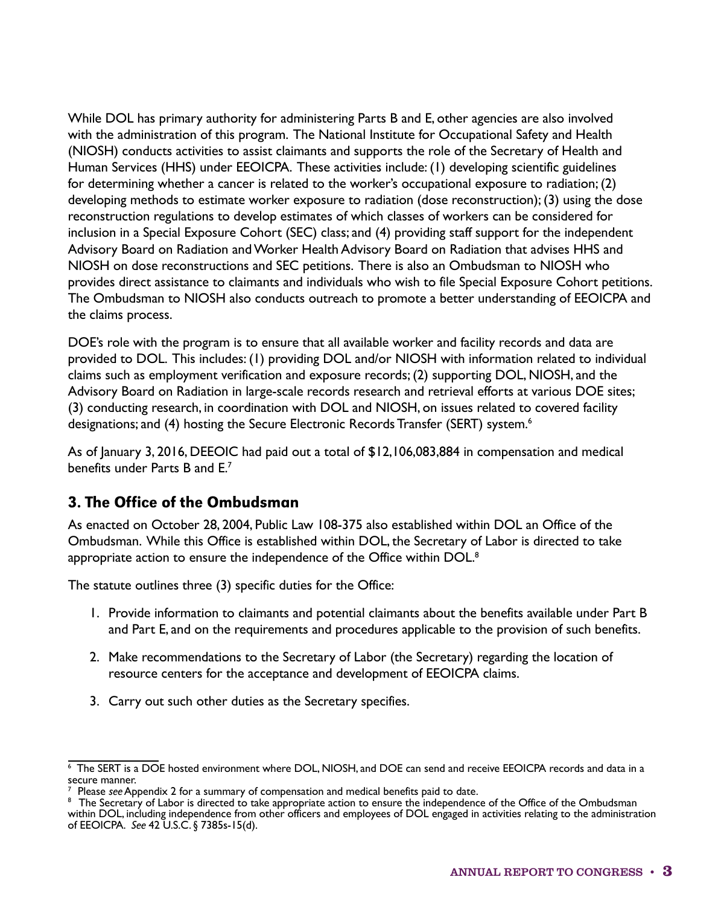While DOL has primary authority for administering Parts B and E, other agencies are also involved with the administration of this program. The National Institute for Occupational Safety and Health (NIOSH) conducts activities to assist claimants and supports the role of the Secretary of Health and Human Services (HHS) under EEOICPA. These activities include: (1) developing scientific guidelines for determining whether a cancer is related to the worker's occupational exposure to radiation; (2) developing methods to estimate worker exposure to radiation (dose reconstruction); (3) using the dose reconstruction regulations to develop estimates of which classes of workers can be considered for inclusion in a Special Exposure Cohort (SEC) class; and (4) providing staff support for the independent Advisory Board on Radiation and Worker Health Advisory Board on Radiation that advises HHS and NIOSH on dose reconstructions and SEC petitions. There is also an Ombudsman to NIOSH who provides direct assistance to claimants and individuals who wish to file Special Exposure Cohort petitions. The Ombudsman to NIOSH also conducts outreach to promote a better understanding of EEOICPA and the claims process.

DOE's role with the program is to ensure that all available worker and facility records and data are provided to DOL. This includes: (1) providing DOL and/or NIOSH with information related to individual claims such as employment verification and exposure records; (2) supporting DOL, NIOSH, and the Advisory Board on Radiation in large-scale records research and retrieval efforts at various DOE sites; (3) conducting research, in coordination with DOL and NIOSH, on issues related to covered facility designations; and (4) hosting the Secure Electronic Records Transfer (SERT) system.[6]

As of January 3, 2016, DEEOIC had paid out a total of $12,106,083,884 in compensation and medical benefits under Parts B and E.[7]

## 3. The Office of the Ombudsman

As enacted on October 28, 2004, Public Law 108-375 also established within DOL an Office of the Ombudsman. While this Office is established within DOL, the Secretary of Labor is directed to take appropriate action to ensure the independence of the Office within DOL.[8]

The statute outlines three (3) specific duties for the Office:

1. Provide information to claimants and potential claimants about the benefits available under Part B and Part E, and on the requirements and procedures applicable to the provision of such benefits.

2. Make recommendations to the Secretary of Labor (the Secretary) regarding the location of resource centers for the acceptance and development of EEOICPA claims.

3. Carry out such other duties as the Secretary specifies.

---

[6] The SERT is a DOE hosted environment where DOL, NIOSH, and DOE can send and receive EEOICPA records and data in a secure manner.

[7] Please *see* Appendix 2 for a summary of compensation and medical benefits paid to date.

[8] The Secretary of Labor is directed to take appropriate action to ensure the independence of the Office of the Ombudsman within DOL, including independence from other officers and employees of DOL engaged in activities relating to the administration of EEOICPA. *See* 42 U.S.C. § 7385s-15(d).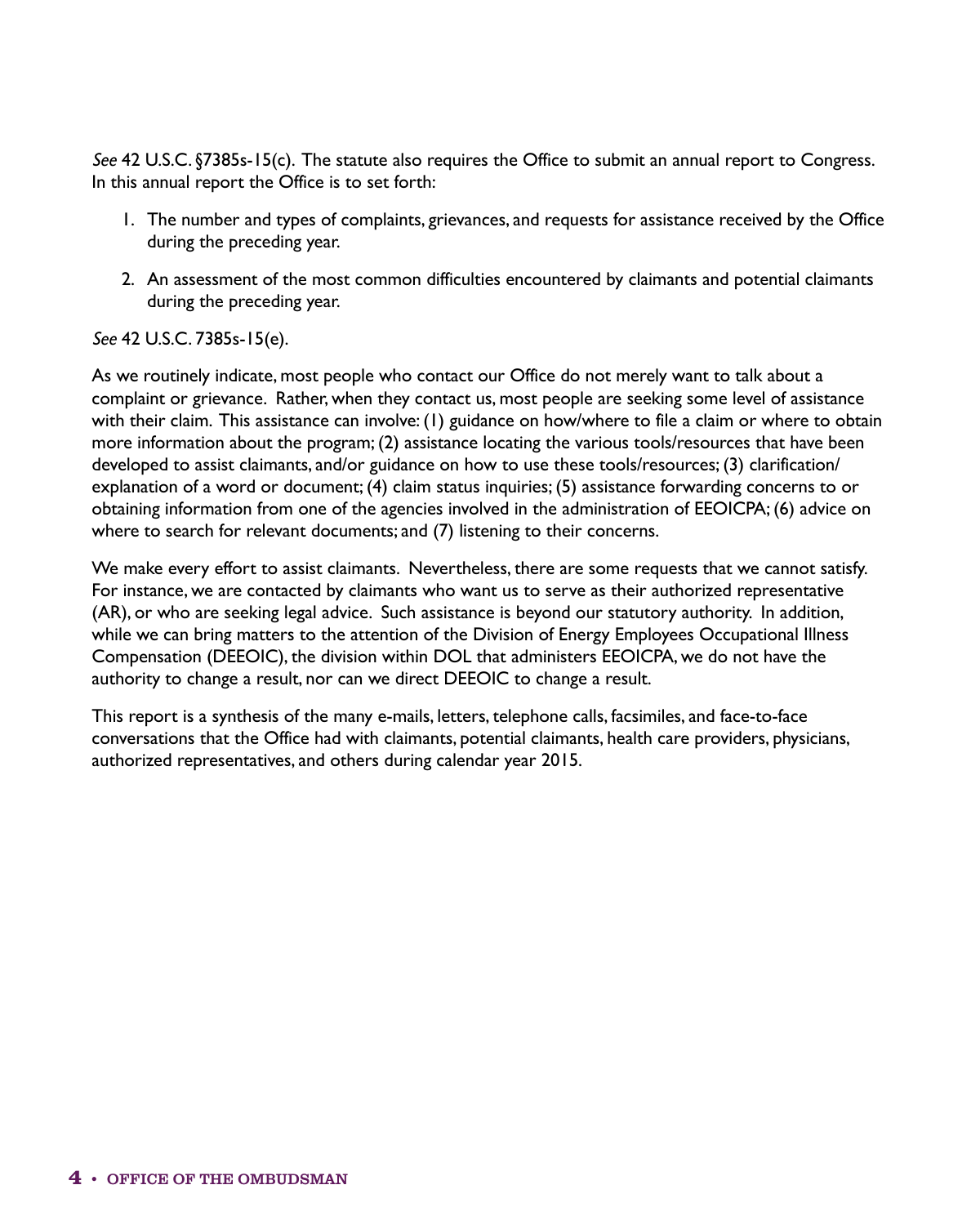*See* 42 U.S.C. §7385s-15(c). The statute also requires the Office to submit an annual report to Congress. In this annual report the Office is to set forth:

1. The number and types of complaints, grievances, and requests for assistance received by the Office during the preceding year.

2. An assessment of the most common difficulties encountered by claimants and potential claimants during the preceding year.

*See* 42 U.S.C. 7385s-15(e).

As we routinely indicate, most people who contact our Office do not merely want to talk about a complaint or grievance. Rather, when they contact us, most people are seeking some level of assistance with their claim. This assistance can involve: (1) guidance on how/where to file a claim or where to obtain more information about the program; (2) assistance locating the various tools/resources that have been developed to assist claimants, and/or guidance on how to use these tools/resources; (3) clarification/explanation of a word or document; (4) claim status inquiries; (5) assistance forwarding concerns to or obtaining information from one of the agencies involved in the administration of EEOICPA; (6) advice on where to search for relevant documents; and (7) listening to their concerns.

We make every effort to assist claimants. Nevertheless, there are some requests that we cannot satisfy. For instance, we are contacted by claimants who want us to serve as their authorized representative (AR), or who are seeking legal advice. Such assistance is beyond our statutory authority. In addition, while we can bring matters to the attention of the Division of Energy Employees Occupational Illness Compensation (DEEOIC), the division within DOL that administers EEOICPA, we do not have the authority to change a result, nor can we direct DEEOIC to change a result.

This report is a synthesis of the many e-mails, letters, telephone calls, facsimiles, and face-to-face conversations that the Office had with claimants, potential claimants, health care providers, physicians, authorized representatives, and others during calendar year 2015.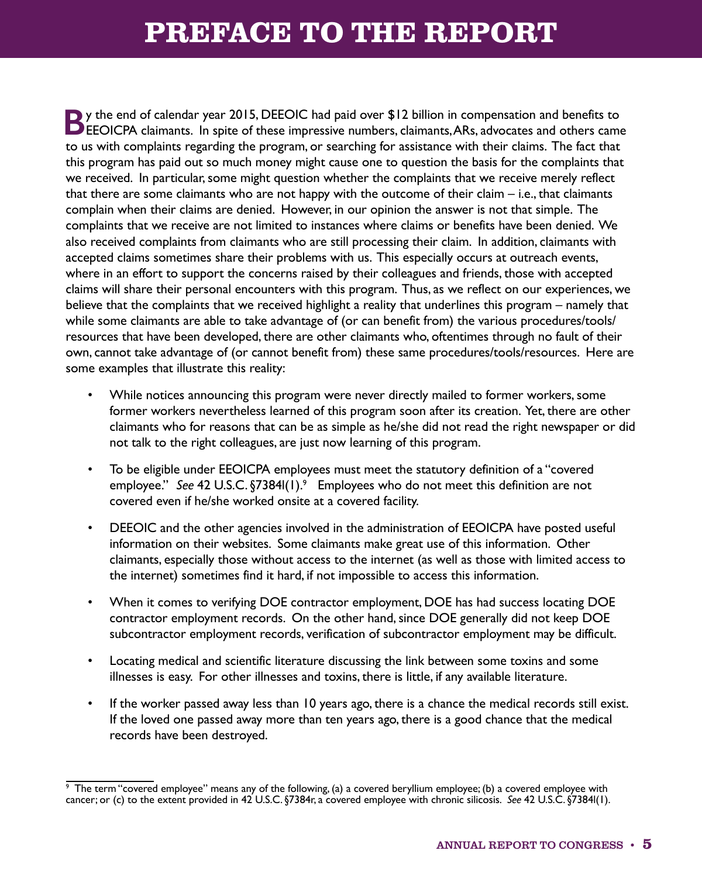# PREFACE TO THE REPORT

By the end of calendar year 2015, DEEOIC had paid over $12 billion in compensation and benefits to EEOICPA claimants. In spite of these impressive numbers, claimants, ARs, advocates and others came to us with complaints regarding the program, or searching for assistance with their claims. The fact that this program has paid out so much money might cause one to question the basis for the complaints that we received. In particular, some might question whether the complaints that we receive merely reflect that there are some claimants who are not happy with the outcome of their claim – i.e., that claimants complain when their claims are denied. However, in our opinion the answer is not that simple. The complaints that we receive are not limited to instances where claims or benefits have been denied. We also received complaints from claimants who are still processing their claim. In addition, claimants with accepted claims sometimes share their problems with us. This especially occurs at outreach events, where in an effort to support the concerns raised by their colleagues and friends, those with accepted claims will share their personal encounters with this program. Thus, as we reflect on our experiences, we believe that the complaints that we received highlight a reality that underlines this program – namely that while some claimants are able to take advantage of (or can benefit from) the various procedures/tools/resources that have been developed, there are other claimants who, oftentimes through no fault of their own, cannot take advantage of (or cannot benefit from) these same procedures/tools/resources. Here are some examples that illustrate this reality:

- While notices announcing this program were never directly mailed to former workers, some former workers nevertheless learned of this program soon after its creation. Yet, there are other claimants who for reasons that can be as simple as he/she did not read the right newspaper or did not talk to the right colleagues, are just now learning of this program.
- To be eligible under EEOICPA employees must meet the statutory definition of a "covered employee." *See* 42 U.S.C. §7384l(1).[9] Employees who do not meet this definition are not covered even if he/she worked onsite at a covered facility.
- DEEOIC and the other agencies involved in the administration of EEOICPA have posted useful information on their websites. Some claimants make great use of this information. Other claimants, especially those without access to the internet (as well as those with limited access to the internet) sometimes find it hard, if not impossible to access this information.
- When it comes to verifying DOE contractor employment, DOE has had success locating DOE contractor employment records. On the other hand, since DOE generally did not keep DOE subcontractor employment records, verification of subcontractor employment may be difficult.
- Locating medical and scientific literature discussing the link between some toxins and some illnesses is easy. For other illnesses and toxins, there is little, if any available literature.
- If the worker passed away less than 10 years ago, there is a chance the medical records still exist. If the loved one passed away more than ten years ago, there is a good chance that the medical records have been destroyed.

---

[9] The term "covered employee" means any of the following, (a) a covered beryllium employee; (b) a covered employee with cancer; or (c) to the extent provided in 42 U.S.C. §7384r, a covered employee with chronic silicosis. *See* 42 U.S.C. §7384l(1).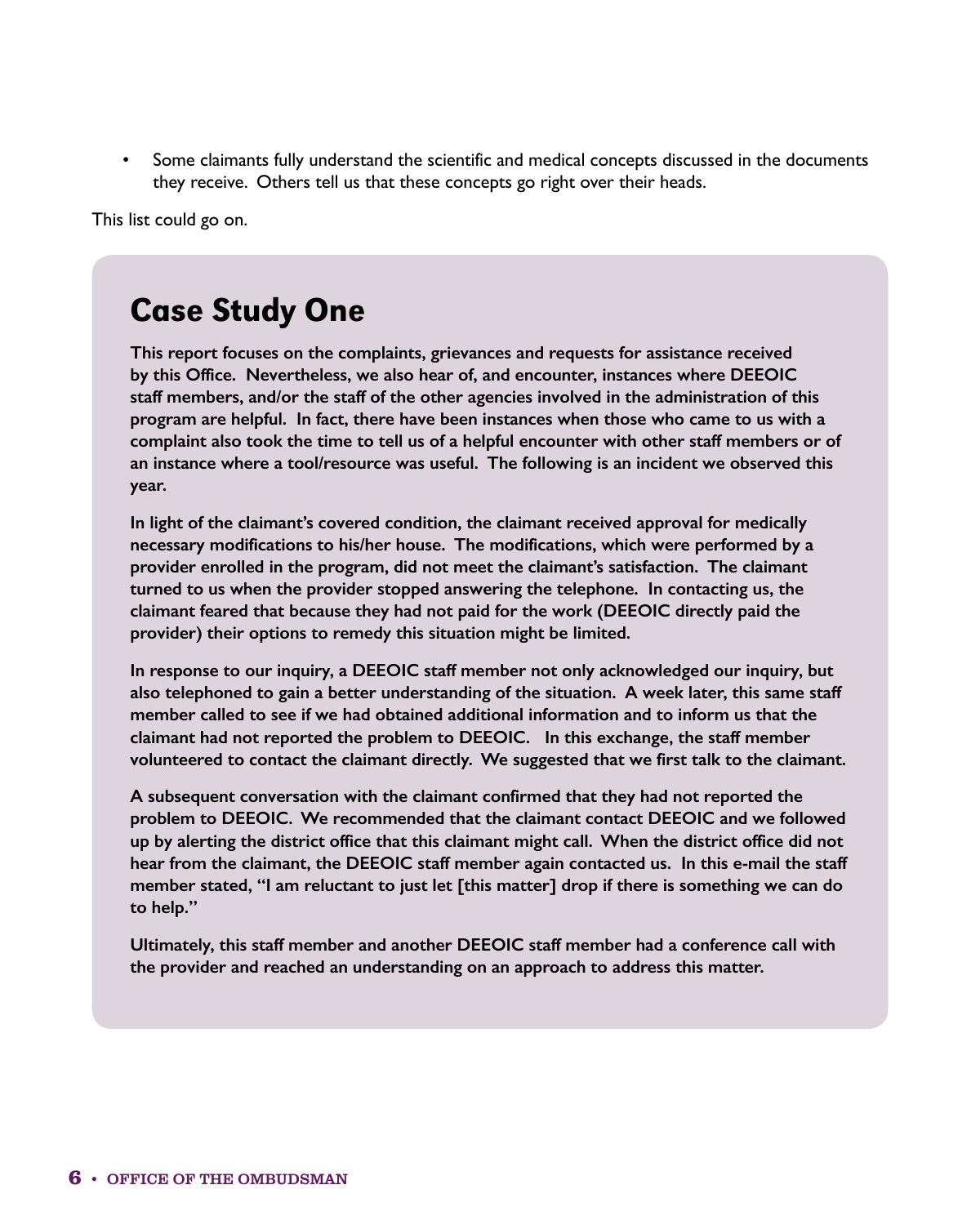- Some claimants fully understand the scientific and medical concepts discussed in the documents they receive. Others tell us that these concepts go right over their heads.

This list could go on.

## Case Study One

**This report focuses on the complaints, grievances and requests for assistance received by this Office. Nevertheless, we also hear of, and encounter, instances where DEEOIC staff members, and/or the staff of the other agencies involved in the administration of this program are helpful. In fact, there have been instances when those who came to us with a complaint also took the time to tell us of a helpful encounter with other staff members or of an instance where a tool/resource was useful. The following is an incident we observed this year.**

**In light of the claimant's covered condition, the claimant received approval for medically necessary modifications to his/her house. The modifications, which were performed by a provider enrolled in the program, did not meet the claimant's satisfaction. The claimant turned to us when the provider stopped answering the telephone. In contacting us, the claimant feared that because they had not paid for the work (DEEOIC directly paid the provider) their options to remedy this situation might be limited.**

**In response to our inquiry, a DEEOIC staff member not only acknowledged our inquiry, but also telephoned to gain a better understanding of the situation. A week later, this same staff member called to see if we had obtained additional information and to inform us that the claimant had not reported the problem to DEEOIC. In this exchange, the staff member volunteered to contact the claimant directly. We suggested that we first talk to the claimant.**

**A subsequent conversation with the claimant confirmed that they had not reported the problem to DEEOIC. We recommended that the claimant contact DEEOIC and we followed up by alerting the district office that this claimant might call. When the district office did not hear from the claimant, the DEEOIC staff member again contacted us. In this e-mail the staff member stated, "I am reluctant to just let [this matter] drop if there is something we can do to help."**

**Ultimately, this staff member and another DEEOIC staff member had a conference call with the provider and reached an understanding on an approach to address this matter.**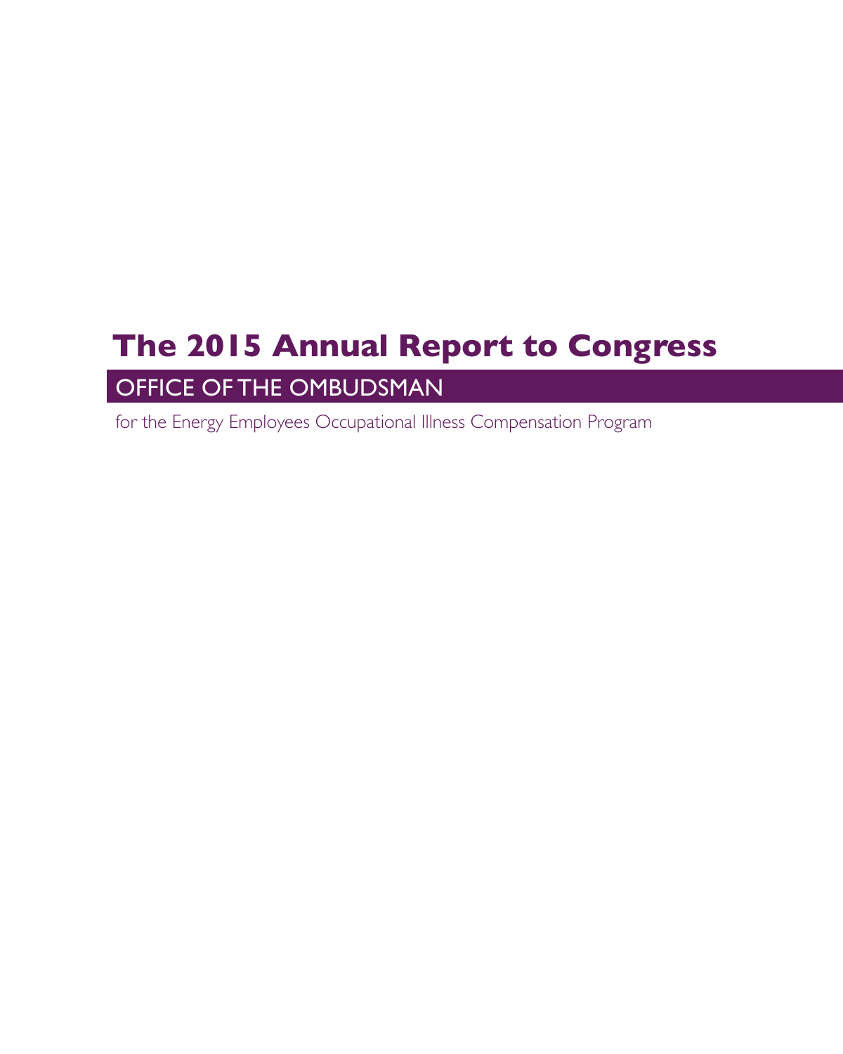# The 2015 Annual Report to Congress

## OFFICE OF THE OMBUDSMAN

for the Energy Employees Occupational Illness Compensation Program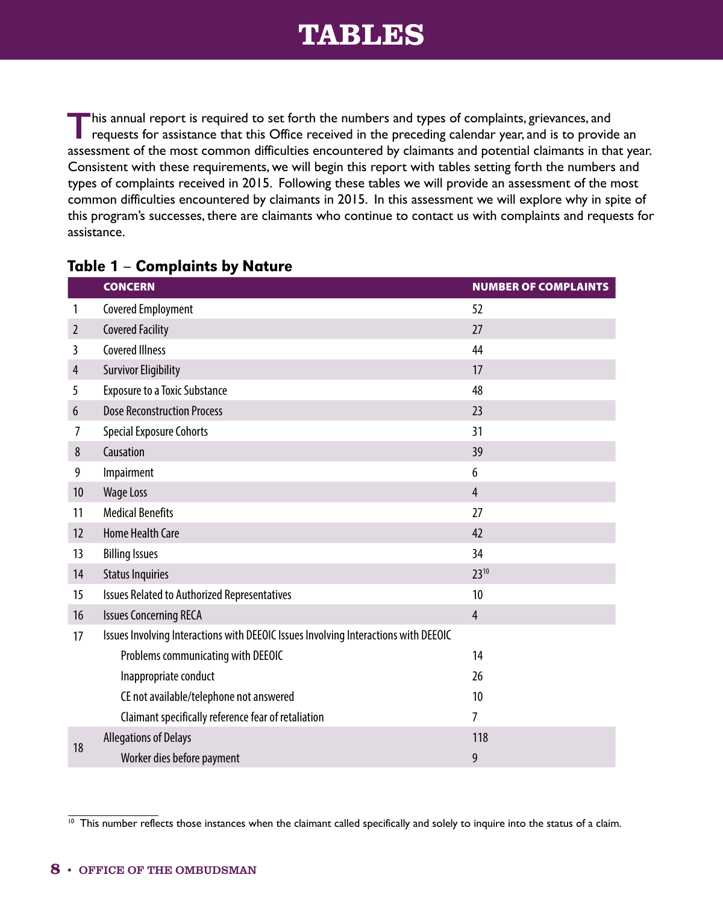# TABLES

This annual report is required to set forth the numbers and types of complaints, grievances, and requests for assistance that this Office received in the preceding calendar year, and is to provide an assessment of the most common difficulties encountered by claimants and potential claimants in that year. Consistent with these requirements, we will begin this report with tables setting forth the numbers and types of complaints received in 2015. Following these tables we will provide an assessment of the most common difficulties encountered by claimants in 2015. In this assessment we will explore why in spite of this program's successes, there are claimants who continue to contact us with complaints and requests for assistance.

### Table 1 – Complaints by Nature

| | CONCERN | NUMBER OF COMPLAINTS |
|---|---|---|
| 1 | Covered Employment | 52 |
| 2 | Covered Facility | 27 |
| 3 | Covered Illness | 44 |
| 4 | Survivor Eligibility | 17 |
| 5 | Exposure to a Toxic Substance | 48 |
| 6 | Dose Reconstruction Process | 23 |
| 7 | Special Exposure Cohorts | 31 |
| 8 | Causation | 39 |
| 9 | Impairment | 6 |
| 10 | Wage Loss | 4 |
| 11 | Medical Benefits | 27 |
| 12 | Home Health Care | 42 |
| 13 | Billing Issues | 34 |
| 14 | Status Inquiries | 23[10] |
| 15 | Issues Related to Authorized Representatives | 10 |
| 16 | Issues Concerning RECA | 4 |
| 17 | Issues Involving Interactions with DEEOIC Issues Involving Interactions with DEEOIC | |
| | Problems communicating with DEEOIC | 14 |
| | Inappropriate conduct | 26 |
| | CE not available/telephone not answered | 10 |
| | Claimant specifically reference fear of retaliation | 7 |
| 18 | Allegations of Delays | 118 |
| | Worker dies before payment | 9 |

[10] This number reflects those instances when the claimant called specifically and solely to inquire into the status of a claim.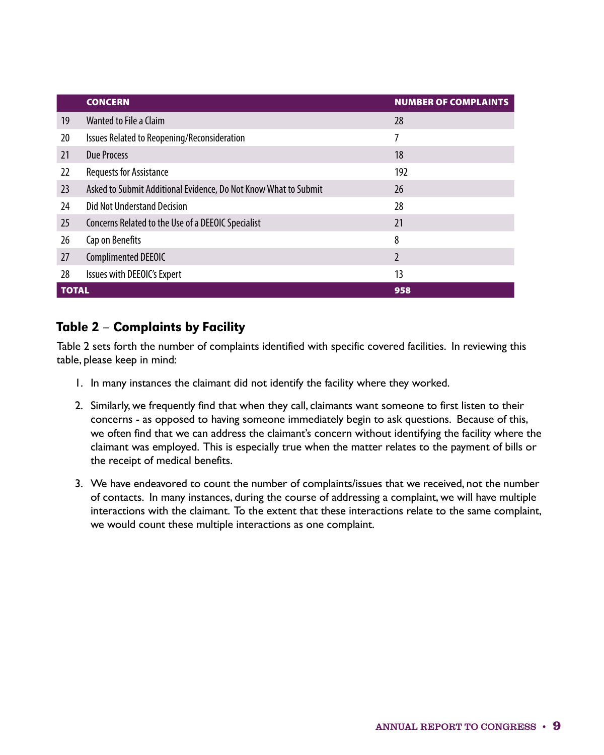| | CONCERN | NUMBER OF COMPLAINTS |
|---|---|---|
| 19 | Wanted to File a Claim | 28 |
| 20 | Issues Related to Reopening/Reconsideration | 7 |
| 21 | Due Process | 18 |
| 22 | Requests for Assistance | 192 |
| 23 | Asked to Submit Additional Evidence, Do Not Know What to Submit | 26 |
| 24 | Did Not Understand Decision | 28 |
| 25 | Concerns Related to the Use of a DEEOIC Specialist | 21 |
| 26 | Cap on Benefits | 8 |
| 27 | Complimented DEEOIC | 2 |
| 28 | Issues with DEEOIC's Expert | 13 |
| **TOTAL** | | **958** |

## Table 2 – Complaints by Facility

Table 2 sets forth the number of complaints identified with specific covered facilities. In reviewing this table, please keep in mind:

1. In many instances the claimant did not identify the facility where they worked.

2. Similarly, we frequently find that when they call, claimants want someone to first listen to their concerns - as opposed to having someone immediately begin to ask questions. Because of this, we often find that we can address the claimant's concern without identifying the facility where the claimant was employed. This is especially true when the matter relates to the payment of bills or the receipt of medical benefits.

3. We have endeavored to count the number of complaints/issues that we received, not the number of contacts. In many instances, during the course of addressing a complaint, we will have multiple interactions with the claimant. To the extent that these interactions relate to the same complaint, we would count these multiple interactions as one complaint.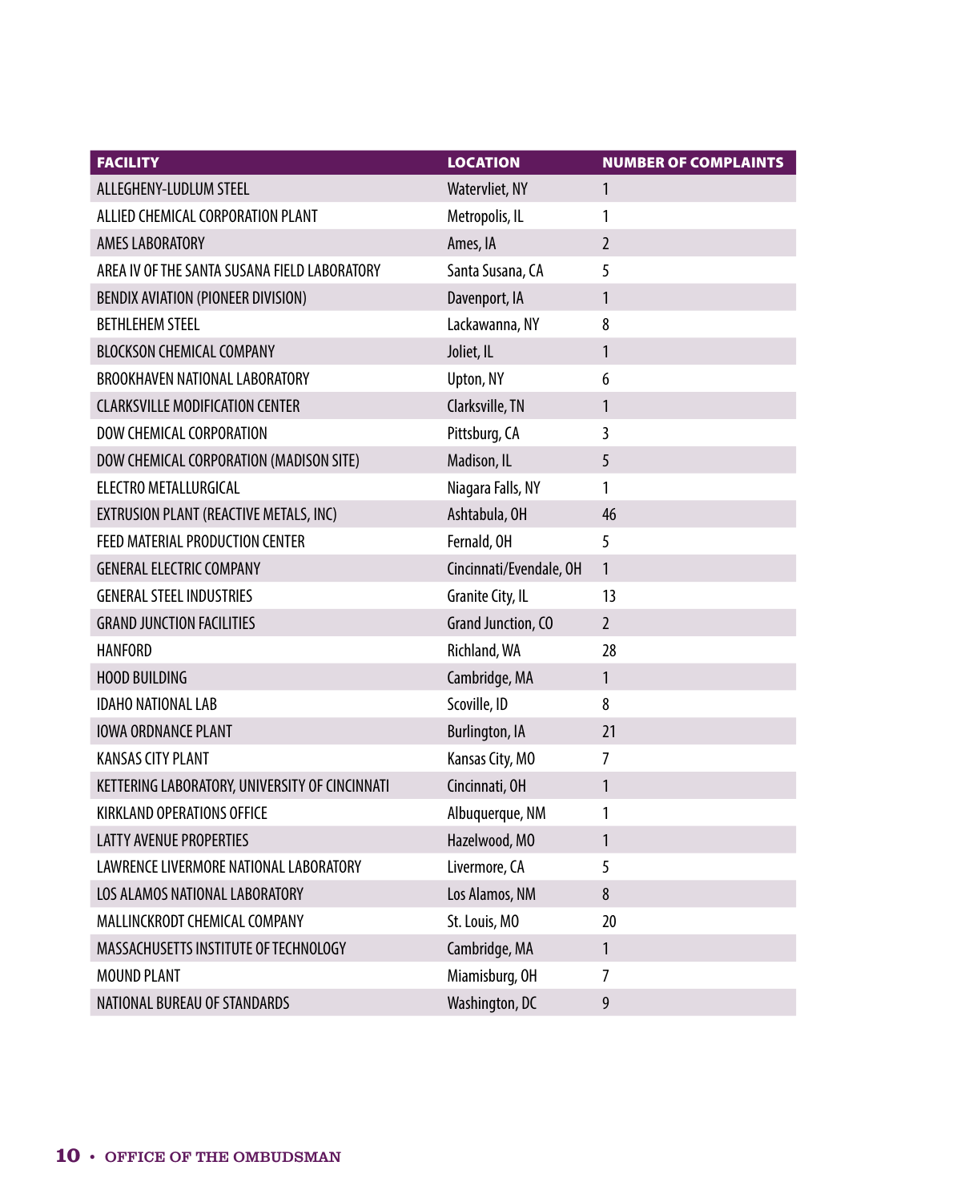| FACILITY | LOCATION | NUMBER OF COMPLAINTS |
|---|---|---|
| ALLEGHENY-LUDLUM STEEL | Watervliet, NY | 1 |
| ALLIED CHEMICAL CORPORATION PLANT | Metropolis, IL | 1 |
| AMES LABORATORY | Ames, IA | 2 |
| AREA IV OF THE SANTA SUSANA FIELD LABORATORY | Santa Susana, CA | 5 |
| BENDIX AVIATION (PIONEER DIVISION) | Davenport, IA | 1 |
| BETHLEHEM STEEL | Lackawanna, NY | 8 |
| BLOCKSON CHEMICAL COMPANY | Joliet, IL | 1 |
| BROOKHAVEN NATIONAL LABORATORY | Upton, NY | 6 |
| CLARKSVILLE MODIFICATION CENTER | Clarksville, TN | 1 |
| DOW CHEMICAL CORPORATION | Pittsburg, CA | 3 |
| DOW CHEMICAL CORPORATION (MADISON SITE) | Madison, IL | 5 |
| ELECTRO METALLURGICAL | Niagara Falls, NY | 1 |
| EXTRUSION PLANT (REACTIVE METALS, INC) | Ashtabula, OH | 46 |
| FEED MATERIAL PRODUCTION CENTER | Fernald, OH | 5 |
| GENERAL ELECTRIC COMPANY | Cincinnati/Evendale, OH | 1 |
| GENERAL STEEL INDUSTRIES | Granite City, IL | 13 |
| GRAND JUNCTION FACILITIES | Grand Junction, CO | 2 |
| HANFORD | Richland, WA | 28 |
| HOOD BUILDING | Cambridge, MA | 1 |
| IDAHO NATIONAL LAB | Scoville, ID | 8 |
| IOWA ORDNANCE PLANT | Burlington, IA | 21 |
| KANSAS CITY PLANT | Kansas City, MO | 7 |
| KETTERING LABORATORY, UNIVERSITY OF CINCINNATI | Cincinnati, OH | 1 |
| KIRKLAND OPERATIONS OFFICE | Albuquerque, NM | 1 |
| LATTY AVENUE PROPERTIES | Hazelwood, MO | 1 |
| LAWRENCE LIVERMORE NATIONAL LABORATORY | Livermore, CA | 5 |
| LOS ALAMOS NATIONAL LABORATORY | Los Alamos, NM | 8 |
| MALLINCKRODT CHEMICAL COMPANY | St. Louis, MO | 20 |
| MASSACHUSETTS INSTITUTE OF TECHNOLOGY | Cambridge, MA | 1 |
| MOUND PLANT | Miamisburg, OH | 7 |
| NATIONAL BUREAU OF STANDARDS | Washington, DC | 9 |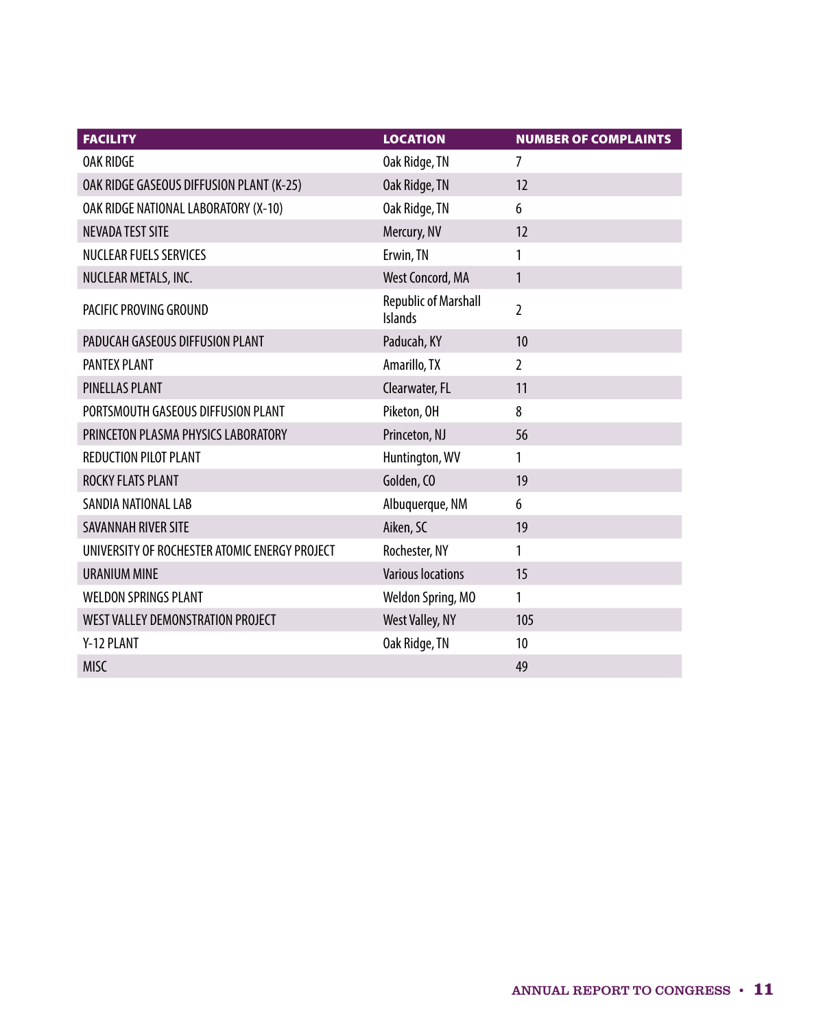| FACILITY | LOCATION | NUMBER OF COMPLAINTS |
|---|---|---|
| OAK RIDGE | Oak Ridge, TN | 7 |
| OAK RIDGE GASEOUS DIFFUSION PLANT (K-25) | Oak Ridge, TN | 12 |
| OAK RIDGE NATIONAL LABORATORY (X-10) | Oak Ridge, TN | 6 |
| NEVADA TEST SITE | Mercury, NV | 12 |
| NUCLEAR FUELS SERVICES | Erwin, TN | 1 |
| NUCLEAR METALS, INC. | West Concord, MA | 1 |
| PACIFIC PROVING GROUND | Republic of Marshall Islands | 2 |
| PADUCAH GASEOUS DIFFUSION PLANT | Paducah, KY | 10 |
| PANTEX PLANT | Amarillo, TX | 2 |
| PINELLAS PLANT | Clearwater, FL | 11 |
| PORTSMOUTH GASEOUS DIFFUSION PLANT | Piketon, OH | 8 |
| PRINCETON PLASMA PHYSICS LABORATORY | Princeton, NJ | 56 |
| REDUCTION PILOT PLANT | Huntington, WV | 1 |
| ROCKY FLATS PLANT | Golden, CO | 19 |
| SANDIA NATIONAL LAB | Albuquerque, NM | 6 |
| SAVANNAH RIVER SITE | Aiken, SC | 19 |
| UNIVERSITY OF ROCHESTER ATOMIC ENERGY PROJECT | Rochester, NY | 1 |
| URANIUM MINE | Various locations | 15 |
| WELDON SPRINGS PLANT | Weldon Spring, MO | 1 |
| WEST VALLEY DEMONSTRATION PROJECT | West Valley, NY | 105 |
| Y-12 PLANT | Oak Ridge, TN | 10 |
| MISC | | 49 |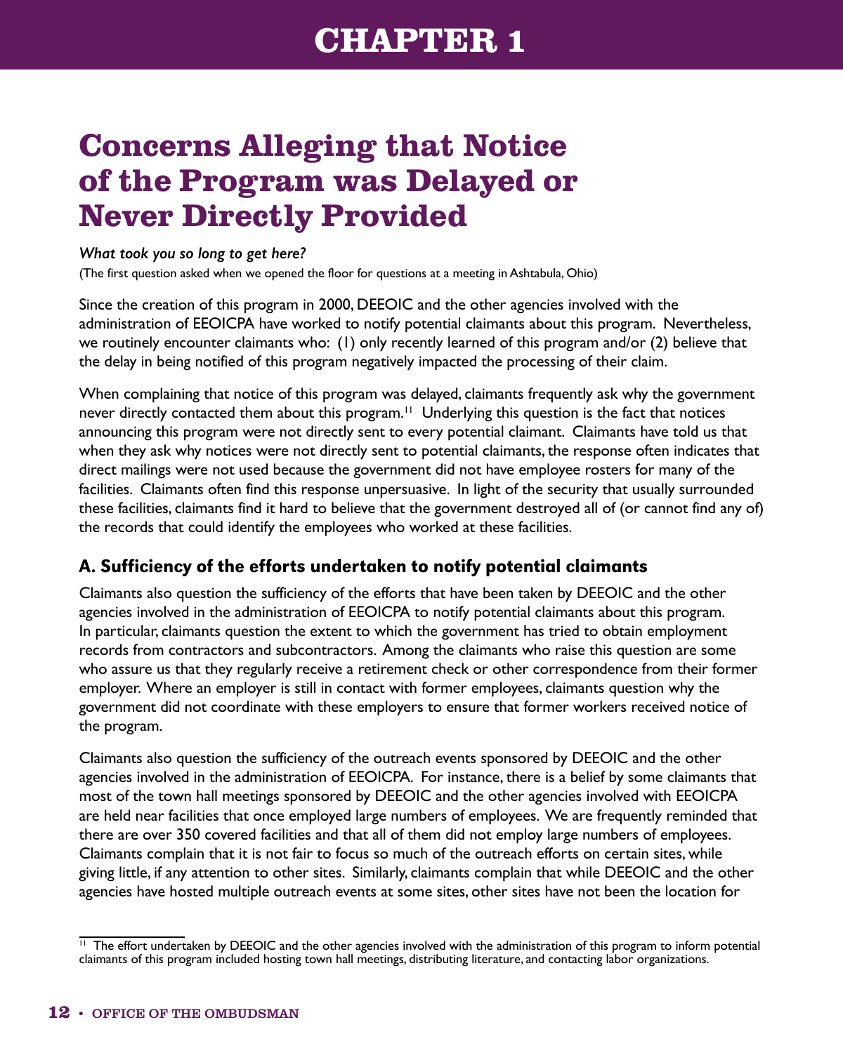# CHAPTER 1

# Concerns Alleging that Notice of the Program was Delayed or Never Directly Provided

*What took you so long to get here?*

(The first question asked when we opened the floor for questions at a meeting in Ashtabula, Ohio)

Since the creation of this program in 2000, DEEOIC and the other agencies involved with the administration of EEOICPA have worked to notify potential claimants about this program. Nevertheless, we routinely encounter claimants who: (1) only recently learned of this program and/or (2) believe that the delay in being notified of this program negatively impacted the processing of their claim.

When complaining that notice of this program was delayed, claimants frequently ask why the government never directly contacted them about this program.[11] Underlying this question is the fact that notices announcing this program were not directly sent to every potential claimant. Claimants have told us that when they ask why notices were not directly sent to potential claimants, the response often indicates that direct mailings were not used because the government did not have employee rosters for many of the facilities. Claimants often find this response unpersuasive. In light of the security that usually surrounded these facilities, claimants find it hard to believe that the government destroyed all of (or cannot find any of) the records that could identify the employees who worked at these facilities.

## A. Sufficiency of the efforts undertaken to notify potential claimants

Claimants also question the sufficiency of the efforts that have been taken by DEEOIC and the other agencies involved in the administration of EEOICPA to notify potential claimants about this program. In particular, claimants question the extent to which the government has tried to obtain employment records from contractors and subcontractors. Among the claimants who raise this question are some who assure us that they regularly receive a retirement check or other correspondence from their former employer. Where an employer is still in contact with former employees, claimants question why the government did not coordinate with these employers to ensure that former workers received notice of the program.

Claimants also question the sufficiency of the outreach events sponsored by DEEOIC and the other agencies involved in the administration of EEOICPA. For instance, there is a belief by some claimants that most of the town hall meetings sponsored by DEEOIC and the other agencies involved with EEOICPA are held near facilities that once employed large numbers of employees. We are frequently reminded that there are over 350 covered facilities and that all of them did not employ large numbers of employees. Claimants complain that it is not fair to focus so much of the outreach efforts on certain sites, while giving little, if any attention to other sites. Similarly, claimants complain that while DEEOIC and the other agencies have hosted multiple outreach events at some sites, other sites have not been the location for

[11] The effort undertaken by DEEOIC and the other agencies involved with the administration of this program to inform potential claimants of this program included hosting town hall meetings, distributing literature, and contacting labor organizations.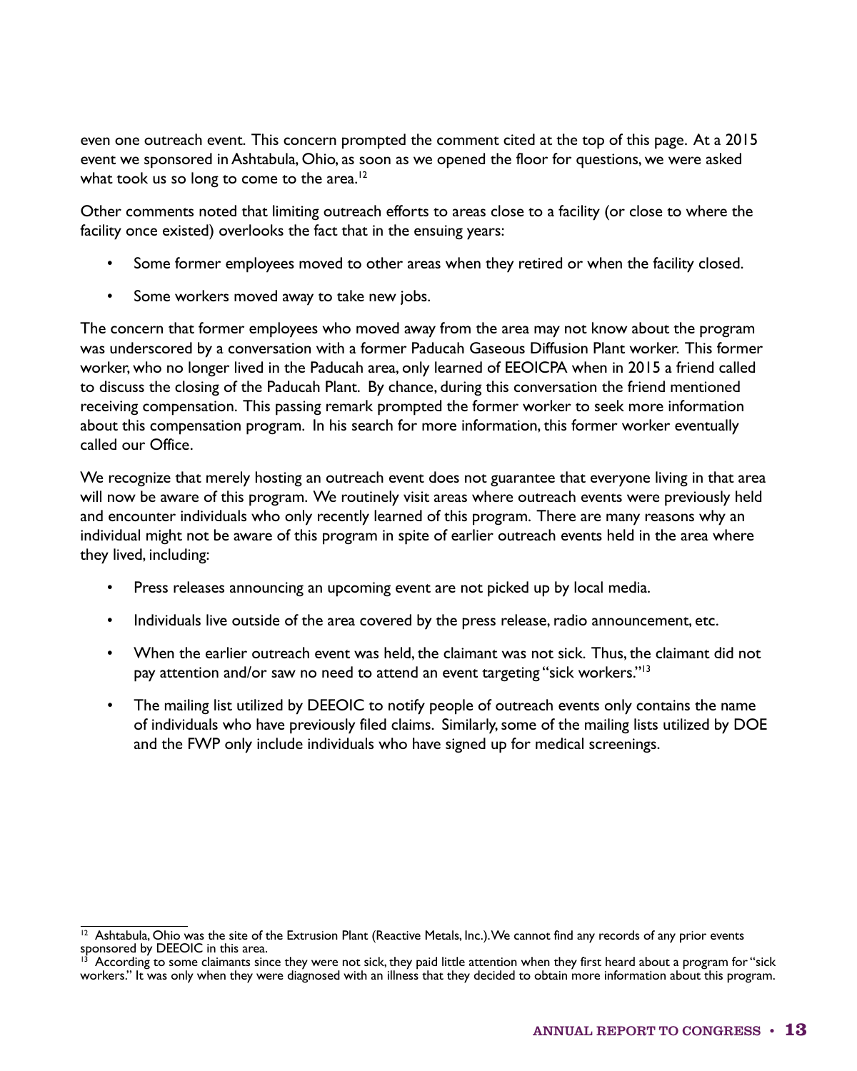even one outreach event. This concern prompted the comment cited at the top of this page. At a 2015 event we sponsored in Ashtabula, Ohio, as soon as we opened the floor for questions, we were asked what took us so long to come to the area.[12]

Other comments noted that limiting outreach efforts to areas close to a facility (or close to where the facility once existed) overlooks the fact that in the ensuing years:

- Some former employees moved to other areas when they retired or when the facility closed.
- Some workers moved away to take new jobs.

The concern that former employees who moved away from the area may not know about the program was underscored by a conversation with a former Paducah Gaseous Diffusion Plant worker. This former worker, who no longer lived in the Paducah area, only learned of EEOICPA when in 2015 a friend called to discuss the closing of the Paducah Plant. By chance, during this conversation the friend mentioned receiving compensation. This passing remark prompted the former worker to seek more information about this compensation program. In his search for more information, this former worker eventually called our Office.

We recognize that merely hosting an outreach event does not guarantee that everyone living in that area will now be aware of this program. We routinely visit areas where outreach events were previously held and encounter individuals who only recently learned of this program. There are many reasons why an individual might not be aware of this program in spite of earlier outreach events held in the area where they lived, including:

- Press releases announcing an upcoming event are not picked up by local media.
- Individuals live outside of the area covered by the press release, radio announcement, etc.
- When the earlier outreach event was held, the claimant was not sick. Thus, the claimant did not pay attention and/or saw no need to attend an event targeting "sick workers."[13]
- The mailing list utilized by DEEOIC to notify people of outreach events only contains the name of individuals who have previously filed claims. Similarly, some of the mailing lists utilized by DOE and the FWP only include individuals who have signed up for medical screenings.

---

[12] Ashtabula, Ohio was the site of the Extrusion Plant (Reactive Metals, Inc.). We cannot find any records of any prior events sponsored by DEEOIC in this area.

[13] According to some claimants since they were not sick, they paid little attention when they first heard about a program for "sick workers." It was only when they were diagnosed with an illness that they decided to obtain more information about this program.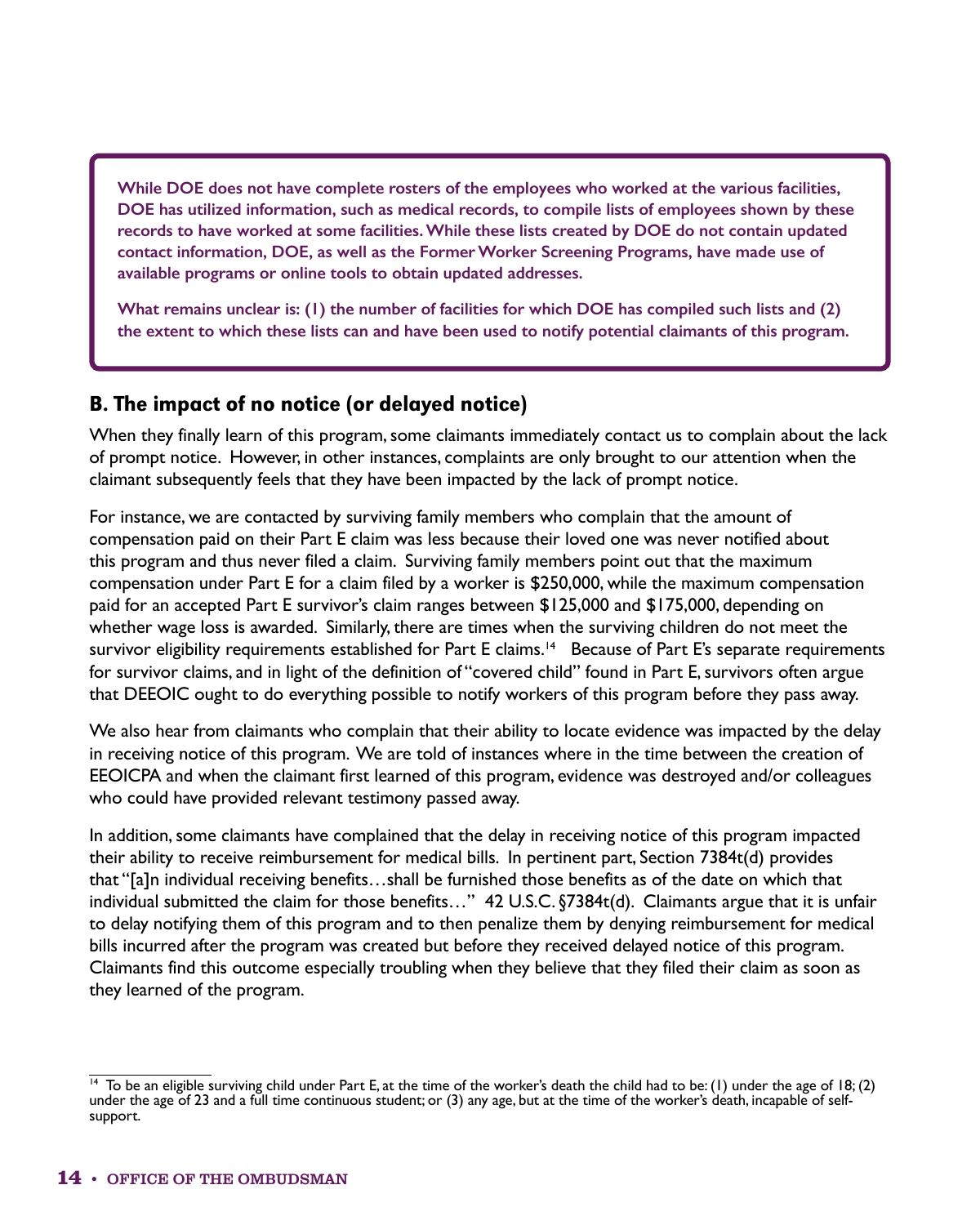**While DOE does not have complete rosters of the employees who worked at the various facilities, DOE has utilized information, such as medical records, to compile lists of employees shown by these records to have worked at some facilities. While these lists created by DOE do not contain updated contact information, DOE, as well as the Former Worker Screening Programs, have made use of available programs or online tools to obtain updated addresses.**

**What remains unclear is: (1) the number of facilities for which DOE has compiled such lists and (2) the extent to which these lists can and have been used to notify potential claimants of this program.**

## B. The impact of no notice (or delayed notice)

When they finally learn of this program, some claimants immediately contact us to complain about the lack of prompt notice. However, in other instances, complaints are only brought to our attention when the claimant subsequently feels that they have been impacted by the lack of prompt notice.

For instance, we are contacted by surviving family members who complain that the amount of compensation paid on their Part E claim was less because their loved one was never notified about this program and thus never filed a claim. Surviving family members point out that the maximum compensation under Part E for a claim filed by a worker is $250,000, while the maximum compensation paid for an accepted Part E survivor's claim ranges between $125,000 and $175,000, depending on whether wage loss is awarded. Similarly, there are times when the surviving children do not meet the survivor eligibility requirements established for Part E claims.[14] Because of Part E's separate requirements for survivor claims, and in light of the definition of "covered child" found in Part E, survivors often argue that DEEOIC ought to do everything possible to notify workers of this program before they pass away.

We also hear from claimants who complain that their ability to locate evidence was impacted by the delay in receiving notice of this program. We are told of instances where in the time between the creation of EEOICPA and when the claimant first learned of this program, evidence was destroyed and/or colleagues who could have provided relevant testimony passed away.

In addition, some claimants have complained that the delay in receiving notice of this program impacted their ability to receive reimbursement for medical bills. In pertinent part, Section 7384t(d) provides that "[a]n individual receiving benefits…shall be furnished those benefits as of the date on which that individual submitted the claim for those benefits…" 42 U.S.C. §7384t(d). Claimants argue that it is unfair to delay notifying them of this program and to then penalize them by denying reimbursement for medical bills incurred after the program was created but before they received delayed notice of this program. Claimants find this outcome especially troubling when they believe that they filed their claim as soon as they learned of the program.

[14] To be an eligible surviving child under Part E, at the time of the worker's death the child had to be: (1) under the age of 18; (2) under the age of 23 and a full time continuous student; or (3) any age, but at the time of the worker's death, incapable of self-support.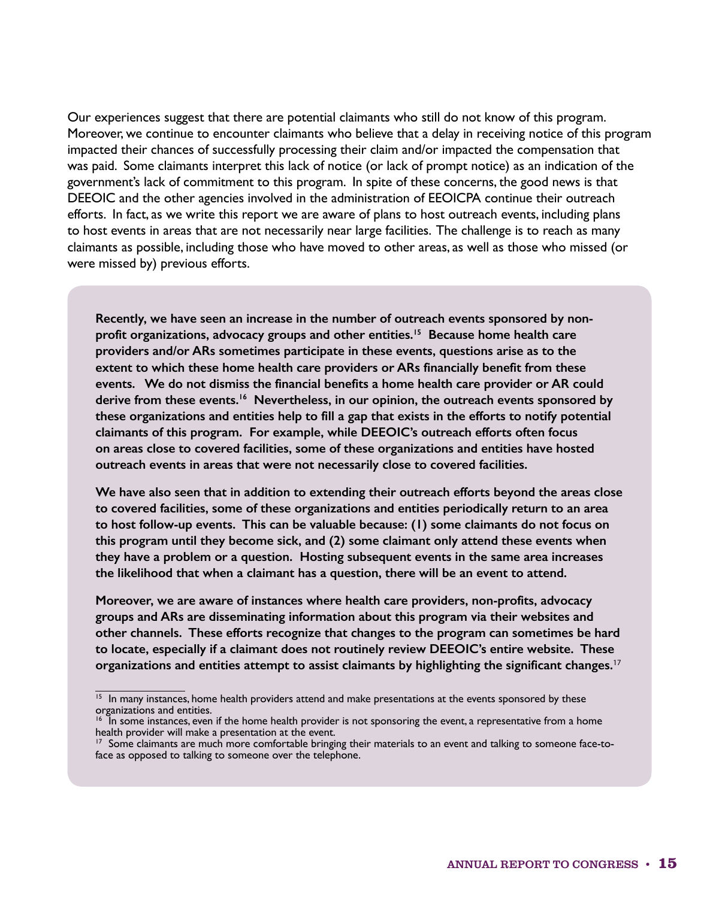Our experiences suggest that there are potential claimants who still do not know of this program. Moreover, we continue to encounter claimants who believe that a delay in receiving notice of this program impacted their chances of successfully processing their claim and/or impacted the compensation that was paid. Some claimants interpret this lack of notice (or lack of prompt notice) as an indication of the government's lack of commitment to this program. In spite of these concerns, the good news is that DEEOIC and the other agencies involved in the administration of EEOICPA continue their outreach efforts. In fact, as we write this report we are aware of plans to host outreach events, including plans to host events in areas that are not necessarily near large facilities. The challenge is to reach as many claimants as possible, including those who have moved to other areas, as well as those who missed (or were missed by) previous efforts.

**Recently, we have seen an increase in the number of outreach events sponsored by non-profit organizations, advocacy groups and other entities.[15] Because home health care providers and/or ARs sometimes participate in these events, questions arise as to the extent to which these home health care providers or ARs financially benefit from these events. We do not dismiss the financial benefits a home health care provider or AR could derive from these events.[16] Nevertheless, in our opinion, the outreach events sponsored by these organizations and entities help to fill a gap that exists in the efforts to notify potential claimants of this program. For example, while DEEOIC's outreach efforts often focus on areas close to covered facilities, some of these organizations and entities have hosted outreach events in areas that were not necessarily close to covered facilities.**

**We have also seen that in addition to extending their outreach efforts beyond the areas close to covered facilities, some of these organizations and entities periodically return to an area to host follow-up events. This can be valuable because: (1) some claimants do not focus on this program until they become sick, and (2) some claimant only attend these events when they have a problem or a question. Hosting subsequent events in the same area increases the likelihood that when a claimant has a question, there will be an event to attend.**

**Moreover, we are aware of instances where health care providers, non-profits, advocacy groups and ARs are disseminating information about this program via their websites and other channels. These efforts recognize that changes to the program can sometimes be hard to locate, especially if a claimant does not routinely review DEEOIC's entire website. These organizations and entities attempt to assist claimants by highlighting the significant changes.**[17]

[15] In many instances, home health providers attend and make presentations at the events sponsored by these organizations and entities.

[16] In some instances, even if the home health provider is not sponsoring the event, a representative from a home health provider will make a presentation at the event.

[17] Some claimants are much more comfortable bringing their materials to an event and talking to someone face-to-face as opposed to talking to someone over the telephone.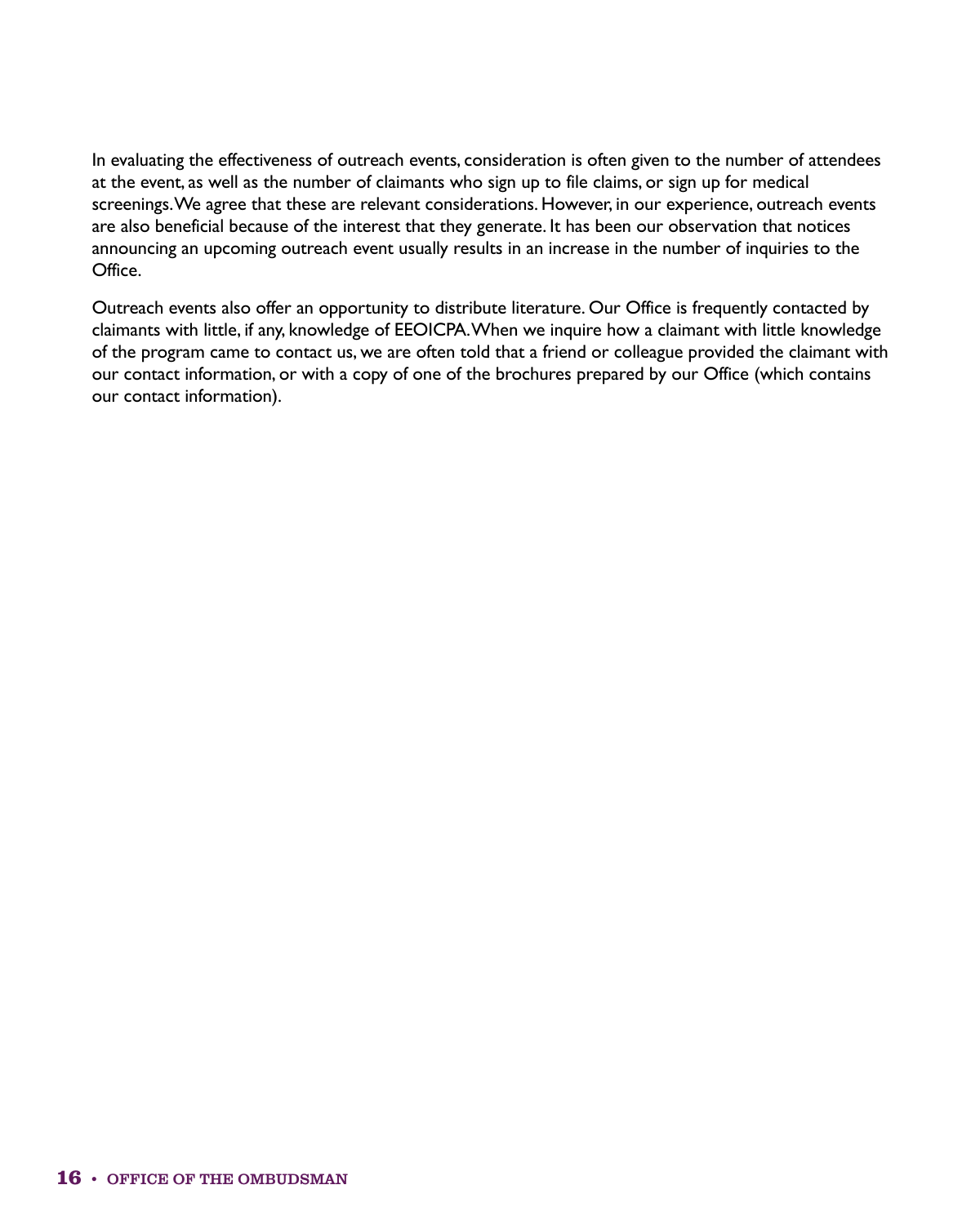In evaluating the effectiveness of outreach events, consideration is often given to the number of attendees at the event, as well as the number of claimants who sign up to file claims, or sign up for medical screenings. We agree that these are relevant considerations. However, in our experience, outreach events are also beneficial because of the interest that they generate. It has been our observation that notices announcing an upcoming outreach event usually results in an increase in the number of inquiries to the Office.

Outreach events also offer an opportunity to distribute literature. Our Office is frequently contacted by claimants with little, if any, knowledge of EEOICPA. When we inquire how a claimant with little knowledge of the program came to contact us, we are often told that a friend or colleague provided the claimant with our contact information, or with a copy of one of the brochures prepared by our Office (which contains our contact information).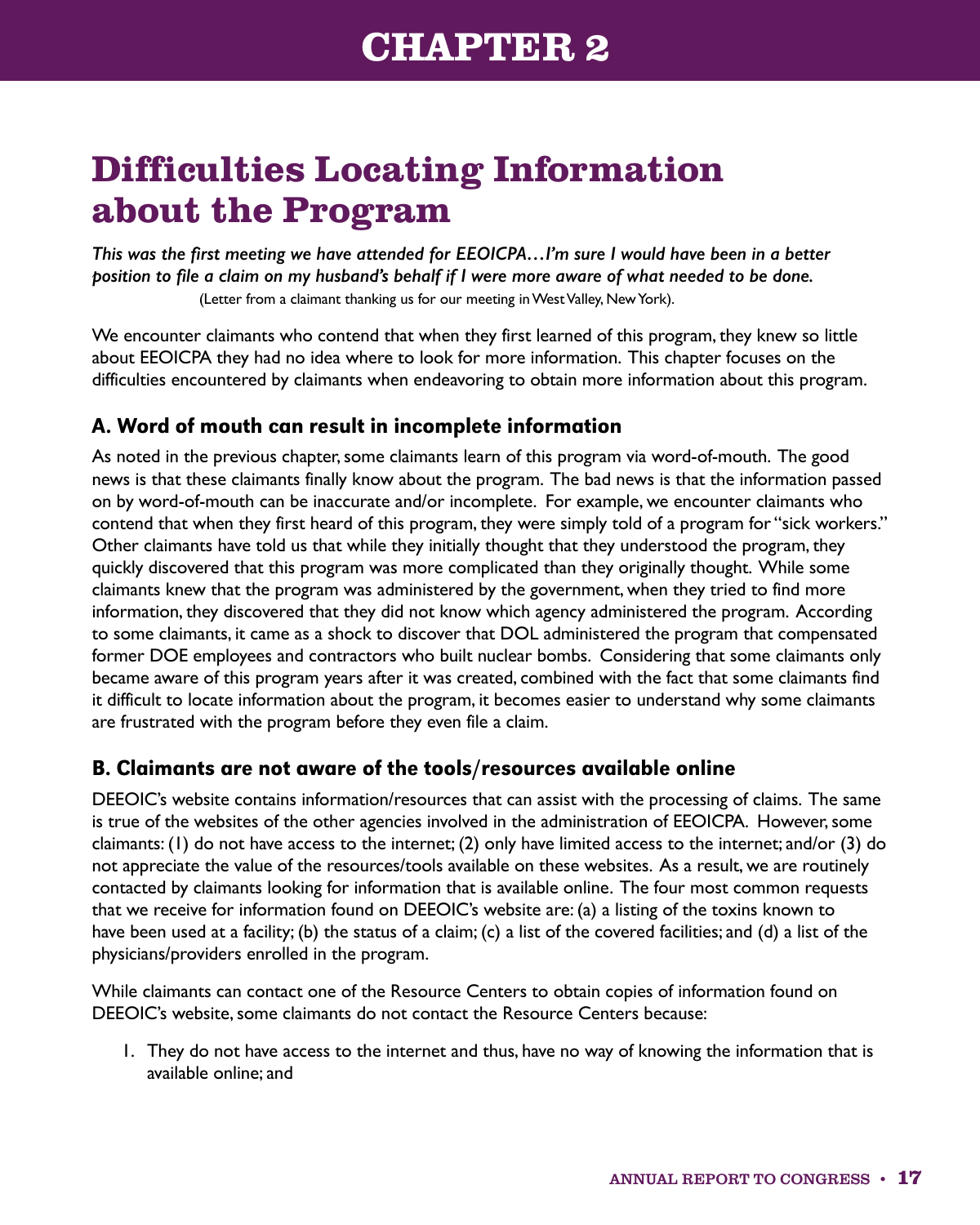# CHAPTER 2

## Difficulties Locating Information about the Program

*This was the first meeting we have attended for EEOICPA…I'm sure I would have been in a better position to file a claim on my husband's behalf if I were more aware of what needed to be done.*

(Letter from a claimant thanking us for our meeting in West Valley, New York).

We encounter claimants who contend that when they first learned of this program, they knew so little about EEOICPA they had no idea where to look for more information. This chapter focuses on the difficulties encountered by claimants when endeavoring to obtain more information about this program.

### A. Word of mouth can result in incomplete information

As noted in the previous chapter, some claimants learn of this program via word-of-mouth. The good news is that these claimants finally know about the program. The bad news is that the information passed on by word-of-mouth can be inaccurate and/or incomplete. For example, we encounter claimants who contend that when they first heard of this program, they were simply told of a program for "sick workers." Other claimants have told us that while they initially thought that they understood the program, they quickly discovered that this program was more complicated than they originally thought. While some claimants knew that the program was administered by the government, when they tried to find more information, they discovered that they did not know which agency administered the program. According to some claimants, it came as a shock to discover that DOL administered the program that compensated former DOE employees and contractors who built nuclear bombs. Considering that some claimants only became aware of this program years after it was created, combined with the fact that some claimants find it difficult to locate information about the program, it becomes easier to understand why some claimants are frustrated with the program before they even file a claim.

### B. Claimants are not aware of the tools/resources available online

DEEOIC's website contains information/resources that can assist with the processing of claims. The same is true of the websites of the other agencies involved in the administration of EEOICPA. However, some claimants: (1) do not have access to the internet; (2) only have limited access to the internet; and/or (3) do not appreciate the value of the resources/tools available on these websites. As a result, we are routinely contacted by claimants looking for information that is available online. The four most common requests that we receive for information found on DEEOIC's website are: (a) a listing of the toxins known to have been used at a facility; (b) the status of a claim; (c) a list of the covered facilities; and (d) a list of the physicians/providers enrolled in the program.

While claimants can contact one of the Resource Centers to obtain copies of information found on DEEOIC's website, some claimants do not contact the Resource Centers because:

1. They do not have access to the internet and thus, have no way of knowing the information that is available online; and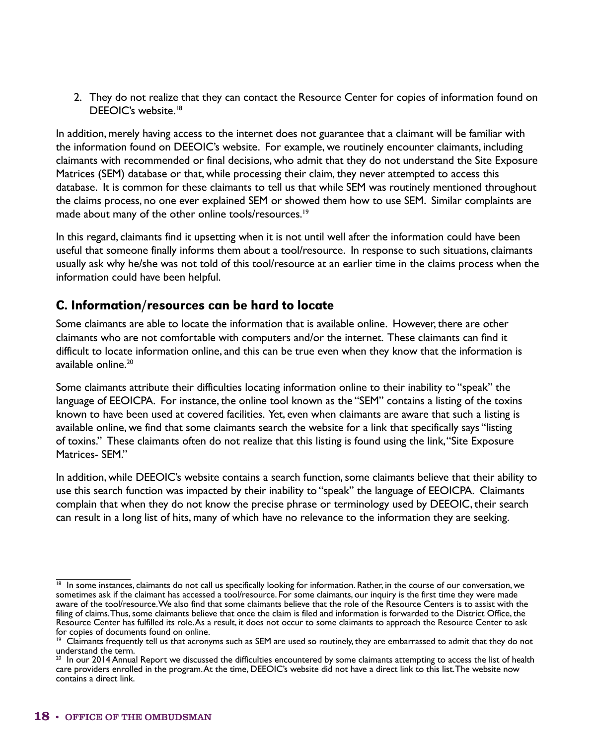2. They do not realize that they can contact the Resource Center for copies of information found on DEEOIC's website.[18]

In addition, merely having access to the internet does not guarantee that a claimant will be familiar with the information found on DEEOIC's website. For example, we routinely encounter claimants, including claimants with recommended or final decisions, who admit that they do not understand the Site Exposure Matrices (SEM) database or that, while processing their claim, they never attempted to access this database. It is common for these claimants to tell us that while SEM was routinely mentioned throughout the claims process, no one ever explained SEM or showed them how to use SEM. Similar complaints are made about many of the other online tools/resources.[19]

In this regard, claimants find it upsetting when it is not until well after the information could have been useful that someone finally informs them about a tool/resource. In response to such situations, claimants usually ask why he/she was not told of this tool/resource at an earlier time in the claims process when the information could have been helpful.

## C. Information/resources can be hard to locate

Some claimants are able to locate the information that is available online. However, there are other claimants who are not comfortable with computers and/or the internet. These claimants can find it difficult to locate information online, and this can be true even when they know that the information is available online.[20]

Some claimants attribute their difficulties locating information online to their inability to "speak" the language of EEOICPA. For instance, the online tool known as the "SEM" contains a listing of the toxins known to have been used at covered facilities. Yet, even when claimants are aware that such a listing is available online, we find that some claimants search the website for a link that specifically says "listing of toxins." These claimants often do not realize that this listing is found using the link, "Site Exposure Matrices- SEM."

In addition, while DEEOIC's website contains a search function, some claimants believe that their ability to use this search function was impacted by their inability to "speak" the language of EEOICPA. Claimants complain that when they do not know the precise phrase or terminology used by DEEOIC, their search can result in a long list of hits, many of which have no relevance to the information they are seeking.

---

[18] In some instances, claimants do not call us specifically looking for information. Rather, in the course of our conversation, we sometimes ask if the claimant has accessed a tool/resource. For some claimants, our inquiry is the first time they were made aware of the tool/resource. We also find that some claimants believe that the role of the Resource Centers is to assist with the filing of claims. Thus, some claimants believe that once the claim is filed and information is forwarded to the District Office, the Resource Center has fulfilled its role. As a result, it does not occur to some claimants to approach the Resource Center to ask for copies of documents found on online.

[19] Claimants frequently tell us that acronyms such as SEM are used so routinely, they are embarrassed to admit that they do not understand the term.

[20] In our 2014 Annual Report we discussed the difficulties encountered by some claimants attempting to access the list of health care providers enrolled in the program. At the time, DEEOIC's website did not have a direct link to this list. The website now contains a direct link.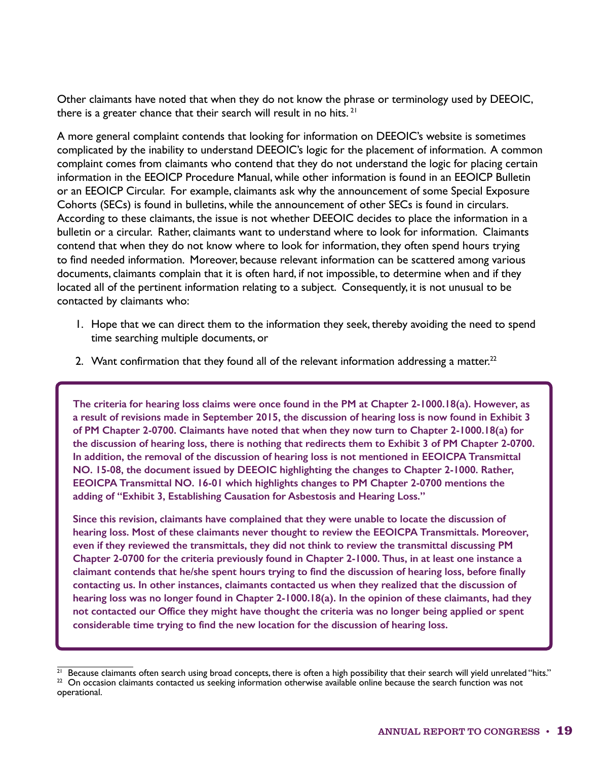Other claimants have noted that when they do not know the phrase or terminology used by DEEOIC, there is a greater chance that their search will result in no hits. [21]

A more general complaint contends that looking for information on DEEOIC's website is sometimes complicated by the inability to understand DEEOIC's logic for the placement of information. A common complaint comes from claimants who contend that they do not understand the logic for placing certain information in the EEOICP Procedure Manual, while other information is found in an EEOICP Bulletin or an EEOICP Circular. For example, claimants ask why the announcement of some Special Exposure Cohorts (SECs) is found in bulletins, while the announcement of other SECs is found in circulars. According to these claimants, the issue is not whether DEEOIC decides to place the information in a bulletin or a circular. Rather, claimants want to understand where to look for information. Claimants contend that when they do not know where to look for information, they often spend hours trying to find needed information. Moreover, because relevant information can be scattered among various documents, claimants complain that it is often hard, if not impossible, to determine when and if they located all of the pertinent information relating to a subject. Consequently, it is not unusual to be contacted by claimants who:

1. Hope that we can direct them to the information they seek, thereby avoiding the need to spend time searching multiple documents, or
2. Want confirmation that they found all of the relevant information addressing a matter.[22]

**The criteria for hearing loss claims were once found in the PM at Chapter 2-1000.18(a). However, as a result of revisions made in September 2015, the discussion of hearing loss is now found in Exhibit 3 of PM Chapter 2-0700. Claimants have noted that when they now turn to Chapter 2-1000.18(a) for the discussion of hearing loss, there is nothing that redirects them to Exhibit 3 of PM Chapter 2-0700. In addition, the removal of the discussion of hearing loss is not mentioned in EEOICPA Transmittal NO. 15-08, the document issued by DEEOIC highlighting the changes to Chapter 2-1000. Rather, EEOICPA Transmittal NO. 16-01 which highlights changes to PM Chapter 2-0700 mentions the adding of "Exhibit 3, Establishing Causation for Asbestosis and Hearing Loss."**

**Since this revision, claimants have complained that they were unable to locate the discussion of hearing loss. Most of these claimants never thought to review the EEOICPA Transmittals. Moreover, even if they reviewed the transmittals, they did not think to review the transmittal discussing PM Chapter 2-0700 for the criteria previously found in Chapter 2-1000. Thus, in at least one instance a claimant contends that he/she spent hours trying to find the discussion of hearing loss, before finally contacting us. In other instances, claimants contacted us when they realized that the discussion of hearing loss was no longer found in Chapter 2-1000.18(a). In the opinion of these claimants, had they not contacted our Office they might have thought the criteria was no longer being applied or spent considerable time trying to find the new location for the discussion of hearing loss.**

---

[21] Because claimants often search using broad concepts, there is often a high possibility that their search will yield unrelated "hits."

[22] On occasion claimants contacted us seeking information otherwise available online because the search function was not operational.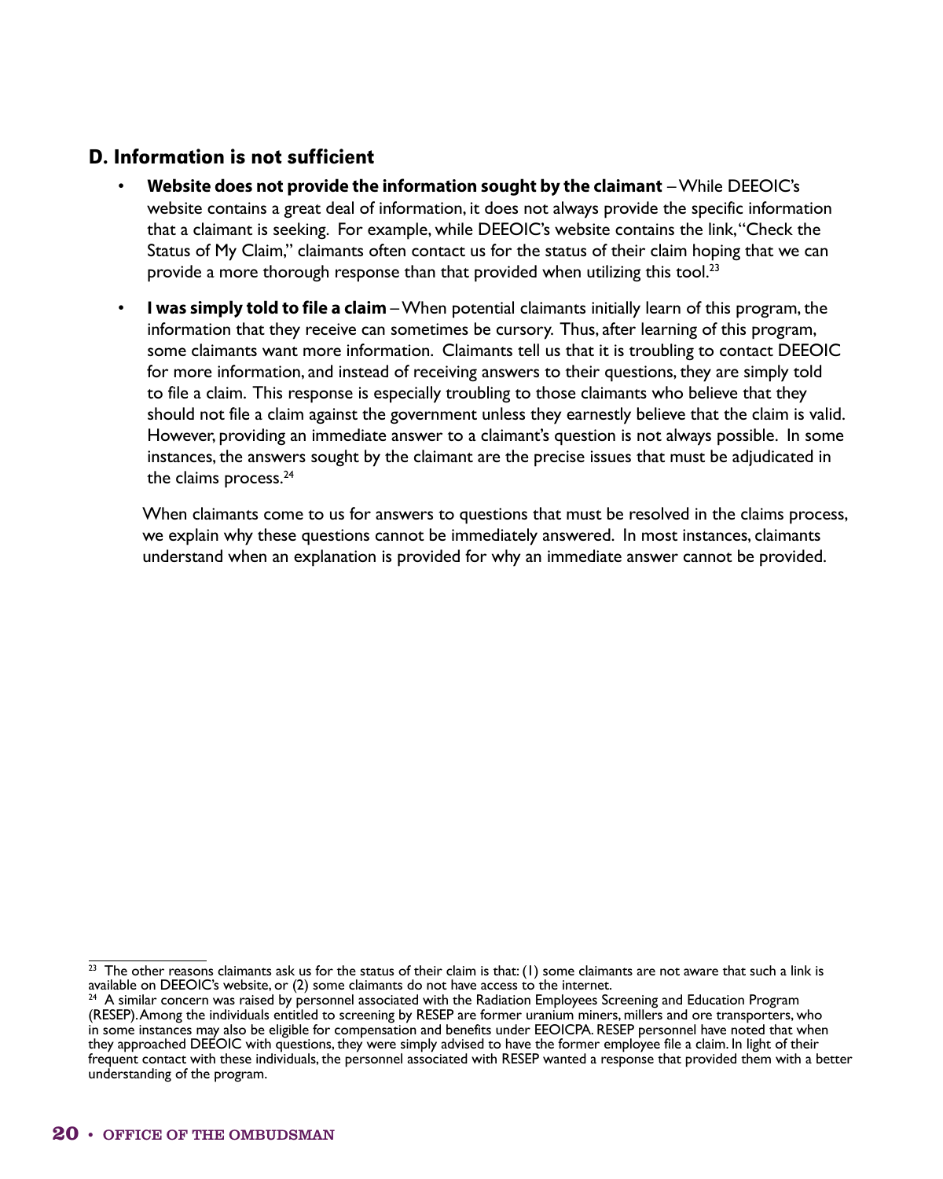### D. Information is not sufficient

- **Website does not provide the information sought by the claimant** – While DEEOIC's website contains a great deal of information, it does not always provide the specific information that a claimant is seeking. For example, while DEEOIC's website contains the link, "Check the Status of My Claim," claimants often contact us for the status of their claim hoping that we can provide a more thorough response than that provided when utilizing this tool.[23]

- **I was simply told to file a claim** – When potential claimants initially learn of this program, the information that they receive can sometimes be cursory. Thus, after learning of this program, some claimants want more information. Claimants tell us that it is troubling to contact DEEOIC for more information, and instead of receiving answers to their questions, they are simply told to file a claim. This response is especially troubling to those claimants who believe that they should not file a claim against the government unless they earnestly believe that the claim is valid. However, providing an immediate answer to a claimant's question is not always possible. In some instances, the answers sought by the claimant are the precise issues that must be adjudicated in the claims process.[24]

  When claimants come to us for answers to questions that must be resolved in the claims process, we explain why these questions cannot be immediately answered. In most instances, claimants understand when an explanation is provided for why an immediate answer cannot be provided.

---

[23] The other reasons claimants ask us for the status of their claim is that: (1) some claimants are not aware that such a link is available on DEEOIC's website, or (2) some claimants do not have access to the internet.

[24] A similar concern was raised by personnel associated with the Radiation Employees Screening and Education Program (RESEP). Among the individuals entitled to screening by RESEP are former uranium miners, millers and ore transporters, who in some instances may also be eligible for compensation and benefits under EEOICPA. RESEP personnel have noted that when they approached DEEOIC with questions, they were simply advised to have the former employee file a claim. In light of their frequent contact with these individuals, the personnel associated with RESEP wanted a response that provided them with a better understanding of the program.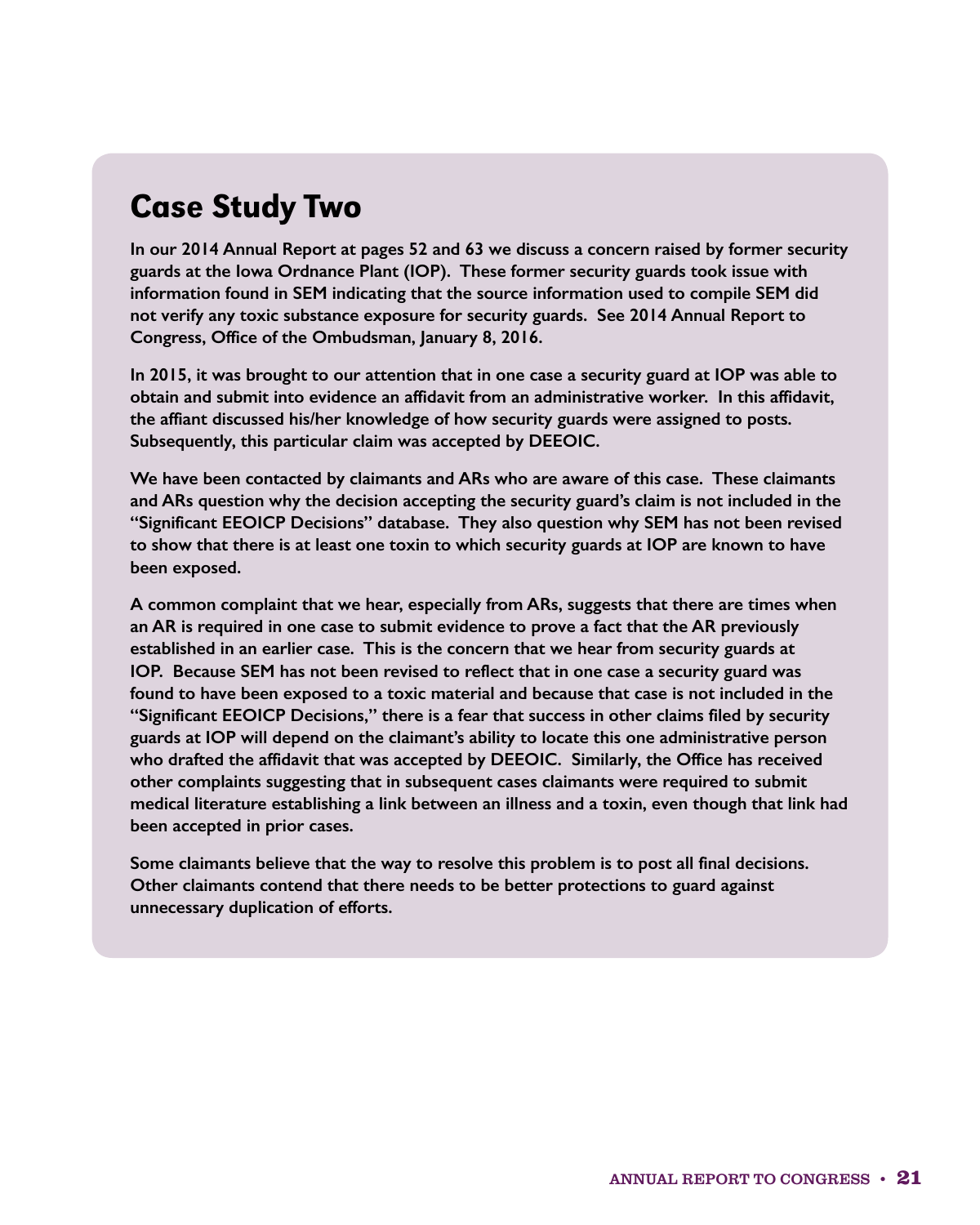## Case Study Two

**In our 2014 Annual Report at pages 52 and 63 we discuss a concern raised by former security guards at the Iowa Ordnance Plant (IOP). These former security guards took issue with information found in SEM indicating that the source information used to compile SEM did not verify any toxic substance exposure for security guards. See 2014 Annual Report to Congress, Office of the Ombudsman, January 8, 2016.**

**In 2015, it was brought to our attention that in one case a security guard at IOP was able to obtain and submit into evidence an affidavit from an administrative worker. In this affidavit, the affiant discussed his/her knowledge of how security guards were assigned to posts. Subsequently, this particular claim was accepted by DEEOIC.**

**We have been contacted by claimants and ARs who are aware of this case. These claimants and ARs question why the decision accepting the security guard's claim is not included in the "Significant EEOICP Decisions" database. They also question why SEM has not been revised to show that there is at least one toxin to which security guards at IOP are known to have been exposed.**

**A common complaint that we hear, especially from ARs, suggests that there are times when an AR is required in one case to submit evidence to prove a fact that the AR previously established in an earlier case. This is the concern that we hear from security guards at IOP. Because SEM has not been revised to reflect that in one case a security guard was found to have been exposed to a toxic material and because that case is not included in the "Significant EEOICP Decisions," there is a fear that success in other claims filed by security guards at IOP will depend on the claimant's ability to locate this one administrative person who drafted the affidavit that was accepted by DEEOIC. Similarly, the Office has received other complaints suggesting that in subsequent cases claimants were required to submit medical literature establishing a link between an illness and a toxin, even though that link had been accepted in prior cases.**

**Some claimants believe that the way to resolve this problem is to post all final decisions. Other claimants contend that there needs to be better protections to guard against unnecessary duplication of efforts.**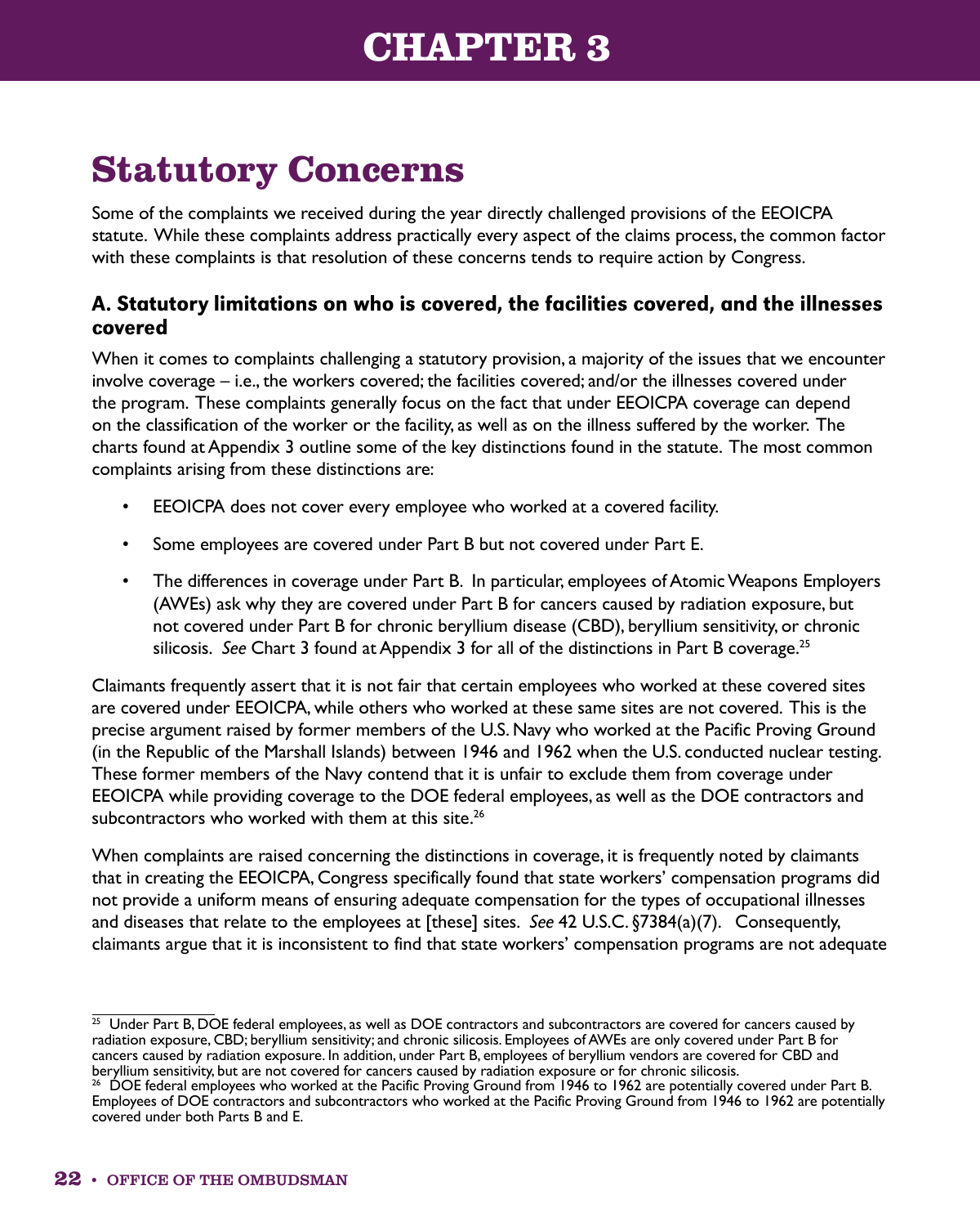# CHAPTER 3

## Statutory Concerns

Some of the complaints we received during the year directly challenged provisions of the EEOICPA statute. While these complaints address practically every aspect of the claims process, the common factor with these complaints is that resolution of these concerns tends to require action by Congress.

### A. Statutory limitations on who is covered, the facilities covered, and the illnesses covered

When it comes to complaints challenging a statutory provision, a majority of the issues that we encounter involve coverage – i.e., the workers covered; the facilities covered; and/or the illnesses covered under the program. These complaints generally focus on the fact that under EEOICPA coverage can depend on the classification of the worker or the facility, as well as on the illness suffered by the worker. The charts found at Appendix 3 outline some of the key distinctions found in the statute. The most common complaints arising from these distinctions are:

- EEOICPA does not cover every employee who worked at a covered facility.
- Some employees are covered under Part B but not covered under Part E.
- The differences in coverage under Part B. In particular, employees of Atomic Weapons Employers (AWEs) ask why they are covered under Part B for cancers caused by radiation exposure, but not covered under Part B for chronic beryllium disease (CBD), beryllium sensitivity, or chronic silicosis. *See* Chart 3 found at Appendix 3 for all of the distinctions in Part B coverage.[25]

Claimants frequently assert that it is not fair that certain employees who worked at these covered sites are covered under EEOICPA, while others who worked at these same sites are not covered. This is the precise argument raised by former members of the U.S. Navy who worked at the Pacific Proving Ground (in the Republic of the Marshall Islands) between 1946 and 1962 when the U.S. conducted nuclear testing. These former members of the Navy contend that it is unfair to exclude them from coverage under EEOICPA while providing coverage to the DOE federal employees, as well as the DOE contractors and subcontractors who worked with them at this site.[26]

When complaints are raised concerning the distinctions in coverage, it is frequently noted by claimants that in creating the EEOICPA, Congress specifically found that state workers' compensation programs did not provide a uniform means of ensuring adequate compensation for the types of occupational illnesses and diseases that relate to the employees at [these] sites. *See* 42 U.S.C. §7384(a)(7). Consequently, claimants argue that it is inconsistent to find that state workers' compensation programs are not adequate

---

[25] Under Part B, DOE federal employees, as well as DOE contractors and subcontractors are covered for cancers caused by radiation exposure, CBD; beryllium sensitivity; and chronic silicosis. Employees of AWEs are only covered under Part B for cancers caused by radiation exposure. In addition, under Part B, employees of beryllium vendors are covered for CBD and beryllium sensitivity, but are not covered for cancers caused by radiation exposure or for chronic silicosis.

[26] DOE federal employees who worked at the Pacific Proving Ground from 1946 to 1962 are potentially covered under Part B. Employees of DOE contractors and subcontractors who worked at the Pacific Proving Ground from 1946 to 1962 are potentially covered under both Parts B and E.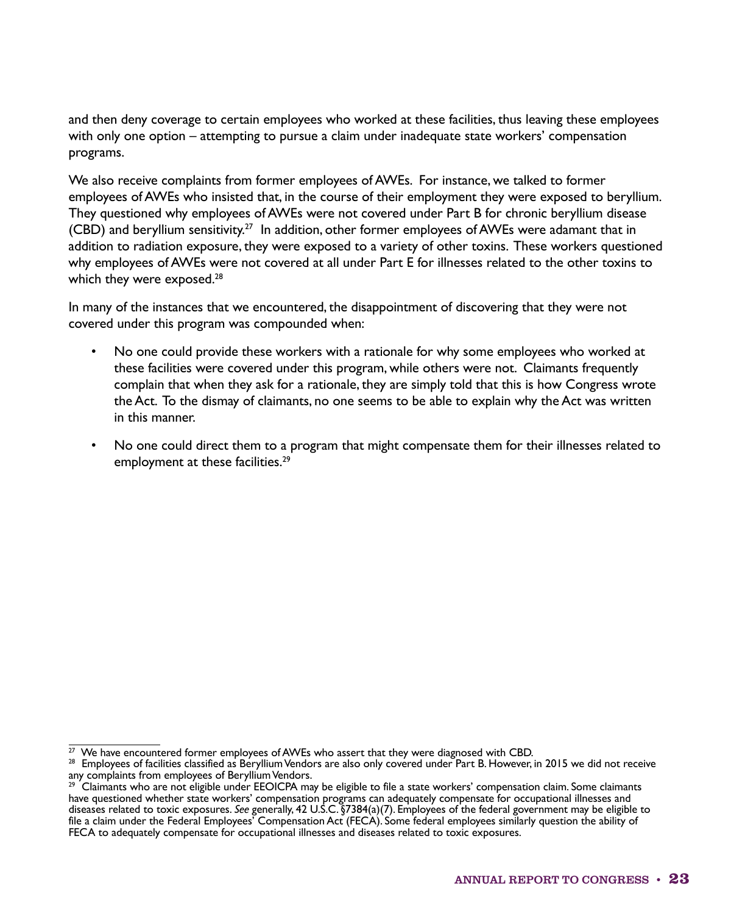and then deny coverage to certain employees who worked at these facilities, thus leaving these employees with only one option – attempting to pursue a claim under inadequate state workers' compensation programs.

We also receive complaints from former employees of AWEs. For instance, we talked to former employees of AWEs who insisted that, in the course of their employment they were exposed to beryllium. They questioned why employees of AWEs were not covered under Part B for chronic beryllium disease (CBD) and beryllium sensitivity.[27] In addition, other former employees of AWEs were adamant that in addition to radiation exposure, they were exposed to a variety of other toxins. These workers questioned why employees of AWEs were not covered at all under Part E for illnesses related to the other toxins to which they were exposed.[28]

In many of the instances that we encountered, the disappointment of discovering that they were not covered under this program was compounded when:

- No one could provide these workers with a rationale for why some employees who worked at these facilities were covered under this program, while others were not. Claimants frequently complain that when they ask for a rationale, they are simply told that this is how Congress wrote the Act. To the dismay of claimants, no one seems to be able to explain why the Act was written in this manner.
- No one could direct them to a program that might compensate them for their illnesses related to employment at these facilities.[29]

---

[27] We have encountered former employees of AWEs who assert that they were diagnosed with CBD.

[28] Employees of facilities classified as Beryllium Vendors are also only covered under Part B. However, in 2015 we did not receive any complaints from employees of Beryllium Vendors.

[29] Claimants who are not eligible under EEOICPA may be eligible to file a state workers' compensation claim. Some claimants have questioned whether state workers' compensation programs can adequately compensate for occupational illnesses and diseases related to toxic exposures. *See* generally, 42 U.S.C. §7384(a)(7). Employees of the federal government may be eligible to file a claim under the Federal Employees' Compensation Act (FECA). Some federal employees similarly question the ability of FECA to adequately compensate for occupational illnesses and diseases related to toxic exposures.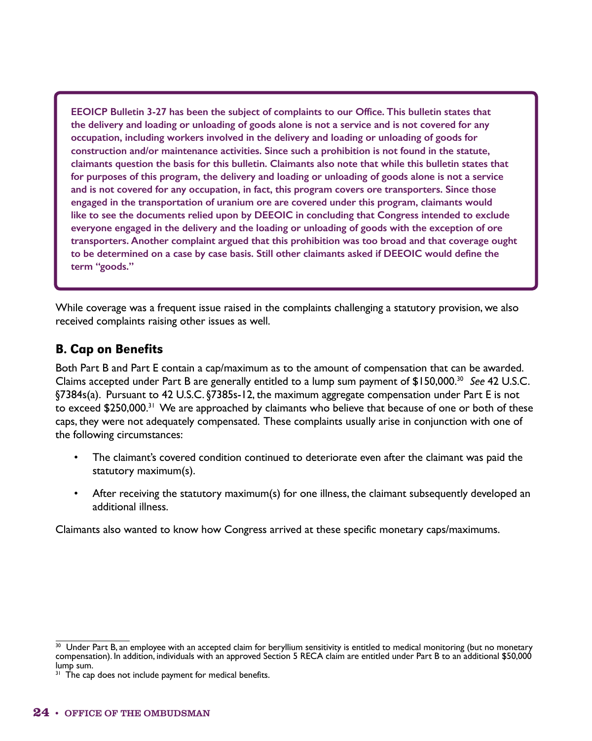**EEOICP Bulletin 3-27 has been the subject of complaints to our Office. This bulletin states that the delivery and loading or unloading of goods alone is not a service and is not covered for any occupation, including workers involved in the delivery and loading or unloading of goods for construction and/or maintenance activities. Since such a prohibition is not found in the statute, claimants question the basis for this bulletin. Claimants also note that while this bulletin states that for purposes of this program, the delivery and loading or unloading of goods alone is not a service and is not covered for any occupation, in fact, this program covers ore transporters. Since those engaged in the transportation of uranium ore are covered under this program, claimants would like to see the documents relied upon by DEEOIC in concluding that Congress intended to exclude everyone engaged in the delivery and the loading or unloading of goods with the exception of ore transporters. Another complaint argued that this prohibition was too broad and that coverage ought to be determined on a case by case basis. Still other claimants asked if DEEOIC would define the term "goods."**

While coverage was a frequent issue raised in the complaints challenging a statutory provision, we also received complaints raising other issues as well.

## B. Cap on Benefits

Both Part B and Part E contain a cap/maximum as to the amount of compensation that can be awarded. Claims accepted under Part B are generally entitled to a lump sum payment of $150,000.[30] *See* 42 U.S.C. §7384s(a). Pursuant to 42 U.S.C. §7385s-12, the maximum aggregate compensation under Part E is not to exceed $250,000.[31] We are approached by claimants who believe that because of one or both of these caps, they were not adequately compensated. These complaints usually arise in conjunction with one of the following circumstances:

- The claimant's covered condition continued to deteriorate even after the claimant was paid the statutory maximum(s).
- After receiving the statutory maximum(s) for one illness, the claimant subsequently developed an additional illness.

Claimants also wanted to know how Congress arrived at these specific monetary caps/maximums.

---

[30] Under Part B, an employee with an accepted claim for beryllium sensitivity is entitled to medical monitoring (but no monetary compensation). In addition, individuals with an approved Section 5 RECA claim are entitled under Part B to an additional $50,000 lump sum.

[31] The cap does not include payment for medical benefits.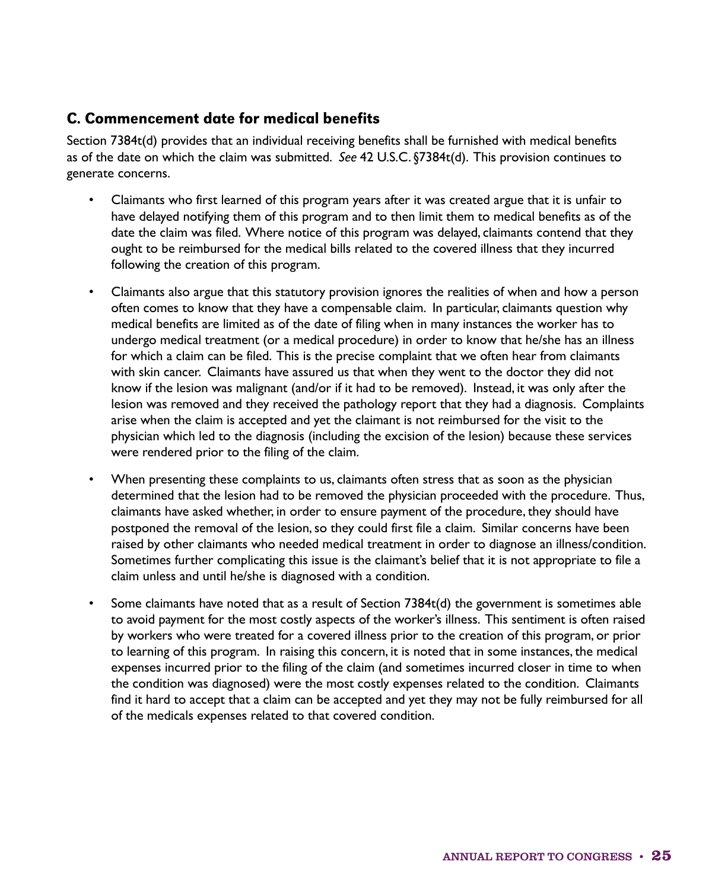## C. Commencement date for medical benefits

Section 7384t(d) provides that an individual receiving benefits shall be furnished with medical benefits as of the date on which the claim was submitted. *See* 42 U.S.C. §7384t(d). This provision continues to generate concerns.

- Claimants who first learned of this program years after it was created argue that it is unfair to have delayed notifying them of this program and to then limit them to medical benefits as of the date the claim was filed. Where notice of this program was delayed, claimants contend that they ought to be reimbursed for the medical bills related to the covered illness that they incurred following the creation of this program.

- Claimants also argue that this statutory provision ignores the realities of when and how a person often comes to know that they have a compensable claim. In particular, claimants question why medical benefits are limited as of the date of filing when in many instances the worker has to undergo medical treatment (or a medical procedure) in order to know that he/she has an illness for which a claim can be filed. This is the precise complaint that we often hear from claimants with skin cancer. Claimants have assured us that when they went to the doctor they did not know if the lesion was malignant (and/or if it had to be removed). Instead, it was only after the lesion was removed and they received the pathology report that they had a diagnosis. Complaints arise when the claim is accepted and yet the claimant is not reimbursed for the visit to the physician which led to the diagnosis (including the excision of the lesion) because these services were rendered prior to the filing of the claim.

- When presenting these complaints to us, claimants often stress that as soon as the physician determined that the lesion had to be removed the physician proceeded with the procedure. Thus, claimants have asked whether, in order to ensure payment of the procedure, they should have postponed the removal of the lesion, so they could first file a claim. Similar concerns have been raised by other claimants who needed medical treatment in order to diagnose an illness/condition. Sometimes further complicating this issue is the claimant's belief that it is not appropriate to file a claim unless and until he/she is diagnosed with a condition.

- Some claimants have noted that as a result of Section 7384t(d) the government is sometimes able to avoid payment for the most costly aspects of the worker's illness. This sentiment is often raised by workers who were treated for a covered illness prior to the creation of this program, or prior to learning of this program. In raising this concern, it is noted that in some instances, the medical expenses incurred prior to the filing of the claim (and sometimes incurred closer in time to when the condition was diagnosed) were the most costly expenses related to the condition. Claimants find it hard to accept that a claim can be accepted and yet they may not be fully reimbursed for all of the medicals expenses related to that covered condition.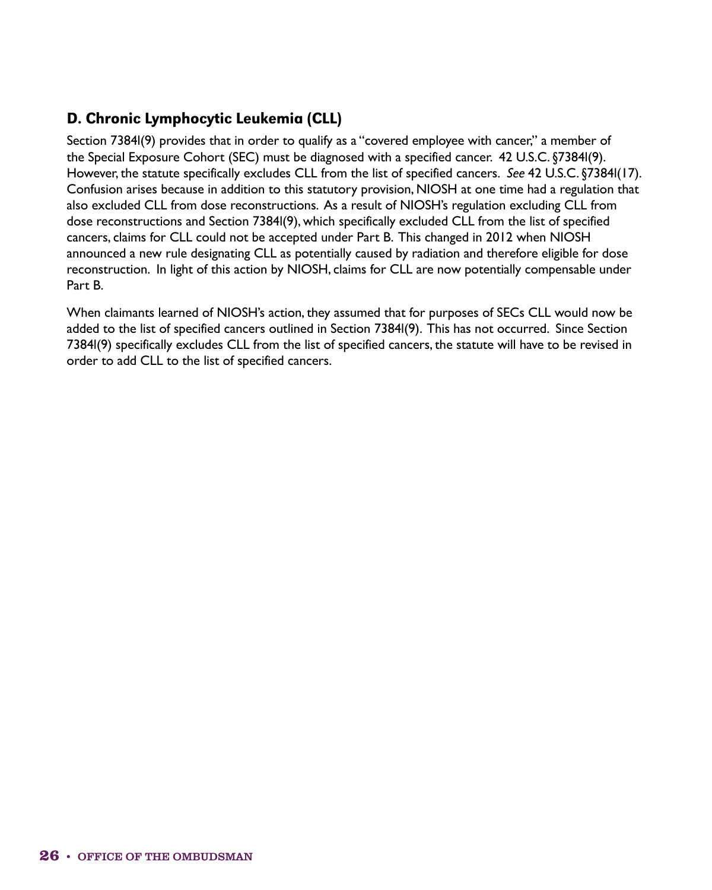### D. Chronic Lymphocytic Leukemia (CLL)

Section 7384l(9) provides that in order to qualify as a "covered employee with cancer," a member of the Special Exposure Cohort (SEC) must be diagnosed with a specified cancer. 42 U.S.C. §7384l(9). However, the statute specifically excludes CLL from the list of specified cancers. *See* 42 U.S.C. §7384l(17). Confusion arises because in addition to this statutory provision, NIOSH at one time had a regulation that also excluded CLL from dose reconstructions. As a result of NIOSH's regulation excluding CLL from dose reconstructions and Section 7384l(9), which specifically excluded CLL from the list of specified cancers, claims for CLL could not be accepted under Part B. This changed in 2012 when NIOSH announced a new rule designating CLL as potentially caused by radiation and therefore eligible for dose reconstruction. In light of this action by NIOSH, claims for CLL are now potentially compensable under Part B.

When claimants learned of NIOSH's action, they assumed that for purposes of SECs CLL would now be added to the list of specified cancers outlined in Section 7384l(9). This has not occurred. Since Section 7384l(9) specifically excludes CLL from the list of specified cancers, the statute will have to be revised in order to add CLL to the list of specified cancers.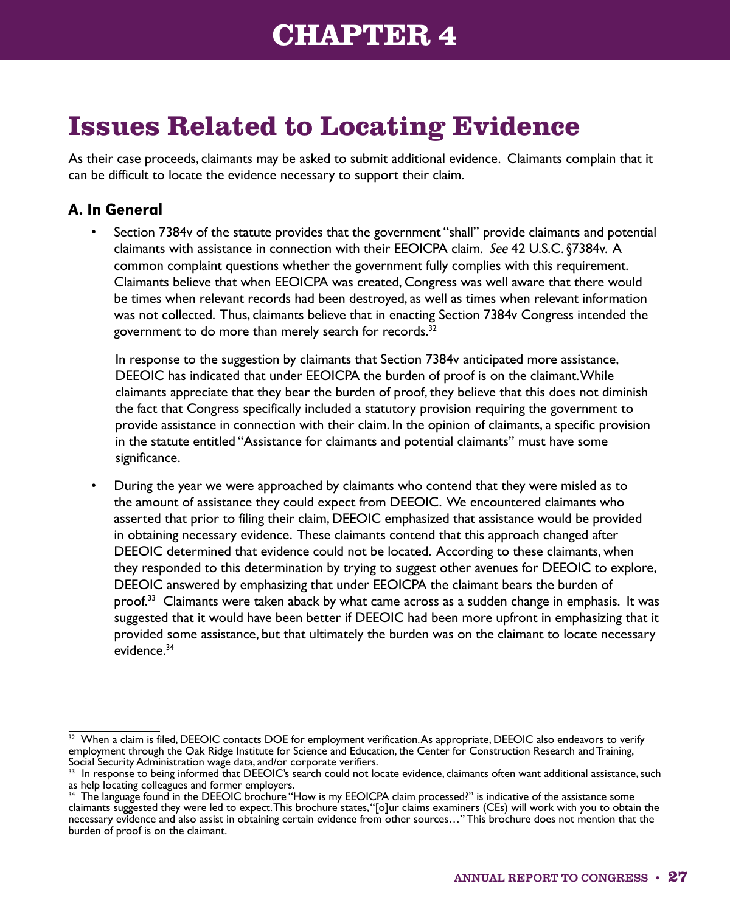# CHAPTER 4

## Issues Related to Locating Evidence

As their case proceeds, claimants may be asked to submit additional evidence. Claimants complain that it can be difficult to locate the evidence necessary to support their claim.

### A. In General

- Section 7384v of the statute provides that the government "shall" provide claimants and potential claimants with assistance in connection with their EEOICPA claim. *See* 42 U.S.C. §7384v. A common complaint questions whether the government fully complies with this requirement. Claimants believe that when EEOICPA was created, Congress was well aware that there would be times when relevant records had been destroyed, as well as times when relevant information was not collected. Thus, claimants believe that in enacting Section 7384v Congress intended the government to do more than merely search for records.[32]

  In response to the suggestion by claimants that Section 7384v anticipated more assistance, DEEOIC has indicated that under EEOICPA the burden of proof is on the claimant. While claimants appreciate that they bear the burden of proof, they believe that this does not diminish the fact that Congress specifically included a statutory provision requiring the government to provide assistance in connection with their claim. In the opinion of claimants, a specific provision in the statute entitled "Assistance for claimants and potential claimants" must have some significance.

- During the year we were approached by claimants who contend that they were misled as to the amount of assistance they could expect from DEEOIC. We encountered claimants who asserted that prior to filing their claim, DEEOIC emphasized that assistance would be provided in obtaining necessary evidence. These claimants contend that this approach changed after DEEOIC determined that evidence could not be located. According to these claimants, when they responded to this determination by trying to suggest other avenues for DEEOIC to explore, DEEOIC answered by emphasizing that under EEOICPA the claimant bears the burden of proof.[33] Claimants were taken aback by what came across as a sudden change in emphasis. It was suggested that it would have been better if DEEOIC had been more upfront in emphasizing that it provided some assistance, but that ultimately the burden was on the claimant to locate necessary evidence.[34]

---

[32] When a claim is filed, DEEOIC contacts DOE for employment verification. As appropriate, DEEOIC also endeavors to verify employment through the Oak Ridge Institute for Science and Education, the Center for Construction Research and Training, Social Security Administration wage data, and/or corporate verifiers.

[33] In response to being informed that DEEOIC's search could not locate evidence, claimants often want additional assistance, such as help locating colleagues and former employers.

[34] The language found in the DEEOIC brochure "How is my EEOICPA claim processed?" is indicative of the assistance some claimants suggested they were led to expect. This brochure states, "[o]ur claims examiners (CEs) will work with you to obtain the necessary evidence and also assist in obtaining certain evidence from other sources…" This brochure does not mention that the burden of proof is on the claimant.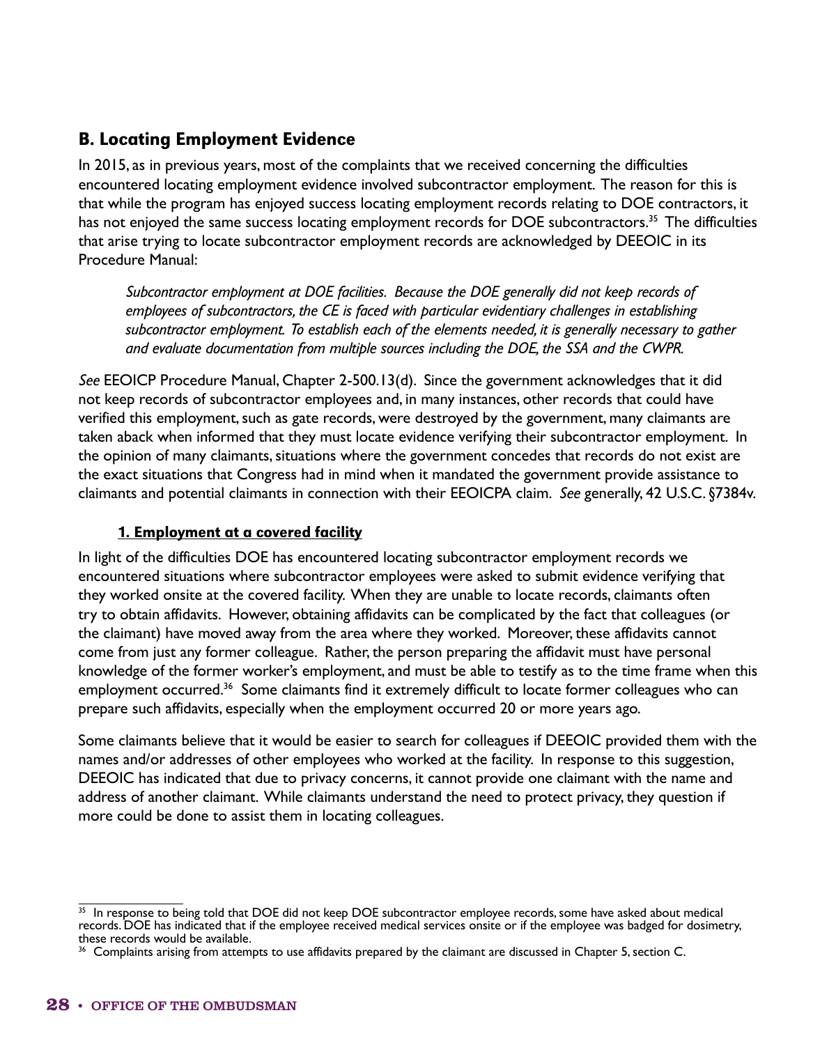## B. Locating Employment Evidence

In 2015, as in previous years, most of the complaints that we received concerning the difficulties encountered locating employment evidence involved subcontractor employment. The reason for this is that while the program has enjoyed success locating employment records relating to DOE contractors, it has not enjoyed the same success locating employment records for DOE subcontractors.[35] The difficulties that arise trying to locate subcontractor employment records are acknowledged by DEEOIC in its Procedure Manual:

> *Subcontractor employment at DOE facilities. Because the DOE generally did not keep records of employees of subcontractors, the CE is faced with particular evidentiary challenges in establishing subcontractor employment. To establish each of the elements needed, it is generally necessary to gather and evaluate documentation from multiple sources including the DOE, the SSA and the CWPR.*

*See* EEOICP Procedure Manual, Chapter 2-500.13(d). Since the government acknowledges that it did not keep records of subcontractor employees and, in many instances, other records that could have verified this employment, such as gate records, were destroyed by the government, many claimants are taken aback when informed that they must locate evidence verifying their subcontractor employment. In the opinion of many claimants, situations where the government concedes that records do not exist are the exact situations that Congress had in mind when it mandated the government provide assistance to claimants and potential claimants in connection with their EEOICPA claim. *See* generally, 42 U.S.C. §7384v.

### 1. Employment at a covered facility

In light of the difficulties DOE has encountered locating subcontractor employment records we encountered situations where subcontractor employees were asked to submit evidence verifying that they worked onsite at the covered facility. When they are unable to locate records, claimants often try to obtain affidavits. However, obtaining affidavits can be complicated by the fact that colleagues (or the claimant) have moved away from the area where they worked. Moreover, these affidavits cannot come from just any former colleague. Rather, the person preparing the affidavit must have personal knowledge of the former worker's employment, and must be able to testify as to the time frame when this employment occurred.[36] Some claimants find it extremely difficult to locate former colleagues who can prepare such affidavits, especially when the employment occurred 20 or more years ago.

Some claimants believe that it would be easier to search for colleagues if DEEOIC provided them with the names and/or addresses of other employees who worked at the facility. In response to this suggestion, DEEOIC has indicated that due to privacy concerns, it cannot provide one claimant with the name and address of another claimant. While claimants understand the need to protect privacy, they question if more could be done to assist them in locating colleagues.

---

[35] In response to being told that DOE did not keep DOE subcontractor employee records, some have asked about medical records. DOE has indicated that if the employee received medical services onsite or if the employee was badged for dosimetry, these records would be available.

[36] Complaints arising from attempts to use affidavits prepared by the claimant are discussed in Chapter 5, section C.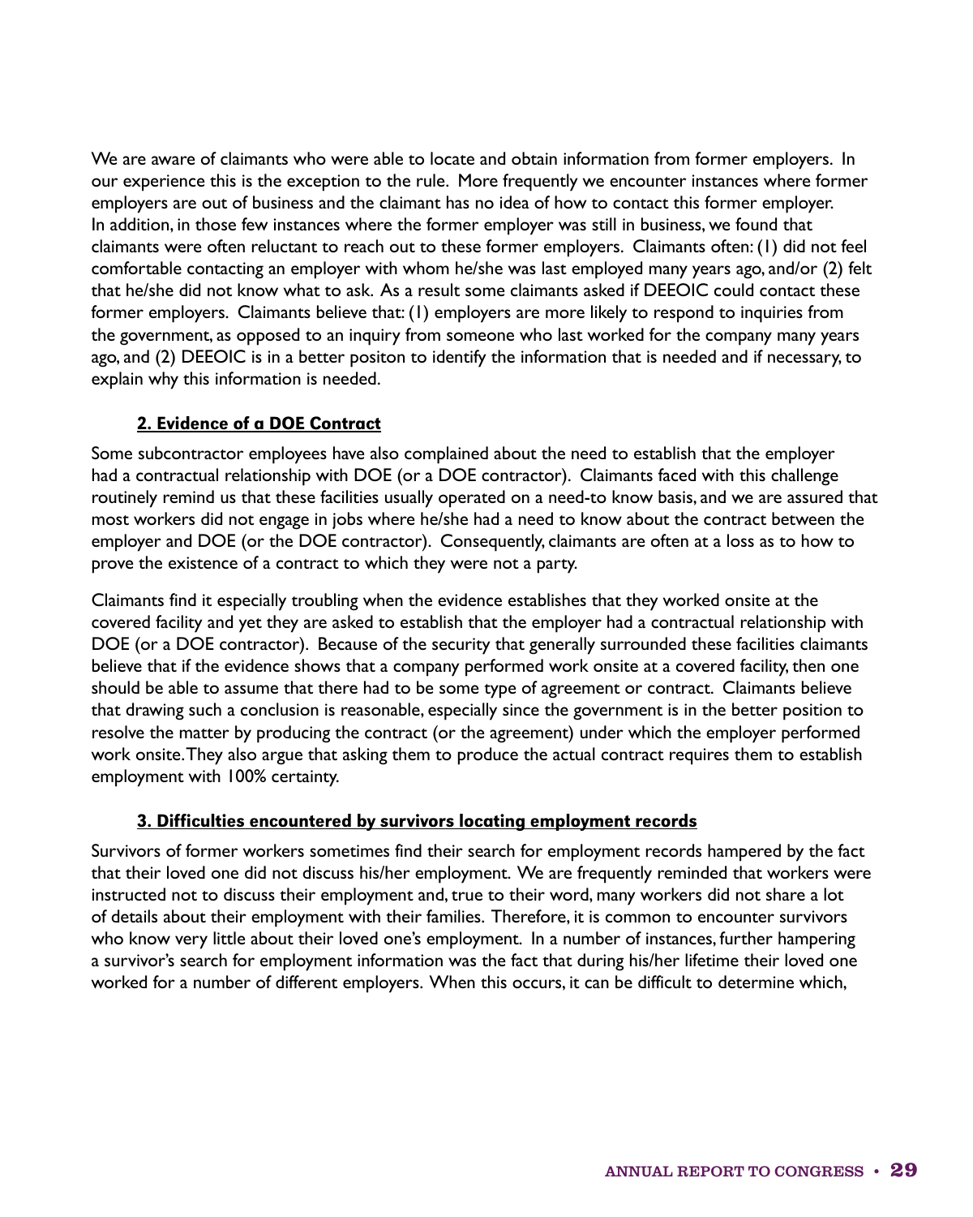We are aware of claimants who were able to locate and obtain information from former employers. In our experience this is the exception to the rule. More frequently we encounter instances where former employers are out of business and the claimant has no idea of how to contact this former employer. In addition, in those few instances where the former employer was still in business, we found that claimants were often reluctant to reach out to these former employers. Claimants often: (1) did not feel comfortable contacting an employer with whom he/she was last employed many years ago, and/or (2) felt that he/she did not know what to ask. As a result some claimants asked if DEEOIC could contact these former employers. Claimants believe that: (1) employers are more likely to respond to inquiries from the government, as opposed to an inquiry from someone who last worked for the company many years ago, and (2) DEEOIC is in a better positon to identify the information that is needed and if necessary, to explain why this information is needed.

### 2. Evidence of a DOE Contract

Some subcontractor employees have also complained about the need to establish that the employer had a contractual relationship with DOE (or a DOE contractor). Claimants faced with this challenge routinely remind us that these facilities usually operated on a need-to know basis, and we are assured that most workers did not engage in jobs where he/she had a need to know about the contract between the employer and DOE (or the DOE contractor). Consequently, claimants are often at a loss as to how to prove the existence of a contract to which they were not a party.

Claimants find it especially troubling when the evidence establishes that they worked onsite at the covered facility and yet they are asked to establish that the employer had a contractual relationship with DOE (or a DOE contractor). Because of the security that generally surrounded these facilities claimants believe that if the evidence shows that a company performed work onsite at a covered facility, then one should be able to assume that there had to be some type of agreement or contract. Claimants believe that drawing such a conclusion is reasonable, especially since the government is in the better position to resolve the matter by producing the contract (or the agreement) under which the employer performed work onsite. They also argue that asking them to produce the actual contract requires them to establish employment with 100% certainty.

### 3. Difficulties encountered by survivors locating employment records

Survivors of former workers sometimes find their search for employment records hampered by the fact that their loved one did not discuss his/her employment. We are frequently reminded that workers were instructed not to discuss their employment and, true to their word, many workers did not share a lot of details about their employment with their families. Therefore, it is common to encounter survivors who know very little about their loved one's employment. In a number of instances, further hampering a survivor's search for employment information was the fact that during his/her lifetime their loved one worked for a number of different employers. When this occurs, it can be difficult to determine which,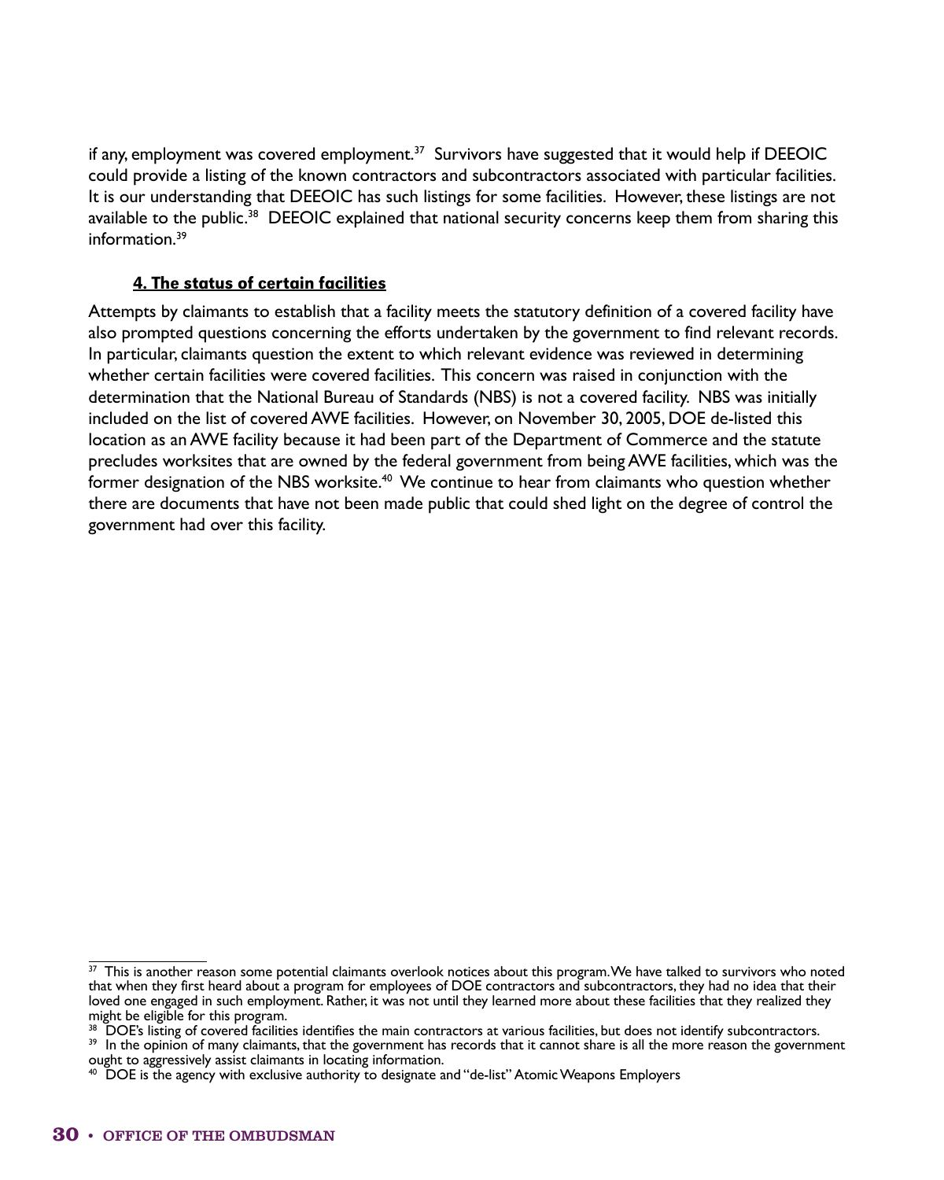if any, employment was covered employment.[37] Survivors have suggested that it would help if DEEOIC could provide a listing of the known contractors and subcontractors associated with particular facilities. It is our understanding that DEEOIC has such listings for some facilities. However, these listings are not available to the public.[38] DEEOIC explained that national security concerns keep them from sharing this information.[39]

#### 4. The status of certain facilities

Attempts by claimants to establish that a facility meets the statutory definition of a covered facility have also prompted questions concerning the efforts undertaken by the government to find relevant records. In particular, claimants question the extent to which relevant evidence was reviewed in determining whether certain facilities were covered facilities. This concern was raised in conjunction with the determination that the National Bureau of Standards (NBS) is not a covered facility. NBS was initially included on the list of covered AWE facilities. However, on November 30, 2005, DOE de-listed this location as an AWE facility because it had been part of the Department of Commerce and the statute precludes worksites that are owned by the federal government from being AWE facilities, which was the former designation of the NBS worksite.[40] We continue to hear from claimants who question whether there are documents that have not been made public that could shed light on the degree of control the government had over this facility.

---

[37] This is another reason some potential claimants overlook notices about this program. We have talked to survivors who noted that when they first heard about a program for employees of DOE contractors and subcontractors, they had no idea that their loved one engaged in such employment. Rather, it was not until they learned more about these facilities that they realized they might be eligible for this program.

[38] DOE's listing of covered facilities identifies the main contractors at various facilities, but does not identify subcontractors.

[39] In the opinion of many claimants, that the government has records that it cannot share is all the more reason the government ought to aggressively assist claimants in locating information.

[40] DOE is the agency with exclusive authority to designate and "de-list" Atomic Weapons Employers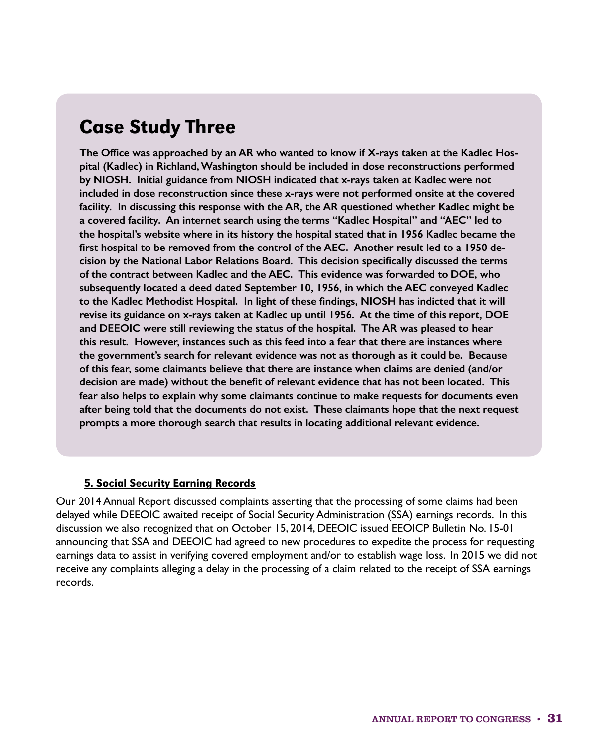## Case Study Three

**The Office was approached by an AR who wanted to know if X-rays taken at the Kadlec Hospital (Kadlec) in Richland, Washington should be included in dose reconstructions performed by NIOSH. Initial guidance from NIOSH indicated that x-rays taken at Kadlec were not included in dose reconstruction since these x-rays were not performed onsite at the covered facility. In discussing this response with the AR, the AR questioned whether Kadlec might be a covered facility. An internet search using the terms "Kadlec Hospital" and "AEC" led to the hospital's website where in its history the hospital stated that in 1956 Kadlec became the first hospital to be removed from the control of the AEC. Another result led to a 1950 decision by the National Labor Relations Board. This decision specifically discussed the terms of the contract between Kadlec and the AEC. This evidence was forwarded to DOE, who subsequently located a deed dated September 10, 1956, in which the AEC conveyed Kadlec to the Kadlec Methodist Hospital. In light of these findings, NIOSH has indicted that it will revise its guidance on x-rays taken at Kadlec up until 1956. At the time of this report, DOE and DEEOIC were still reviewing the status of the hospital. The AR was pleased to hear this result. However, instances such as this feed into a fear that there are instances where the government's search for relevant evidence was not as thorough as it could be. Because of this fear, some claimants believe that there are instance when claims are denied (and/or decision are made) without the benefit of relevant evidence that has not been located. This fear also helps to explain why some claimants continue to make requests for documents even after being told that the documents do not exist. These claimants hope that the next request prompts a more thorough search that results in locating additional relevant evidence.**

### 5. Social Security Earning Records

Our 2014 Annual Report discussed complaints asserting that the processing of some claims had been delayed while DEEOIC awaited receipt of Social Security Administration (SSA) earnings records. In this discussion we also recognized that on October 15, 2014, DEEOIC issued EEOICP Bulletin No. 15-01 announcing that SSA and DEEOIC had agreed to new procedures to expedite the process for requesting earnings data to assist in verifying covered employment and/or to establish wage loss. In 2015 we did not receive any complaints alleging a delay in the processing of a claim related to the receipt of SSA earnings records.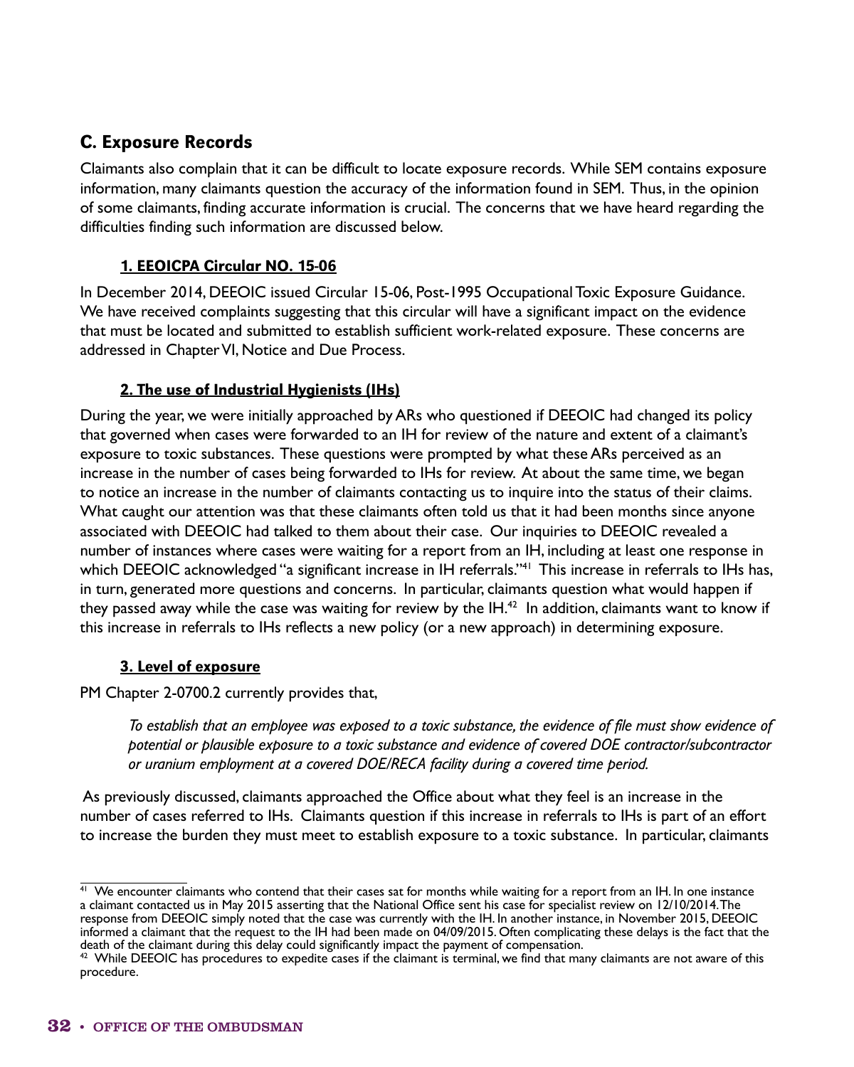## C. Exposure Records

Claimants also complain that it can be difficult to locate exposure records. While SEM contains exposure information, many claimants question the accuracy of the information found in SEM. Thus, in the opinion of some claimants, finding accurate information is crucial. The concerns that we have heard regarding the difficulties finding such information are discussed below.

### 1. EEOICPA Circular NO. 15-06

In December 2014, DEEOIC issued Circular 15-06, Post-1995 Occupational Toxic Exposure Guidance. We have received complaints suggesting that this circular will have a significant impact on the evidence that must be located and submitted to establish sufficient work-related exposure. These concerns are addressed in Chapter VI, Notice and Due Process.

### 2. The use of Industrial Hygienists (IHs)

During the year, we were initially approached by ARs who questioned if DEEOIC had changed its policy that governed when cases were forwarded to an IH for review of the nature and extent of a claimant's exposure to toxic substances. These questions were prompted by what these ARs perceived as an increase in the number of cases being forwarded to IHs for review. At about the same time, we began to notice an increase in the number of claimants contacting us to inquire into the status of their claims. What caught our attention was that these claimants often told us that it had been months since anyone associated with DEEOIC had talked to them about their case. Our inquiries to DEEOIC revealed a number of instances where cases were waiting for a report from an IH, including at least one response in which DEEOIC acknowledged "a significant increase in IH referrals."[41] This increase in referrals to IHs has, in turn, generated more questions and concerns. In particular, claimants question what would happen if they passed away while the case was waiting for review by the IH.[42] In addition, claimants want to know if this increase in referrals to IHs reflects a new policy (or a new approach) in determining exposure.

### 3. Level of exposure

PM Chapter 2-0700.2 currently provides that,

> *To establish that an employee was exposed to a toxic substance, the evidence of file must show evidence of potential or plausible exposure to a toxic substance and evidence of covered DOE contractor/subcontractor or uranium employment at a covered DOE/RECA facility during a covered time period.*

As previously discussed, claimants approached the Office about what they feel is an increase in the number of cases referred to IHs. Claimants question if this increase in referrals to IHs is part of an effort to increase the burden they must meet to establish exposure to a toxic substance. In particular, claimants

---

[41] We encounter claimants who contend that their cases sat for months while waiting for a report from an IH. In one instance a claimant contacted us in May 2015 asserting that the National Office sent his case for specialist review on 12/10/2014. The response from DEEOIC simply noted that the case was currently with the IH. In another instance, in November 2015, DEEOIC informed a claimant that the request to the IH had been made on 04/09/2015. Often complicating these delays is the fact that the death of the claimant during this delay could significantly impact the payment of compensation.

[42] While DEEOIC has procedures to expedite cases if the claimant is terminal, we find that many claimants are not aware of this procedure.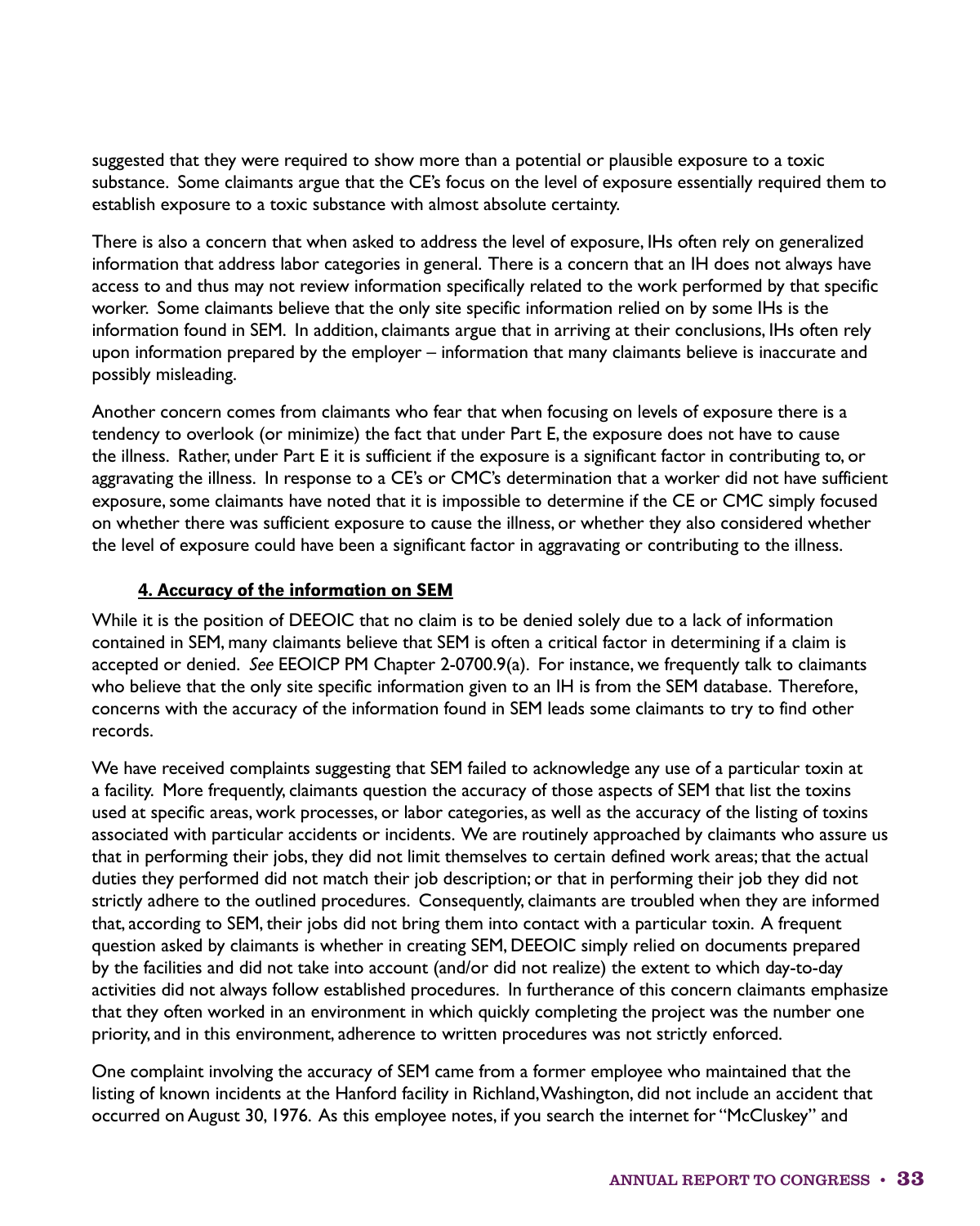suggested that they were required to show more than a potential or plausible exposure to a toxic substance. Some claimants argue that the CE's focus on the level of exposure essentially required them to establish exposure to a toxic substance with almost absolute certainty.

There is also a concern that when asked to address the level of exposure, IHs often rely on generalized information that address labor categories in general. There is a concern that an IH does not always have access to and thus may not review information specifically related to the work performed by that specific worker. Some claimants believe that the only site specific information relied on by some IHs is the information found in SEM. In addition, claimants argue that in arriving at their conclusions, IHs often rely upon information prepared by the employer – information that many claimants believe is inaccurate and possibly misleading.

Another concern comes from claimants who fear that when focusing on levels of exposure there is a tendency to overlook (or minimize) the fact that under Part E, the exposure does not have to cause the illness. Rather, under Part E it is sufficient if the exposure is a significant factor in contributing to, or aggravating the illness. In response to a CE's or CMC's determination that a worker did not have sufficient exposure, some claimants have noted that it is impossible to determine if the CE or CMC simply focused on whether there was sufficient exposure to cause the illness, or whether they also considered whether the level of exposure could have been a significant factor in aggravating or contributing to the illness.

#### 4. Accuracy of the information on SEM

While it is the position of DEEOIC that no claim is to be denied solely due to a lack of information contained in SEM, many claimants believe that SEM is often a critical factor in determining if a claim is accepted or denied. *See* EEOICP PM Chapter 2-0700.9(a). For instance, we frequently talk to claimants who believe that the only site specific information given to an IH is from the SEM database. Therefore, concerns with the accuracy of the information found in SEM leads some claimants to try to find other records.

We have received complaints suggesting that SEM failed to acknowledge any use of a particular toxin at a facility. More frequently, claimants question the accuracy of those aspects of SEM that list the toxins used at specific areas, work processes, or labor categories, as well as the accuracy of the listing of toxins associated with particular accidents or incidents. We are routinely approached by claimants who assure us that in performing their jobs, they did not limit themselves to certain defined work areas; that the actual duties they performed did not match their job description; or that in performing their job they did not strictly adhere to the outlined procedures. Consequently, claimants are troubled when they are informed that, according to SEM, their jobs did not bring them into contact with a particular toxin. A frequent question asked by claimants is whether in creating SEM, DEEOIC simply relied on documents prepared by the facilities and did not take into account (and/or did not realize) the extent to which day-to-day activities did not always follow established procedures. In furtherance of this concern claimants emphasize that they often worked in an environment in which quickly completing the project was the number one priority, and in this environment, adherence to written procedures was not strictly enforced.

One complaint involving the accuracy of SEM came from a former employee who maintained that the listing of known incidents at the Hanford facility in Richland, Washington, did not include an accident that occurred on August 30, 1976. As this employee notes, if you search the internet for "McCluskey" and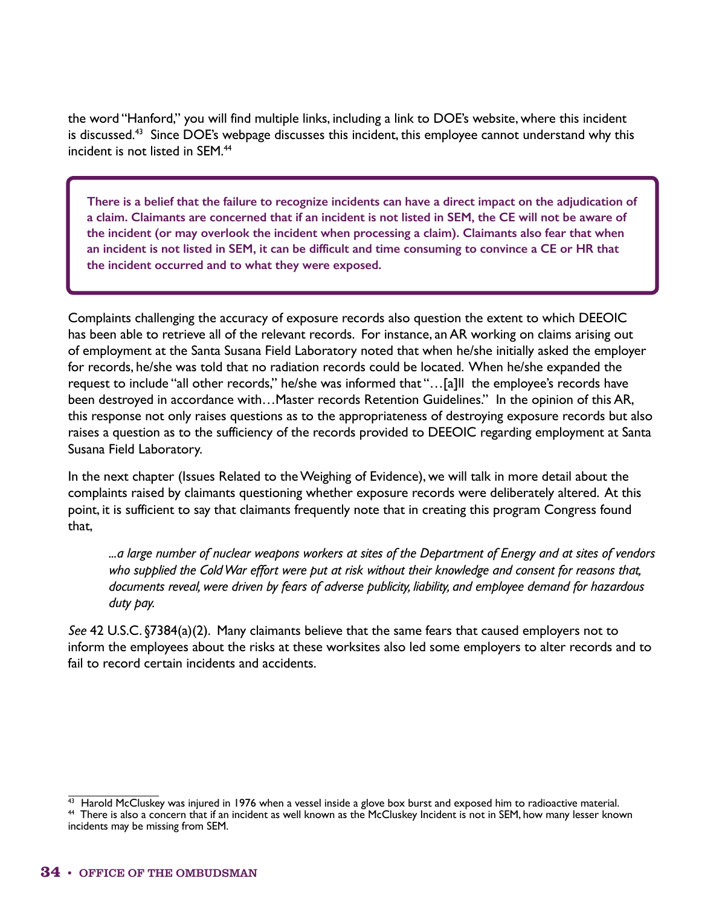the word "Hanford," you will find multiple links, including a link to DOE's website, where this incident is discussed.[43] Since DOE's webpage discusses this incident, this employee cannot understand why this incident is not listed in SEM.[44]

> **There is a belief that the failure to recognize incidents can have a direct impact on the adjudication of a claim. Claimants are concerned that if an incident is not listed in SEM, the CE will not be aware of the incident (or may overlook the incident when processing a claim). Claimants also fear that when an incident is not listed in SEM, it can be difficult and time consuming to convince a CE or HR that the incident occurred and to what they were exposed.**

Complaints challenging the accuracy of exposure records also question the extent to which DEEOIC has been able to retrieve all of the relevant records. For instance, an AR working on claims arising out of employment at the Santa Susana Field Laboratory noted that when he/she initially asked the employer for records, he/she was told that no radiation records could be located. When he/she expanded the request to include "all other records," he/she was informed that "…[a]ll the employee's records have been destroyed in accordance with…Master records Retention Guidelines." In the opinion of this AR, this response not only raises questions as to the appropriateness of destroying exposure records but also raises a question as to the sufficiency of the records provided to DEEOIC regarding employment at Santa Susana Field Laboratory.

In the next chapter (Issues Related to the Weighing of Evidence), we will talk in more detail about the complaints raised by claimants questioning whether exposure records were deliberately altered. At this point, it is sufficient to say that claimants frequently note that in creating this program Congress found that,

> *...a large number of nuclear weapons workers at sites of the Department of Energy and at sites of vendors who supplied the Cold War effort were put at risk without their knowledge and consent for reasons that, documents reveal, were driven by fears of adverse publicity, liability, and employee demand for hazardous duty pay.*

*See* 42 U.S.C. §7384(a)(2). Many claimants believe that the same fears that caused employers not to inform the employees about the risks at these worksites also led some employers to alter records and to fail to record certain incidents and accidents.

---

[43] Harold McCluskey was injured in 1976 when a vessel inside a glove box burst and exposed him to radioactive material.

[44] There is also a concern that if an incident as well known as the McCluskey Incident is not in SEM, how many lesser known incidents may be missing from SEM.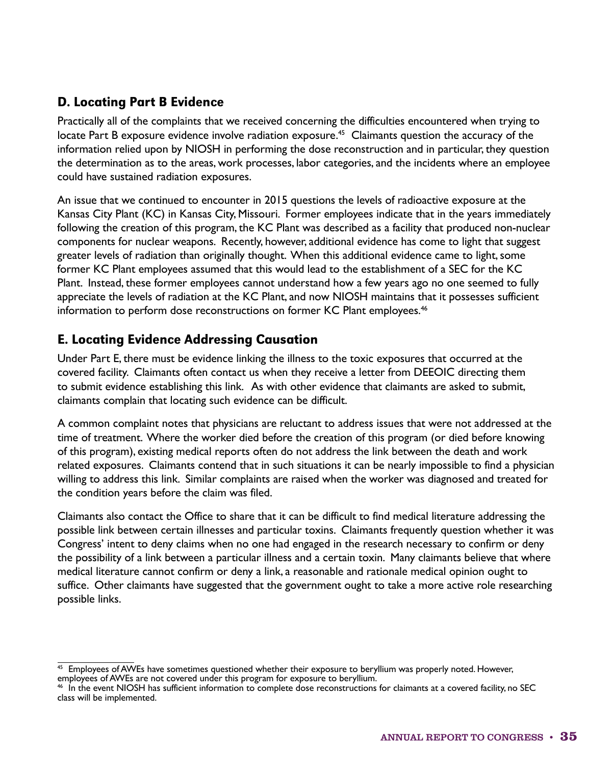## D. Locating Part B Evidence

Practically all of the complaints that we received concerning the difficulties encountered when trying to locate Part B exposure evidence involve radiation exposure.[45] Claimants question the accuracy of the information relied upon by NIOSH in performing the dose reconstruction and in particular, they question the determination as to the areas, work processes, labor categories, and the incidents where an employee could have sustained radiation exposures.

An issue that we continued to encounter in 2015 questions the levels of radioactive exposure at the Kansas City Plant (KC) in Kansas City, Missouri. Former employees indicate that in the years immediately following the creation of this program, the KC Plant was described as a facility that produced non-nuclear components for nuclear weapons. Recently, however, additional evidence has come to light that suggest greater levels of radiation than originally thought. When this additional evidence came to light, some former KC Plant employees assumed that this would lead to the establishment of a SEC for the KC Plant. Instead, these former employees cannot understand how a few years ago no one seemed to fully appreciate the levels of radiation at the KC Plant, and now NIOSH maintains that it possesses sufficient information to perform dose reconstructions on former KC Plant employees.[46]

## E. Locating Evidence Addressing Causation

Under Part E, there must be evidence linking the illness to the toxic exposures that occurred at the covered facility. Claimants often contact us when they receive a letter from DEEOIC directing them to submit evidence establishing this link. As with other evidence that claimants are asked to submit, claimants complain that locating such evidence can be difficult.

A common complaint notes that physicians are reluctant to address issues that were not addressed at the time of treatment. Where the worker died before the creation of this program (or died before knowing of this program), existing medical reports often do not address the link between the death and work related exposures. Claimants contend that in such situations it can be nearly impossible to find a physician willing to address this link. Similar complaints are raised when the worker was diagnosed and treated for the condition years before the claim was filed.

Claimants also contact the Office to share that it can be difficult to find medical literature addressing the possible link between certain illnesses and particular toxins. Claimants frequently question whether it was Congress' intent to deny claims when no one had engaged in the research necessary to confirm or deny the possibility of a link between a particular illness and a certain toxin. Many claimants believe that where medical literature cannot confirm or deny a link, a reasonable and rationale medical opinion ought to suffice. Other claimants have suggested that the government ought to take a more active role researching possible links.

---

[45] Employees of AWEs have sometimes questioned whether their exposure to beryllium was properly noted. However, employees of AWEs are not covered under this program for exposure to beryllium.

[46] In the event NIOSH has sufficient information to complete dose reconstructions for claimants at a covered facility, no SEC class will be implemented.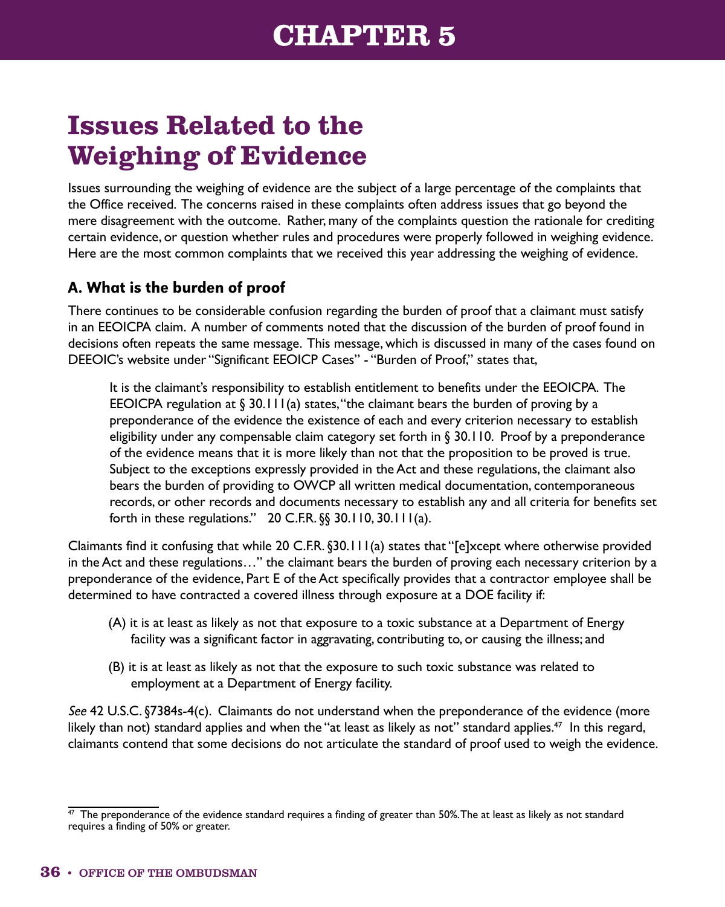# CHAPTER 5

## Issues Related to the Weighing of Evidence

Issues surrounding the weighing of evidence are the subject of a large percentage of the complaints that the Office received. The concerns raised in these complaints often address issues that go beyond the mere disagreement with the outcome. Rather, many of the complaints question the rationale for crediting certain evidence, or question whether rules and procedures were properly followed in weighing evidence. Here are the most common complaints that we received this year addressing the weighing of evidence.

### A. What is the burden of proof

There continues to be considerable confusion regarding the burden of proof that a claimant must satisfy in an EEOICPA claim. A number of comments noted that the discussion of the burden of proof found in decisions often repeats the same message. This message, which is discussed in many of the cases found on DEEOIC's website under "Significant EEOICP Cases" - "Burden of Proof," states that,

> It is the claimant's responsibility to establish entitlement to benefits under the EEOICPA. The EEOICPA regulation at § 30.111(a) states, "the claimant bears the burden of proving by a preponderance of the evidence the existence of each and every criterion necessary to establish eligibility under any compensable claim category set forth in § 30.110. Proof by a preponderance of the evidence means that it is more likely than not that the proposition to be proved is true. Subject to the exceptions expressly provided in the Act and these regulations, the claimant also bears the burden of providing to OWCP all written medical documentation, contemporaneous records, or other records and documents necessary to establish any and all criteria for benefits set forth in these regulations." 20 C.F.R. §§ 30.110, 30.111(a).

Claimants find it confusing that while 20 C.F.R. §30.111(a) states that "[e]xcept where otherwise provided in the Act and these regulations…" the claimant bears the burden of proving each necessary criterion by a preponderance of the evidence, Part E of the Act specifically provides that a contractor employee shall be determined to have contracted a covered illness through exposure at a DOE facility if:

> (A) it is at least as likely as not that exposure to a toxic substance at a Department of Energy facility was a significant factor in aggravating, contributing to, or causing the illness; and
>
> (B) it is at least as likely as not that the exposure to such toxic substance was related to employment at a Department of Energy facility.

*See* 42 U.S.C. §7384s-4(c). Claimants do not understand when the preponderance of the evidence (more likely than not) standard applies and when the "at least as likely as not" standard applies.[47] In this regard, claimants contend that some decisions do not articulate the standard of proof used to weigh the evidence.

---

[47] The preponderance of the evidence standard requires a finding of greater than 50%. The at least as likely as not standard requires a finding of 50% or greater.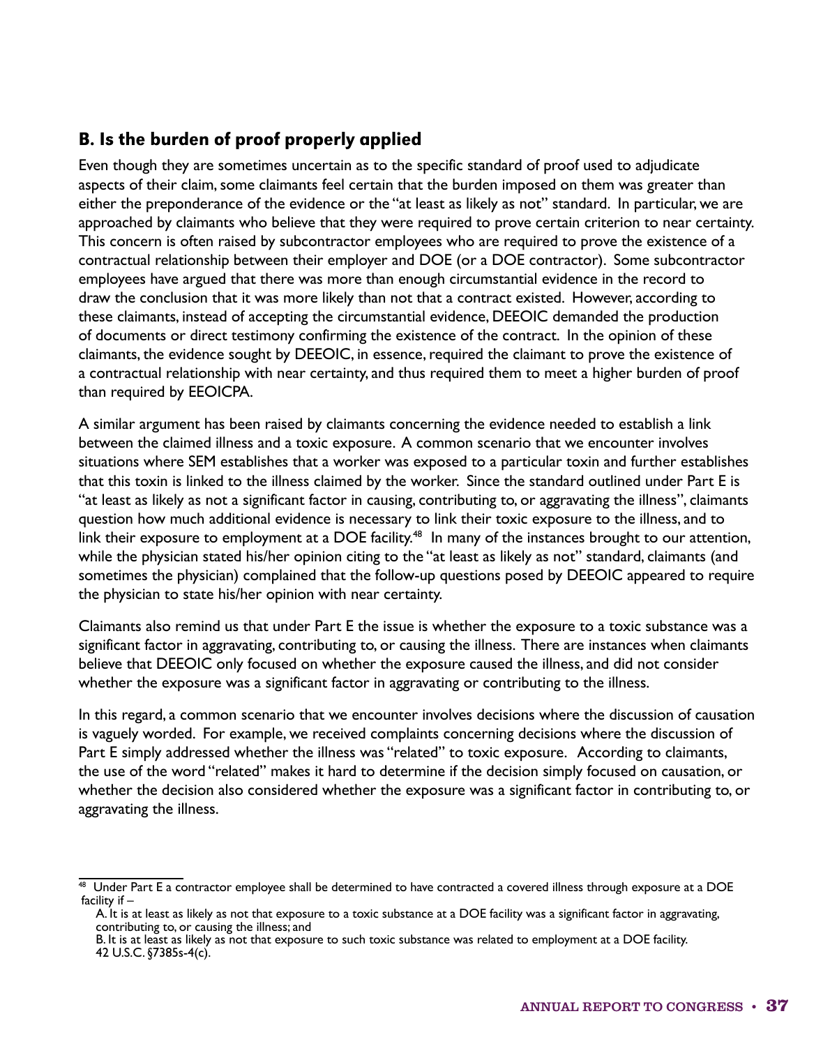## B. Is the burden of proof properly applied

Even though they are sometimes uncertain as to the specific standard of proof used to adjudicate aspects of their claim, some claimants feel certain that the burden imposed on them was greater than either the preponderance of the evidence or the "at least as likely as not" standard. In particular, we are approached by claimants who believe that they were required to prove certain criterion to near certainty. This concern is often raised by subcontractor employees who are required to prove the existence of a contractual relationship between their employer and DOE (or a DOE contractor). Some subcontractor employees have argued that there was more than enough circumstantial evidence in the record to draw the conclusion that it was more likely than not that a contract existed. However, according to these claimants, instead of accepting the circumstantial evidence, DEEOIC demanded the production of documents or direct testimony confirming the existence of the contract. In the opinion of these claimants, the evidence sought by DEEOIC, in essence, required the claimant to prove the existence of a contractual relationship with near certainty, and thus required them to meet a higher burden of proof than required by EEOICPA.

A similar argument has been raised by claimants concerning the evidence needed to establish a link between the claimed illness and a toxic exposure. A common scenario that we encounter involves situations where SEM establishes that a worker was exposed to a particular toxin and further establishes that this toxin is linked to the illness claimed by the worker. Since the standard outlined under Part E is "at least as likely as not a significant factor in causing, contributing to, or aggravating the illness", claimants question how much additional evidence is necessary to link their toxic exposure to the illness, and to link their exposure to employment at a DOE facility.[48] In many of the instances brought to our attention, while the physician stated his/her opinion citing to the "at least as likely as not" standard, claimants (and sometimes the physician) complained that the follow-up questions posed by DEEOIC appeared to require the physician to state his/her opinion with near certainty.

Claimants also remind us that under Part E the issue is whether the exposure to a toxic substance was a significant factor in aggravating, contributing to, or causing the illness. There are instances when claimants believe that DEEOIC only focused on whether the exposure caused the illness, and did not consider whether the exposure was a significant factor in aggravating or contributing to the illness.

In this regard, a common scenario that we encounter involves decisions where the discussion of causation is vaguely worded. For example, we received complaints concerning decisions where the discussion of Part E simply addressed whether the illness was "related" to toxic exposure. According to claimants, the use of the word "related" makes it hard to determine if the decision simply focused on causation, or whether the decision also considered whether the exposure was a significant factor in contributing to, or aggravating the illness.

---

[48] Under Part E a contractor employee shall be determined to have contracted a covered illness through exposure at a DOE facility if –

A. It is at least as likely as not that exposure to a toxic substance at a DOE facility was a significant factor in aggravating, contributing to, or causing the illness; and

B. It is at least as likely as not that exposure to such toxic substance was related to employment at a DOE facility.

42 U.S.C. §7385s-4(c).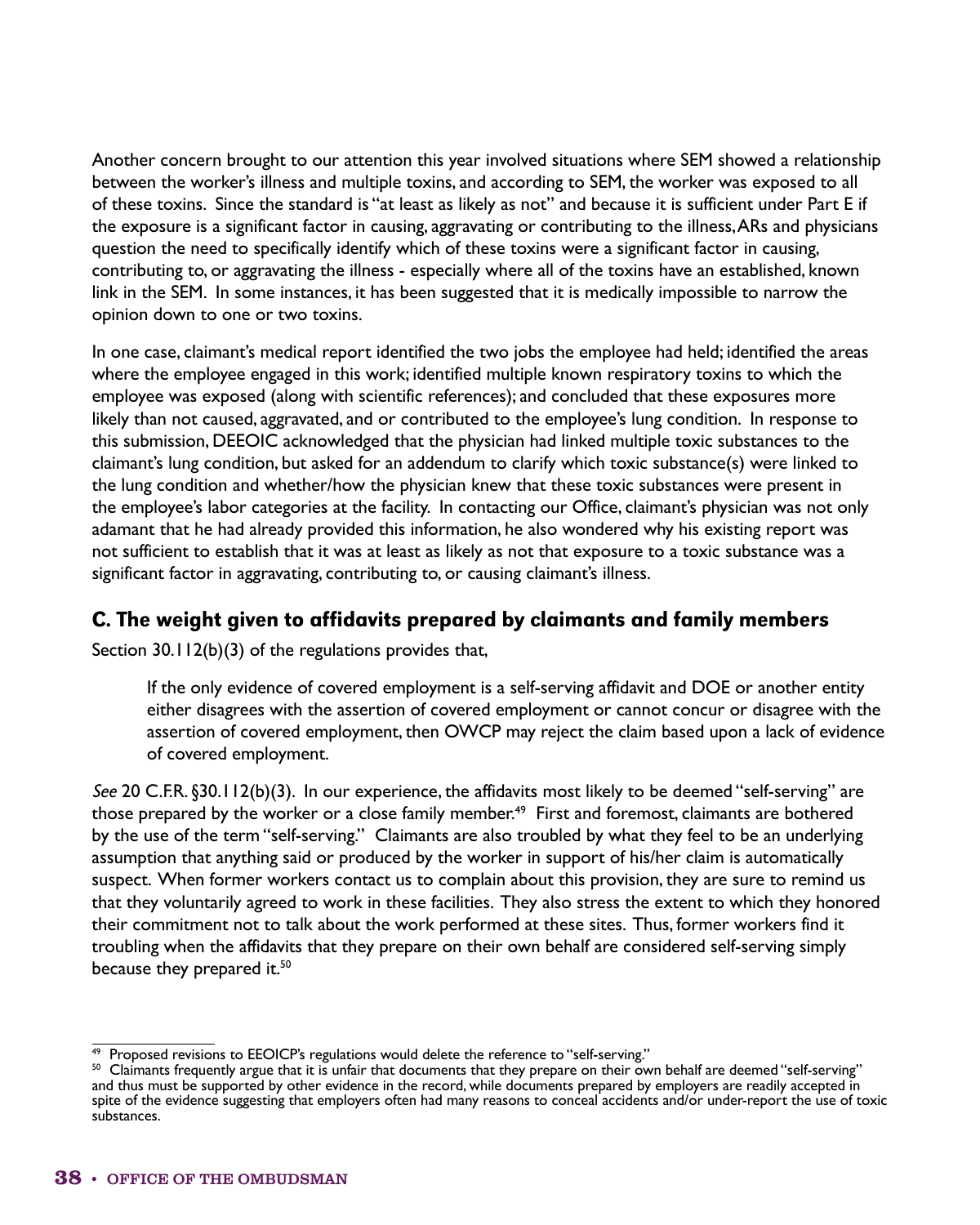Another concern brought to our attention this year involved situations where SEM showed a relationship between the worker's illness and multiple toxins, and according to SEM, the worker was exposed to all of these toxins. Since the standard is "at least as likely as not" and because it is sufficient under Part E if the exposure is a significant factor in causing, aggravating or contributing to the illness, ARs and physicians question the need to specifically identify which of these toxins were a significant factor in causing, contributing to, or aggravating the illness - especially where all of the toxins have an established, known link in the SEM. In some instances, it has been suggested that it is medically impossible to narrow the opinion down to one or two toxins.

In one case, claimant's medical report identified the two jobs the employee had held; identified the areas where the employee engaged in this work; identified multiple known respiratory toxins to which the employee was exposed (along with scientific references); and concluded that these exposures more likely than not caused, aggravated, and or contributed to the employee's lung condition. In response to this submission, DEEOIC acknowledged that the physician had linked multiple toxic substances to the claimant's lung condition, but asked for an addendum to clarify which toxic substance(s) were linked to the lung condition and whether/how the physician knew that these toxic substances were present in the employee's labor categories at the facility. In contacting our Office, claimant's physician was not only adamant that he had already provided this information, he also wondered why his existing report was not sufficient to establish that it was at least as likely as not that exposure to a toxic substance was a significant factor in aggravating, contributing to, or causing claimant's illness.

## C. The weight given to affidavits prepared by claimants and family members

Section 30.112(b)(3) of the regulations provides that,

> If the only evidence of covered employment is a self-serving affidavit and DOE or another entity either disagrees with the assertion of covered employment or cannot concur or disagree with the assertion of covered employment, then OWCP may reject the claim based upon a lack of evidence of covered employment.

*See* 20 C.F.R. §30.112(b)(3). In our experience, the affidavits most likely to be deemed "self-serving" are those prepared by the worker or a close family member.[49] First and foremost, claimants are bothered by the use of the term "self-serving." Claimants are also troubled by what they feel to be an underlying assumption that anything said or produced by the worker in support of his/her claim is automatically suspect. When former workers contact us to complain about this provision, they are sure to remind us that they voluntarily agreed to work in these facilities. They also stress the extent to which they honored their commitment not to talk about the work performed at these sites. Thus, former workers find it troubling when the affidavits that they prepare on their own behalf are considered self-serving simply because they prepared it.[50]

---

[49] Proposed revisions to EEOICP's regulations would delete the reference to "self-serving."

[50] Claimants frequently argue that it is unfair that documents that they prepare on their own behalf are deemed "self-serving" and thus must be supported by other evidence in the record, while documents prepared by employers are readily accepted in spite of the evidence suggesting that employers often had many reasons to conceal accidents and/or under-report the use of toxic substances.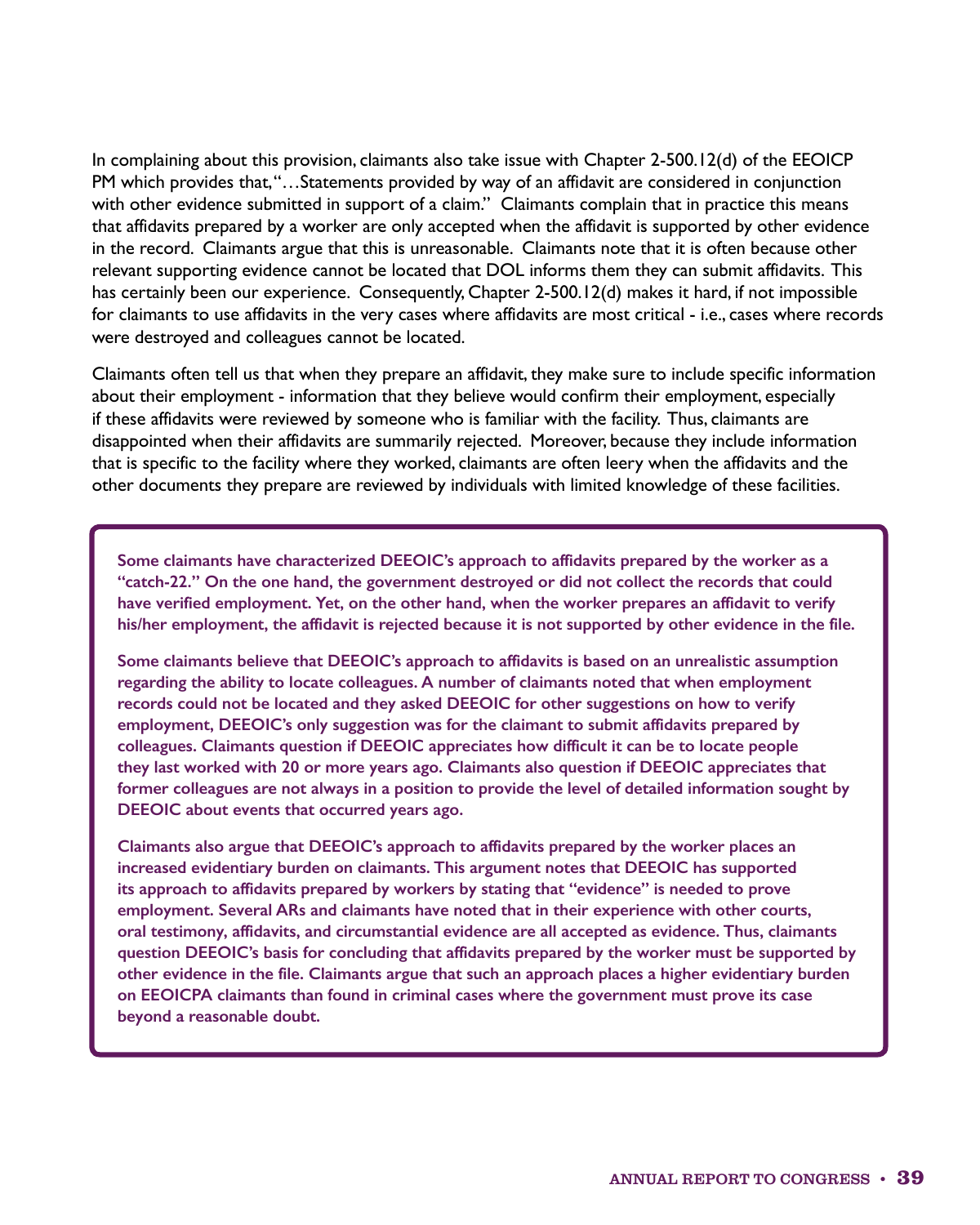In complaining about this provision, claimants also take issue with Chapter 2-500.12(d) of the EEOICP PM which provides that, "…Statements provided by way of an affidavit are considered in conjunction with other evidence submitted in support of a claim." Claimants complain that in practice this means that affidavits prepared by a worker are only accepted when the affidavit is supported by other evidence in the record. Claimants argue that this is unreasonable. Claimants note that it is often because other relevant supporting evidence cannot be located that DOL informs them they can submit affidavits. This has certainly been our experience. Consequently, Chapter 2-500.12(d) makes it hard, if not impossible for claimants to use affidavits in the very cases where affidavits are most critical - i.e., cases where records were destroyed and colleagues cannot be located.

Claimants often tell us that when they prepare an affidavit, they make sure to include specific information about their employment - information that they believe would confirm their employment, especially if these affidavits were reviewed by someone who is familiar with the facility. Thus, claimants are disappointed when their affidavits are summarily rejected. Moreover, because they include information that is specific to the facility where they worked, claimants are often leery when the affidavits and the other documents they prepare are reviewed by individuals with limited knowledge of these facilities.

**Some claimants have characterized DEEOIC's approach to affidavits prepared by the worker as a "catch-22." On the one hand, the government destroyed or did not collect the records that could have verified employment. Yet, on the other hand, when the worker prepares an affidavit to verify his/her employment, the affidavit is rejected because it is not supported by other evidence in the file.**

**Some claimants believe that DEEOIC's approach to affidavits is based on an unrealistic assumption regarding the ability to locate colleagues. A number of claimants noted that when employment records could not be located and they asked DEEOIC for other suggestions on how to verify employment, DEEOIC's only suggestion was for the claimant to submit affidavits prepared by colleagues. Claimants question if DEEOIC appreciates how difficult it can be to locate people they last worked with 20 or more years ago. Claimants also question if DEEOIC appreciates that former colleagues are not always in a position to provide the level of detailed information sought by DEEOIC about events that occurred years ago.**

**Claimants also argue that DEEOIC's approach to affidavits prepared by the worker places an increased evidentiary burden on claimants. This argument notes that DEEOIC has supported its approach to affidavits prepared by workers by stating that "evidence" is needed to prove employment. Several ARs and claimants have noted that in their experience with other courts, oral testimony, affidavits, and circumstantial evidence are all accepted as evidence. Thus, claimants question DEEOIC's basis for concluding that affidavits prepared by the worker must be supported by other evidence in the file. Claimants argue that such an approach places a higher evidentiary burden on EEOICPA claimants than found in criminal cases where the government must prove its case beyond a reasonable doubt.**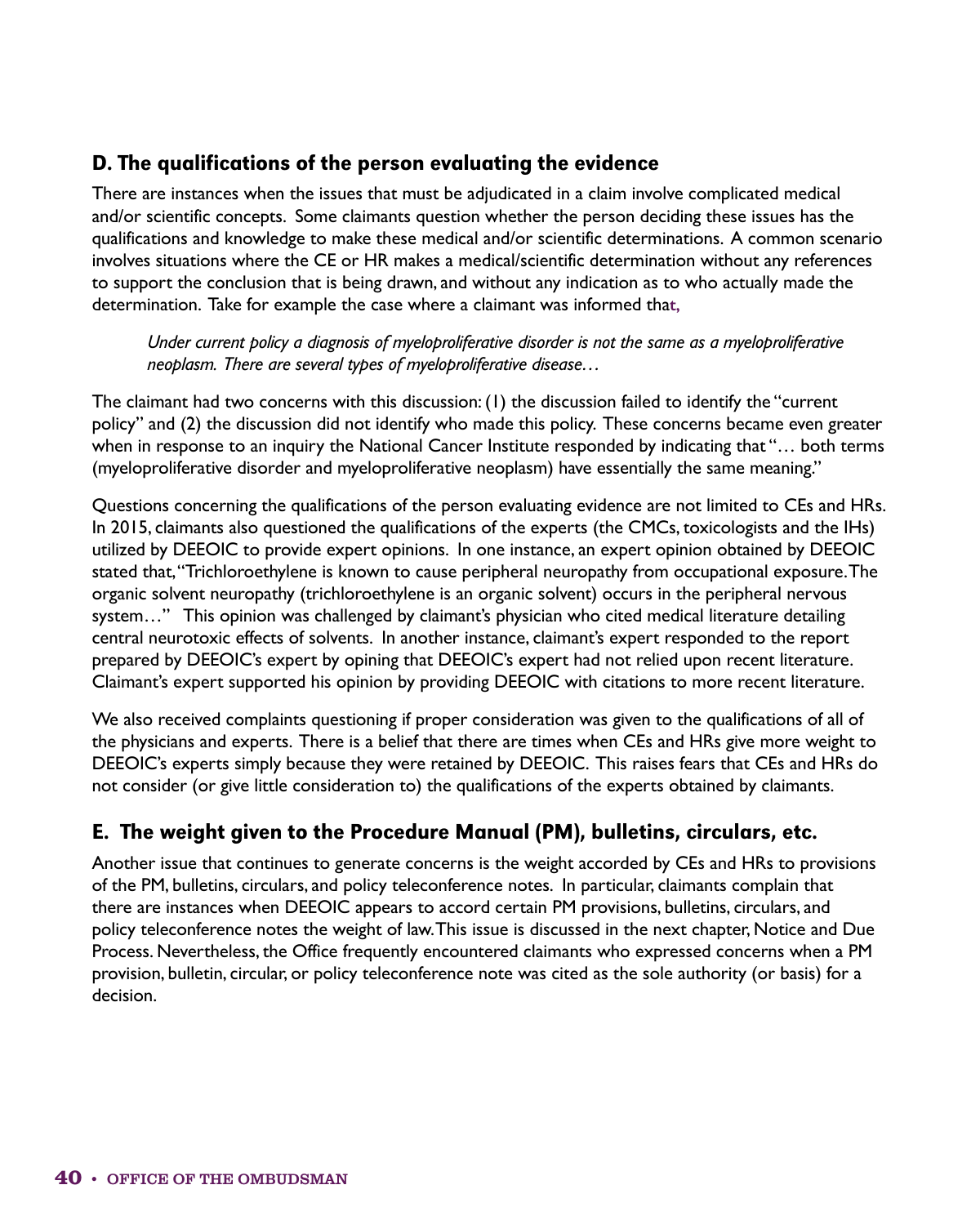## D. The qualifications of the person evaluating the evidence

There are instances when the issues that must be adjudicated in a claim involve complicated medical and/or scientific concepts. Some claimants question whether the person deciding these issues has the qualifications and knowledge to make these medical and/or scientific determinations. A common scenario involves situations where the CE or HR makes a medical/scientific determination without any references to support the conclusion that is being drawn, and without any indication as to who actually made the determination. Take for example the case where a claimant was informed that,

> *Under current policy a diagnosis of myeloproliferative disorder is not the same as a myeloproliferative neoplasm. There are several types of myeloproliferative disease…*

The claimant had two concerns with this discussion: (1) the discussion failed to identify the "current policy" and (2) the discussion did not identify who made this policy. These concerns became even greater when in response to an inquiry the National Cancer Institute responded by indicating that "… both terms (myeloproliferative disorder and myeloproliferative neoplasm) have essentially the same meaning."

Questions concerning the qualifications of the person evaluating evidence are not limited to CEs and HRs. In 2015, claimants also questioned the qualifications of the experts (the CMCs, toxicologists and the IHs) utilized by DEEOIC to provide expert opinions. In one instance, an expert opinion obtained by DEEOIC stated that, "Trichloroethylene is known to cause peripheral neuropathy from occupational exposure. The organic solvent neuropathy (trichloroethylene is an organic solvent) occurs in the peripheral nervous system…" This opinion was challenged by claimant's physician who cited medical literature detailing central neurotoxic effects of solvents. In another instance, claimant's expert responded to the report prepared by DEEOIC's expert by opining that DEEOIC's expert had not relied upon recent literature. Claimant's expert supported his opinion by providing DEEOIC with citations to more recent literature.

We also received complaints questioning if proper consideration was given to the qualifications of all of the physicians and experts. There is a belief that there are times when CEs and HRs give more weight to DEEOIC's experts simply because they were retained by DEEOIC. This raises fears that CEs and HRs do not consider (or give little consideration to) the qualifications of the experts obtained by claimants.

## E. The weight given to the Procedure Manual (PM), bulletins, circulars, etc.

Another issue that continues to generate concerns is the weight accorded by CEs and HRs to provisions of the PM, bulletins, circulars, and policy teleconference notes. In particular, claimants complain that there are instances when DEEOIC appears to accord certain PM provisions, bulletins, circulars, and policy teleconference notes the weight of law. This issue is discussed in the next chapter, Notice and Due Process. Nevertheless, the Office frequently encountered claimants who expressed concerns when a PM provision, bulletin, circular, or policy teleconference note was cited as the sole authority (or basis) for a decision.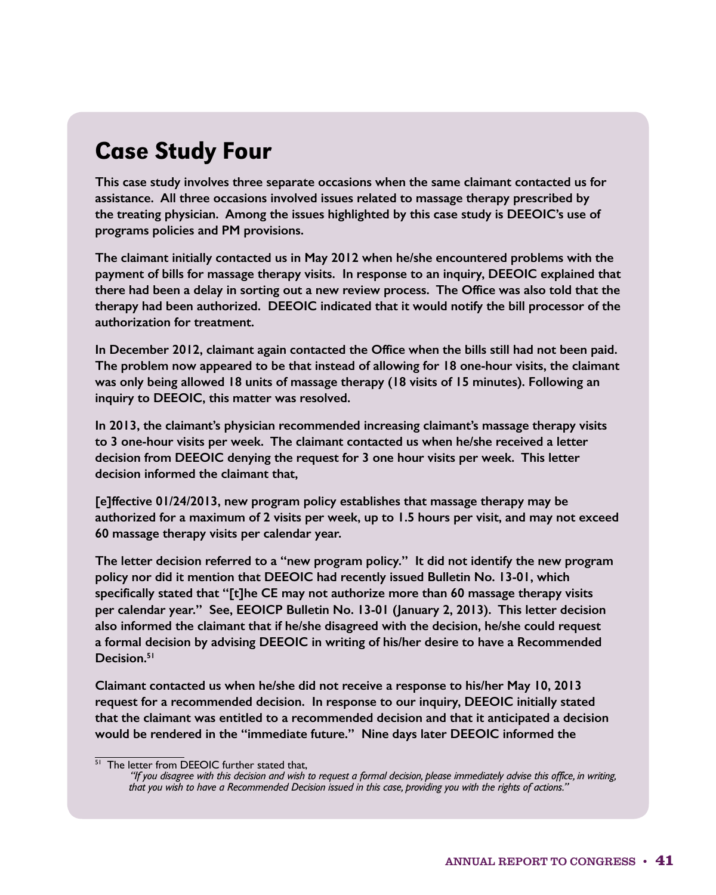## Case Study Four

**This case study involves three separate occasions when the same claimant contacted us for assistance. All three occasions involved issues related to massage therapy prescribed by the treating physician. Among the issues highlighted by this case study is DEEOIC's use of programs policies and PM provisions.**

**The claimant initially contacted us in May 2012 when he/she encountered problems with the payment of bills for massage therapy visits. In response to an inquiry, DEEOIC explained that there had been a delay in sorting out a new review process. The Office was also told that the therapy had been authorized. DEEOIC indicated that it would notify the bill processor of the authorization for treatment.**

**In December 2012, claimant again contacted the Office when the bills still had not been paid. The problem now appeared to be that instead of allowing for 18 one-hour visits, the claimant was only being allowed 18 units of massage therapy (18 visits of 15 minutes). Following an inquiry to DEEOIC, this matter was resolved.**

**In 2013, the claimant's physician recommended increasing claimant's massage therapy visits to 3 one-hour visits per week. The claimant contacted us when he/she received a letter decision from DEEOIC denying the request for 3 one hour visits per week. This letter decision informed the claimant that,**

**[e]ffective 01/24/2013, new program policy establishes that massage therapy may be authorized for a maximum of 2 visits per week, up to 1.5 hours per visit, and may not exceed 60 massage therapy visits per calendar year.**

**The letter decision referred to a "new program policy." It did not identify the new program policy nor did it mention that DEEOIC had recently issued Bulletin No. 13-01, which specifically stated that "[t]he CE may not authorize more than 60 massage therapy visits per calendar year." See, EEOICP Bulletin No. 13-01 (January 2, 2013). This letter decision also informed the claimant that if he/she disagreed with the decision, he/she could request a formal decision by advising DEEOIC in writing of his/her desire to have a Recommended Decision.[51]**

**Claimant contacted us when he/she did not receive a response to his/her May 10, 2013 request for a recommended decision. In response to our inquiry, DEEOIC initially stated that the claimant was entitled to a recommended decision and that it anticipated a decision would be rendered in the "immediate future." Nine days later DEEOIC informed the**

[51] The letter from DEEOIC further stated that,

*"If you disagree with this decision and wish to request a formal decision, please immediately advise this office, in writing, that you wish to have a Recommended Decision issued in this case, providing you with the rights of actions."*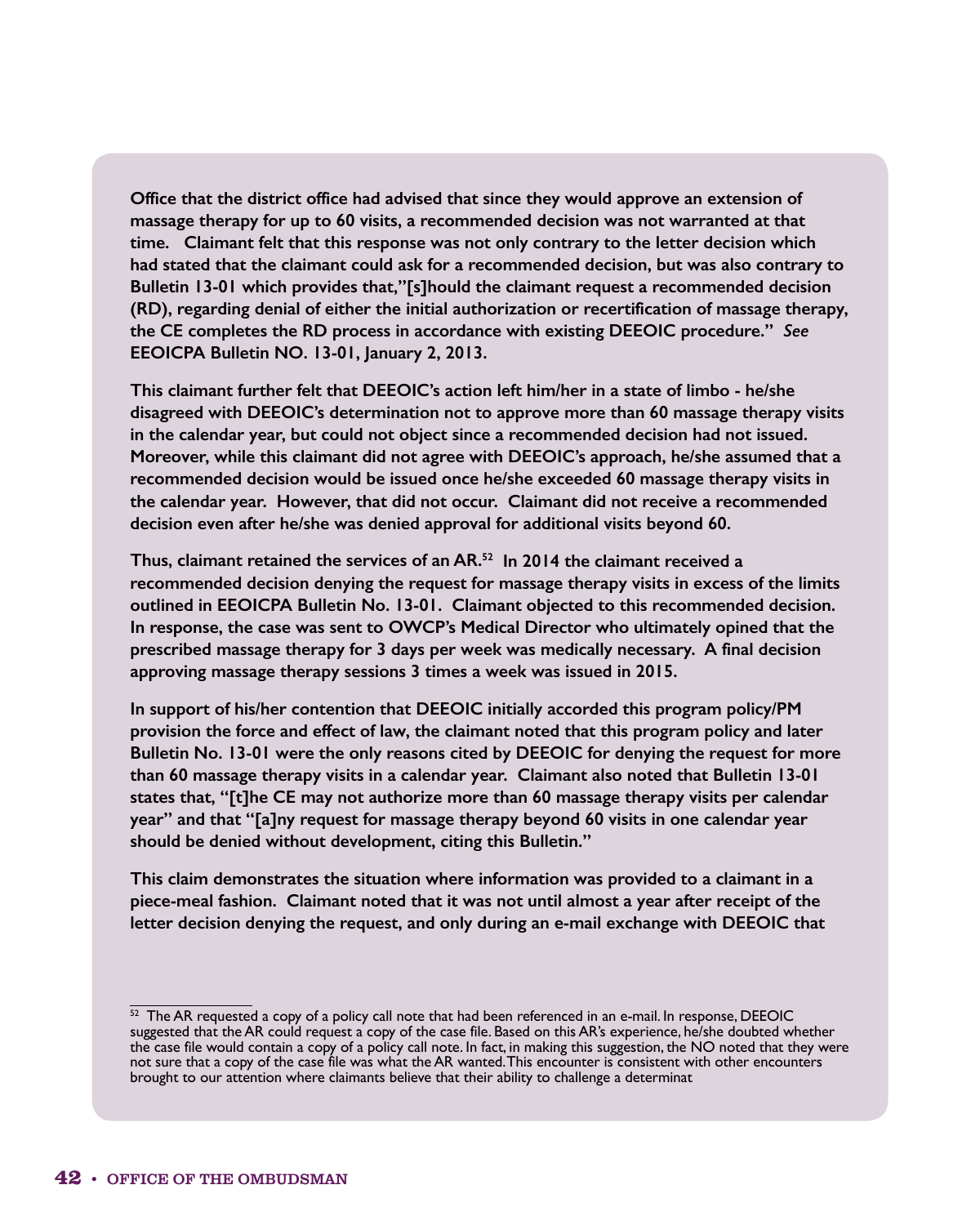**Office that the district office had advised that since they would approve an extension of massage therapy for up to 60 visits, a recommended decision was not warranted at that time. Claimant felt that this response was not only contrary to the letter decision which had stated that the claimant could ask for a recommended decision, but was also contrary to Bulletin 13-01 which provides that,"[s]hould the claimant request a recommended decision (RD), regarding denial of either the initial authorization or recertification of massage therapy, the CE completes the RD process in accordance with existing DEEOIC procedure."** ***See*** **EEOICPA Bulletin NO. 13-01, January 2, 2013.**

**This claimant further felt that DEEOIC's action left him/her in a state of limbo - he/she disagreed with DEEOIC's determination not to approve more than 60 massage therapy visits in the calendar year, but could not object since a recommended decision had not issued. Moreover, while this claimant did not agree with DEEOIC's approach, he/she assumed that a recommended decision would be issued once he/she exceeded 60 massage therapy visits in the calendar year. However, that did not occur. Claimant did not receive a recommended decision even after he/she was denied approval for additional visits beyond 60.**

**Thus, claimant retained the services of an AR.[52] In 2014 the claimant received a recommended decision denying the request for massage therapy visits in excess of the limits outlined in EEOICPA Bulletin No. 13-01. Claimant objected to this recommended decision. In response, the case was sent to OWCP's Medical Director who ultimately opined that the prescribed massage therapy for 3 days per week was medically necessary. A final decision approving massage therapy sessions 3 times a week was issued in 2015.**

**In support of his/her contention that DEEOIC initially accorded this program policy/PM provision the force and effect of law, the claimant noted that this program policy and later Bulletin No. 13-01 were the only reasons cited by DEEOIC for denying the request for more than 60 massage therapy visits in a calendar year. Claimant also noted that Bulletin 13-01 states that, "[t]he CE may not authorize more than 60 massage therapy visits per calendar year" and that "[a]ny request for massage therapy beyond 60 visits in one calendar year should be denied without development, citing this Bulletin."**

**This claim demonstrates the situation where information was provided to a claimant in a piece-meal fashion. Claimant noted that it was not until almost a year after receipt of the letter decision denying the request, and only during an e-mail exchange with DEEOIC that**

---

[52] The AR requested a copy of a policy call note that had been referenced in an e-mail. In response, DEEOIC suggested that the AR could request a copy of the case file. Based on this AR's experience, he/she doubted whether the case file would contain a copy of a policy call note. In fact, in making this suggestion, the NO noted that they were not sure that a copy of the case file was what the AR wanted. This encounter is consistent with other encounters brought to our attention where claimants believe that their ability to challenge a determinat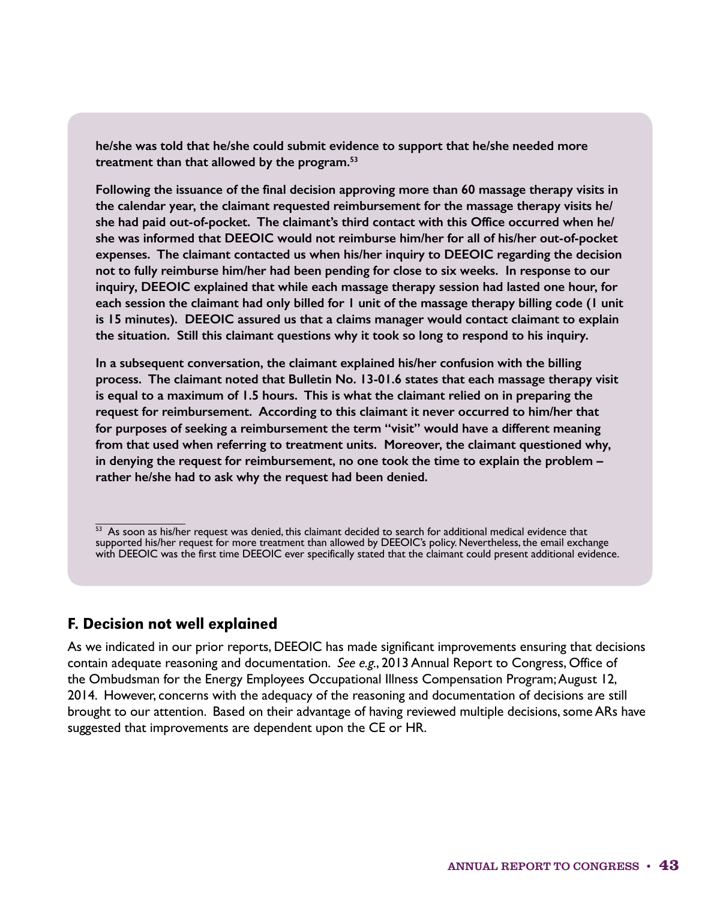**he/she was told that he/she could submit evidence to support that he/she needed more treatment than that allowed by the program.[53]**

**Following the issuance of the final decision approving more than 60 massage therapy visits in the calendar year, the claimant requested reimbursement for the massage therapy visits he/she had paid out-of-pocket. The claimant's third contact with this Office occurred when he/she was informed that DEEOIC would not reimburse him/her for all of his/her out-of-pocket expenses. The claimant contacted us when his/her inquiry to DEEOIC regarding the decision not to fully reimburse him/her had been pending for close to six weeks. In response to our inquiry, DEEOIC explained that while each massage therapy session had lasted one hour, for each session the claimant had only billed for 1 unit of the massage therapy billing code (1 unit is 15 minutes). DEEOIC assured us that a claims manager would contact claimant to explain the situation. Still this claimant questions why it took so long to respond to his inquiry.**

**In a subsequent conversation, the claimant explained his/her confusion with the billing process. The claimant noted that Bulletin No. 13-01.6 states that each massage therapy visit is equal to a maximum of 1.5 hours. This is what the claimant relied on in preparing the request for reimbursement. According to this claimant it never occurred to him/her that for purposes of seeking a reimbursement the term "visit" would have a different meaning from that used when referring to treatment units. Moreover, the claimant questioned why, in denying the request for reimbursement, no one took the time to explain the problem – rather he/she had to ask why the request had been denied.**

[53] As soon as his/her request was denied, this claimant decided to search for additional medical evidence that supported his/her request for more treatment than allowed by DEEOIC's policy. Nevertheless, the email exchange with DEEOIC was the first time DEEOIC ever specifically stated that the claimant could present additional evidence.

## F. Decision not well explained

As we indicated in our prior reports, DEEOIC has made significant improvements ensuring that decisions contain adequate reasoning and documentation. *See e.g.*, 2013 Annual Report to Congress, Office of the Ombudsman for the Energy Employees Occupational Illness Compensation Program; August 12, 2014. However, concerns with the adequacy of the reasoning and documentation of decisions are still brought to our attention. Based on their advantage of having reviewed multiple decisions, some ARs have suggested that improvements are dependent upon the CE or HR.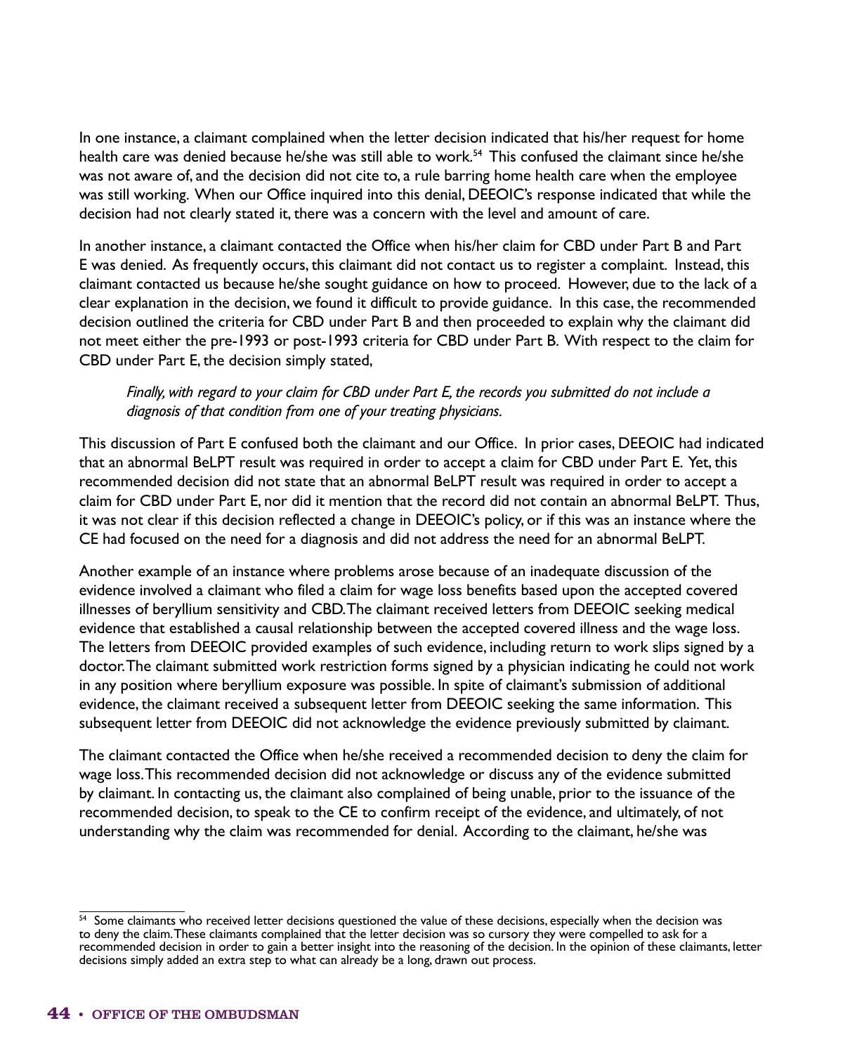In one instance, a claimant complained when the letter decision indicated that his/her request for home health care was denied because he/she was still able to work.[54] This confused the claimant since he/she was not aware of, and the decision did not cite to, a rule barring home health care when the employee was still working. When our Office inquired into this denial, DEEOIC's response indicated that while the decision had not clearly stated it, there was a concern with the level and amount of care.

In another instance, a claimant contacted the Office when his/her claim for CBD under Part B and Part E was denied. As frequently occurs, this claimant did not contact us to register a complaint. Instead, this claimant contacted us because he/she sought guidance on how to proceed. However, due to the lack of a clear explanation in the decision, we found it difficult to provide guidance. In this case, the recommended decision outlined the criteria for CBD under Part B and then proceeded to explain why the claimant did not meet either the pre-1993 or post-1993 criteria for CBD under Part B. With respect to the claim for CBD under Part E, the decision simply stated,

> *Finally, with regard to your claim for CBD under Part E, the records you submitted do not include a diagnosis of that condition from one of your treating physicians.*

This discussion of Part E confused both the claimant and our Office. In prior cases, DEEOIC had indicated that an abnormal BeLPT result was required in order to accept a claim for CBD under Part E. Yet, this recommended decision did not state that an abnormal BeLPT result was required in order to accept a claim for CBD under Part E, nor did it mention that the record did not contain an abnormal BeLPT. Thus, it was not clear if this decision reflected a change in DEEOIC's policy, or if this was an instance where the CE had focused on the need for a diagnosis and did not address the need for an abnormal BeLPT.

Another example of an instance where problems arose because of an inadequate discussion of the evidence involved a claimant who filed a claim for wage loss benefits based upon the accepted covered illnesses of beryllium sensitivity and CBD. The claimant received letters from DEEOIC seeking medical evidence that established a causal relationship between the accepted covered illness and the wage loss. The letters from DEEOIC provided examples of such evidence, including return to work slips signed by a doctor. The claimant submitted work restriction forms signed by a physician indicating he could not work in any position where beryllium exposure was possible. In spite of claimant's submission of additional evidence, the claimant received a subsequent letter from DEEOIC seeking the same information. This subsequent letter from DEEOIC did not acknowledge the evidence previously submitted by claimant.

The claimant contacted the Office when he/she received a recommended decision to deny the claim for wage loss. This recommended decision did not acknowledge or discuss any of the evidence submitted by claimant. In contacting us, the claimant also complained of being unable, prior to the issuance of the recommended decision, to speak to the CE to confirm receipt of the evidence, and ultimately, of not understanding why the claim was recommended for denial. According to the claimant, he/she was

---

[54] Some claimants who received letter decisions questioned the value of these decisions, especially when the decision was to deny the claim. These claimants complained that the letter decision was so cursory they were compelled to ask for a recommended decision in order to gain a better insight into the reasoning of the decision. In the opinion of these claimants, letter decisions simply added an extra step to what can already be a long, drawn out process.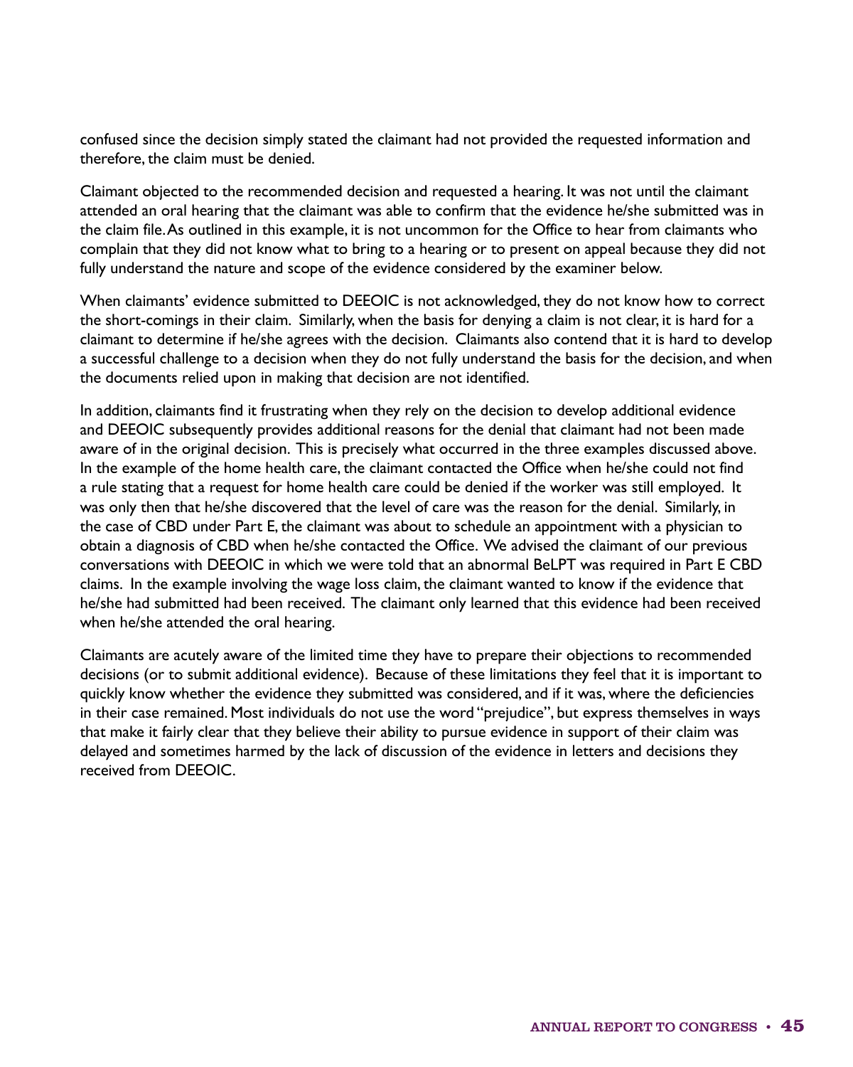confused since the decision simply stated the claimant had not provided the requested information and therefore, the claim must be denied.

Claimant objected to the recommended decision and requested a hearing. It was not until the claimant attended an oral hearing that the claimant was able to confirm that the evidence he/she submitted was in the claim file. As outlined in this example, it is not uncommon for the Office to hear from claimants who complain that they did not know what to bring to a hearing or to present on appeal because they did not fully understand the nature and scope of the evidence considered by the examiner below.

When claimants' evidence submitted to DEEOIC is not acknowledged, they do not know how to correct the short-comings in their claim. Similarly, when the basis for denying a claim is not clear, it is hard for a claimant to determine if he/she agrees with the decision. Claimants also contend that it is hard to develop a successful challenge to a decision when they do not fully understand the basis for the decision, and when the documents relied upon in making that decision are not identified.

In addition, claimants find it frustrating when they rely on the decision to develop additional evidence and DEEOIC subsequently provides additional reasons for the denial that claimant had not been made aware of in the original decision. This is precisely what occurred in the three examples discussed above. In the example of the home health care, the claimant contacted the Office when he/she could not find a rule stating that a request for home health care could be denied if the worker was still employed. It was only then that he/she discovered that the level of care was the reason for the denial. Similarly, in the case of CBD under Part E, the claimant was about to schedule an appointment with a physician to obtain a diagnosis of CBD when he/she contacted the Office. We advised the claimant of our previous conversations with DEEOIC in which we were told that an abnormal BeLPT was required in Part E CBD claims. In the example involving the wage loss claim, the claimant wanted to know if the evidence that he/she had submitted had been received. The claimant only learned that this evidence had been received when he/she attended the oral hearing.

Claimants are acutely aware of the limited time they have to prepare their objections to recommended decisions (or to submit additional evidence). Because of these limitations they feel that it is important to quickly know whether the evidence they submitted was considered, and if it was, where the deficiencies in their case remained. Most individuals do not use the word "prejudice", but express themselves in ways that make it fairly clear that they believe their ability to pursue evidence in support of their claim was delayed and sometimes harmed by the lack of discussion of the evidence in letters and decisions they received from DEEOIC.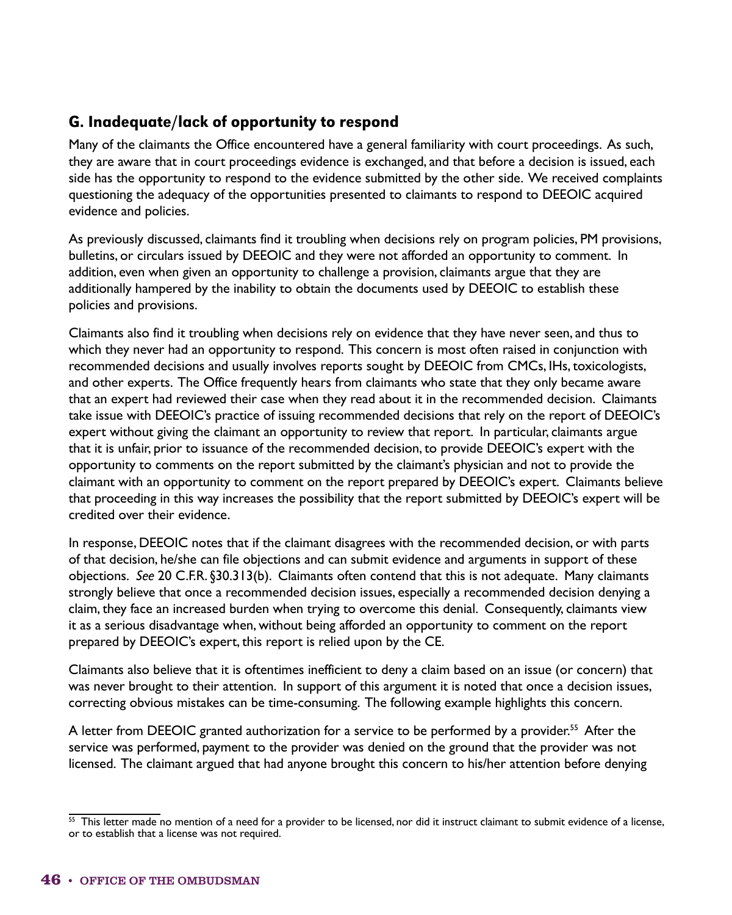## G. Inadequate/lack of opportunity to respond

Many of the claimants the Office encountered have a general familiarity with court proceedings. As such, they are aware that in court proceedings evidence is exchanged, and that before a decision is issued, each side has the opportunity to respond to the evidence submitted by the other side. We received complaints questioning the adequacy of the opportunities presented to claimants to respond to DEEOIC acquired evidence and policies.

As previously discussed, claimants find it troubling when decisions rely on program policies, PM provisions, bulletins, or circulars issued by DEEOIC and they were not afforded an opportunity to comment. In addition, even when given an opportunity to challenge a provision, claimants argue that they are additionally hampered by the inability to obtain the documents used by DEEOIC to establish these policies and provisions.

Claimants also find it troubling when decisions rely on evidence that they have never seen, and thus to which they never had an opportunity to respond. This concern is most often raised in conjunction with recommended decisions and usually involves reports sought by DEEOIC from CMCs, IHs, toxicologists, and other experts. The Office frequently hears from claimants who state that they only became aware that an expert had reviewed their case when they read about it in the recommended decision. Claimants take issue with DEEOIC's practice of issuing recommended decisions that rely on the report of DEEOIC's expert without giving the claimant an opportunity to review that report. In particular, claimants argue that it is unfair, prior to issuance of the recommended decision, to provide DEEOIC's expert with the opportunity to comments on the report submitted by the claimant's physician and not to provide the claimant with an opportunity to comment on the report prepared by DEEOIC's expert. Claimants believe that proceeding in this way increases the possibility that the report submitted by DEEOIC's expert will be credited over their evidence.

In response, DEEOIC notes that if the claimant disagrees with the recommended decision, or with parts of that decision, he/she can file objections and can submit evidence and arguments in support of these objections. *See* 20 C.F.R. §30.313(b). Claimants often contend that this is not adequate. Many claimants strongly believe that once a recommended decision issues, especially a recommended decision denying a claim, they face an increased burden when trying to overcome this denial. Consequently, claimants view it as a serious disadvantage when, without being afforded an opportunity to comment on the report prepared by DEEOIC's expert, this report is relied upon by the CE.

Claimants also believe that it is oftentimes inefficient to deny a claim based on an issue (or concern) that was never brought to their attention. In support of this argument it is noted that once a decision issues, correcting obvious mistakes can be time-consuming. The following example highlights this concern.

A letter from DEEOIC granted authorization for a service to be performed by a provider.[55] After the service was performed, payment to the provider was denied on the ground that the provider was not licensed. The claimant argued that had anyone brought this concern to his/her attention before denying

[55] This letter made no mention of a need for a provider to be licensed, nor did it instruct claimant to submit evidence of a license, or to establish that a license was not required.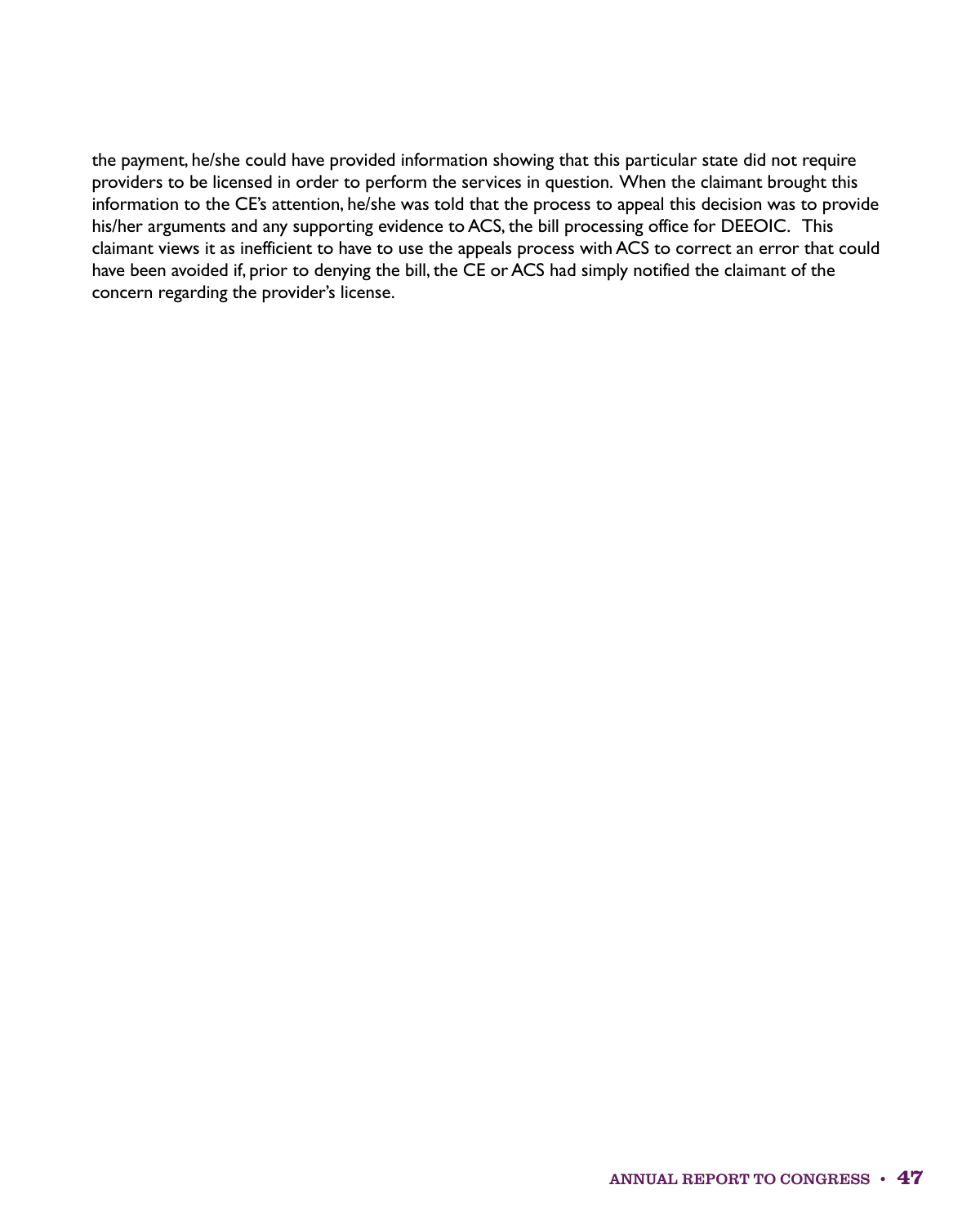the payment, he/she could have provided information showing that this particular state did not require providers to be licensed in order to perform the services in question. When the claimant brought this information to the CE's attention, he/she was told that the process to appeal this decision was to provide his/her arguments and any supporting evidence to ACS, the bill processing office for DEEOIC. This claimant views it as inefficient to have to use the appeals process with ACS to correct an error that could have been avoided if, prior to denying the bill, the CE or ACS had simply notified the claimant of the concern regarding the provider's license.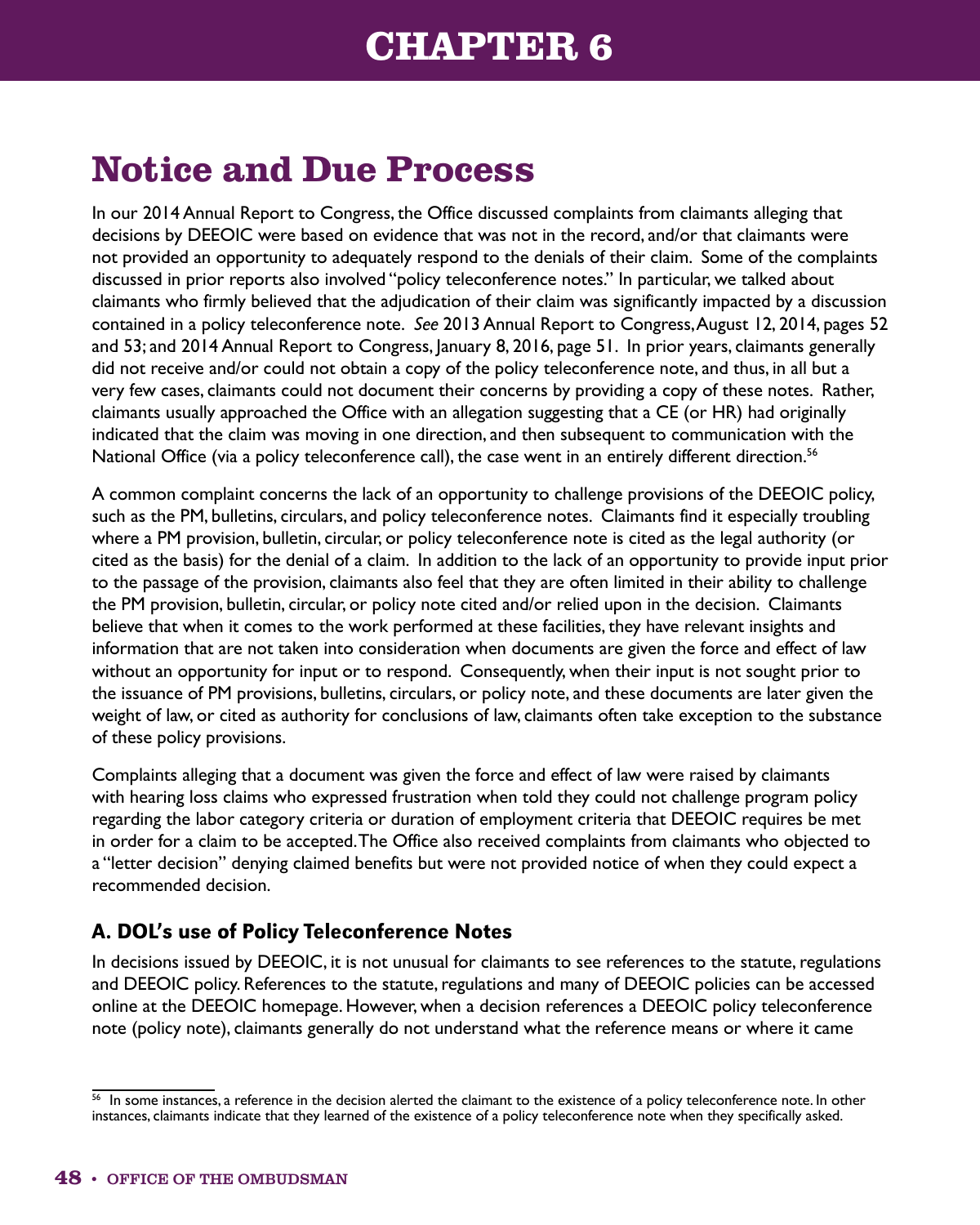# CHAPTER 6

## Notice and Due Process

In our 2014 Annual Report to Congress, the Office discussed complaints from claimants alleging that decisions by DEEOIC were based on evidence that was not in the record, and/or that claimants were not provided an opportunity to adequately respond to the denials of their claim. Some of the complaints discussed in prior reports also involved "policy teleconference notes." In particular, we talked about claimants who firmly believed that the adjudication of their claim was significantly impacted by a discussion contained in a policy teleconference note. *See* 2013 Annual Report to Congress, August 12, 2014, pages 52 and 53; and 2014 Annual Report to Congress, January 8, 2016, page 51. In prior years, claimants generally did not receive and/or could not obtain a copy of the policy teleconference note, and thus, in all but a very few cases, claimants could not document their concerns by providing a copy of these notes. Rather, claimants usually approached the Office with an allegation suggesting that a CE (or HR) had originally indicated that the claim was moving in one direction, and then subsequent to communication with the National Office (via a policy teleconference call), the case went in an entirely different direction.[56]

A common complaint concerns the lack of an opportunity to challenge provisions of the DEEOIC policy, such as the PM, bulletins, circulars, and policy teleconference notes. Claimants find it especially troubling where a PM provision, bulletin, circular, or policy teleconference note is cited as the legal authority (or cited as the basis) for the denial of a claim. In addition to the lack of an opportunity to provide input prior to the passage of the provision, claimants also feel that they are often limited in their ability to challenge the PM provision, bulletin, circular, or policy note cited and/or relied upon in the decision. Claimants believe that when it comes to the work performed at these facilities, they have relevant insights and information that are not taken into consideration when documents are given the force and effect of law without an opportunity for input or to respond. Consequently, when their input is not sought prior to the issuance of PM provisions, bulletins, circulars, or policy note, and these documents are later given the weight of law, or cited as authority for conclusions of law, claimants often take exception to the substance of these policy provisions.

Complaints alleging that a document was given the force and effect of law were raised by claimants with hearing loss claims who expressed frustration when told they could not challenge program policy regarding the labor category criteria or duration of employment criteria that DEEOIC requires be met in order for a claim to be accepted. The Office also received complaints from claimants who objected to a "letter decision" denying claimed benefits but were not provided notice of when they could expect a recommended decision.

### A. DOL's use of Policy Teleconference Notes

In decisions issued by DEEOIC, it is not unusual for claimants to see references to the statute, regulations and DEEOIC policy. References to the statute, regulations and many of DEEOIC policies can be accessed online at the DEEOIC homepage. However, when a decision references a DEEOIC policy teleconference note (policy note), claimants generally do not understand what the reference means or where it came

[56] In some instances, a reference in the decision alerted the claimant to the existence of a policy teleconference note. In other instances, claimants indicate that they learned of the existence of a policy teleconference note when they specifically asked.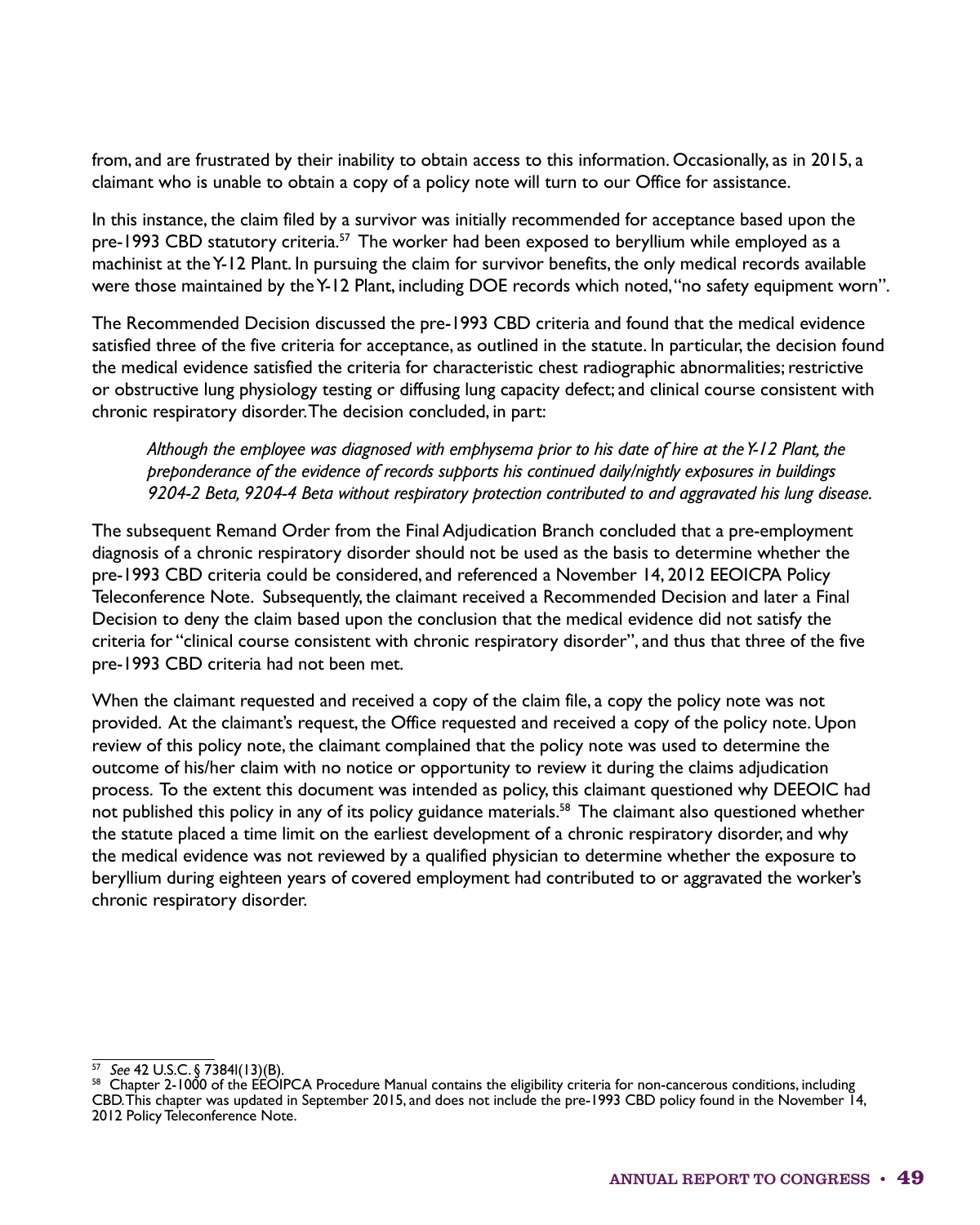from, and are frustrated by their inability to obtain access to this information. Occasionally, as in 2015, a claimant who is unable to obtain a copy of a policy note will turn to our Office for assistance.

In this instance, the claim filed by a survivor was initially recommended for acceptance based upon the pre-1993 CBD statutory criteria.[57] The worker had been exposed to beryllium while employed as a machinist at the Y-12 Plant. In pursuing the claim for survivor benefits, the only medical records available were those maintained by the Y-12 Plant, including DOE records which noted, "no safety equipment worn".

The Recommended Decision discussed the pre-1993 CBD criteria and found that the medical evidence satisfied three of the five criteria for acceptance, as outlined in the statute. In particular, the decision found the medical evidence satisfied the criteria for characteristic chest radiographic abnormalities; restrictive or obstructive lung physiology testing or diffusing lung capacity defect; and clinical course consistent with chronic respiratory disorder. The decision concluded, in part:

> *Although the employee was diagnosed with emphysema prior to his date of hire at the Y-12 Plant, the preponderance of the evidence of records supports his continued daily/nightly exposures in buildings 9204-2 Beta, 9204-4 Beta without respiratory protection contributed to and aggravated his lung disease.*

The subsequent Remand Order from the Final Adjudication Branch concluded that a pre-employment diagnosis of a chronic respiratory disorder should not be used as the basis to determine whether the pre-1993 CBD criteria could be considered, and referenced a November 14, 2012 EEOICPA Policy Teleconference Note. Subsequently, the claimant received a Recommended Decision and later a Final Decision to deny the claim based upon the conclusion that the medical evidence did not satisfy the criteria for "clinical course consistent with chronic respiratory disorder", and thus that three of the five pre-1993 CBD criteria had not been met.

When the claimant requested and received a copy of the claim file, a copy the policy note was not provided. At the claimant's request, the Office requested and received a copy of the policy note. Upon review of this policy note, the claimant complained that the policy note was used to determine the outcome of his/her claim with no notice or opportunity to review it during the claims adjudication process. To the extent this document was intended as policy, this claimant questioned why DEEOIC had not published this policy in any of its policy guidance materials.[58] The claimant also questioned whether the statute placed a time limit on the earliest development of a chronic respiratory disorder, and why the medical evidence was not reviewed by a qualified physician to determine whether the exposure to beryllium during eighteen years of covered employment had contributed to or aggravated the worker's chronic respiratory disorder.

---

[57] *See* 42 U.S.C. § 7384l(13)(B).

[58] Chapter 2-1000 of the EEOIPCA Procedure Manual contains the eligibility criteria for non-cancerous conditions, including CBD. This chapter was updated in September 2015, and does not include the pre-1993 CBD policy found in the November 14, 2012 Policy Teleconference Note.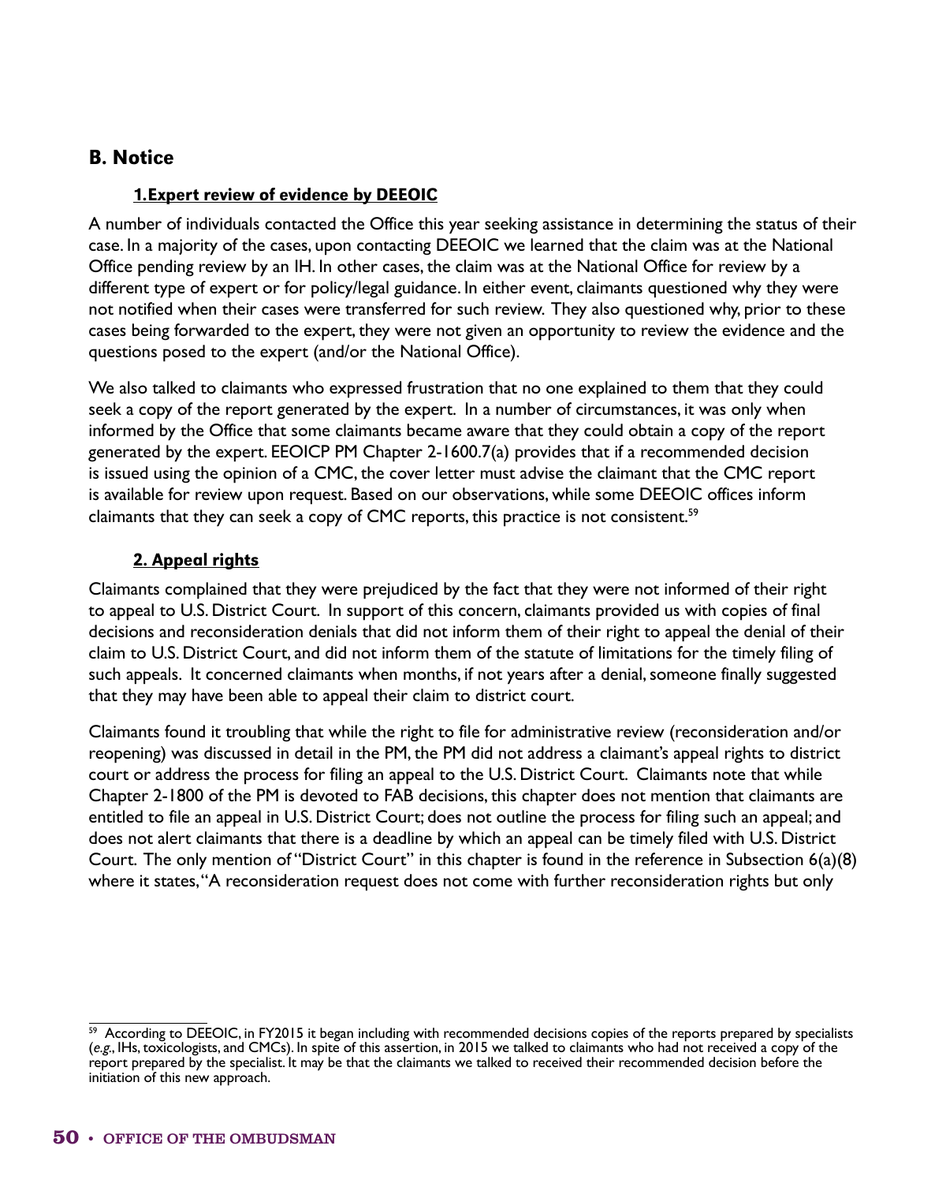## B. Notice

### 1. Expert review of evidence by DEEOIC

A number of individuals contacted the Office this year seeking assistance in determining the status of their case. In a majority of the cases, upon contacting DEEOIC we learned that the claim was at the National Office pending review by an IH. In other cases, the claim was at the National Office for review by a different type of expert or for policy/legal guidance. In either event, claimants questioned why they were not notified when their cases were transferred for such review. They also questioned why, prior to these cases being forwarded to the expert, they were not given an opportunity to review the evidence and the questions posed to the expert (and/or the National Office).

We also talked to claimants who expressed frustration that no one explained to them that they could seek a copy of the report generated by the expert. In a number of circumstances, it was only when informed by the Office that some claimants became aware that they could obtain a copy of the report generated by the expert. EEOICP PM Chapter 2-1600.7(a) provides that if a recommended decision is issued using the opinion of a CMC, the cover letter must advise the claimant that the CMC report is available for review upon request. Based on our observations, while some DEEOIC offices inform claimants that they can seek a copy of CMC reports, this practice is not consistent.[59]

### 2. Appeal rights

Claimants complained that they were prejudiced by the fact that they were not informed of their right to appeal to U.S. District Court. In support of this concern, claimants provided us with copies of final decisions and reconsideration denials that did not inform them of their right to appeal the denial of their claim to U.S. District Court, and did not inform them of the statute of limitations for the timely filing of such appeals. It concerned claimants when months, if not years after a denial, someone finally suggested that they may have been able to appeal their claim to district court.

Claimants found it troubling that while the right to file for administrative review (reconsideration and/or reopening) was discussed in detail in the PM, the PM did not address a claimant's appeal rights to district court or address the process for filing an appeal to the U.S. District Court. Claimants note that while Chapter 2-1800 of the PM is devoted to FAB decisions, this chapter does not mention that claimants are entitled to file an appeal in U.S. District Court; does not outline the process for filing such an appeal; and does not alert claimants that there is a deadline by which an appeal can be timely filed with U.S. District Court. The only mention of "District Court" in this chapter is found in the reference in Subsection 6(a)(8) where it states, "A reconsideration request does not come with further reconsideration rights but only

[59] According to DEEOIC, in FY2015 it began including with recommended decisions copies of the reports prepared by specialists (*e.g.*, IHs, toxicologists, and CMCs). In spite of this assertion, in 2015 we talked to claimants who had not received a copy of the report prepared by the specialist. It may be that the claimants we talked to received their recommended decision before the initiation of this new approach.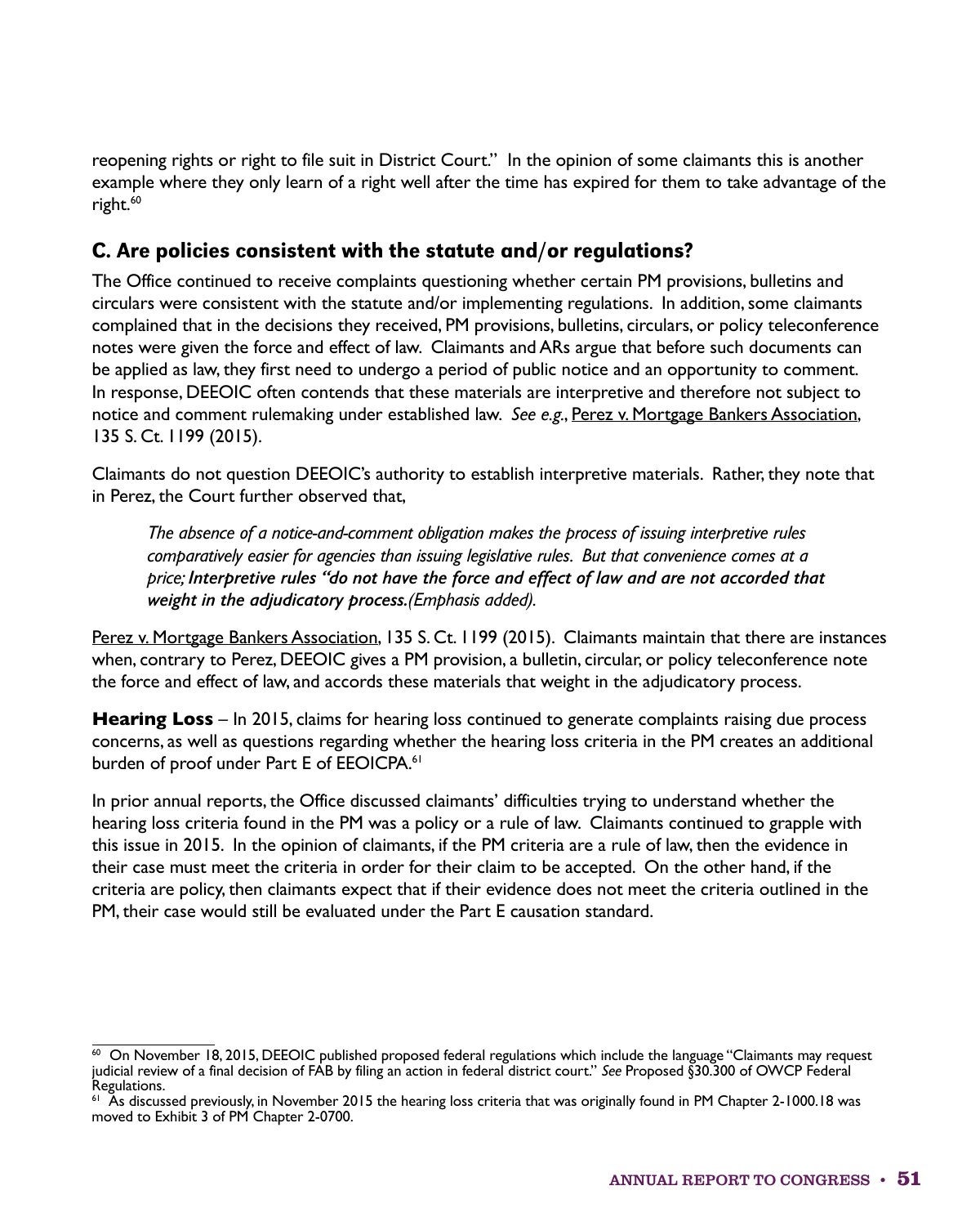reopening rights or right to file suit in District Court." In the opinion of some claimants this is another example where they only learn of a right well after the time has expired for them to take advantage of the right.[60]

## C. Are policies consistent with the statute and/or regulations?

The Office continued to receive complaints questioning whether certain PM provisions, bulletins and circulars were consistent with the statute and/or implementing regulations. In addition, some claimants complained that in the decisions they received, PM provisions, bulletins, circulars, or policy teleconference notes were given the force and effect of law. Claimants and ARs argue that before such documents can be applied as law, they first need to undergo a period of public notice and an opportunity to comment. In response, DEEOIC often contends that these materials are interpretive and therefore not subject to notice and comment rulemaking under established law. *See e.g.*, Perez v. Mortgage Bankers Association, 135 S. Ct. 1199 (2015).

Claimants do not question DEEOIC's authority to establish interpretive materials. Rather, they note that in Perez, the Court further observed that,

> *The absence of a notice-and-comment obligation makes the process of issuing interpretive rules comparatively easier for agencies than issuing legislative rules. But that convenience comes at a price;* ***Interpretive rules "do not have the force and effect of law and are not accorded that weight in the adjudicatory process.*** *(Emphasis added).*

Perez v. Mortgage Bankers Association, 135 S. Ct. 1199 (2015). Claimants maintain that there are instances when, contrary to Perez, DEEOIC gives a PM provision, a bulletin, circular, or policy teleconference note the force and effect of law, and accords these materials that weight in the adjudicatory process.

**Hearing Loss** – In 2015, claims for hearing loss continued to generate complaints raising due process concerns, as well as questions regarding whether the hearing loss criteria in the PM creates an additional burden of proof under Part E of EEOICPA.[61]

In prior annual reports, the Office discussed claimants' difficulties trying to understand whether the hearing loss criteria found in the PM was a policy or a rule of law. Claimants continued to grapple with this issue in 2015. In the opinion of claimants, if the PM criteria are a rule of law, then the evidence in their case must meet the criteria in order for their claim to be accepted. On the other hand, if the criteria are policy, then claimants expect that if their evidence does not meet the criteria outlined in the PM, their case would still be evaluated under the Part E causation standard.

---

[60] On November 18, 2015, DEEOIC published proposed federal regulations which include the language "Claimants may request judicial review of a final decision of FAB by filing an action in federal district court." *See* Proposed §30.300 of OWCP Federal Regulations.

[61] As discussed previously, in November 2015 the hearing loss criteria that was originally found in PM Chapter 2-1000.18 was moved to Exhibit 3 of PM Chapter 2-0700.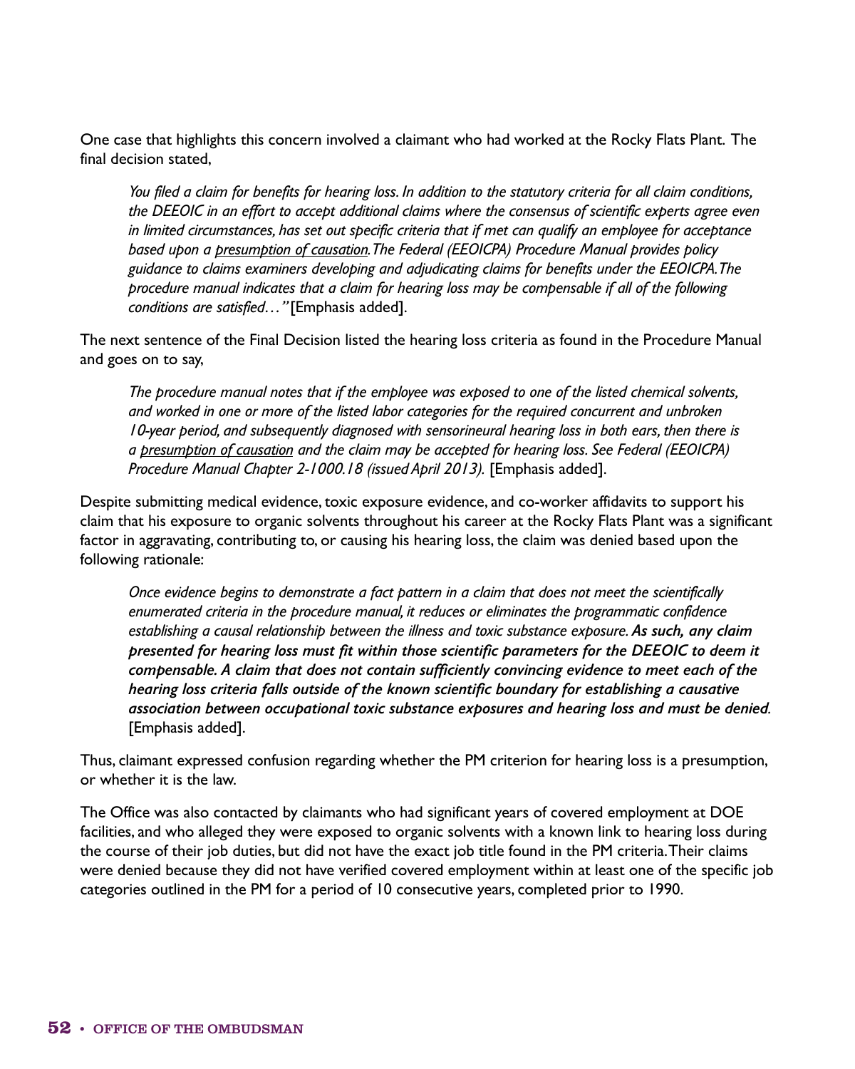One case that highlights this concern involved a claimant who had worked at the Rocky Flats Plant. The final decision stated,

> *You filed a claim for benefits for hearing loss. In addition to the statutory criteria for all claim conditions, the DEEOIC in an effort to accept additional claims where the consensus of scientific experts agree even in limited circumstances, has set out specific criteria that if met can qualify an employee for acceptance based upon a <u>presumption of causation</u>. The Federal (EEOICPA) Procedure Manual provides policy guidance to claims examiners developing and adjudicating claims for benefits under the EEOICPA. The procedure manual indicates that a claim for hearing loss may be compensable if all of the following conditions are satisfied…"* [Emphasis added].

The next sentence of the Final Decision listed the hearing loss criteria as found in the Procedure Manual and goes on to say,

> *The procedure manual notes that if the employee was exposed to one of the listed chemical solvents, and worked in one or more of the listed labor categories for the required concurrent and unbroken 10-year period, and subsequently diagnosed with sensorineural hearing loss in both ears, then there is a <u>presumption of causation</u> and the claim may be accepted for hearing loss. See Federal (EEOICPA) Procedure Manual Chapter 2-1000.18 (issued April 2013).* [Emphasis added].

Despite submitting medical evidence, toxic exposure evidence, and co-worker affidavits to support his claim that his exposure to organic solvents throughout his career at the Rocky Flats Plant was a significant factor in aggravating, contributing to, or causing his hearing loss, the claim was denied based upon the following rationale:

> *Once evidence begins to demonstrate a fact pattern in a claim that does not meet the scientifically enumerated criteria in the procedure manual, it reduces or eliminates the programmatic confidence establishing a causal relationship between the illness and toxic substance exposure.* ***As such, any claim presented for hearing loss must fit within those scientific parameters for the DEEOIC to deem it compensable. A claim that does not contain sufficiently convincing evidence to meet each of the hearing loss criteria falls outside of the known scientific boundary for establishing a causative association between occupational toxic substance exposures and hearing loss and must be denied.*** [Emphasis added].

Thus, claimant expressed confusion regarding whether the PM criterion for hearing loss is a presumption, or whether it is the law.

The Office was also contacted by claimants who had significant years of covered employment at DOE facilities, and who alleged they were exposed to organic solvents with a known link to hearing loss during the course of their job duties, but did not have the exact job title found in the PM criteria. Their claims were denied because they did not have verified covered employment within at least one of the specific job categories outlined in the PM for a period of 10 consecutive years, completed prior to 1990.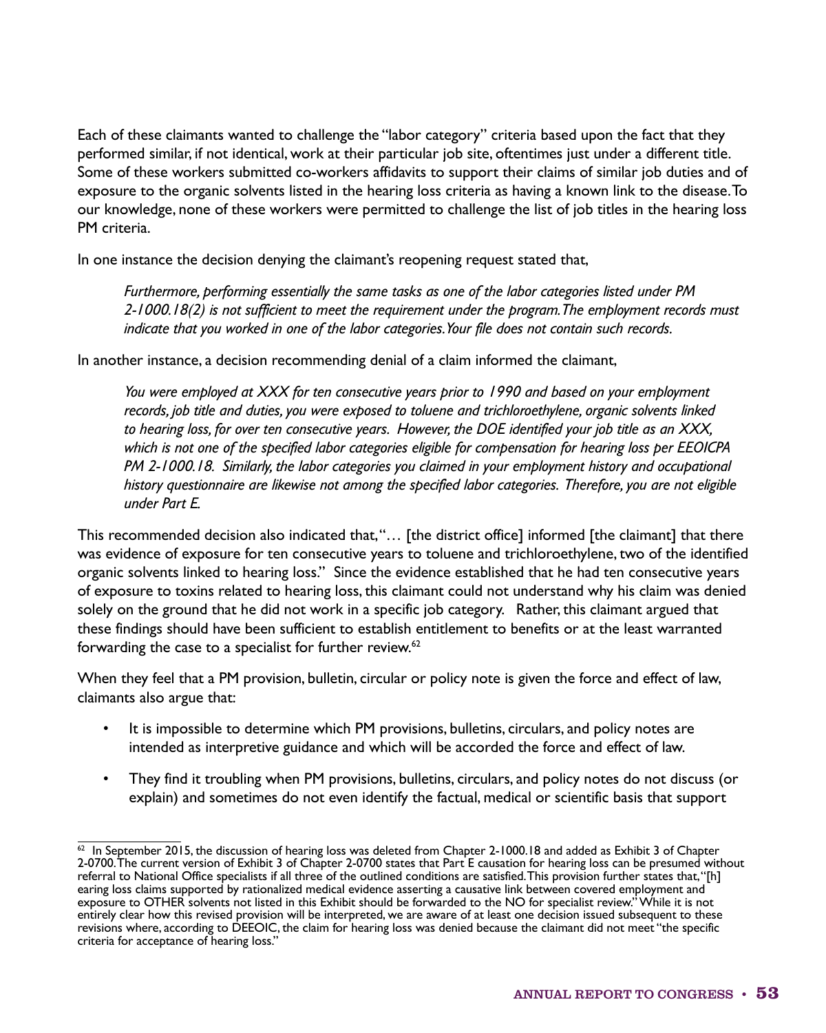Each of these claimants wanted to challenge the "labor category" criteria based upon the fact that they performed similar, if not identical, work at their particular job site, oftentimes just under a different title. Some of these workers submitted co-workers affidavits to support their claims of similar job duties and of exposure to the organic solvents listed in the hearing loss criteria as having a known link to the disease. To our knowledge, none of these workers were permitted to challenge the list of job titles in the hearing loss PM criteria.

In one instance the decision denying the claimant's reopening request stated that,

> *Furthermore, performing essentially the same tasks as one of the labor categories listed under PM 2-1000.18(2) is not sufficient to meet the requirement under the program. The employment records must indicate that you worked in one of the labor categories. Your file does not contain such records.*

In another instance, a decision recommending denial of a claim informed the claimant,

> *You were employed at XXX for ten consecutive years prior to 1990 and based on your employment records, job title and duties, you were exposed to toluene and trichloroethylene, organic solvents linked to hearing loss, for over ten consecutive years. However, the DOE identified your job title as an XXX, which is not one of the specified labor categories eligible for compensation for hearing loss per EEOICPA PM 2-1000.18. Similarly, the labor categories you claimed in your employment history and occupational history questionnaire are likewise not among the specified labor categories. Therefore, you are not eligible under Part E.*

This recommended decision also indicated that, "… [the district office] informed [the claimant] that there was evidence of exposure for ten consecutive years to toluene and trichloroethylene, two of the identified organic solvents linked to hearing loss." Since the evidence established that he had ten consecutive years of exposure to toxins related to hearing loss, this claimant could not understand why his claim was denied solely on the ground that he did not work in a specific job category. Rather, this claimant argued that these findings should have been sufficient to establish entitlement to benefits or at the least warranted forwarding the case to a specialist for further review.[62]

When they feel that a PM provision, bulletin, circular or policy note is given the force and effect of law, claimants also argue that:

- It is impossible to determine which PM provisions, bulletins, circulars, and policy notes are intended as interpretive guidance and which will be accorded the force and effect of law.
- They find it troubling when PM provisions, bulletins, circulars, and policy notes do not discuss (or explain) and sometimes do not even identify the factual, medical or scientific basis that support

---

[62] In September 2015, the discussion of hearing loss was deleted from Chapter 2-1000.18 and added as Exhibit 3 of Chapter 2-0700. The current version of Exhibit 3 of Chapter 2-0700 states that Part E causation for hearing loss can be presumed without referral to National Office specialists if all three of the outlined conditions are satisfied. This provision further states that, "[h]earing loss claims supported by rationalized medical evidence asserting a causative link between covered employment and exposure to OTHER solvents not listed in this Exhibit should be forwarded to the NO for specialist review." While it is not entirely clear how this revised provision will be interpreted, we are aware of at least one decision issued subsequent to these revisions where, according to DEEOIC, the claim for hearing loss was denied because the claimant did not meet "the specific criteria for acceptance of hearing loss."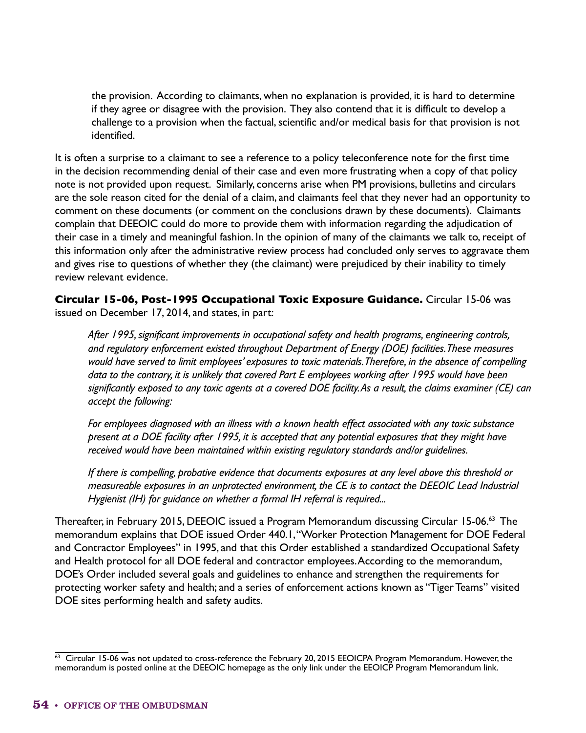the provision. According to claimants, when no explanation is provided, it is hard to determine if they agree or disagree with the provision. They also contend that it is difficult to develop a challenge to a provision when the factual, scientific and/or medical basis for that provision is not identified.

It is often a surprise to a claimant to see a reference to a policy teleconference note for the first time in the decision recommending denial of their case and even more frustrating when a copy of that policy note is not provided upon request. Similarly, concerns arise when PM provisions, bulletins and circulars are the sole reason cited for the denial of a claim, and claimants feel that they never had an opportunity to comment on these documents (or comment on the conclusions drawn by these documents). Claimants complain that DEEOIC could do more to provide them with information regarding the adjudication of their case in a timely and meaningful fashion. In the opinion of many of the claimants we talk to, receipt of this information only after the administrative review process had concluded only serves to aggravate them and gives rise to questions of whether they (the claimant) were prejudiced by their inability to timely review relevant evidence.

**Circular 15-06, Post-1995 Occupational Toxic Exposure Guidance.** Circular 15-06 was issued on December 17, 2014, and states, in part:

> *After 1995, significant improvements in occupational safety and health programs, engineering controls, and regulatory enforcement existed throughout Department of Energy (DOE) facilities. These measures would have served to limit employees' exposures to toxic materials. Therefore, in the absence of compelling data to the contrary, it is unlikely that covered Part E employees working after 1995 would have been significantly exposed to any toxic agents at a covered DOE facility. As a result, the claims examiner (CE) can accept the following:*
>
> *For employees diagnosed with an illness with a known health effect associated with any toxic substance present at a DOE facility after 1995, it is accepted that any potential exposures that they might have received would have been maintained within existing regulatory standards and/or guidelines.*
>
> *If there is compelling, probative evidence that documents exposures at any level above this threshold or measureable exposures in an unprotected environment, the CE is to contact the DEEOIC Lead Industrial Hygienist (IH) for guidance on whether a formal IH referral is required...*

Thereafter, in February 2015, DEEOIC issued a Program Memorandum discussing Circular 15-06.[63] The memorandum explains that DOE issued Order 440.1, "Worker Protection Management for DOE Federal and Contractor Employees" in 1995, and that this Order established a standardized Occupational Safety and Health protocol for all DOE federal and contractor employees. According to the memorandum, DOE's Order included several goals and guidelines to enhance and strengthen the requirements for protecting worker safety and health; and a series of enforcement actions known as "Tiger Teams" visited DOE sites performing health and safety audits.

[63] Circular 15-06 was not updated to cross-reference the February 20, 2015 EEOICPA Program Memorandum. However, the memorandum is posted online at the DEEOIC homepage as the only link under the EEOICP Program Memorandum link.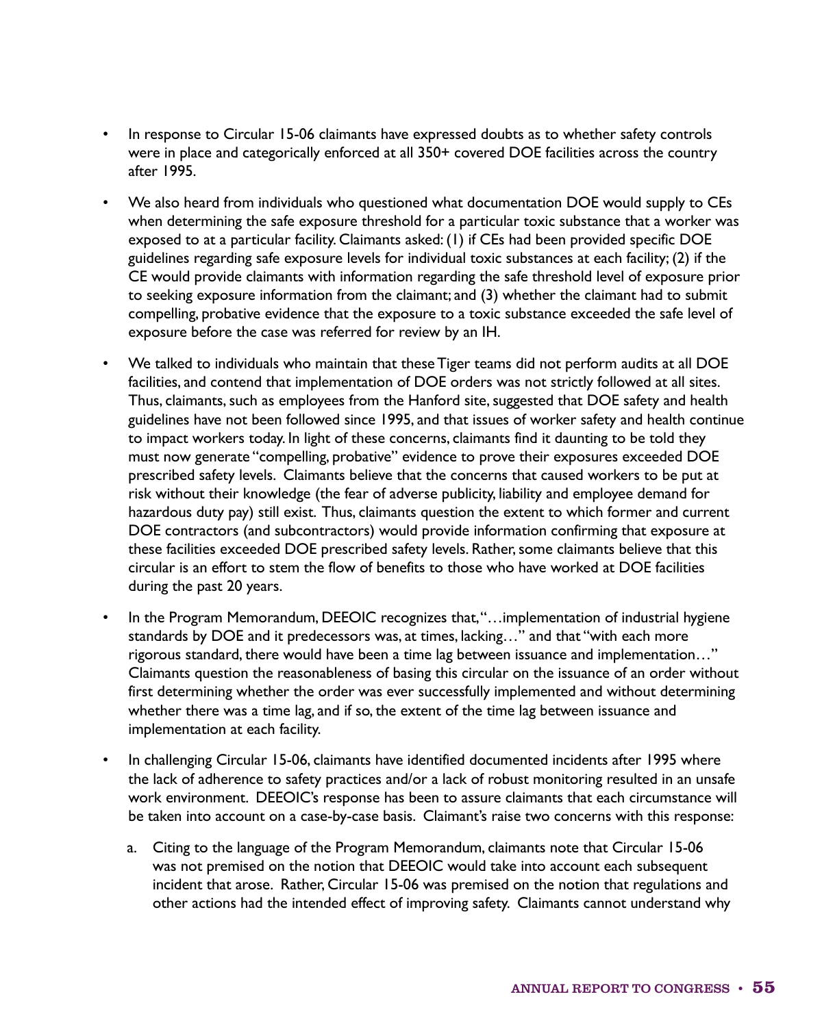- In response to Circular 15-06 claimants have expressed doubts as to whether safety controls were in place and categorically enforced at all 350+ covered DOE facilities across the country after 1995.

- We also heard from individuals who questioned what documentation DOE would supply to CEs when determining the safe exposure threshold for a particular toxic substance that a worker was exposed to at a particular facility. Claimants asked: (1) if CEs had been provided specific DOE guidelines regarding safe exposure levels for individual toxic substances at each facility; (2) if the CE would provide claimants with information regarding the safe threshold level of exposure prior to seeking exposure information from the claimant; and (3) whether the claimant had to submit compelling, probative evidence that the exposure to a toxic substance exceeded the safe level of exposure before the case was referred for review by an IH.

- We talked to individuals who maintain that these Tiger teams did not perform audits at all DOE facilities, and contend that implementation of DOE orders was not strictly followed at all sites. Thus, claimants, such as employees from the Hanford site, suggested that DOE safety and health guidelines have not been followed since 1995, and that issues of worker safety and health continue to impact workers today. In light of these concerns, claimants find it daunting to be told they must now generate "compelling, probative" evidence to prove their exposures exceeded DOE prescribed safety levels. Claimants believe that the concerns that caused workers to be put at risk without their knowledge (the fear of adverse publicity, liability and employee demand for hazardous duty pay) still exist. Thus, claimants question the extent to which former and current DOE contractors (and subcontractors) would provide information confirming that exposure at these facilities exceeded DOE prescribed safety levels. Rather, some claimants believe that this circular is an effort to stem the flow of benefits to those who have worked at DOE facilities during the past 20 years.

- In the Program Memorandum, DEEOIC recognizes that, "…implementation of industrial hygiene standards by DOE and it predecessors was, at times, lacking…" and that "with each more rigorous standard, there would have been a time lag between issuance and implementation…" Claimants question the reasonableness of basing this circular on the issuance of an order without first determining whether the order was ever successfully implemented and without determining whether there was a time lag, and if so, the extent of the time lag between issuance and implementation at each facility.

- In challenging Circular 15-06, claimants have identified documented incidents after 1995 where the lack of adherence to safety practices and/or a lack of robust monitoring resulted in an unsafe work environment. DEEOIC's response has been to assure claimants that each circumstance will be taken into account on a case-by-case basis. Claimant's raise two concerns with this response:

  a. Citing to the language of the Program Memorandum, claimants note that Circular 15-06 was not premised on the notion that DEEOIC would take into account each subsequent incident that arose. Rather, Circular 15-06 was premised on the notion that regulations and other actions had the intended effect of improving safety. Claimants cannot understand why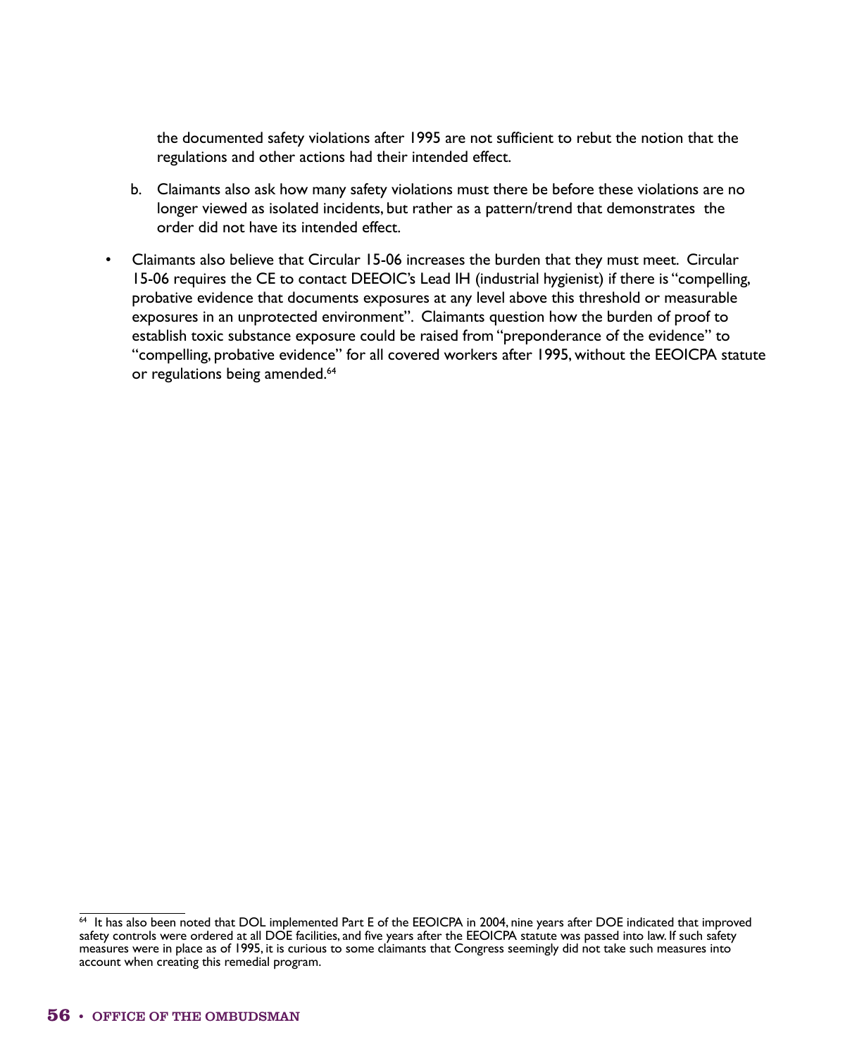the documented safety violations after 1995 are not sufficient to rebut the notion that the regulations and other actions had their intended effect.

b. Claimants also ask how many safety violations must there be before these violations are no longer viewed as isolated incidents, but rather as a pattern/trend that demonstrates the order did not have its intended effect.

- Claimants also believe that Circular 15-06 increases the burden that they must meet. Circular 15-06 requires the CE to contact DEEOIC's Lead IH (industrial hygienist) if there is "compelling, probative evidence that documents exposures at any level above this threshold or measurable exposures in an unprotected environment". Claimants question how the burden of proof to establish toxic substance exposure could be raised from "preponderance of the evidence" to "compelling, probative evidence" for all covered workers after 1995, without the EEOICPA statute or regulations being amended.[64]

[64] It has also been noted that DOL implemented Part E of the EEOICPA in 2004, nine years after DOE indicated that improved safety controls were ordered at all DOE facilities, and five years after the EEOICPA statute was passed into law. If such safety measures were in place as of 1995, it is curious to some claimants that Congress seemingly did not take such measures into account when creating this remedial program.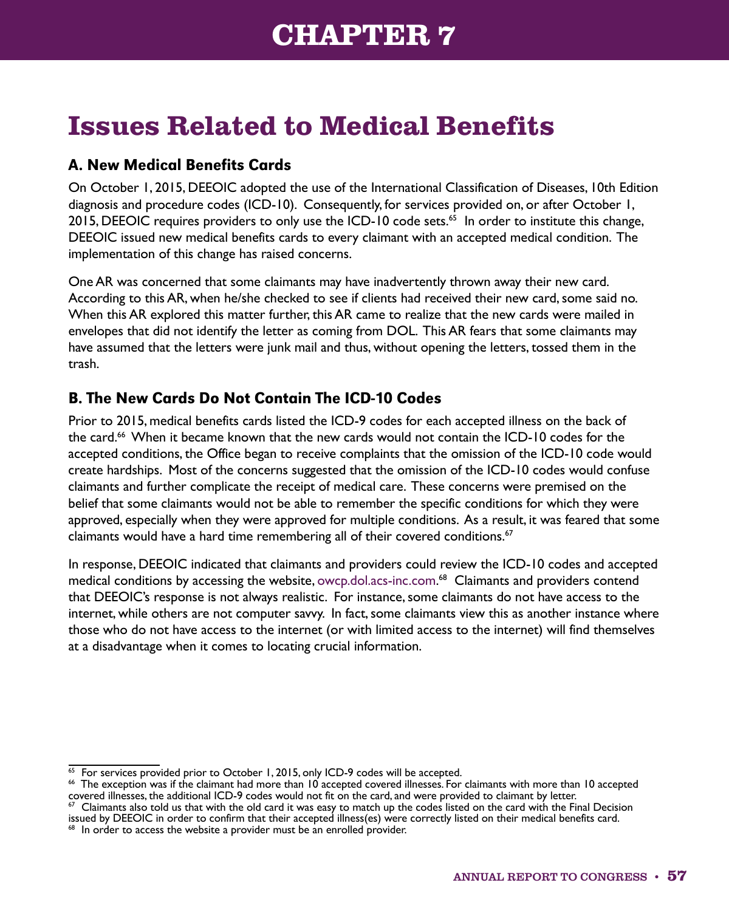# CHAPTER 7

## Issues Related to Medical Benefits

### A. New Medical Benefits Cards

On October 1, 2015, DEEOIC adopted the use of the International Classification of Diseases, 10th Edition diagnosis and procedure codes (ICD-10). Consequently, for services provided on, or after October 1, 2015, DEEOIC requires providers to only use the ICD-10 code sets.[65] In order to institute this change, DEEOIC issued new medical benefits cards to every claimant with an accepted medical condition. The implementation of this change has raised concerns.

One AR was concerned that some claimants may have inadvertently thrown away their new card. According to this AR, when he/she checked to see if clients had received their new card, some said no. When this AR explored this matter further, this AR came to realize that the new cards were mailed in envelopes that did not identify the letter as coming from DOL. This AR fears that some claimants may have assumed that the letters were junk mail and thus, without opening the letters, tossed them in the trash.

### B. The New Cards Do Not Contain The ICD-10 Codes

Prior to 2015, medical benefits cards listed the ICD-9 codes for each accepted illness on the back of the card.[66] When it became known that the new cards would not contain the ICD-10 codes for the accepted conditions, the Office began to receive complaints that the omission of the ICD-10 code would create hardships. Most of the concerns suggested that the omission of the ICD-10 codes would confuse claimants and further complicate the receipt of medical care. These concerns were premised on the belief that some claimants would not be able to remember the specific conditions for which they were approved, especially when they were approved for multiple conditions. As a result, it was feared that some claimants would have a hard time remembering all of their covered conditions.[67]

In response, DEEOIC indicated that claimants and providers could review the ICD-10 codes and accepted medical conditions by accessing the website, owcp.dol.acs-inc.com.[68] Claimants and providers contend that DEEOIC's response is not always realistic. For instance, some claimants do not have access to the internet, while others are not computer savvy. In fact, some claimants view this as another instance where those who do not have access to the internet (or with limited access to the internet) will find themselves at a disadvantage when it comes to locating crucial information.

---

[65] For services provided prior to October 1, 2015, only ICD-9 codes will be accepted.

[66] The exception was if the claimant had more than 10 accepted covered illnesses. For claimants with more than 10 accepted covered illnesses, the additional ICD-9 codes would not fit on the card, and were provided to claimant by letter.

[67] Claimants also told us that with the old card it was easy to match up the codes listed on the card with the Final Decision issued by DEEOIC in order to confirm that their accepted illness(es) were correctly listed on their medical benefits card.

[68] In order to access the website a provider must be an enrolled provider.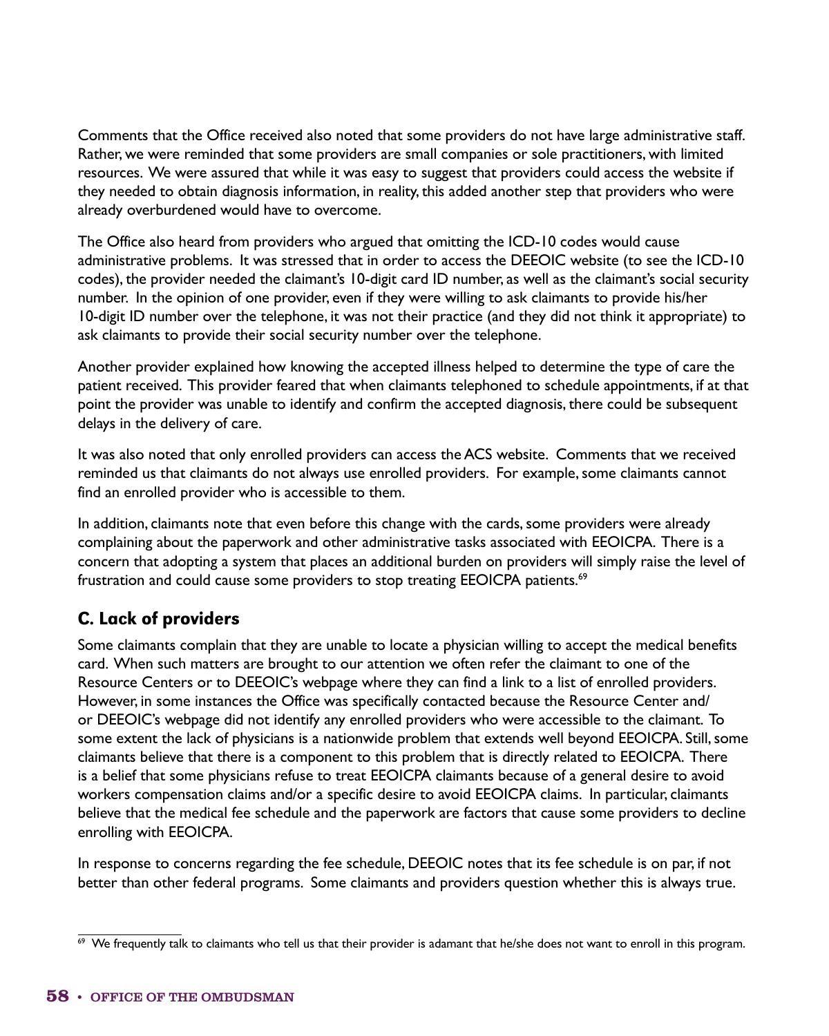Comments that the Office received also noted that some providers do not have large administrative staff. Rather, we were reminded that some providers are small companies or sole practitioners, with limited resources. We were assured that while it was easy to suggest that providers could access the website if they needed to obtain diagnosis information, in reality, this added another step that providers who were already overburdened would have to overcome.

The Office also heard from providers who argued that omitting the ICD-10 codes would cause administrative problems. It was stressed that in order to access the DEEOIC website (to see the ICD-10 codes), the provider needed the claimant's 10-digit card ID number, as well as the claimant's social security number. In the opinion of one provider, even if they were willing to ask claimants to provide his/her 10-digit ID number over the telephone, it was not their practice (and they did not think it appropriate) to ask claimants to provide their social security number over the telephone.

Another provider explained how knowing the accepted illness helped to determine the type of care the patient received. This provider feared that when claimants telephoned to schedule appointments, if at that point the provider was unable to identify and confirm the accepted diagnosis, there could be subsequent delays in the delivery of care.

It was also noted that only enrolled providers can access the ACS website. Comments that we received reminded us that claimants do not always use enrolled providers. For example, some claimants cannot find an enrolled provider who is accessible to them.

In addition, claimants note that even before this change with the cards, some providers were already complaining about the paperwork and other administrative tasks associated with EEOICPA. There is a concern that adopting a system that places an additional burden on providers will simply raise the level of frustration and could cause some providers to stop treating EEOICPA patients.[69]

## C. Lack of providers

Some claimants complain that they are unable to locate a physician willing to accept the medical benefits card. When such matters are brought to our attention we often refer the claimant to one of the Resource Centers or to DEEOIC's webpage where they can find a link to a list of enrolled providers. However, in some instances the Office was specifically contacted because the Resource Center and/or DEEOIC's webpage did not identify any enrolled providers who were accessible to the claimant. To some extent the lack of physicians is a nationwide problem that extends well beyond EEOICPA. Still, some claimants believe that there is a component to this problem that is directly related to EEOICPA. There is a belief that some physicians refuse to treat EEOICPA claimants because of a general desire to avoid workers compensation claims and/or a specific desire to avoid EEOICPA claims. In particular, claimants believe that the medical fee schedule and the paperwork are factors that cause some providers to decline enrolling with EEOICPA.

In response to concerns regarding the fee schedule, DEEOIC notes that its fee schedule is on par, if not better than other federal programs. Some claimants and providers question whether this is always true.

---

[69] We frequently talk to claimants who tell us that their provider is adamant that he/she does not want to enroll in this program.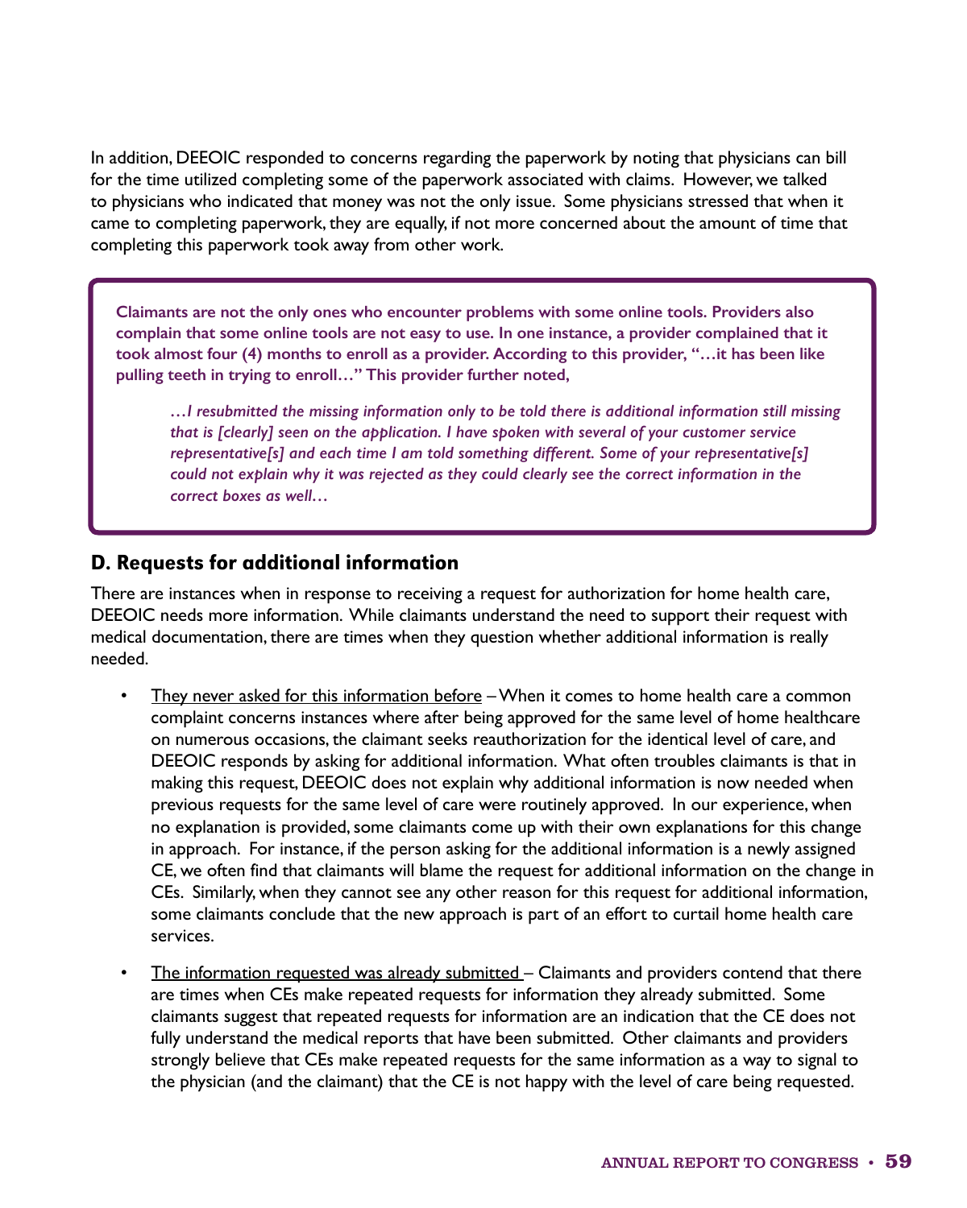In addition, DEEOIC responded to concerns regarding the paperwork by noting that physicians can bill for the time utilized completing some of the paperwork associated with claims. However, we talked to physicians who indicated that money was not the only issue. Some physicians stressed that when it came to completing paperwork, they are equally, if not more concerned about the amount of time that completing this paperwork took away from other work.

> **Claimants are not the only ones who encounter problems with some online tools. Providers also complain that some online tools are not easy to use. In one instance, a provider complained that it took almost four (4) months to enroll as a provider. According to this provider, "…it has been like pulling teeth in trying to enroll…" This provider further noted,**
>
> > ***…I resubmitted the missing information only to be told there is additional information still missing that is [clearly] seen on the application. I have spoken with several of your customer service representative[s] and each time I am told something different. Some of your representative[s] could not explain why it was rejected as they could clearly see the correct information in the correct boxes as well…***

## D. Requests for additional information

There are instances when in response to receiving a request for authorization for home health care, DEEOIC needs more information. While claimants understand the need to support their request with medical documentation, there are times when they question whether additional information is really needed.

- <u>They never asked for this information before</u> – When it comes to home health care a common complaint concerns instances where after being approved for the same level of home healthcare on numerous occasions, the claimant seeks reauthorization for the identical level of care, and DEEOIC responds by asking for additional information. What often troubles claimants is that in making this request, DEEOIC does not explain why additional information is now needed when previous requests for the same level of care were routinely approved. In our experience, when no explanation is provided, some claimants come up with their own explanations for this change in approach. For instance, if the person asking for the additional information is a newly assigned CE, we often find that claimants will blame the request for additional information on the change in CEs. Similarly, when they cannot see any other reason for this request for additional information, some claimants conclude that the new approach is part of an effort to curtail home health care services.

- <u>The information requested was already submitted</u> – Claimants and providers contend that there are times when CEs make repeated requests for information they already submitted. Some claimants suggest that repeated requests for information are an indication that the CE does not fully understand the medical reports that have been submitted. Other claimants and providers strongly believe that CEs make repeated requests for the same information as a way to signal to the physician (and the claimant) that the CE is not happy with the level of care being requested.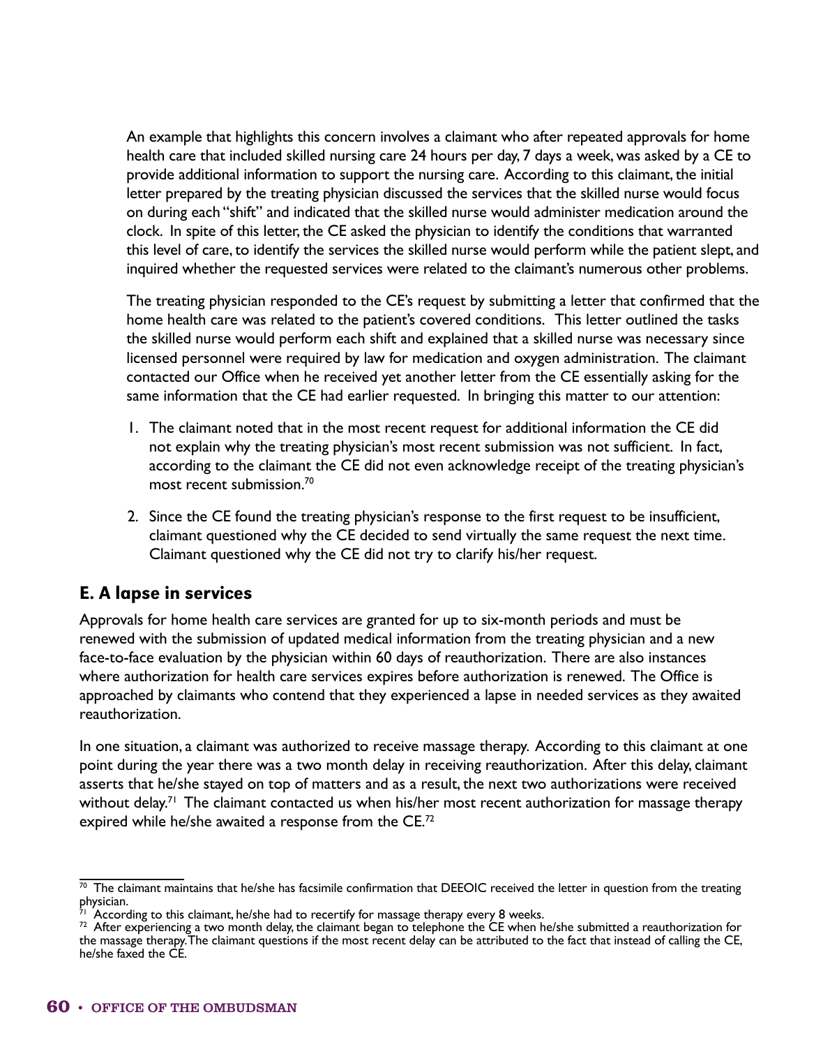An example that highlights this concern involves a claimant who after repeated approvals for home health care that included skilled nursing care 24 hours per day, 7 days a week, was asked by a CE to provide additional information to support the nursing care. According to this claimant, the initial letter prepared by the treating physician discussed the services that the skilled nurse would focus on during each "shift" and indicated that the skilled nurse would administer medication around the clock. In spite of this letter, the CE asked the physician to identify the conditions that warranted this level of care, to identify the services the skilled nurse would perform while the patient slept, and inquired whether the requested services were related to the claimant's numerous other problems.

The treating physician responded to the CE's request by submitting a letter that confirmed that the home health care was related to the patient's covered conditions. This letter outlined the tasks the skilled nurse would perform each shift and explained that a skilled nurse was necessary since licensed personnel were required by law for medication and oxygen administration. The claimant contacted our Office when he received yet another letter from the CE essentially asking for the same information that the CE had earlier requested. In bringing this matter to our attention:

1. The claimant noted that in the most recent request for additional information the CE did not explain why the treating physician's most recent submission was not sufficient. In fact, according to the claimant the CE did not even acknowledge receipt of the treating physician's most recent submission.[70]

2. Since the CE found the treating physician's response to the first request to be insufficient, claimant questioned why the CE decided to send virtually the same request the next time. Claimant questioned why the CE did not try to clarify his/her request.

## E. A lapse in services

Approvals for home health care services are granted for up to six-month periods and must be renewed with the submission of updated medical information from the treating physician and a new face-to-face evaluation by the physician within 60 days of reauthorization. There are also instances where authorization for health care services expires before authorization is renewed. The Office is approached by claimants who contend that they experienced a lapse in needed services as they awaited reauthorization.

In one situation, a claimant was authorized to receive massage therapy. According to this claimant at one point during the year there was a two month delay in receiving reauthorization. After this delay, claimant asserts that he/she stayed on top of matters and as a result, the next two authorizations were received without delay.[71] The claimant contacted us when his/her most recent authorization for massage therapy expired while he/she awaited a response from the CE.[72]

---

[70] The claimant maintains that he/she has facsimile confirmation that DEEOIC received the letter in question from the treating physician.

[71] According to this claimant, he/she had to recertify for massage therapy every 8 weeks.

[72] After experiencing a two month delay, the claimant began to telephone the CE when he/she submitted a reauthorization for the massage therapy. The claimant questions if the most recent delay can be attributed to the fact that instead of calling the CE, he/she faxed the CE.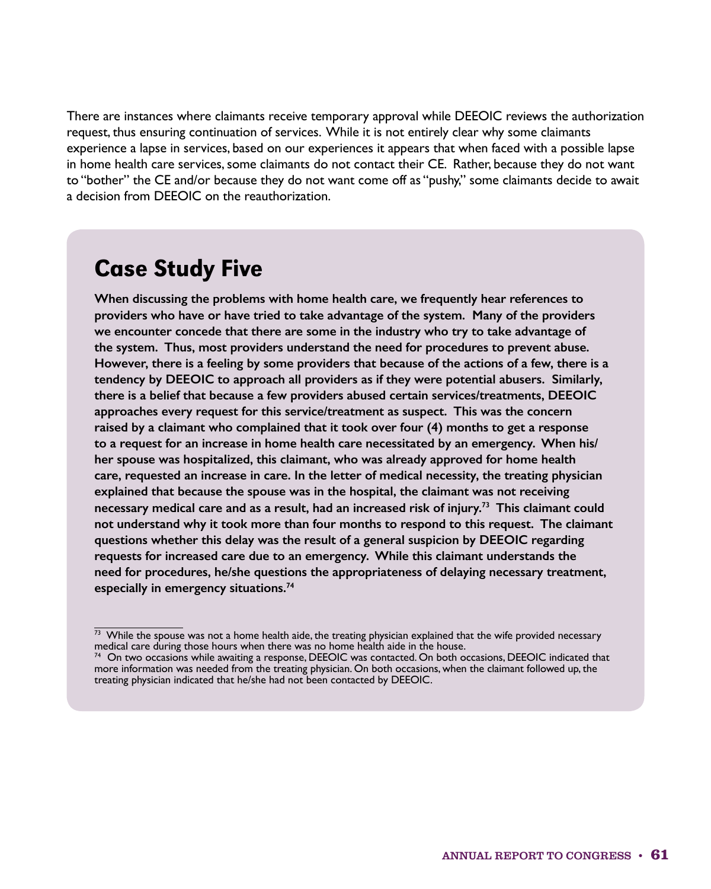There are instances where claimants receive temporary approval while DEEOIC reviews the authorization request, thus ensuring continuation of services. While it is not entirely clear why some claimants experience a lapse in services, based on our experiences it appears that when faced with a possible lapse in home health care services, some claimants do not contact their CE. Rather, because they do not want to "bother" the CE and/or because they do not want come off as "pushy," some claimants decide to await a decision from DEEOIC on the reauthorization.

## Case Study Five

**When discussing the problems with home health care, we frequently hear references to providers who have or have tried to take advantage of the system. Many of the providers we encounter concede that there are some in the industry who try to take advantage of the system. Thus, most providers understand the need for procedures to prevent abuse. However, there is a feeling by some providers that because of the actions of a few, there is a tendency by DEEOIC to approach all providers as if they were potential abusers. Similarly, there is a belief that because a few providers abused certain services/treatments, DEEOIC approaches every request for this service/treatment as suspect. This was the concern raised by a claimant who complained that it took over four (4) months to get a response to a request for an increase in home health care necessitated by an emergency. When his/her spouse was hospitalized, this claimant, who was already approved for home health care, requested an increase in care. In the letter of medical necessity, the treating physician explained that because the spouse was in the hospital, the claimant was not receiving necessary medical care and as a result, had an increased risk of injury.[73] This claimant could not understand why it took more than four months to respond to this request. The claimant questions whether this delay was the result of a general suspicion by DEEOIC regarding requests for increased care due to an emergency. While this claimant understands the need for procedures, he/she questions the appropriateness of delaying necessary treatment, especially in emergency situations.[74]**

[73] While the spouse was not a home health aide, the treating physician explained that the wife provided necessary medical care during those hours when there was no home health aide in the house.

[74] On two occasions while awaiting a response, DEEOIC was contacted. On both occasions, DEEOIC indicated that more information was needed from the treating physician. On both occasions, when the claimant followed up, the treating physician indicated that he/she had not been contacted by DEEOIC.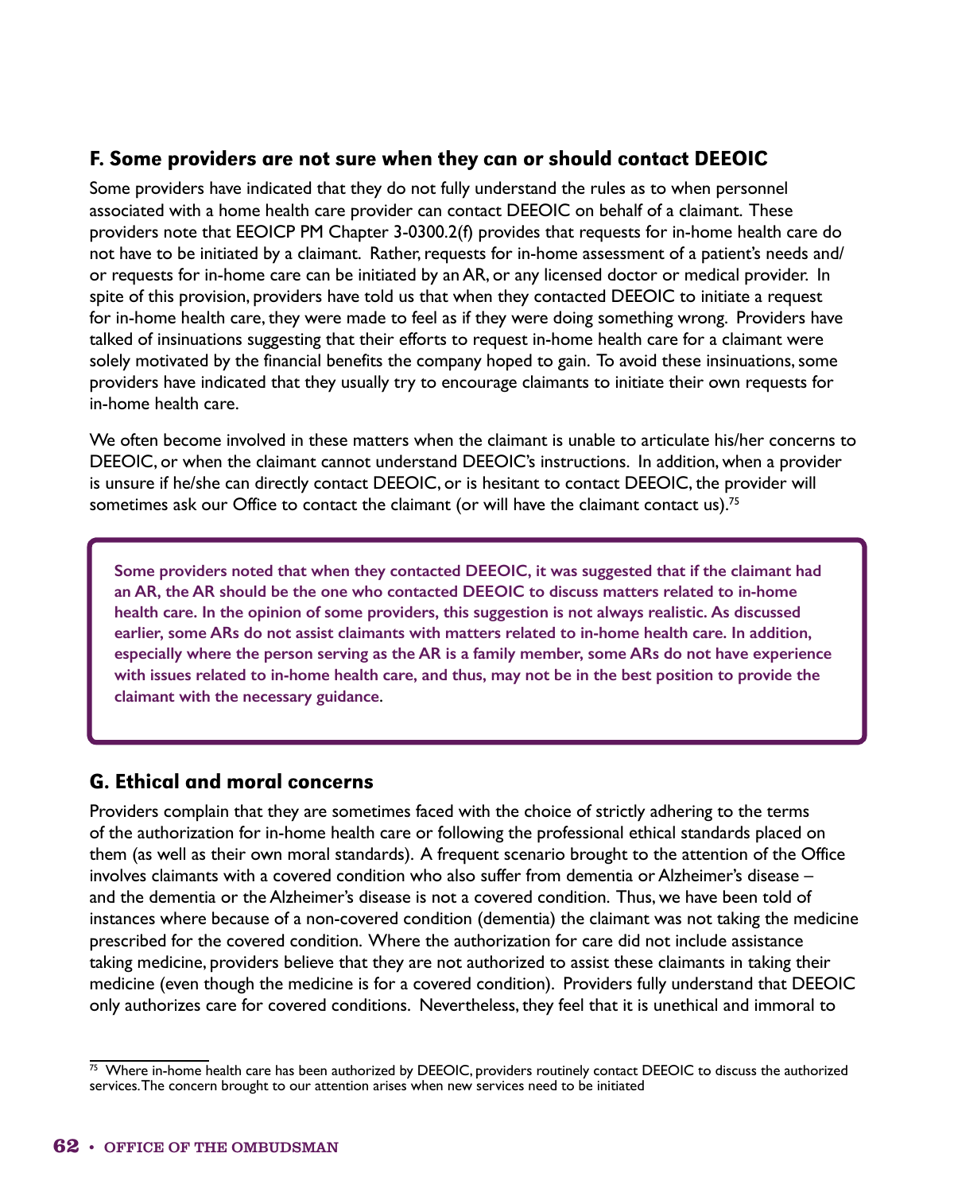## F. Some providers are not sure when they can or should contact DEEOIC

Some providers have indicated that they do not fully understand the rules as to when personnel associated with a home health care provider can contact DEEOIC on behalf of a claimant. These providers note that EEOICP PM Chapter 3-0300.2(f) provides that requests for in-home health care do not have to be initiated by a claimant. Rather, requests for in-home assessment of a patient's needs and/or requests for in-home care can be initiated by an AR, or any licensed doctor or medical provider. In spite of this provision, providers have told us that when they contacted DEEOIC to initiate a request for in-home health care, they were made to feel as if they were doing something wrong. Providers have talked of insinuations suggesting that their efforts to request in-home health care for a claimant were solely motivated by the financial benefits the company hoped to gain. To avoid these insinuations, some providers have indicated that they usually try to encourage claimants to initiate their own requests for in-home health care.

We often become involved in these matters when the claimant is unable to articulate his/her concerns to DEEOIC, or when the claimant cannot understand DEEOIC's instructions. In addition, when a provider is unsure if he/she can directly contact DEEOIC, or is hesitant to contact DEEOIC, the provider will sometimes ask our Office to contact the claimant (or will have the claimant contact us).[75]

**Some providers noted that when they contacted DEEOIC, it was suggested that if the claimant had an AR, the AR should be the one who contacted DEEOIC to discuss matters related to in-home health care. In the opinion of some providers, this suggestion is not always realistic. As discussed earlier, some ARs do not assist claimants with matters related to in-home health care. In addition, especially where the person serving as the AR is a family member, some ARs do not have experience with issues related to in-home health care, and thus, may not be in the best position to provide the claimant with the necessary guidance.**

## G. Ethical and moral concerns

Providers complain that they are sometimes faced with the choice of strictly adhering to the terms of the authorization for in-home health care or following the professional ethical standards placed on them (as well as their own moral standards). A frequent scenario brought to the attention of the Office involves claimants with a covered condition who also suffer from dementia or Alzheimer's disease – and the dementia or the Alzheimer's disease is not a covered condition. Thus, we have been told of instances where because of a non-covered condition (dementia) the claimant was not taking the medicine prescribed for the covered condition. Where the authorization for care did not include assistance taking medicine, providers believe that they are not authorized to assist these claimants in taking their medicine (even though the medicine is for a covered condition). Providers fully understand that DEEOIC only authorizes care for covered conditions. Nevertheless, they feel that it is unethical and immoral to

[75] Where in-home health care has been authorized by DEEOIC, providers routinely contact DEEOIC to discuss the authorized services. The concern brought to our attention arises when new services need to be initiated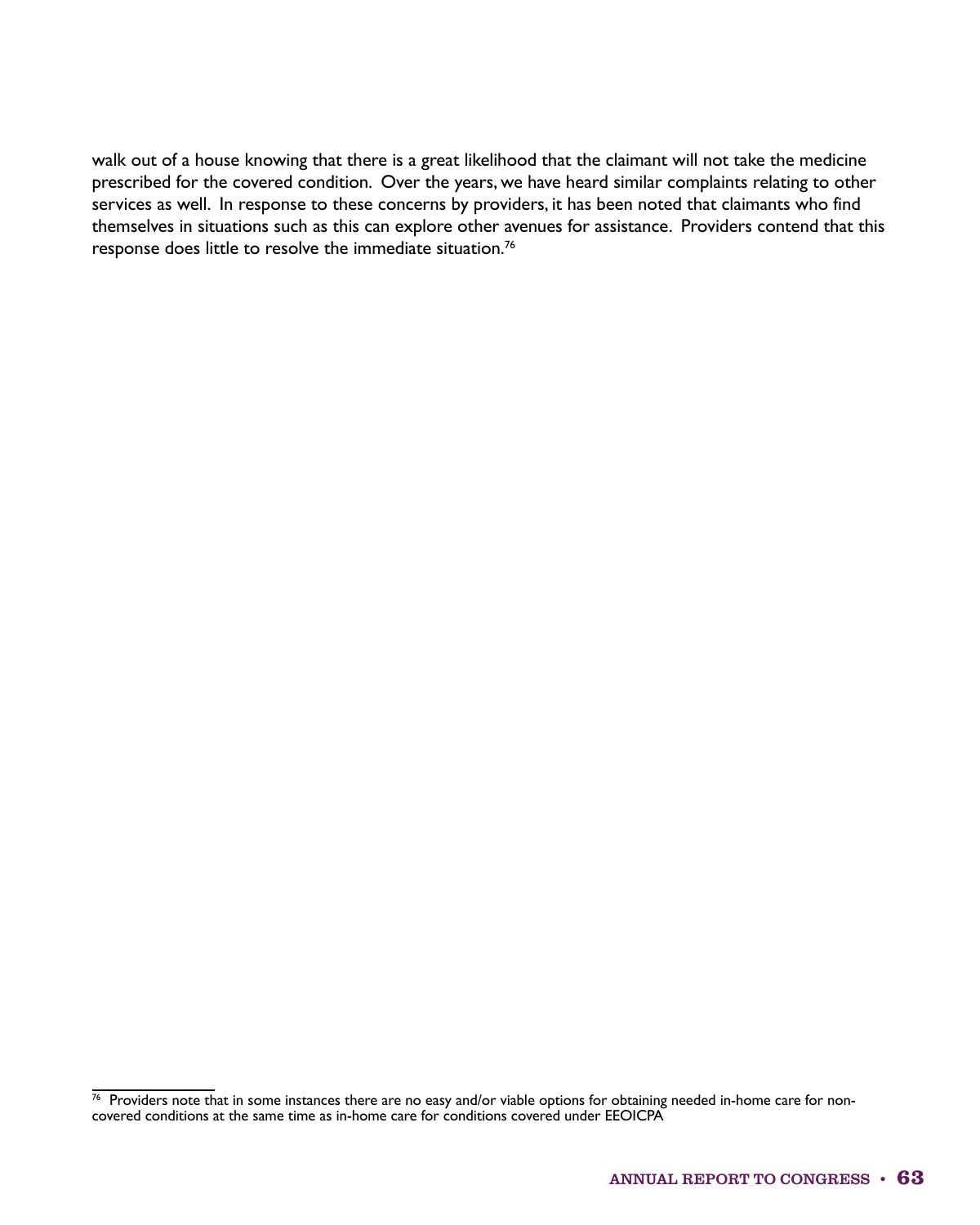walk out of a house knowing that there is a great likelihood that the claimant will not take the medicine prescribed for the covered condition. Over the years, we have heard similar complaints relating to other services as well. In response to these concerns by providers, it has been noted that claimants who find themselves in situations such as this can explore other avenues for assistance. Providers contend that this response does little to resolve the immediate situation.[76]

[76] Providers note that in some instances there are no easy and/or viable options for obtaining needed in-home care for non-covered conditions at the same time as in-home care for conditions covered under EEOICPA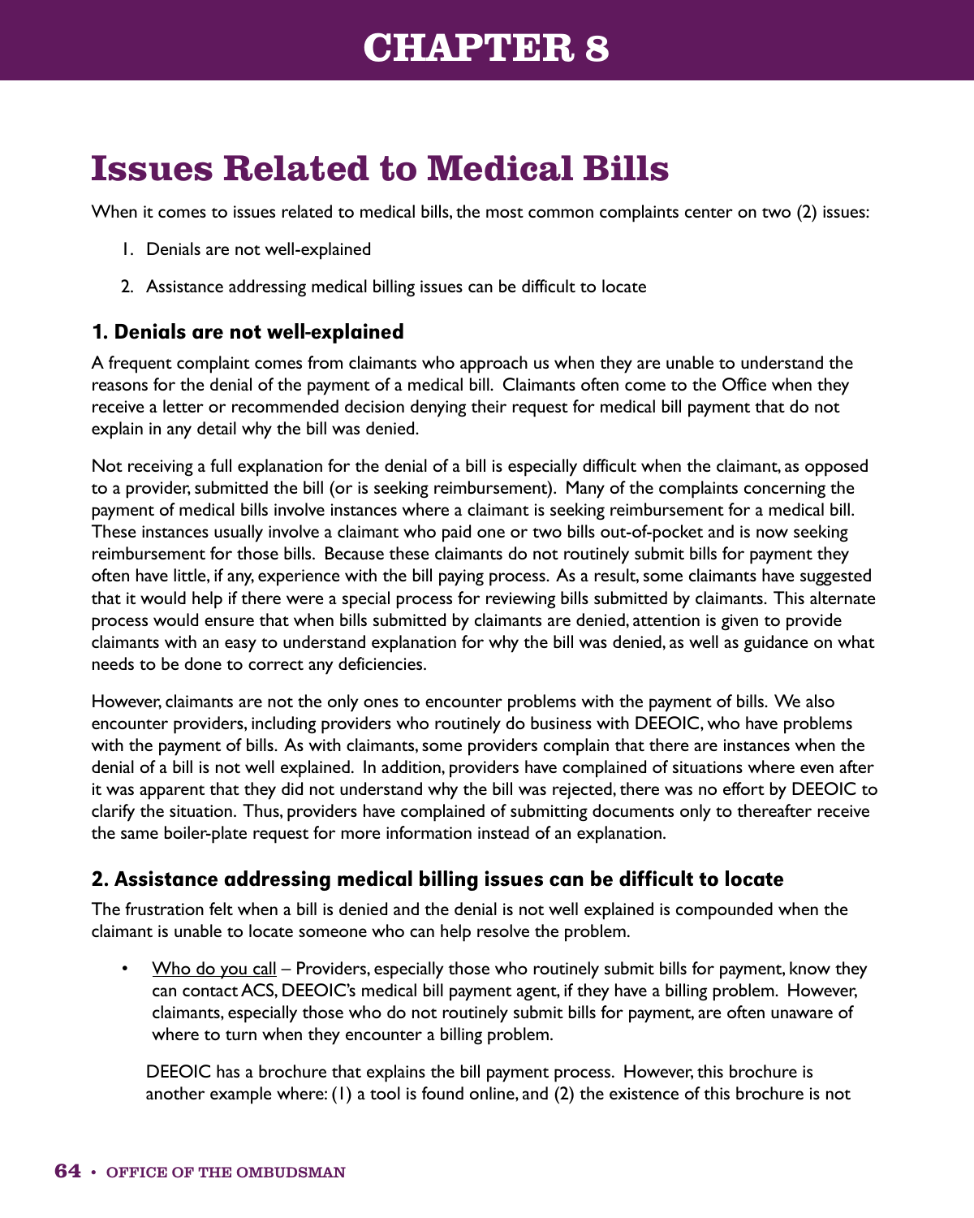# CHAPTER 8

## Issues Related to Medical Bills

When it comes to issues related to medical bills, the most common complaints center on two (2) issues:

1. Denials are not well-explained
2. Assistance addressing medical billing issues can be difficult to locate

### 1. Denials are not well-explained

A frequent complaint comes from claimants who approach us when they are unable to understand the reasons for the denial of the payment of a medical bill. Claimants often come to the Office when they receive a letter or recommended decision denying their request for medical bill payment that do not explain in any detail why the bill was denied.

Not receiving a full explanation for the denial of a bill is especially difficult when the claimant, as opposed to a provider, submitted the bill (or is seeking reimbursement). Many of the complaints concerning the payment of medical bills involve instances where a claimant is seeking reimbursement for a medical bill. These instances usually involve a claimant who paid one or two bills out-of-pocket and is now seeking reimbursement for those bills. Because these claimants do not routinely submit bills for payment they often have little, if any, experience with the bill paying process. As a result, some claimants have suggested that it would help if there were a special process for reviewing bills submitted by claimants. This alternate process would ensure that when bills submitted by claimants are denied, attention is given to provide claimants with an easy to understand explanation for why the bill was denied, as well as guidance on what needs to be done to correct any deficiencies.

However, claimants are not the only ones to encounter problems with the payment of bills. We also encounter providers, including providers who routinely do business with DEEOIC, who have problems with the payment of bills. As with claimants, some providers complain that there are instances when the denial of a bill is not well explained. In addition, providers have complained of situations where even after it was apparent that they did not understand why the bill was rejected, there was no effort by DEEOIC to clarify the situation. Thus, providers have complained of submitting documents only to thereafter receive the same boiler-plate request for more information instead of an explanation.

### 2. Assistance addressing medical billing issues can be difficult to locate

The frustration felt when a bill is denied and the denial is not well explained is compounded when the claimant is unable to locate someone who can help resolve the problem.

- Who do you call – Providers, especially those who routinely submit bills for payment, know they can contact ACS, DEEOIC's medical bill payment agent, if they have a billing problem. However, claimants, especially those who do not routinely submit bills for payment, are often unaware of where to turn when they encounter a billing problem.

  DEEOIC has a brochure that explains the bill payment process. However, this brochure is another example where: (1) a tool is found online, and (2) the existence of this brochure is not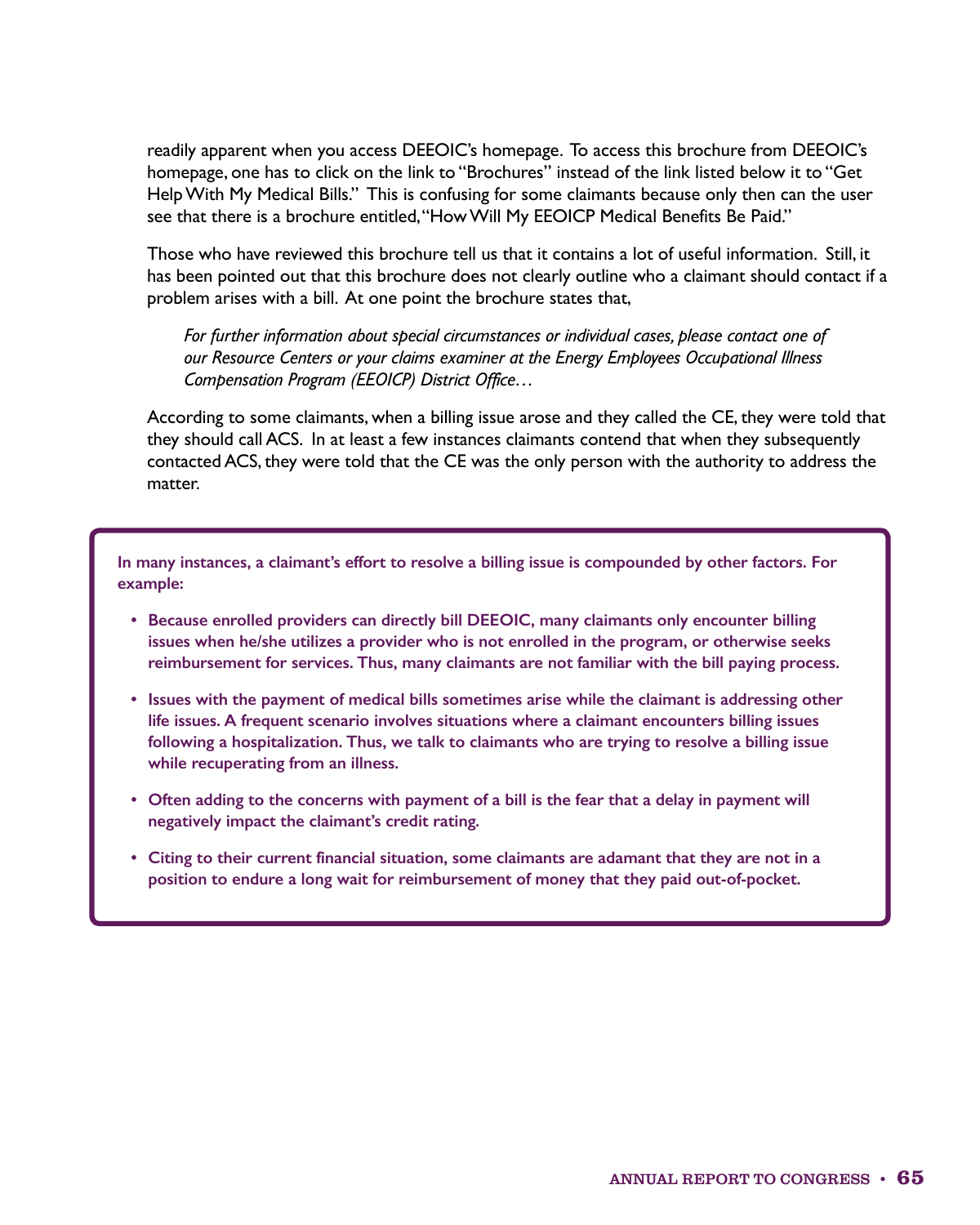readily apparent when you access DEEOIC's homepage. To access this brochure from DEEOIC's homepage, one has to click on the link to "Brochures" instead of the link listed below it to "Get Help With My Medical Bills." This is confusing for some claimants because only then can the user see that there is a brochure entitled, "How Will My EEOICP Medical Benefits Be Paid."

Those who have reviewed this brochure tell us that it contains a lot of useful information. Still, it has been pointed out that this brochure does not clearly outline who a claimant should contact if a problem arises with a bill. At one point the brochure states that,

> *For further information about special circumstances or individual cases, please contact one of our Resource Centers or your claims examiner at the Energy Employees Occupational Illness Compensation Program (EEOICP) District Office…*

According to some claimants, when a billing issue arose and they called the CE, they were told that they should call ACS. In at least a few instances claimants contend that when they subsequently contacted ACS, they were told that the CE was the only person with the authority to address the matter.

**In many instances, a claimant's effort to resolve a billing issue is compounded by other factors. For example:**

- **Because enrolled providers can directly bill DEEOIC, many claimants only encounter billing issues when he/she utilizes a provider who is not enrolled in the program, or otherwise seeks reimbursement for services. Thus, many claimants are not familiar with the bill paying process.**
- **Issues with the payment of medical bills sometimes arise while the claimant is addressing other life issues. A frequent scenario involves situations where a claimant encounters billing issues following a hospitalization. Thus, we talk to claimants who are trying to resolve a billing issue while recuperating from an illness.**
- **Often adding to the concerns with payment of a bill is the fear that a delay in payment will negatively impact the claimant's credit rating.**
- **Citing to their current financial situation, some claimants are adamant that they are not in a position to endure a long wait for reimbursement of money that they paid out-of-pocket.**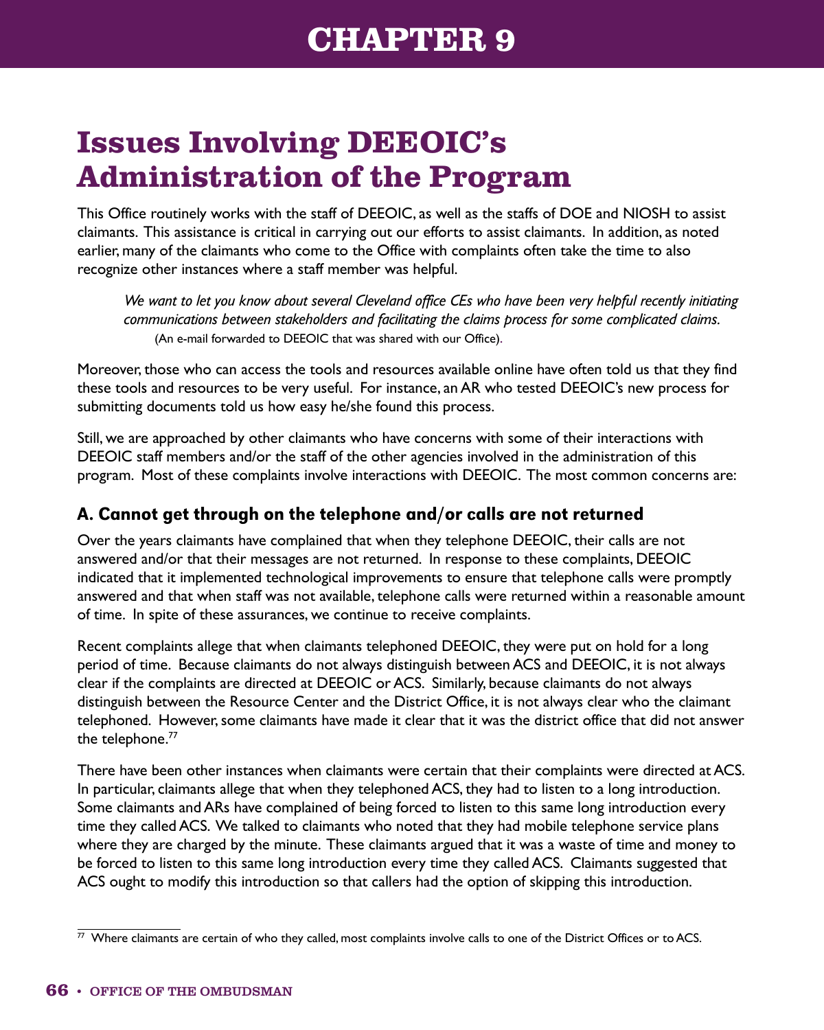# CHAPTER 9

## Issues Involving DEEOIC's Administration of the Program

This Office routinely works with the staff of DEEOIC, as well as the staffs of DOE and NIOSH to assist claimants. This assistance is critical in carrying out our efforts to assist claimants. In addition, as noted earlier, many of the claimants who come to the Office with complaints often take the time to also recognize other instances where a staff member was helpful.

> *We want to let you know about several Cleveland office CEs who have been very helpful recently initiating communications between stakeholders and facilitating the claims process for some complicated claims.*
>
> (An e-mail forwarded to DEEOIC that was shared with our Office).

Moreover, those who can access the tools and resources available online have often told us that they find these tools and resources to be very useful. For instance, an AR who tested DEEOIC's new process for submitting documents told us how easy he/she found this process.

Still, we are approached by other claimants who have concerns with some of their interactions with DEEOIC staff members and/or the staff of the other agencies involved in the administration of this program. Most of these complaints involve interactions with DEEOIC. The most common concerns are:

### A. Cannot get through on the telephone and/or calls are not returned

Over the years claimants have complained that when they telephone DEEOIC, their calls are not answered and/or that their messages are not returned. In response to these complaints, DEEOIC indicated that it implemented technological improvements to ensure that telephone calls were promptly answered and that when staff was not available, telephone calls were returned within a reasonable amount of time. In spite of these assurances, we continue to receive complaints.

Recent complaints allege that when claimants telephoned DEEOIC, they were put on hold for a long period of time. Because claimants do not always distinguish between ACS and DEEOIC, it is not always clear if the complaints are directed at DEEOIC or ACS. Similarly, because claimants do not always distinguish between the Resource Center and the District Office, it is not always clear who the claimant telephoned. However, some claimants have made it clear that it was the district office that did not answer the telephone.[77]

There have been other instances when claimants were certain that their complaints were directed at ACS. In particular, claimants allege that when they telephoned ACS, they had to listen to a long introduction. Some claimants and ARs have complained of being forced to listen to this same long introduction every time they called ACS. We talked to claimants who noted that they had mobile telephone service plans where they are charged by the minute. These claimants argued that it was a waste of time and money to be forced to listen to this same long introduction every time they called ACS. Claimants suggested that ACS ought to modify this introduction so that callers had the option of skipping this introduction.

[77] Where claimants are certain of who they called, most complaints involve calls to one of the District Offices or to ACS.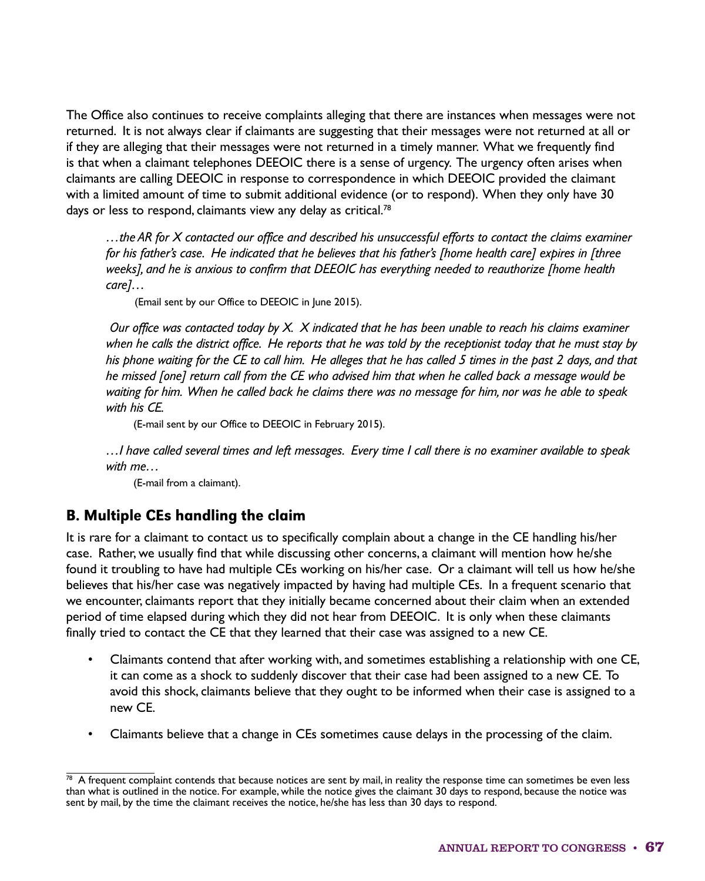The Office also continues to receive complaints alleging that there are instances when messages were not returned. It is not always clear if claimants are suggesting that their messages were not returned at all or if they are alleging that their messages were not returned in a timely manner. What we frequently find is that when a claimant telephones DEEOIC there is a sense of urgency. The urgency often arises when claimants are calling DEEOIC in response to correspondence in which DEEOIC provided the claimant with a limited amount of time to submit additional evidence (or to respond). When they only have 30 days or less to respond, claimants view any delay as critical.[78]

> *…the AR for X contacted our office and described his unsuccessful efforts to contact the claims examiner for his father's case. He indicated that he believes that his father's [home health care] expires in [three weeks], and he is anxious to confirm that DEEOIC has everything needed to reauthorize [home health care]…*
>
> (Email sent by our Office to DEEOIC in June 2015).

> *Our office was contacted today by X. X indicated that he has been unable to reach his claims examiner when he calls the district office. He reports that he was told by the receptionist today that he must stay by his phone waiting for the CE to call him. He alleges that he has called 5 times in the past 2 days, and that he missed [one] return call from the CE who advised him that when he called back a message would be waiting for him. When he called back he claims there was no message for him, nor was he able to speak with his CE.*
>
> (E-mail sent by our Office to DEEOIC in February 2015).

> *…I have called several times and left messages. Every time I call there is no examiner available to speak with me…*
>
> (E-mail from a claimant).

## B. Multiple CEs handling the claim

It is rare for a claimant to contact us to specifically complain about a change in the CE handling his/her case. Rather, we usually find that while discussing other concerns, a claimant will mention how he/she found it troubling to have had multiple CEs working on his/her case. Or a claimant will tell us how he/she believes that his/her case was negatively impacted by having had multiple CEs. In a frequent scenario that we encounter, claimants report that they initially became concerned about their claim when an extended period of time elapsed during which they did not hear from DEEOIC. It is only when these claimants finally tried to contact the CE that they learned that their case was assigned to a new CE.

- Claimants contend that after working with, and sometimes establishing a relationship with one CE, it can come as a shock to suddenly discover that their case had been assigned to a new CE. To avoid this shock, claimants believe that they ought to be informed when their case is assigned to a new CE.
- Claimants believe that a change in CEs sometimes cause delays in the processing of the claim.

---

[78] A frequent complaint contends that because notices are sent by mail, in reality the response time can sometimes be even less than what is outlined in the notice. For example, while the notice gives the claimant 30 days to respond, because the notice was sent by mail, by the time the claimant receives the notice, he/she has less than 30 days to respond.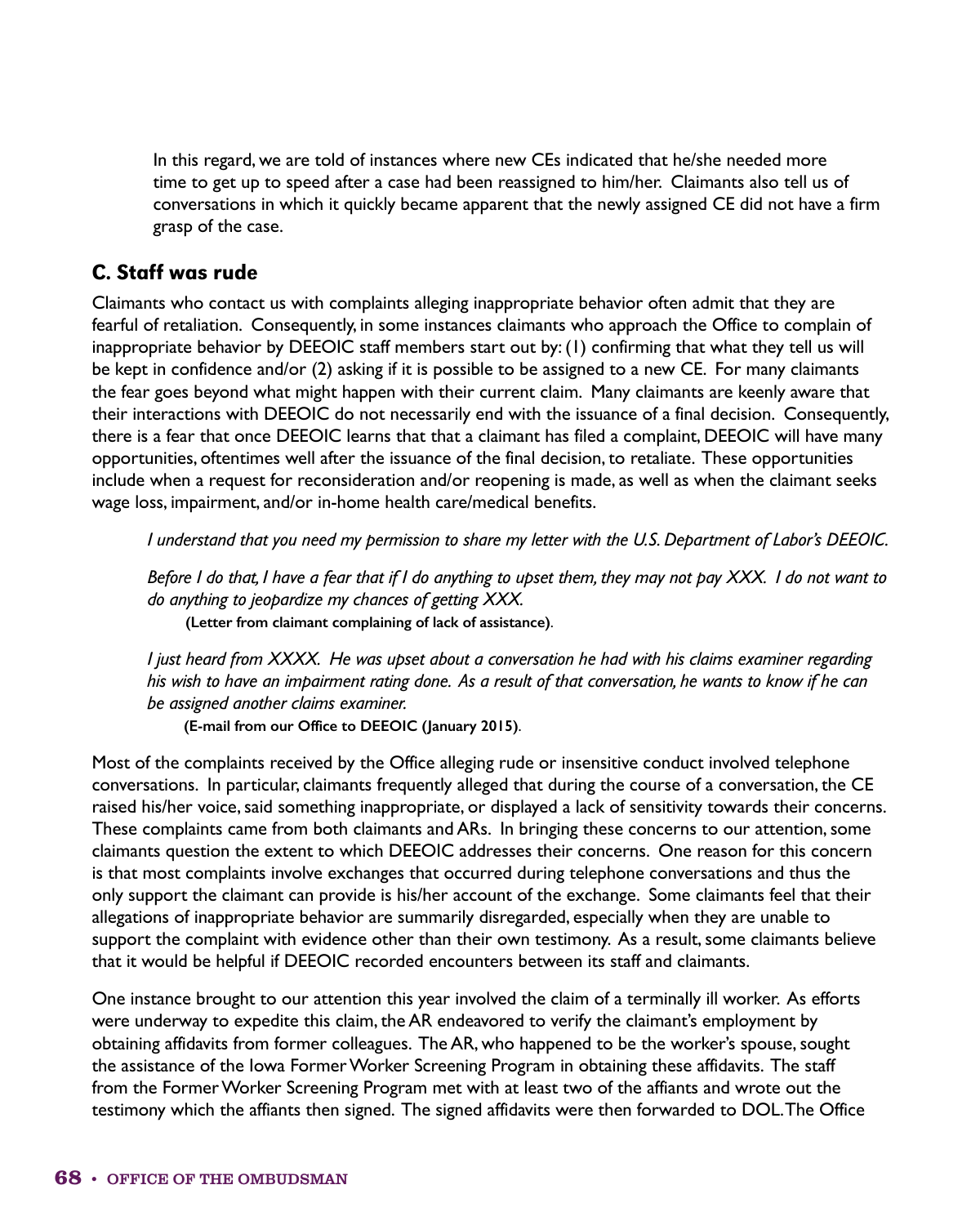In this regard, we are told of instances where new CEs indicated that he/she needed more time to get up to speed after a case had been reassigned to him/her. Claimants also tell us of conversations in which it quickly became apparent that the newly assigned CE did not have a firm grasp of the case.

### C. Staff was rude

Claimants who contact us with complaints alleging inappropriate behavior often admit that they are fearful of retaliation. Consequently, in some instances claimants who approach the Office to complain of inappropriate behavior by DEEOIC staff members start out by: (1) confirming that what they tell us will be kept in confidence and/or (2) asking if it is possible to be assigned to a new CE. For many claimants the fear goes beyond what might happen with their current claim. Many claimants are keenly aware that their interactions with DEEOIC do not necessarily end with the issuance of a final decision. Consequently, there is a fear that once DEEOIC learns that that a claimant has filed a complaint, DEEOIC will have many opportunities, oftentimes well after the issuance of the final decision, to retaliate. These opportunities include when a request for reconsideration and/or reopening is made, as well as when the claimant seeks wage loss, impairment, and/or in-home health care/medical benefits.

*I understand that you need my permission to share my letter with the U.S. Department of Labor's DEEOIC.*

*Before I do that, I have a fear that if I do anything to upset them, they may not pay XXX. I do not want to do anything to jeopardize my chances of getting XXX.*
**(Letter from claimant complaining of lack of assistance)**.

*I just heard from XXXX. He was upset about a conversation he had with his claims examiner regarding his wish to have an impairment rating done. As a result of that conversation, he wants to know if he can be assigned another claims examiner.*
**(E-mail from our Office to DEEOIC (January 2015)**.

Most of the complaints received by the Office alleging rude or insensitive conduct involved telephone conversations. In particular, claimants frequently alleged that during the course of a conversation, the CE raised his/her voice, said something inappropriate, or displayed a lack of sensitivity towards their concerns. These complaints came from both claimants and ARs. In bringing these concerns to our attention, some claimants question the extent to which DEEOIC addresses their concerns. One reason for this concern is that most complaints involve exchanges that occurred during telephone conversations and thus the only support the claimant can provide is his/her account of the exchange. Some claimants feel that their allegations of inappropriate behavior are summarily disregarded, especially when they are unable to support the complaint with evidence other than their own testimony. As a result, some claimants believe that it would be helpful if DEEOIC recorded encounters between its staff and claimants.

One instance brought to our attention this year involved the claim of a terminally ill worker. As efforts were underway to expedite this claim, the AR endeavored to verify the claimant's employment by obtaining affidavits from former colleagues. The AR, who happened to be the worker's spouse, sought the assistance of the Iowa Former Worker Screening Program in obtaining these affidavits. The staff from the Former Worker Screening Program met with at least two of the affiants and wrote out the testimony which the affiants then signed. The signed affidavits were then forwarded to DOL. The Office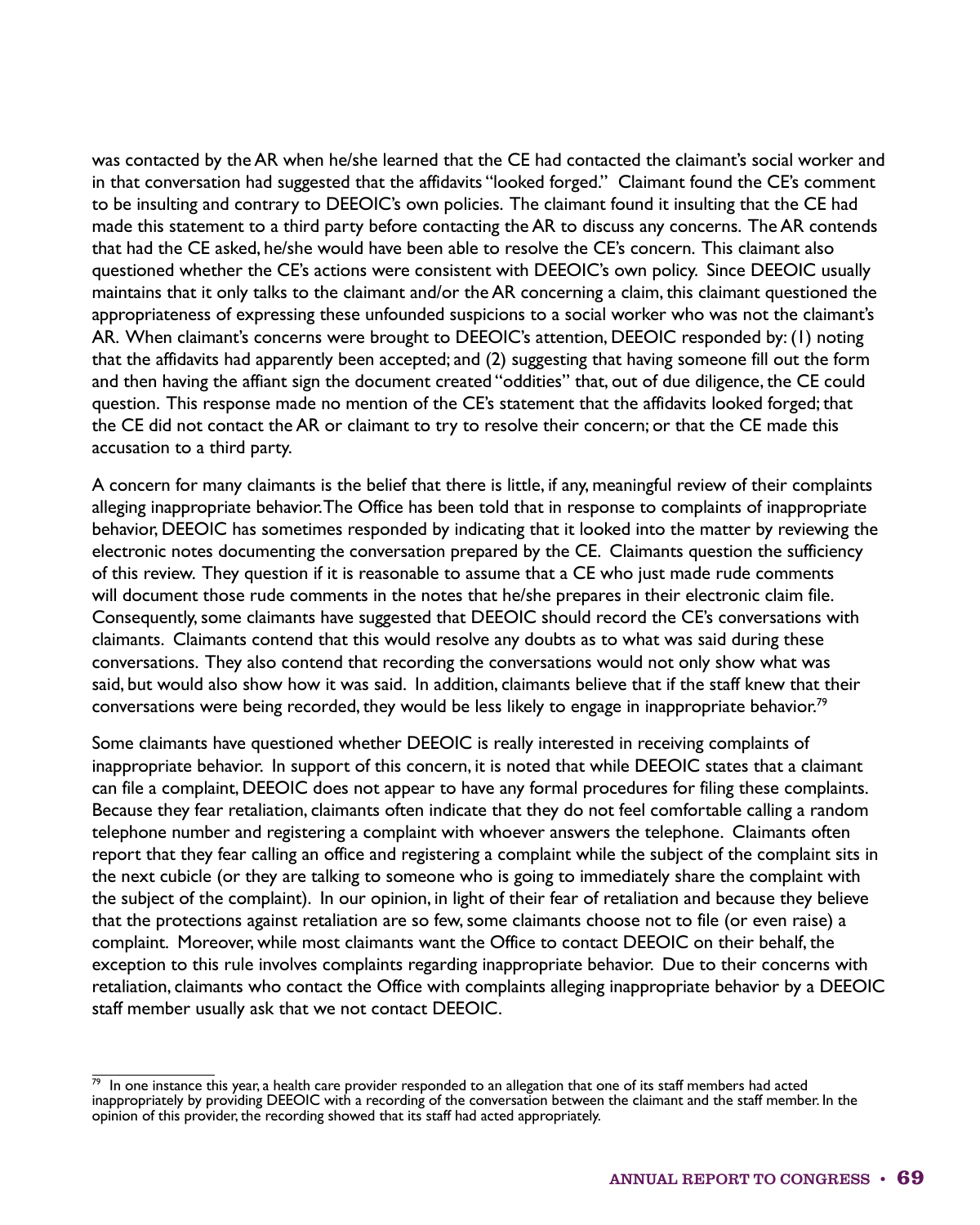was contacted by the AR when he/she learned that the CE had contacted the claimant's social worker and in that conversation had suggested that the affidavits "looked forged." Claimant found the CE's comment to be insulting and contrary to DEEOIC's own policies. The claimant found it insulting that the CE had made this statement to a third party before contacting the AR to discuss any concerns. The AR contends that had the CE asked, he/she would have been able to resolve the CE's concern. This claimant also questioned whether the CE's actions were consistent with DEEOIC's own policy. Since DEEOIC usually maintains that it only talks to the claimant and/or the AR concerning a claim, this claimant questioned the appropriateness of expressing these unfounded suspicions to a social worker who was not the claimant's AR. When claimant's concerns were brought to DEEOIC's attention, DEEOIC responded by: (1) noting that the affidavits had apparently been accepted; and (2) suggesting that having someone fill out the form and then having the affiant sign the document created "oddities" that, out of due diligence, the CE could question. This response made no mention of the CE's statement that the affidavits looked forged; that the CE did not contact the AR or claimant to try to resolve their concern; or that the CE made this accusation to a third party.

A concern for many claimants is the belief that there is little, if any, meaningful review of their complaints alleging inappropriate behavior. The Office has been told that in response to complaints of inappropriate behavior, DEEOIC has sometimes responded by indicating that it looked into the matter by reviewing the electronic notes documenting the conversation prepared by the CE. Claimants question the sufficiency of this review. They question if it is reasonable to assume that a CE who just made rude comments will document those rude comments in the notes that he/she prepares in their electronic claim file. Consequently, some claimants have suggested that DEEOIC should record the CE's conversations with claimants. Claimants contend that this would resolve any doubts as to what was said during these conversations. They also contend that recording the conversations would not only show what was said, but would also show how it was said. In addition, claimants believe that if the staff knew that their conversations were being recorded, they would be less likely to engage in inappropriate behavior.[79]

Some claimants have questioned whether DEEOIC is really interested in receiving complaints of inappropriate behavior. In support of this concern, it is noted that while DEEOIC states that a claimant can file a complaint, DEEOIC does not appear to have any formal procedures for filing these complaints. Because they fear retaliation, claimants often indicate that they do not feel comfortable calling a random telephone number and registering a complaint with whoever answers the telephone. Claimants often report that they fear calling an office and registering a complaint while the subject of the complaint sits in the next cubicle (or they are talking to someone who is going to immediately share the complaint with the subject of the complaint). In our opinion, in light of their fear of retaliation and because they believe that the protections against retaliation are so few, some claimants choose not to file (or even raise) a complaint. Moreover, while most claimants want the Office to contact DEEOIC on their behalf, the exception to this rule involves complaints regarding inappropriate behavior. Due to their concerns with retaliation, claimants who contact the Office with complaints alleging inappropriate behavior by a DEEOIC staff member usually ask that we not contact DEEOIC.

---

[79] In one instance this year, a health care provider responded to an allegation that one of its staff members had acted inappropriately by providing DEEOIC with a recording of the conversation between the claimant and the staff member. In the opinion of this provider, the recording showed that its staff had acted appropriately.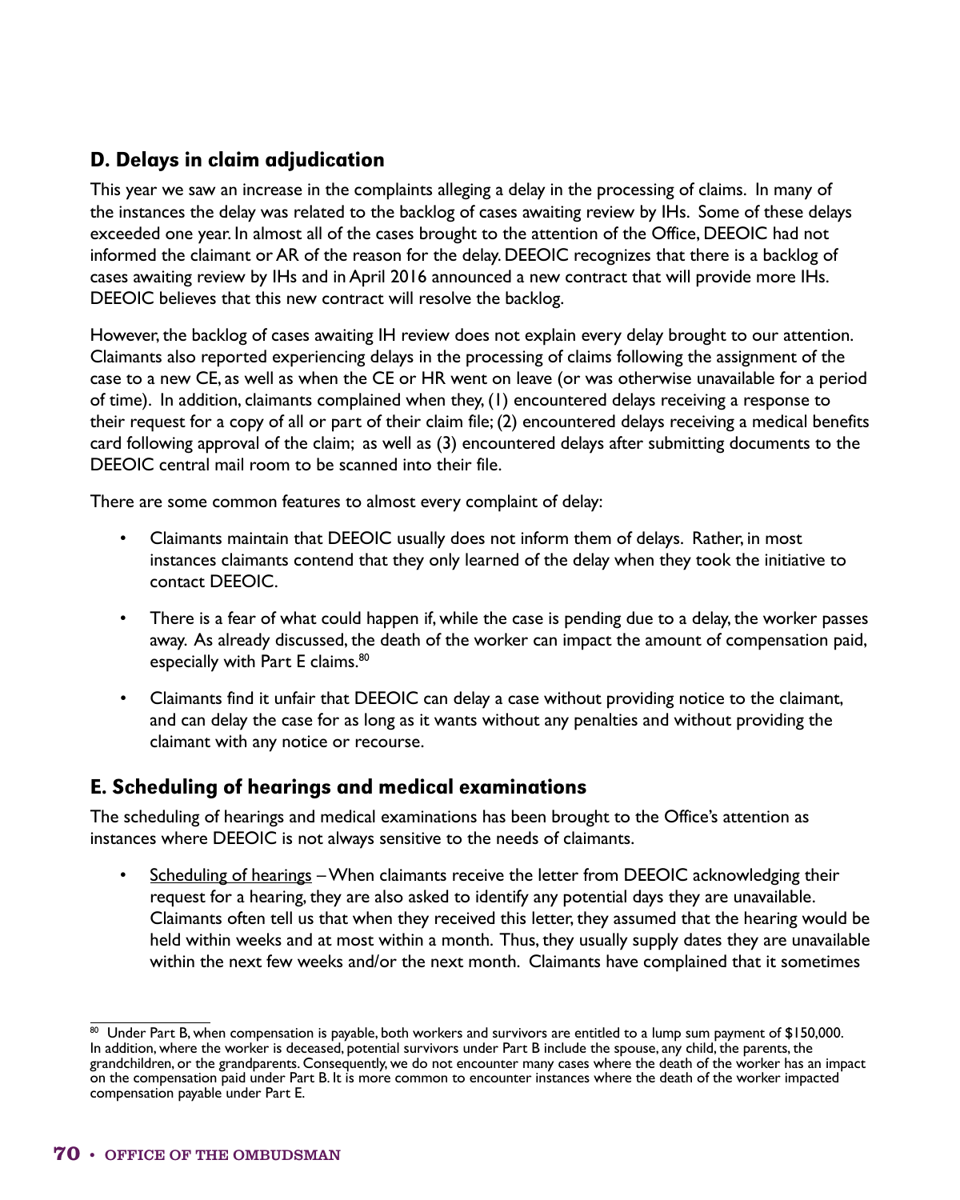## D. Delays in claim adjudication

This year we saw an increase in the complaints alleging a delay in the processing of claims. In many of the instances the delay was related to the backlog of cases awaiting review by IHs. Some of these delays exceeded one year. In almost all of the cases brought to the attention of the Office, DEEOIC had not informed the claimant or AR of the reason for the delay. DEEOIC recognizes that there is a backlog of cases awaiting review by IHs and in April 2016 announced a new contract that will provide more IHs. DEEOIC believes that this new contract will resolve the backlog.

However, the backlog of cases awaiting IH review does not explain every delay brought to our attention. Claimants also reported experiencing delays in the processing of claims following the assignment of the case to a new CE, as well as when the CE or HR went on leave (or was otherwise unavailable for a period of time). In addition, claimants complained when they, (1) encountered delays receiving a response to their request for a copy of all or part of their claim file; (2) encountered delays receiving a medical benefits card following approval of the claim; as well as (3) encountered delays after submitting documents to the DEEOIC central mail room to be scanned into their file.

There are some common features to almost every complaint of delay:

- Claimants maintain that DEEOIC usually does not inform them of delays. Rather, in most instances claimants contend that they only learned of the delay when they took the initiative to contact DEEOIC.
- There is a fear of what could happen if, while the case is pending due to a delay, the worker passes away. As already discussed, the death of the worker can impact the amount of compensation paid, especially with Part E claims.[80]
- Claimants find it unfair that DEEOIC can delay a case without providing notice to the claimant, and can delay the case for as long as it wants without any penalties and without providing the claimant with any notice or recourse.

## E. Scheduling of hearings and medical examinations

The scheduling of hearings and medical examinations has been brought to the Office's attention as instances where DEEOIC is not always sensitive to the needs of claimants.

- <u>Scheduling of hearings</u> – When claimants receive the letter from DEEOIC acknowledging their request for a hearing, they are also asked to identify any potential days they are unavailable. Claimants often tell us that when they received this letter, they assumed that the hearing would be held within weeks and at most within a month. Thus, they usually supply dates they are unavailable within the next few weeks and/or the next month. Claimants have complained that it sometimes

---

[80] Under Part B, when compensation is payable, both workers and survivors are entitled to a lump sum payment of $150,000. In addition, where the worker is deceased, potential survivors under Part B include the spouse, any child, the parents, the grandchildren, or the grandparents. Consequently, we do not encounter many cases where the death of the worker has an impact on the compensation paid under Part B. It is more common to encounter instances where the death of the worker impacted compensation payable under Part E.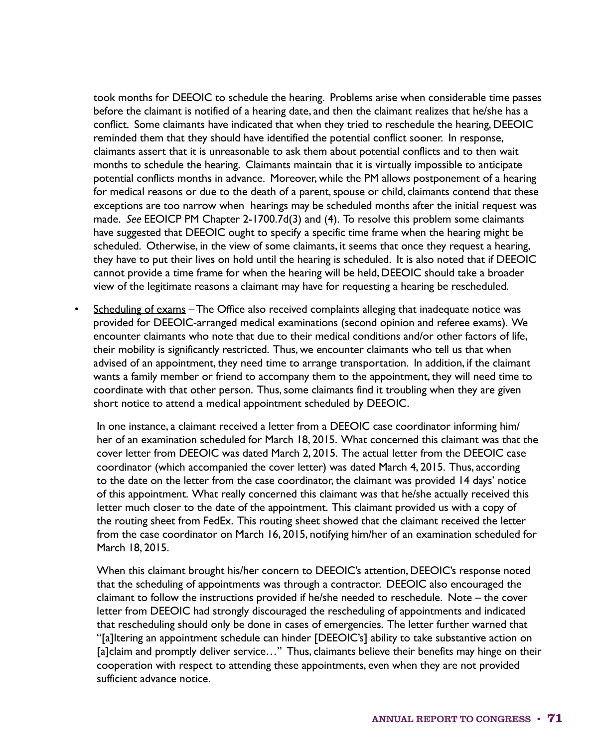took months for DEEOIC to schedule the hearing. Problems arise when considerable time passes before the claimant is notified of a hearing date, and then the claimant realizes that he/she has a conflict. Some claimants have indicated that when they tried to reschedule the hearing, DEEOIC reminded them that they should have identified the potential conflict sooner. In response, claimants assert that it is unreasonable to ask them about potential conflicts and to then wait months to schedule the hearing. Claimants maintain that it is virtually impossible to anticipate potential conflicts months in advance. Moreover, while the PM allows postponement of a hearing for medical reasons or due to the death of a parent, spouse or child, claimants contend that these exceptions are too narrow when hearings may be scheduled months after the initial request was made. *See* EEOICP PM Chapter 2-1700.7d(3) and (4). To resolve this problem some claimants have suggested that DEEOIC ought to specify a specific time frame when the hearing might be scheduled. Otherwise, in the view of some claimants, it seems that once they request a hearing, they have to put their lives on hold until the hearing is scheduled. It is also noted that if DEEOIC cannot provide a time frame for when the hearing will be held, DEEOIC should take a broader view of the legitimate reasons a claimant may have for requesting a hearing be rescheduled.

- <u>Scheduling of exams</u> – The Office also received complaints alleging that inadequate notice was provided for DEEOIC-arranged medical examinations (second opinion and referee exams). We encounter claimants who note that due to their medical conditions and/or other factors of life, their mobility is significantly restricted. Thus, we encounter claimants who tell us that when advised of an appointment, they need time to arrange transportation. In addition, if the claimant wants a family member or friend to accompany them to the appointment, they will need time to coordinate with that other person. Thus, some claimants find it troubling when they are given short notice to attend a medical appointment scheduled by DEEOIC.

  In one instance, a claimant received a letter from a DEEOIC case coordinator informing him/her of an examination scheduled for March 18, 2015. What concerned this claimant was that the cover letter from DEEOIC was dated March 2, 2015. The actual letter from the DEEOIC case coordinator (which accompanied the cover letter) was dated March 4, 2015. Thus, according to the date on the letter from the case coordinator, the claimant was provided 14 days' notice of this appointment. What really concerned this claimant was that he/she actually received this letter much closer to the date of the appointment. This claimant provided us with a copy of the routing sheet from FedEx. This routing sheet showed that the claimant received the letter from the case coordinator on March 16, 2015, notifying him/her of an examination scheduled for March 18, 2015.

  When this claimant brought his/her concern to DEEOIC's attention, DEEOIC's response noted that the scheduling of appointments was through a contractor. DEEOIC also encouraged the claimant to follow the instructions provided if he/she needed to reschedule. Note – the cover letter from DEEOIC had strongly discouraged the rescheduling of appointments and indicated that rescheduling should only be done in cases of emergencies. The letter further warned that "[a]ltering an appointment schedule can hinder [DEEOIC's] ability to take substantive action on [a]claim and promptly deliver service…" Thus, claimants believe their benefits may hinge on their cooperation with respect to attending these appointments, even when they are not provided sufficient advance notice.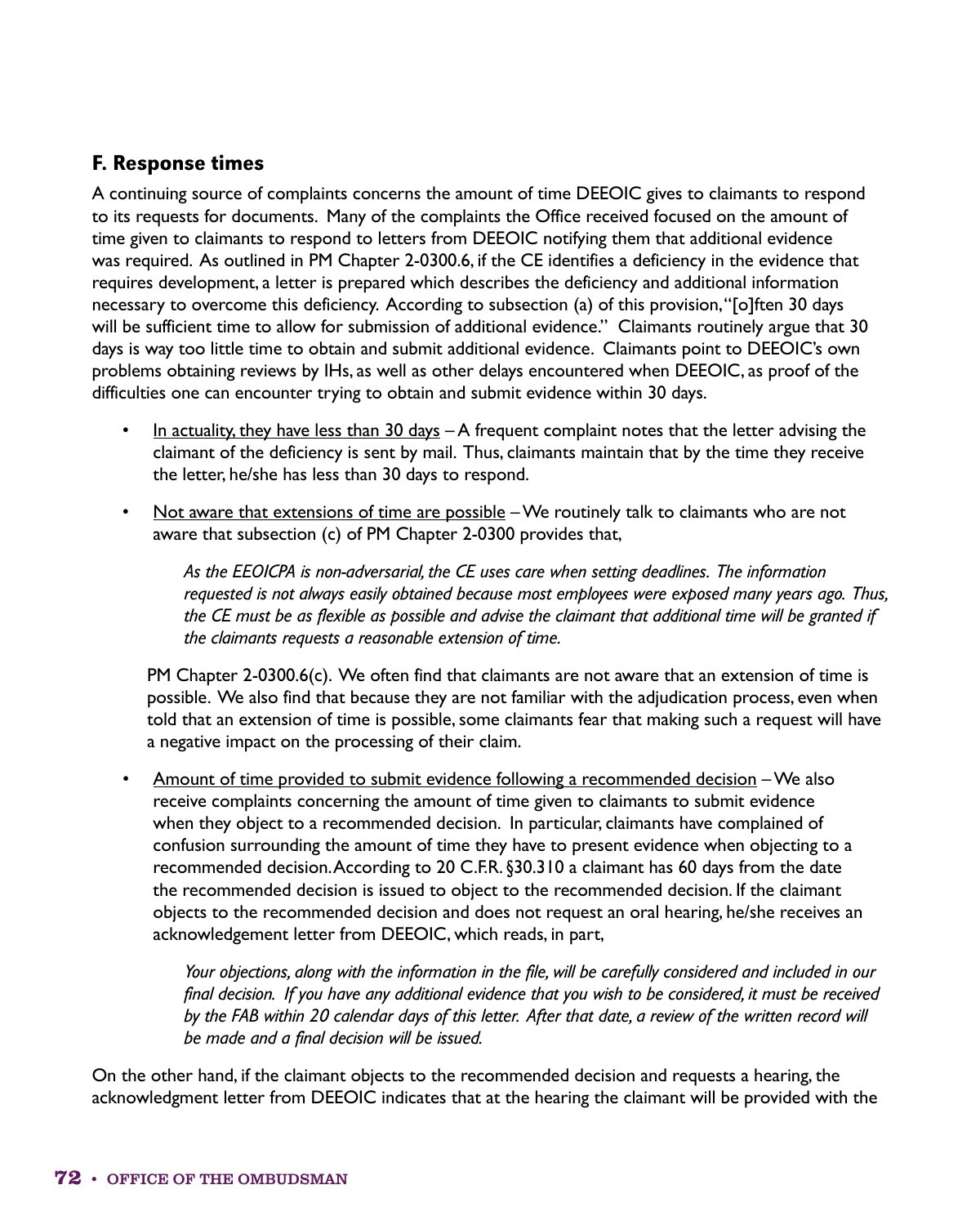## F. Response times

A continuing source of complaints concerns the amount of time DEEOIC gives to claimants to respond to its requests for documents. Many of the complaints the Office received focused on the amount of time given to claimants to respond to letters from DEEOIC notifying them that additional evidence was required. As outlined in PM Chapter 2-0300.6, if the CE identifies a deficiency in the evidence that requires development, a letter is prepared which describes the deficiency and additional information necessary to overcome this deficiency. According to subsection (a) of this provision, "[o]ften 30 days will be sufficient time to allow for submission of additional evidence." Claimants routinely argue that 30 days is way too little time to obtain and submit additional evidence. Claimants point to DEEOIC's own problems obtaining reviews by IHs, as well as other delays encountered when DEEOIC, as proof of the difficulties one can encounter trying to obtain and submit evidence within 30 days.

- <u>In actuality, they have less than 30 days</u> – A frequent complaint notes that the letter advising the claimant of the deficiency is sent by mail. Thus, claimants maintain that by the time they receive the letter, he/she has less than 30 days to respond.

- <u>Not aware that extensions of time are possible</u> – We routinely talk to claimants who are not aware that subsection (c) of PM Chapter 2-0300 provides that,

  > *As the EEOICPA is non-adversarial, the CE uses care when setting deadlines. The information requested is not always easily obtained because most employees were exposed many years ago. Thus, the CE must be as flexible as possible and advise the claimant that additional time will be granted if the claimants requests a reasonable extension of time.*

  PM Chapter 2-0300.6(c). We often find that claimants are not aware that an extension of time is possible. We also find that because they are not familiar with the adjudication process, even when told that an extension of time is possible, some claimants fear that making such a request will have a negative impact on the processing of their claim.

- <u>Amount of time provided to submit evidence following a recommended decision</u> – We also receive complaints concerning the amount of time given to claimants to submit evidence when they object to a recommended decision. In particular, claimants have complained of confusion surrounding the amount of time they have to present evidence when objecting to a recommended decision. According to 20 C.F.R. §30.310 a claimant has 60 days from the date the recommended decision is issued to object to the recommended decision. If the claimant objects to the recommended decision and does not request an oral hearing, he/she receives an acknowledgement letter from DEEOIC, which reads, in part,

  > *Your objections, along with the information in the file, will be carefully considered and included in our final decision. If you have any additional evidence that you wish to be considered, it must be received by the FAB within 20 calendar days of this letter. After that date, a review of the written record will be made and a final decision will be issued.*

On the other hand, if the claimant objects to the recommended decision and requests a hearing, the acknowledgment letter from DEEOIC indicates that at the hearing the claimant will be provided with the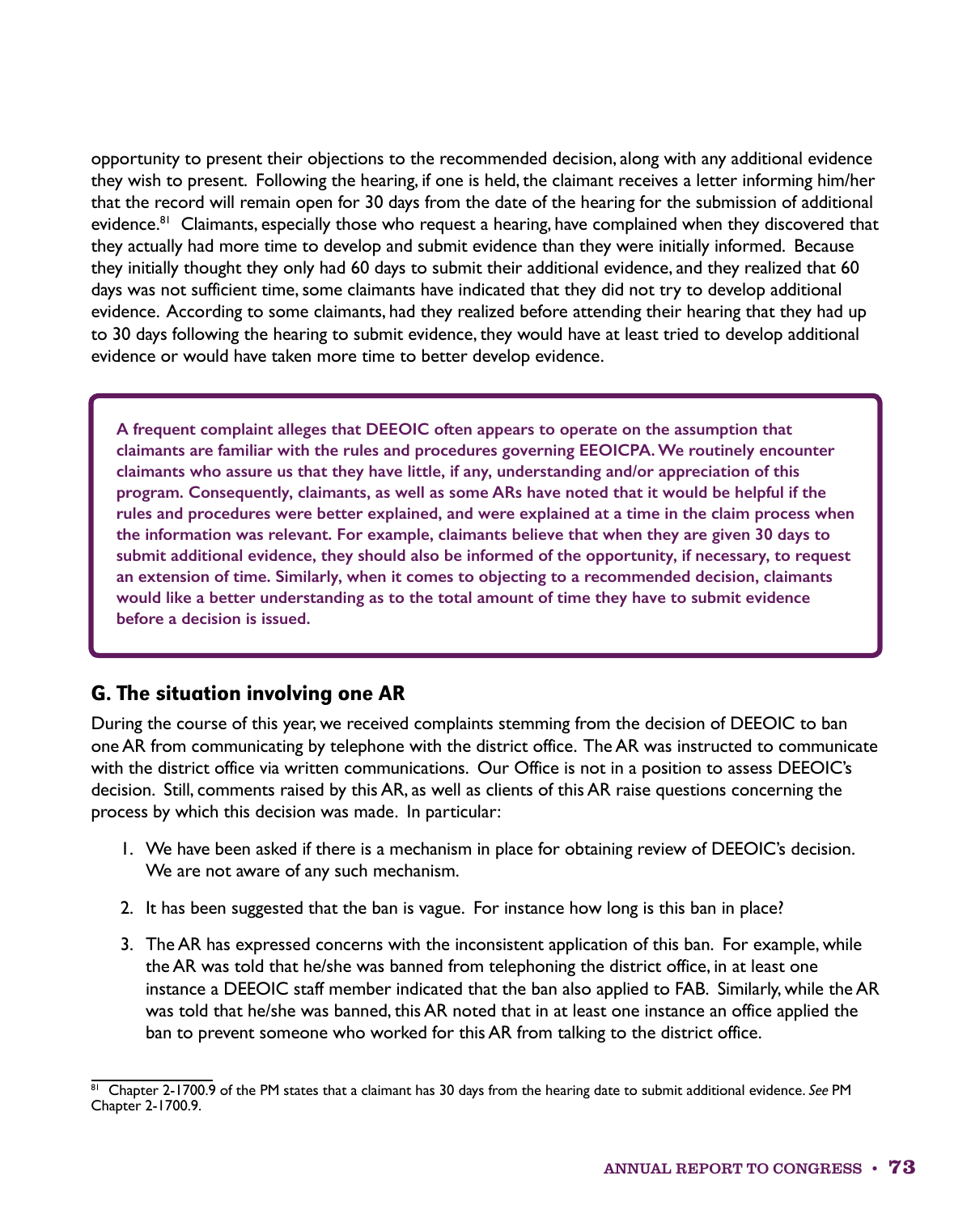opportunity to present their objections to the recommended decision, along with any additional evidence they wish to present. Following the hearing, if one is held, the claimant receives a letter informing him/her that the record will remain open for 30 days from the date of the hearing for the submission of additional evidence.[81] Claimants, especially those who request a hearing, have complained when they discovered that they actually had more time to develop and submit evidence than they were initially informed. Because they initially thought they only had 60 days to submit their additional evidence, and they realized that 60 days was not sufficient time, some claimants have indicated that they did not try to develop additional evidence. According to some claimants, had they realized before attending their hearing that they had up to 30 days following the hearing to submit evidence, they would have at least tried to develop additional evidence or would have taken more time to better develop evidence.

**A frequent complaint alleges that DEEOIC often appears to operate on the assumption that claimants are familiar with the rules and procedures governing EEOICPA. We routinely encounter claimants who assure us that they have little, if any, understanding and/or appreciation of this program. Consequently, claimants, as well as some ARs have noted that it would be helpful if the rules and procedures were better explained, and were explained at a time in the claim process when the information was relevant. For example, claimants believe that when they are given 30 days to submit additional evidence, they should also be informed of the opportunity, if necessary, to request an extension of time. Similarly, when it comes to objecting to a recommended decision, claimants would like a better understanding as to the total amount of time they have to submit evidence before a decision is issued.**

## G. The situation involving one AR

During the course of this year, we received complaints stemming from the decision of DEEOIC to ban one AR from communicating by telephone with the district office. The AR was instructed to communicate with the district office via written communications. Our Office is not in a position to assess DEEOIC's decision. Still, comments raised by this AR, as well as clients of this AR raise questions concerning the process by which this decision was made. In particular:

1. We have been asked if there is a mechanism in place for obtaining review of DEEOIC's decision. We are not aware of any such mechanism.
2. It has been suggested that the ban is vague. For instance how long is this ban in place?
3. The AR has expressed concerns with the inconsistent application of this ban. For example, while the AR was told that he/she was banned from telephoning the district office, in at least one instance a DEEOIC staff member indicated that the ban also applied to FAB. Similarly, while the AR was told that he/she was banned, this AR noted that in at least one instance an office applied the ban to prevent someone who worked for this AR from talking to the district office.

[81] Chapter 2-1700.9 of the PM states that a claimant has 30 days from the hearing date to submit additional evidence. *See* PM Chapter 2-1700.9.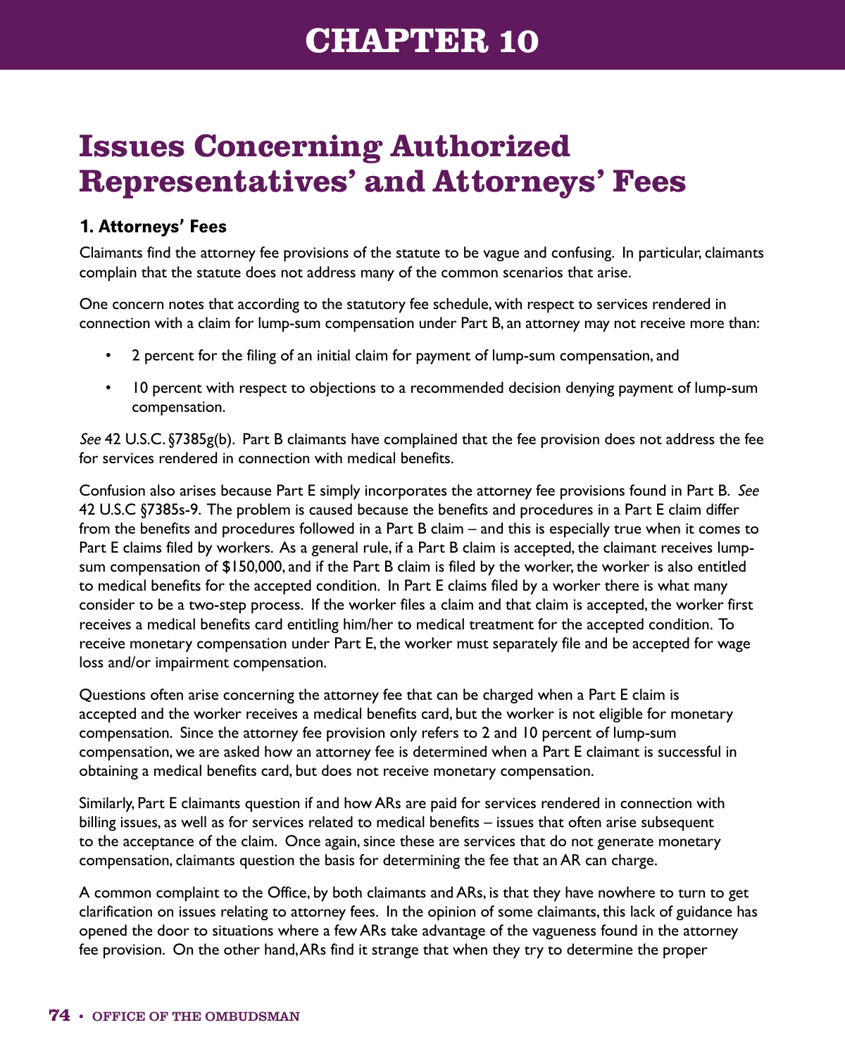# CHAPTER 10

# Issues Concerning Authorized Representatives' and Attorneys' Fees

### 1. Attorneys' Fees

Claimants find the attorney fee provisions of the statute to be vague and confusing. In particular, claimants complain that the statute does not address many of the common scenarios that arise.

One concern notes that according to the statutory fee schedule, with respect to services rendered in connection with a claim for lump-sum compensation under Part B, an attorney may not receive more than:

- 2 percent for the filing of an initial claim for payment of lump-sum compensation, and
- 10 percent with respect to objections to a recommended decision denying payment of lump-sum compensation.

*See* 42 U.S.C. §7385g(b). Part B claimants have complained that the fee provision does not address the fee for services rendered in connection with medical benefits.

Confusion also arises because Part E simply incorporates the attorney fee provisions found in Part B. *See* 42 U.S.C §7385s-9. The problem is caused because the benefits and procedures in a Part E claim differ from the benefits and procedures followed in a Part B claim – and this is especially true when it comes to Part E claims filed by workers. As a general rule, if a Part B claim is accepted, the claimant receives lump-sum compensation of $150,000, and if the Part B claim is filed by the worker, the worker is also entitled to medical benefits for the accepted condition. In Part E claims filed by a worker there is what many consider to be a two-step process. If the worker files a claim and that claim is accepted, the worker first receives a medical benefits card entitling him/her to medical treatment for the accepted condition. To receive monetary compensation under Part E, the worker must separately file and be accepted for wage loss and/or impairment compensation.

Questions often arise concerning the attorney fee that can be charged when a Part E claim is accepted and the worker receives a medical benefits card, but the worker is not eligible for monetary compensation. Since the attorney fee provision only refers to 2 and 10 percent of lump-sum compensation, we are asked how an attorney fee is determined when a Part E claimant is successful in obtaining a medical benefits card, but does not receive monetary compensation.

Similarly, Part E claimants question if and how ARs are paid for services rendered in connection with billing issues, as well as for services related to medical benefits – issues that often arise subsequent to the acceptance of the claim. Once again, since these are services that do not generate monetary compensation, claimants question the basis for determining the fee that an AR can charge.

A common complaint to the Office, by both claimants and ARs, is that they have nowhere to turn to get clarification on issues relating to attorney fees. In the opinion of some claimants, this lack of guidance has opened the door to situations where a few ARs take advantage of the vagueness found in the attorney fee provision. On the other hand, ARs find it strange that when they try to determine the proper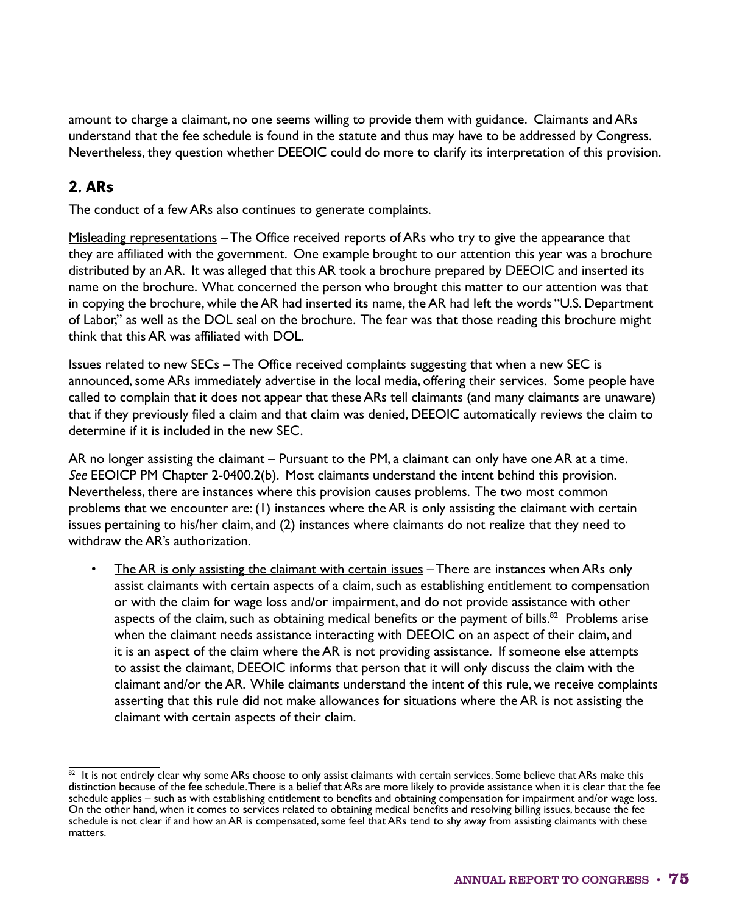amount to charge a claimant, no one seems willing to provide them with guidance. Claimants and ARs understand that the fee schedule is found in the statute and thus may have to be addressed by Congress. Nevertheless, they question whether DEEOIC could do more to clarify its interpretation of this provision.

## 2. ARs

The conduct of a few ARs also continues to generate complaints.

Misleading representations – The Office received reports of ARs who try to give the appearance that they are affiliated with the government. One example brought to our attention this year was a brochure distributed by an AR. It was alleged that this AR took a brochure prepared by DEEOIC and inserted its name on the brochure. What concerned the person who brought this matter to our attention was that in copying the brochure, while the AR had inserted its name, the AR had left the words "U.S. Department of Labor," as well as the DOL seal on the brochure. The fear was that those reading this brochure might think that this AR was affiliated with DOL.

Issues related to new SECs – The Office received complaints suggesting that when a new SEC is announced, some ARs immediately advertise in the local media, offering their services. Some people have called to complain that it does not appear that these ARs tell claimants (and many claimants are unaware) that if they previously filed a claim and that claim was denied, DEEOIC automatically reviews the claim to determine if it is included in the new SEC.

AR no longer assisting the claimant – Pursuant to the PM, a claimant can only have one AR at a time. *See* EEOICP PM Chapter 2-0400.2(b). Most claimants understand the intent behind this provision. Nevertheless, there are instances where this provision causes problems. The two most common problems that we encounter are: (1) instances where the AR is only assisting the claimant with certain issues pertaining to his/her claim, and (2) instances where claimants do not realize that they need to withdraw the AR's authorization.

- The AR is only assisting the claimant with certain issues – There are instances when ARs only assist claimants with certain aspects of a claim, such as establishing entitlement to compensation or with the claim for wage loss and/or impairment, and do not provide assistance with other aspects of the claim, such as obtaining medical benefits or the payment of bills.[82] Problems arise when the claimant needs assistance interacting with DEEOIC on an aspect of their claim, and it is an aspect of the claim where the AR is not providing assistance. If someone else attempts to assist the claimant, DEEOIC informs that person that it will only discuss the claim with the claimant and/or the AR. While claimants understand the intent of this rule, we receive complaints asserting that this rule did not make allowances for situations where the AR is not assisting the claimant with certain aspects of their claim.

---

[82] It is not entirely clear why some ARs choose to only assist claimants with certain services. Some believe that ARs make this distinction because of the fee schedule. There is a belief that ARs are more likely to provide assistance when it is clear that the fee schedule applies – such as with establishing entitlement to benefits and obtaining compensation for impairment and/or wage loss. On the other hand, when it comes to services related to obtaining medical benefits and resolving billing issues, because the fee schedule is not clear if and how an AR is compensated, some feel that ARs tend to shy away from assisting claimants with these matters.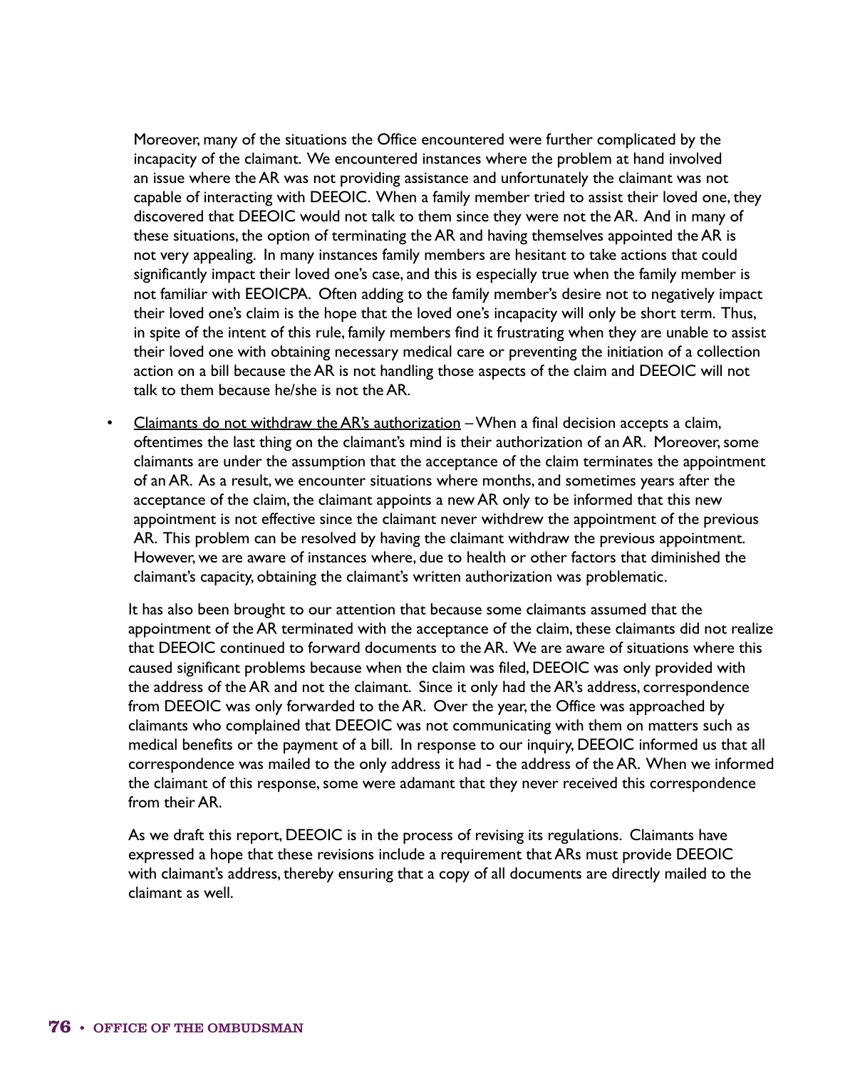Moreover, many of the situations the Office encountered were further complicated by the incapacity of the claimant. We encountered instances where the problem at hand involved an issue where the AR was not providing assistance and unfortunately the claimant was not capable of interacting with DEEOIC. When a family member tried to assist their loved one, they discovered that DEEOIC would not talk to them since they were not the AR. And in many of these situations, the option of terminating the AR and having themselves appointed the AR is not very appealing. In many instances family members are hesitant to take actions that could significantly impact their loved one's case, and this is especially true when the family member is not familiar with EEOICPA. Often adding to the family member's desire not to negatively impact their loved one's claim is the hope that the loved one's incapacity will only be short term. Thus, in spite of the intent of this rule, family members find it frustrating when they are unable to assist their loved one with obtaining necessary medical care or preventing the initiation of a collection action on a bill because the AR is not handling those aspects of the claim and DEEOIC will not talk to them because he/she is not the AR.

- Claimants do not withdraw the AR's authorization – When a final decision accepts a claim, oftentimes the last thing on the claimant's mind is their authorization of an AR. Moreover, some claimants are under the assumption that the acceptance of the claim terminates the appointment of an AR. As a result, we encounter situations where months, and sometimes years after the acceptance of the claim, the claimant appoints a new AR only to be informed that this new appointment is not effective since the claimant never withdrew the appointment of the previous AR. This problem can be resolved by having the claimant withdraw the previous appointment. However, we are aware of instances where, due to health or other factors that diminished the claimant's capacity, obtaining the claimant's written authorization was problematic.

It has also been brought to our attention that because some claimants assumed that the appointment of the AR terminated with the acceptance of the claim, these claimants did not realize that DEEOIC continued to forward documents to the AR. We are aware of situations where this caused significant problems because when the claim was filed, DEEOIC was only provided with the address of the AR and not the claimant. Since it only had the AR's address, correspondence from DEEOIC was only forwarded to the AR. Over the year, the Office was approached by claimants who complained that DEEOIC was not communicating with them on matters such as medical benefits or the payment of a bill. In response to our inquiry, DEEOIC informed us that all correspondence was mailed to the only address it had - the address of the AR. When we informed the claimant of this response, some were adamant that they never received this correspondence from their AR.

As we draft this report, DEEOIC is in the process of revising its regulations. Claimants have expressed a hope that these revisions include a requirement that ARs must provide DEEOIC with claimant's address, thereby ensuring that a copy of all documents are directly mailed to the claimant as well.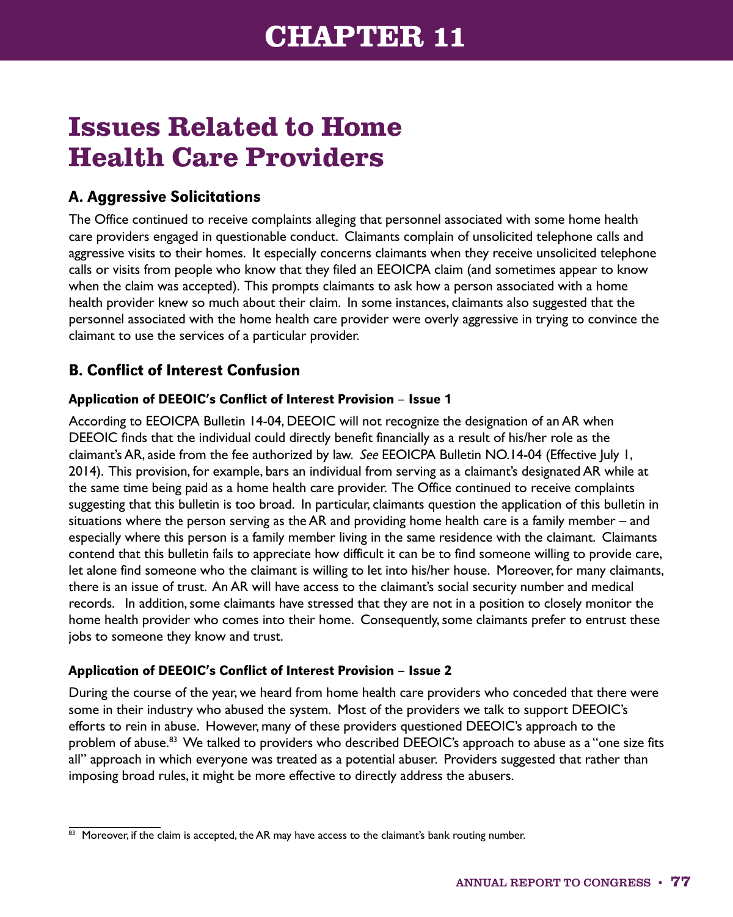# CHAPTER 11

## Issues Related to Home Health Care Providers

### A. Aggressive Solicitations

The Office continued to receive complaints alleging that personnel associated with some home health care providers engaged in questionable conduct. Claimants complain of unsolicited telephone calls and aggressive visits to their homes. It especially concerns claimants when they receive unsolicited telephone calls or visits from people who know that they filed an EEOICPA claim (and sometimes appear to know when the claim was accepted). This prompts claimants to ask how a person associated with a home health provider knew so much about their claim. In some instances, claimants also suggested that the personnel associated with the home health care provider were overly aggressive in trying to convince the claimant to use the services of a particular provider.

### B. Conflict of Interest Confusion

#### Application of DEEOIC's Conflict of Interest Provision – Issue 1

According to EEOICPA Bulletin 14-04, DEEOIC will not recognize the designation of an AR when DEEOIC finds that the individual could directly benefit financially as a result of his/her role as the claimant's AR, aside from the fee authorized by law. *See* EEOICPA Bulletin NO.14-04 (Effective July 1, 2014). This provision, for example, bars an individual from serving as a claimant's designated AR while at the same time being paid as a home health care provider. The Office continued to receive complaints suggesting that this bulletin is too broad. In particular, claimants question the application of this bulletin in situations where the person serving as the AR and providing home health care is a family member – and especially where this person is a family member living in the same residence with the claimant. Claimants contend that this bulletin fails to appreciate how difficult it can be to find someone willing to provide care, let alone find someone who the claimant is willing to let into his/her house. Moreover, for many claimants, there is an issue of trust. An AR will have access to the claimant's social security number and medical records. In addition, some claimants have stressed that they are not in a position to closely monitor the home health provider who comes into their home. Consequently, some claimants prefer to entrust these jobs to someone they know and trust.

#### Application of DEEOIC's Conflict of Interest Provision – Issue 2

During the course of the year, we heard from home health care providers who conceded that there were some in their industry who abused the system. Most of the providers we talk to support DEEOIC's efforts to rein in abuse. However, many of these providers questioned DEEOIC's approach to the problem of abuse.[83] We talked to providers who described DEEOIC's approach to abuse as a "one size fits all" approach in which everyone was treated as a potential abuser. Providers suggested that rather than imposing broad rules, it might be more effective to directly address the abusers.

[83] Moreover, if the claim is accepted, the AR may have access to the claimant's bank routing number.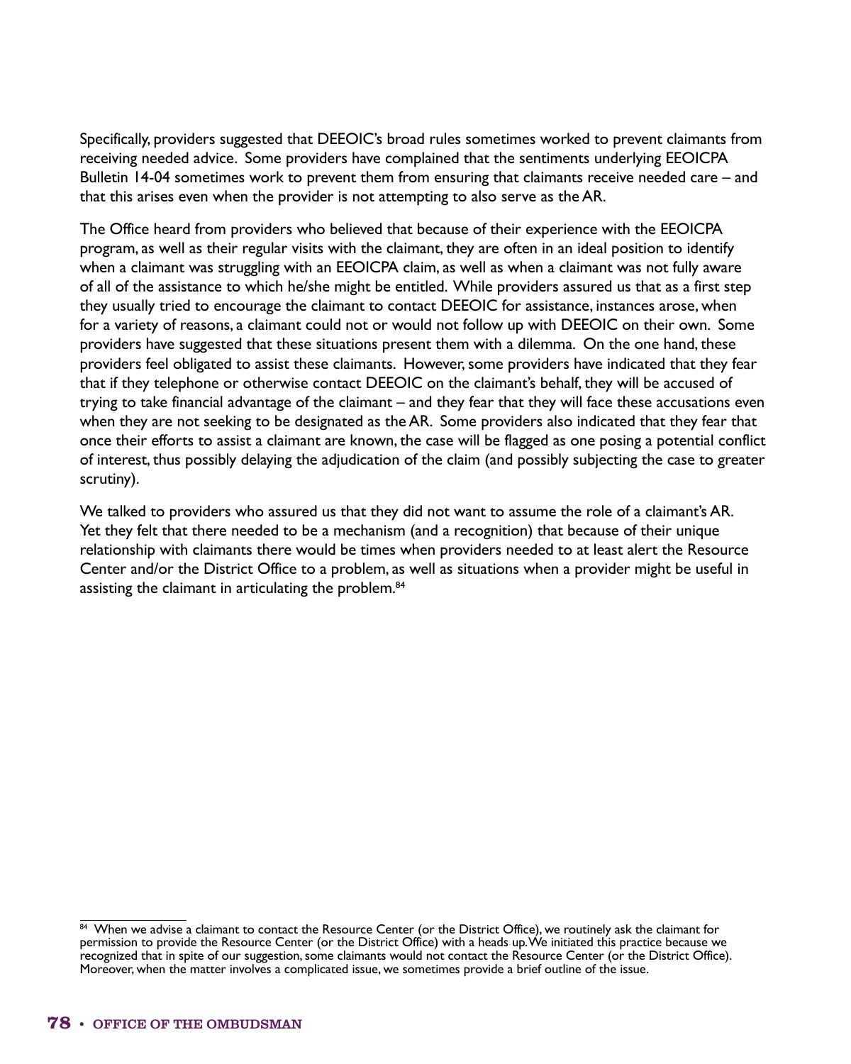Specifically, providers suggested that DEEOIC's broad rules sometimes worked to prevent claimants from receiving needed advice. Some providers have complained that the sentiments underlying EEOICPA Bulletin 14-04 sometimes work to prevent them from ensuring that claimants receive needed care – and that this arises even when the provider is not attempting to also serve as the AR.

The Office heard from providers who believed that because of their experience with the EEOICPA program, as well as their regular visits with the claimant, they are often in an ideal position to identify when a claimant was struggling with an EEOICPA claim, as well as when a claimant was not fully aware of all of the assistance to which he/she might be entitled. While providers assured us that as a first step they usually tried to encourage the claimant to contact DEEOIC for assistance, instances arose, when for a variety of reasons, a claimant could not or would not follow up with DEEOIC on their own. Some providers have suggested that these situations present them with a dilemma. On the one hand, these providers feel obligated to assist these claimants. However, some providers have indicated that they fear that if they telephone or otherwise contact DEEOIC on the claimant's behalf, they will be accused of trying to take financial advantage of the claimant – and they fear that they will face these accusations even when they are not seeking to be designated as the AR. Some providers also indicated that they fear that once their efforts to assist a claimant are known, the case will be flagged as one posing a potential conflict of interest, thus possibly delaying the adjudication of the claim (and possibly subjecting the case to greater scrutiny).

We talked to providers who assured us that they did not want to assume the role of a claimant's AR. Yet they felt that there needed to be a mechanism (and a recognition) that because of their unique relationship with claimants there would be times when providers needed to at least alert the Resource Center and/or the District Office to a problem, as well as situations when a provider might be useful in assisting the claimant in articulating the problem.[84]

---

[84] When we advise a claimant to contact the Resource Center (or the District Office), we routinely ask the claimant for permission to provide the Resource Center (or the District Office) with a heads up. We initiated this practice because we recognized that in spite of our suggestion, some claimants would not contact the Resource Center (or the District Office). Moreover, when the matter involves a complicated issue, we sometimes provide a brief outline of the issue.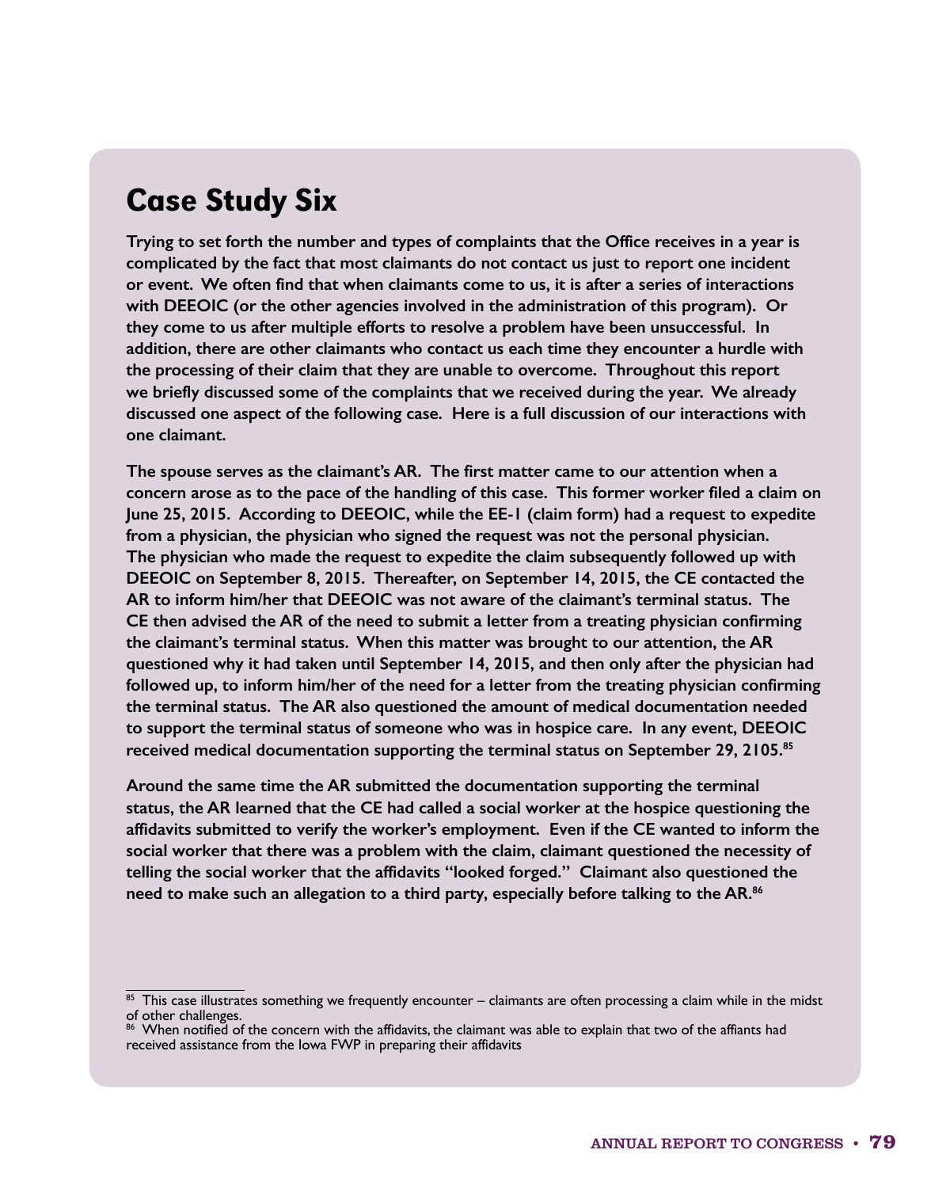## Case Study Six

**Trying to set forth the number and types of complaints that the Office receives in a year is complicated by the fact that most claimants do not contact us just to report one incident or event. We often find that when claimants come to us, it is after a series of interactions with DEEOIC (or the other agencies involved in the administration of this program). Or they come to us after multiple efforts to resolve a problem have been unsuccessful. In addition, there are other claimants who contact us each time they encounter a hurdle with the processing of their claim that they are unable to overcome. Throughout this report we briefly discussed some of the complaints that we received during the year. We already discussed one aspect of the following case. Here is a full discussion of our interactions with one claimant.**

**The spouse serves as the claimant's AR. The first matter came to our attention when a concern arose as to the pace of the handling of this case. This former worker filed a claim on June 25, 2015. According to DEEOIC, while the EE-1 (claim form) had a request to expedite from a physician, the physician who signed the request was not the personal physician. The physician who made the request to expedite the claim subsequently followed up with DEEOIC on September 8, 2015. Thereafter, on September 14, 2015, the CE contacted the AR to inform him/her that DEEOIC was not aware of the claimant's terminal status. The CE then advised the AR of the need to submit a letter from a treating physician confirming the claimant's terminal status. When this matter was brought to our attention, the AR questioned why it had taken until September 14, 2015, and then only after the physician had followed up, to inform him/her of the need for a letter from the treating physician confirming the terminal status. The AR also questioned the amount of medical documentation needed to support the terminal status of someone who was in hospice care. In any event, DEEOIC received medical documentation supporting the terminal status on September 29, 2105.[85]**

**Around the same time the AR submitted the documentation supporting the terminal status, the AR learned that the CE had called a social worker at the hospice questioning the affidavits submitted to verify the worker's employment. Even if the CE wanted to inform the social worker that there was a problem with the claim, claimant questioned the necessity of telling the social worker that the affidavits "looked forged." Claimant also questioned the need to make such an allegation to a third party, especially before talking to the AR.[86]**

---

[85] This case illustrates something we frequently encounter – claimants are often processing a claim while in the midst of other challenges.

[86] When notified of the concern with the affidavits, the claimant was able to explain that two of the affiants had received assistance from the Iowa FWP in preparing their affidavits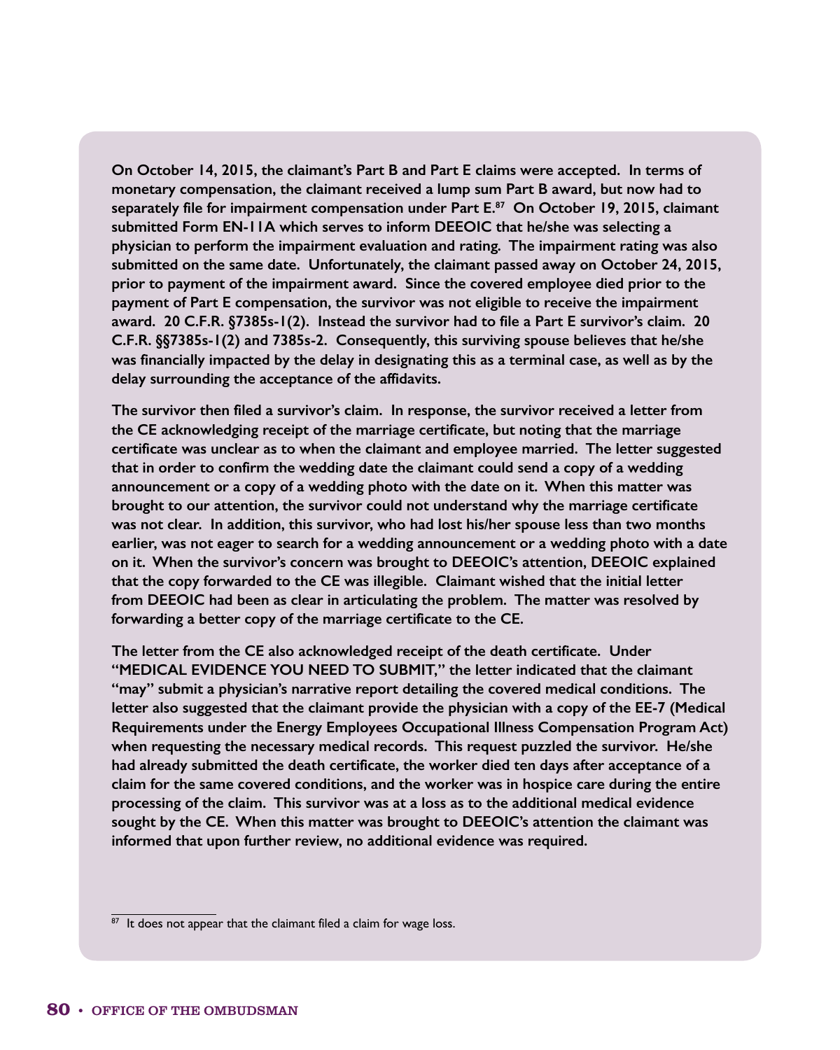**On October 14, 2015, the claimant's Part B and Part E claims were accepted. In terms of monetary compensation, the claimant received a lump sum Part B award, but now had to separately file for impairment compensation under Part E.[87] On October 19, 2015, claimant submitted Form EN-11A which serves to inform DEEOIC that he/she was selecting a physician to perform the impairment evaluation and rating. The impairment rating was also submitted on the same date. Unfortunately, the claimant passed away on October 24, 2015, prior to payment of the impairment award. Since the covered employee died prior to the payment of Part E compensation, the survivor was not eligible to receive the impairment award. 20 C.F.R. §7385s-1(2). Instead the survivor had to file a Part E survivor's claim. 20 C.F.R. §§7385s-1(2) and 7385s-2. Consequently, this surviving spouse believes that he/she was financially impacted by the delay in designating this as a terminal case, as well as by the delay surrounding the acceptance of the affidavits.**

**The survivor then filed a survivor's claim. In response, the survivor received a letter from the CE acknowledging receipt of the marriage certificate, but noting that the marriage certificate was unclear as to when the claimant and employee married. The letter suggested that in order to confirm the wedding date the claimant could send a copy of a wedding announcement or a copy of a wedding photo with the date on it. When this matter was brought to our attention, the survivor could not understand why the marriage certificate was not clear. In addition, this survivor, who had lost his/her spouse less than two months earlier, was not eager to search for a wedding announcement or a wedding photo with a date on it. When the survivor's concern was brought to DEEOIC's attention, DEEOIC explained that the copy forwarded to the CE was illegible. Claimant wished that the initial letter from DEEOIC had been as clear in articulating the problem. The matter was resolved by forwarding a better copy of the marriage certificate to the CE.**

**The letter from the CE also acknowledged receipt of the death certificate. Under "MEDICAL EVIDENCE YOU NEED TO SUBMIT," the letter indicated that the claimant "may" submit a physician's narrative report detailing the covered medical conditions. The letter also suggested that the claimant provide the physician with a copy of the EE-7 (Medical Requirements under the Energy Employees Occupational Illness Compensation Program Act) when requesting the necessary medical records. This request puzzled the survivor. He/she had already submitted the death certificate, the worker died ten days after acceptance of a claim for the same covered conditions, and the worker was in hospice care during the entire processing of the claim. This survivor was at a loss as to the additional medical evidence sought by the CE. When this matter was brought to DEEOIC's attention the claimant was informed that upon further review, no additional evidence was required.**

[87] It does not appear that the claimant filed a claim for wage loss.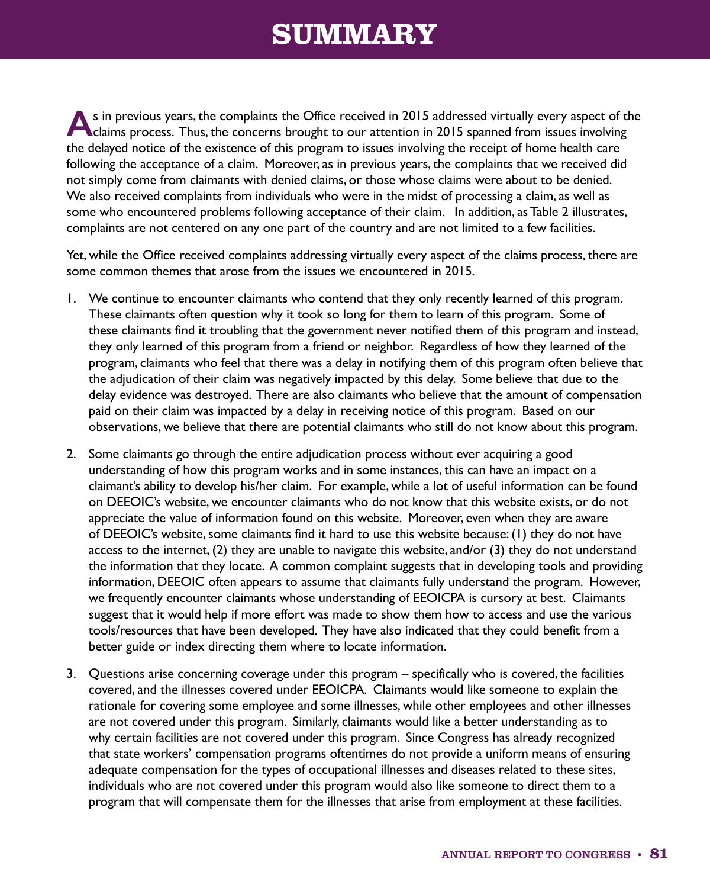# SUMMARY

As in previous years, the complaints the Office received in 2015 addressed virtually every aspect of the claims process. Thus, the concerns brought to our attention in 2015 spanned from issues involving the delayed notice of the existence of this program to issues involving the receipt of home health care following the acceptance of a claim. Moreover, as in previous years, the complaints that we received did not simply come from claimants with denied claims, or those whose claims were about to be denied. We also received complaints from individuals who were in the midst of processing a claim, as well as some who encountered problems following acceptance of their claim. In addition, as Table 2 illustrates, complaints are not centered on any one part of the country and are not limited to a few facilities.

Yet, while the Office received complaints addressing virtually every aspect of the claims process, there are some common themes that arose from the issues we encountered in 2015.

1. We continue to encounter claimants who contend that they only recently learned of this program. These claimants often question why it took so long for them to learn of this program. Some of these claimants find it troubling that the government never notified them of this program and instead, they only learned of this program from a friend or neighbor. Regardless of how they learned of the program, claimants who feel that there was a delay in notifying them of this program often believe that the adjudication of their claim was negatively impacted by this delay. Some believe that due to the delay evidence was destroyed. There are also claimants who believe that the amount of compensation paid on their claim was impacted by a delay in receiving notice of this program. Based on our observations, we believe that there are potential claimants who still do not know about this program.

2. Some claimants go through the entire adjudication process without ever acquiring a good understanding of how this program works and in some instances, this can have an impact on a claimant's ability to develop his/her claim. For example, while a lot of useful information can be found on DEEOIC's website, we encounter claimants who do not know that this website exists, or do not appreciate the value of information found on this website. Moreover, even when they are aware of DEEOIC's website, some claimants find it hard to use this website because: (1) they do not have access to the internet, (2) they are unable to navigate this website, and/or (3) they do not understand the information that they locate. A common complaint suggests that in developing tools and providing information, DEEOIC often appears to assume that claimants fully understand the program. However, we frequently encounter claimants whose understanding of EEOICPA is cursory at best. Claimants suggest that it would help if more effort was made to show them how to access and use the various tools/resources that have been developed. They have also indicated that they could benefit from a better guide or index directing them where to locate information.

3. Questions arise concerning coverage under this program – specifically who is covered, the facilities covered, and the illnesses covered under EEOICPA. Claimants would like someone to explain the rationale for covering some employee and some illnesses, while other employees and other illnesses are not covered under this program. Similarly, claimants would like a better understanding as to why certain facilities are not covered under this program. Since Congress has already recognized that state workers' compensation programs oftentimes do not provide a uniform means of ensuring adequate compensation for the types of occupational illnesses and diseases related to these sites, individuals who are not covered under this program would also like someone to direct them to a program that will compensate them for the illnesses that arise from employment at these facilities.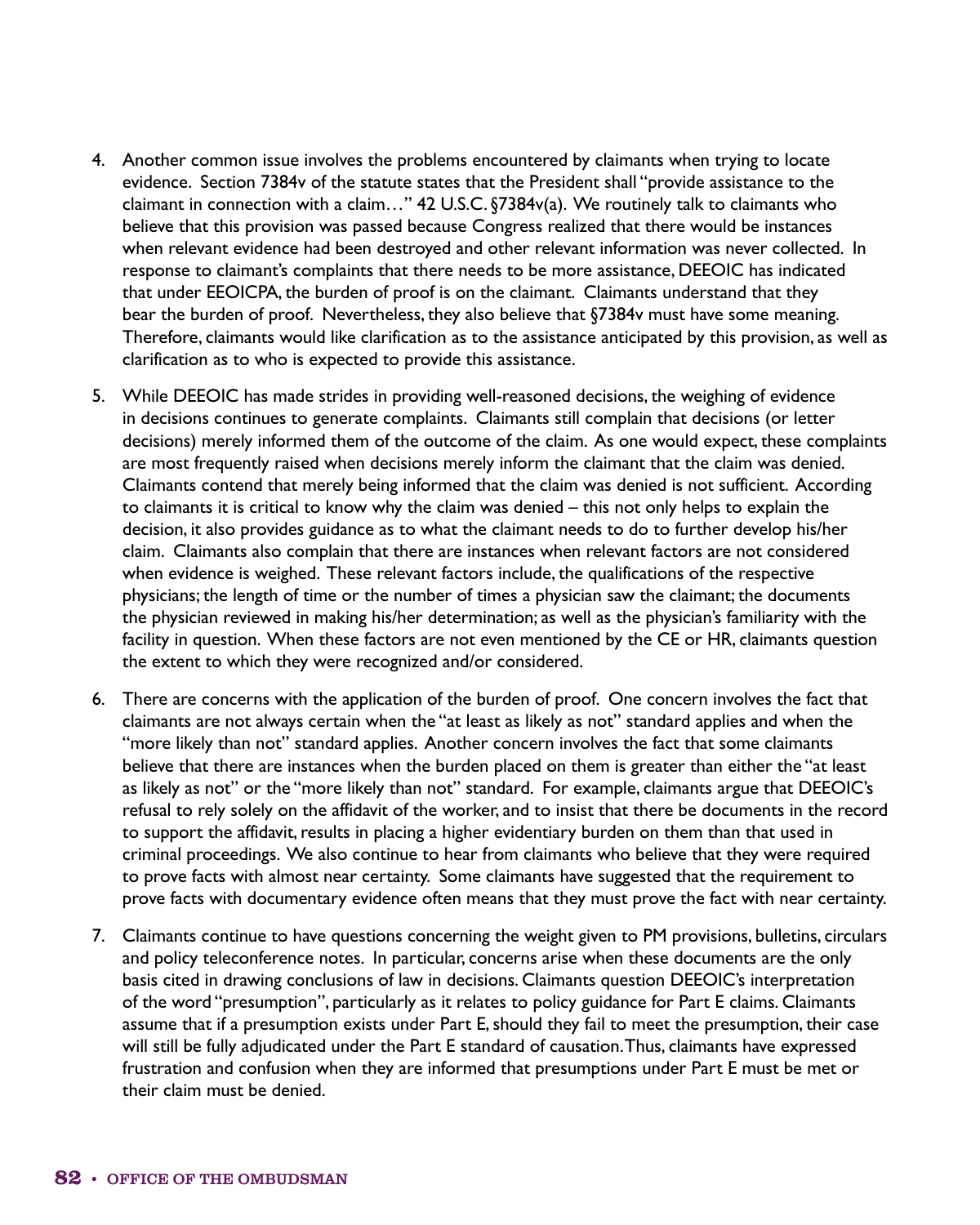4. Another common issue involves the problems encountered by claimants when trying to locate evidence. Section 7384v of the statute states that the President shall "provide assistance to the claimant in connection with a claim…" 42 U.S.C. §7384v(a). We routinely talk to claimants who believe that this provision was passed because Congress realized that there would be instances when relevant evidence had been destroyed and other relevant information was never collected. In response to claimant's complaints that there needs to be more assistance, DEEOIC has indicated that under EEOICPA, the burden of proof is on the claimant. Claimants understand that they bear the burden of proof. Nevertheless, they also believe that §7384v must have some meaning. Therefore, claimants would like clarification as to the assistance anticipated by this provision, as well as clarification as to who is expected to provide this assistance.

5. While DEEOIC has made strides in providing well-reasoned decisions, the weighing of evidence in decisions continues to generate complaints. Claimants still complain that decisions (or letter decisions) merely informed them of the outcome of the claim. As one would expect, these complaints are most frequently raised when decisions merely inform the claimant that the claim was denied. Claimants contend that merely being informed that the claim was denied is not sufficient. According to claimants it is critical to know why the claim was denied – this not only helps to explain the decision, it also provides guidance as to what the claimant needs to do to further develop his/her claim. Claimants also complain that there are instances when relevant factors are not considered when evidence is weighed. These relevant factors include, the qualifications of the respective physicians; the length of time or the number of times a physician saw the claimant; the documents the physician reviewed in making his/her determination; as well as the physician's familiarity with the facility in question. When these factors are not even mentioned by the CE or HR, claimants question the extent to which they were recognized and/or considered.

6. There are concerns with the application of the burden of proof. One concern involves the fact that claimants are not always certain when the "at least as likely as not" standard applies and when the "more likely than not" standard applies. Another concern involves the fact that some claimants believe that there are instances when the burden placed on them is greater than either the "at least as likely as not" or the "more likely than not" standard. For example, claimants argue that DEEOIC's refusal to rely solely on the affidavit of the worker, and to insist that there be documents in the record to support the affidavit, results in placing a higher evidentiary burden on them than that used in criminal proceedings. We also continue to hear from claimants who believe that they were required to prove facts with almost near certainty. Some claimants have suggested that the requirement to prove facts with documentary evidence often means that they must prove the fact with near certainty.

7. Claimants continue to have questions concerning the weight given to PM provisions, bulletins, circulars and policy teleconference notes. In particular, concerns arise when these documents are the only basis cited in drawing conclusions of law in decisions. Claimants question DEEOIC's interpretation of the word "presumption", particularly as it relates to policy guidance for Part E claims. Claimants assume that if a presumption exists under Part E, should they fail to meet the presumption, their case will still be fully adjudicated under the Part E standard of causation. Thus, claimants have expressed frustration and confusion when they are informed that presumptions under Part E must be met or their claim must be denied.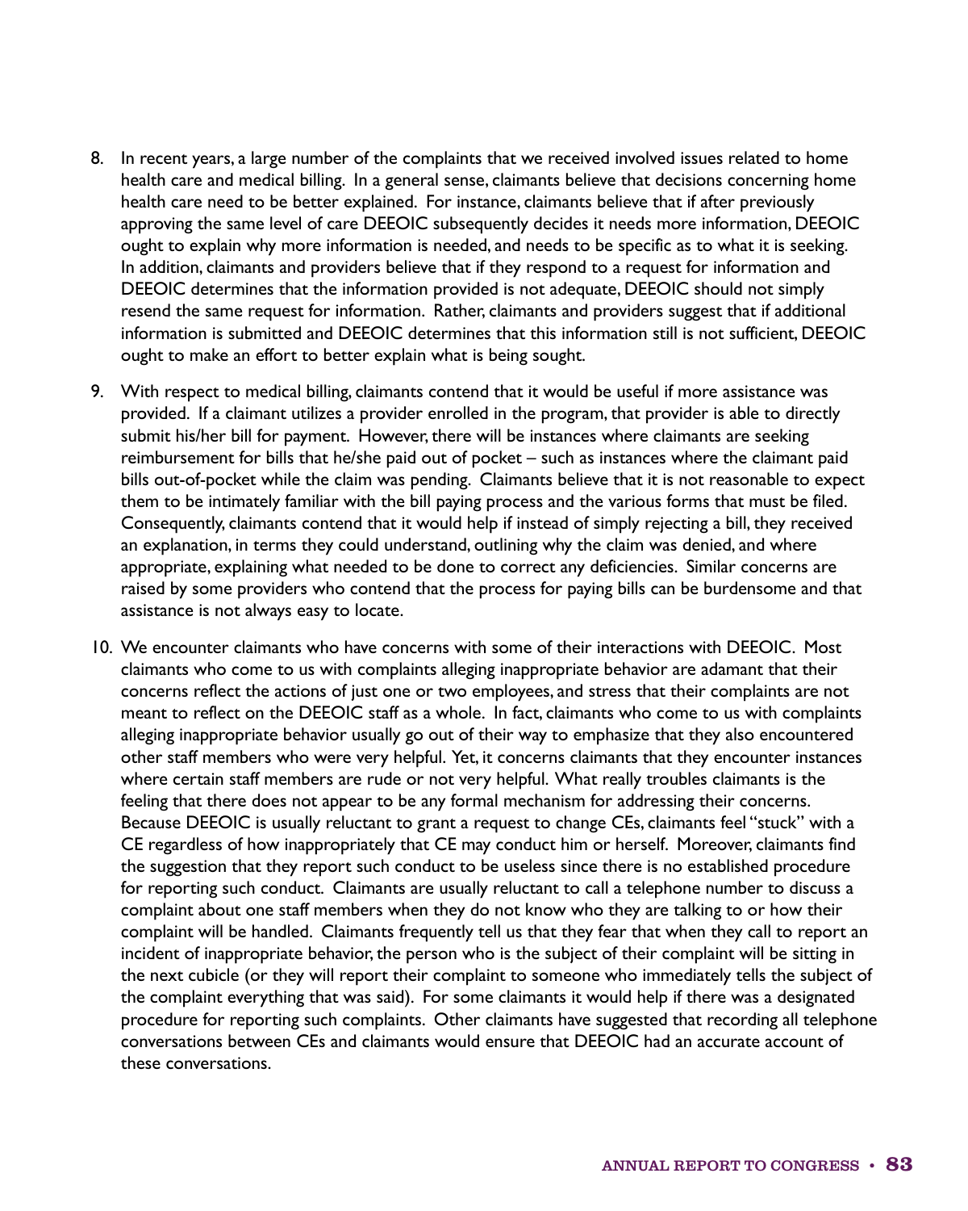8. In recent years, a large number of the complaints that we received involved issues related to home health care and medical billing. In a general sense, claimants believe that decisions concerning home health care need to be better explained. For instance, claimants believe that if after previously approving the same level of care DEEOIC subsequently decides it needs more information, DEEOIC ought to explain why more information is needed, and needs to be specific as to what it is seeking. In addition, claimants and providers believe that if they respond to a request for information and DEEOIC determines that the information provided is not adequate, DEEOIC should not simply resend the same request for information. Rather, claimants and providers suggest that if additional information is submitted and DEEOIC determines that this information still is not sufficient, DEEOIC ought to make an effort to better explain what is being sought.

9. With respect to medical billing, claimants contend that it would be useful if more assistance was provided. If a claimant utilizes a provider enrolled in the program, that provider is able to directly submit his/her bill for payment. However, there will be instances where claimants are seeking reimbursement for bills that he/she paid out of pocket – such as instances where the claimant paid bills out-of-pocket while the claim was pending. Claimants believe that it is not reasonable to expect them to be intimately familiar with the bill paying process and the various forms that must be filed. Consequently, claimants contend that it would help if instead of simply rejecting a bill, they received an explanation, in terms they could understand, outlining why the claim was denied, and where appropriate, explaining what needed to be done to correct any deficiencies. Similar concerns are raised by some providers who contend that the process for paying bills can be burdensome and that assistance is not always easy to locate.

10. We encounter claimants who have concerns with some of their interactions with DEEOIC. Most claimants who come to us with complaints alleging inappropriate behavior are adamant that their concerns reflect the actions of just one or two employees, and stress that their complaints are not meant to reflect on the DEEOIC staff as a whole. In fact, claimants who come to us with complaints alleging inappropriate behavior usually go out of their way to emphasize that they also encountered other staff members who were very helpful. Yet, it concerns claimants that they encounter instances where certain staff members are rude or not very helpful. What really troubles claimants is the feeling that there does not appear to be any formal mechanism for addressing their concerns. Because DEEOIC is usually reluctant to grant a request to change CEs, claimants feel "stuck" with a CE regardless of how inappropriately that CE may conduct him or herself. Moreover, claimants find the suggestion that they report such conduct to be useless since there is no established procedure for reporting such conduct. Claimants are usually reluctant to call a telephone number to discuss a complaint about one staff members when they do not know who they are talking to or how their complaint will be handled. Claimants frequently tell us that they fear that when they call to report an incident of inappropriate behavior, the person who is the subject of their complaint will be sitting in the next cubicle (or they will report their complaint to someone who immediately tells the subject of the complaint everything that was said). For some claimants it would help if there was a designated procedure for reporting such complaints. Other claimants have suggested that recording all telephone conversations between CEs and claimants would ensure that DEEOIC had an accurate account of these conversations.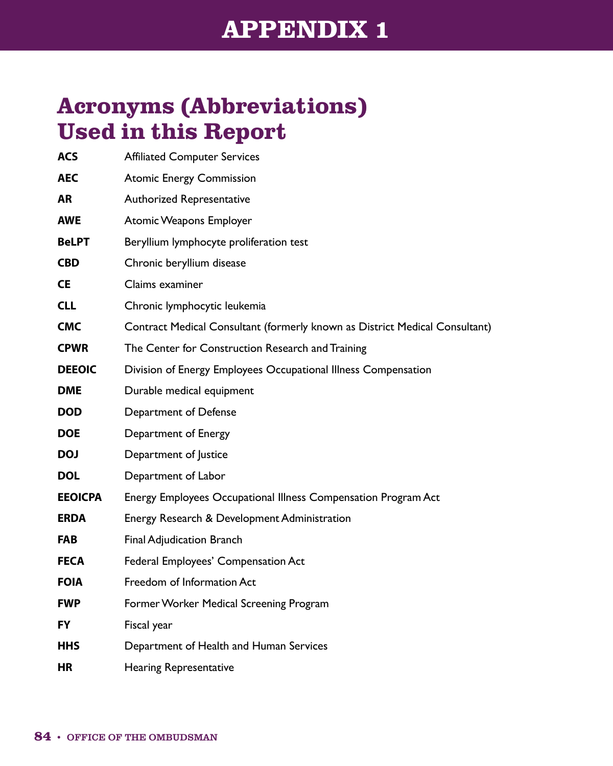# APPENDIX 1

## Acronyms (Abbreviations) Used in this Report

| | |
|---|---|
| **ACS** | Affiliated Computer Services |
| **AEC** | Atomic Energy Commission |
| **AR** | Authorized Representative |
| **AWE** | Atomic Weapons Employer |
| **BeLPT** | Beryllium lymphocyte proliferation test |
| **CBD** | Chronic beryllium disease |
| **CE** | Claims examiner |
| **CLL** | Chronic lymphocytic leukemia |
| **CMC** | Contract Medical Consultant (formerly known as District Medical Consultant) |
| **CPWR** | The Center for Construction Research and Training |
| **DEEOIC** | Division of Energy Employees Occupational Illness Compensation |
| **DME** | Durable medical equipment |
| **DOD** | Department of Defense |
| **DOE** | Department of Energy |
| **DOJ** | Department of Justice |
| **DOL** | Department of Labor |
| **EEOICPA** | Energy Employees Occupational Illness Compensation Program Act |
| **ERDA** | Energy Research & Development Administration |
| **FAB** | Final Adjudication Branch |
| **FECA** | Federal Employees' Compensation Act |
| **FOIA** | Freedom of Information Act |
| **FWP** | Former Worker Medical Screening Program |
| **FY** | Fiscal year |
| **HHS** | Department of Health and Human Services |
| **HR** | Hearing Representative |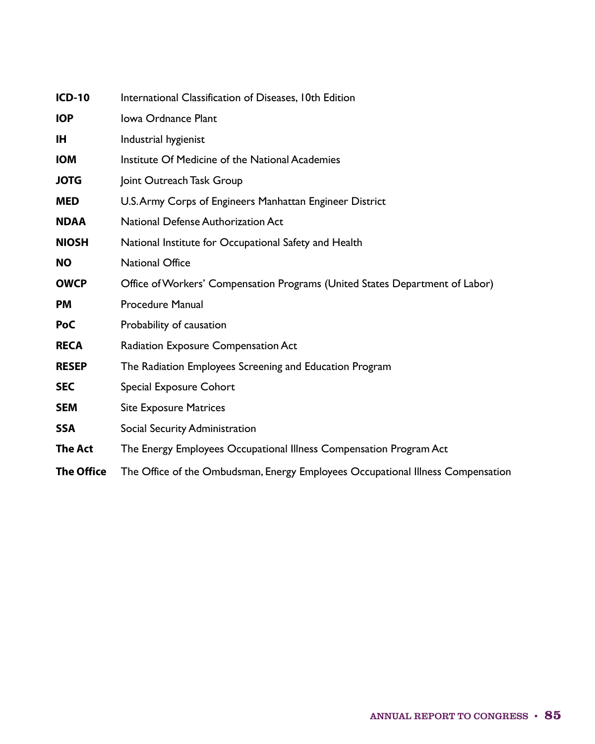| | |
|---|---|
| **ICD-10** | International Classification of Diseases, 10th Edition |
| **IOP** | Iowa Ordnance Plant |
| **IH** | Industrial hygienist |
| **IOM** | Institute Of Medicine of the National Academies |
| **JOTG** | Joint Outreach Task Group |
| **MED** | U.S. Army Corps of Engineers Manhattan Engineer District |
| **NDAA** | National Defense Authorization Act |
| **NIOSH** | National Institute for Occupational Safety and Health |
| **NO** | National Office |
| **OWCP** | Office of Workers' Compensation Programs (United States Department of Labor) |
| **PM** | Procedure Manual |
| **PoC** | Probability of causation |
| **RECA** | Radiation Exposure Compensation Act |
| **RESEP** | The Radiation Employees Screening and Education Program |
| **SEC** | Special Exposure Cohort |
| **SEM** | Site Exposure Matrices |
| **SSA** | Social Security Administration |
| **The Act** | The Energy Employees Occupational Illness Compensation Program Act |
| **The Office** | The Office of the Ombudsman, Energy Employees Occupational Illness Compensation |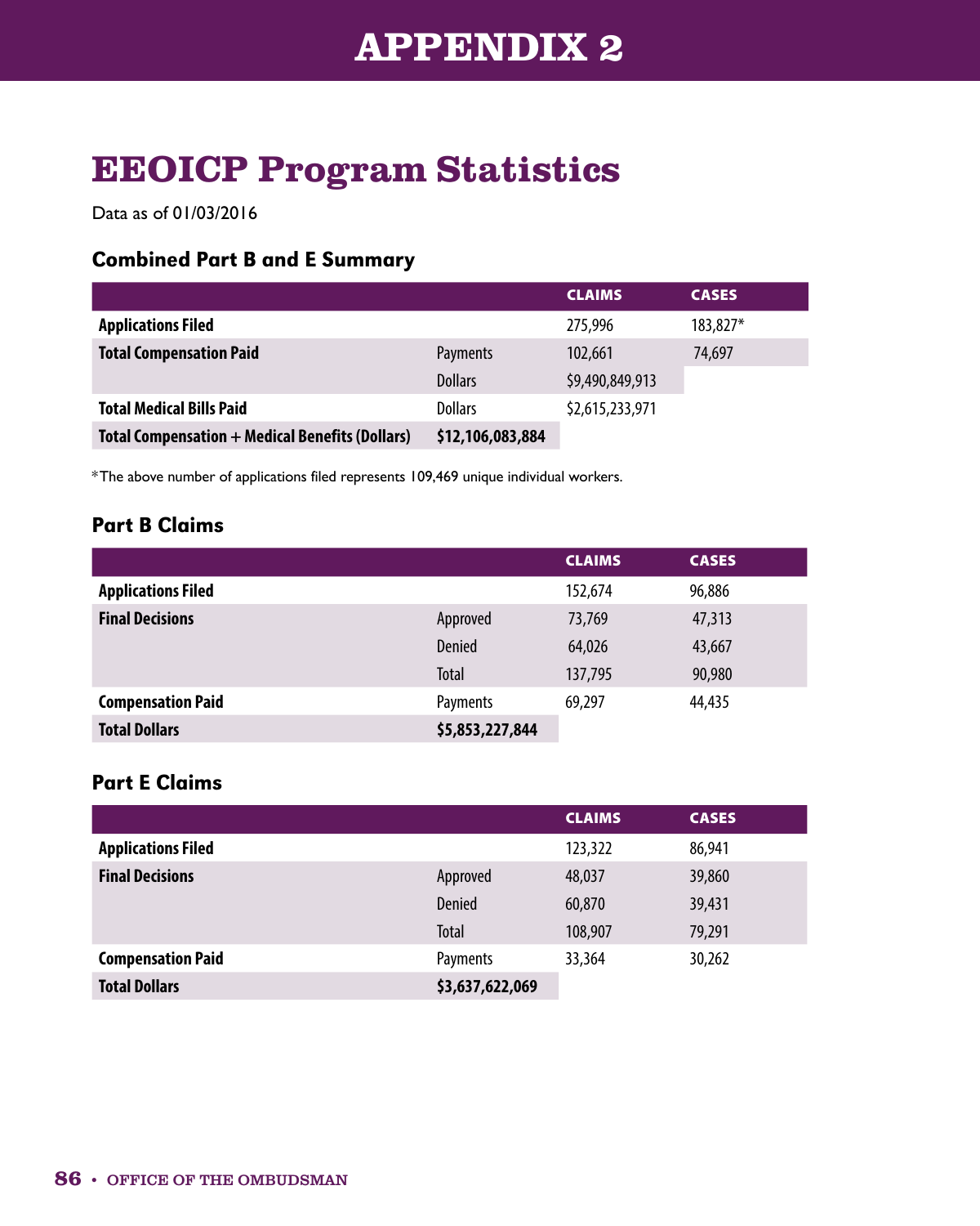# APPENDIX 2

## EEOICP Program Statistics

Data as of 01/03/2016

### Combined Part B and E Summary

| | | CLAIMS | CASES |
|---|---|---|---|
| **Applications Filed** | | 275,996 | 183,827* |
| **Total Compensation Paid** | Payments | 102,661 | 74,697 |
| | Dollars | $9,490,849,913 | |
| **Total Medical Bills Paid** | Dollars | $2,615,233,971 | |
| **Total Compensation + Medical Benefits (Dollars)** | **$12,106,083,884** | | |

*The above number of applications filed represents 109,469 unique individual workers.

### Part B Claims

| | | CLAIMS | CASES |
|---|---|---|---|
| **Applications Filed** | | 152,674 | 96,886 |
| **Final Decisions** | Approved | 73,769 | 47,313 |
| | Denied | 64,026 | 43,667 |
| | Total | 137,795 | 90,980 |
| **Compensation Paid** | Payments | 69,297 | 44,435 |
| **Total Dollars** | **$5,853,227,844** | | |

### Part E Claims

| | | CLAIMS | CASES |
|---|---|---|---|
| **Applications Filed** | | 123,322 | 86,941 |
| **Final Decisions** | Approved | 48,037 | 39,860 |
| | Denied | 60,870 | 39,431 |
| | Total | 108,907 | 79,291 |
| **Compensation Paid** | Payments | 33,364 | 30,262 |
| **Total Dollars** | **$3,637,622,069** | | |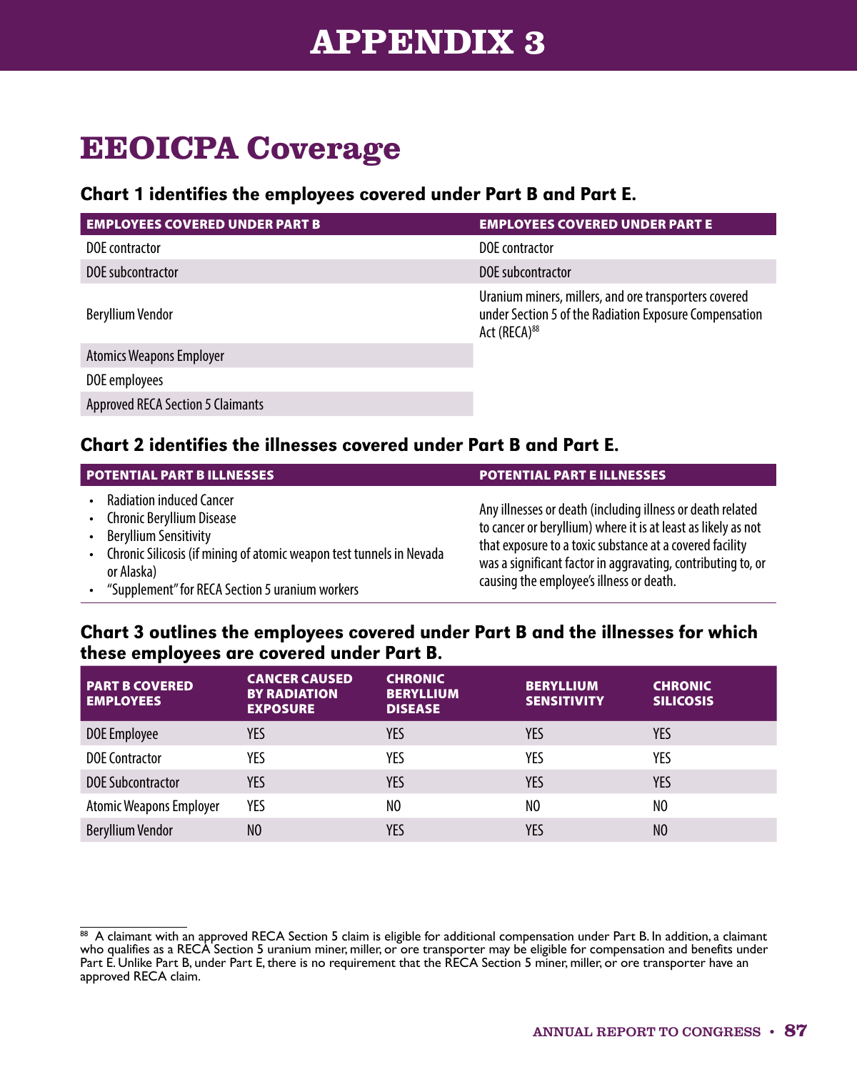# APPENDIX 3

## EEOICPA Coverage

### Chart 1 identifies the employees covered under Part B and Part E.

| EMPLOYEES COVERED UNDER PART B | EMPLOYEES COVERED UNDER PART E |
|---|---|
| DOE contractor | DOE contractor |
| DOE subcontractor | DOE subcontractor |
| Beryllium Vendor | Uranium miners, millers, and ore transporters covered under Section 5 of the Radiation Exposure Compensation Act (RECA)[88] |
| Atomics Weapons Employer | |
| DOE employees | |
| Approved RECA Section 5 Claimants | |

### Chart 2 identifies the illnesses covered under Part B and Part E.

| POTENTIAL PART B ILLNESSES | POTENTIAL PART E ILLNESSES |
|---|---|
| • Radiation induced Cancer<br>• Chronic Beryllium Disease<br>• Beryllium Sensitivity<br>• Chronic Silicosis (if mining of atomic weapon test tunnels in Nevada or Alaska)<br>• "Supplement" for RECA Section 5 uranium workers | Any illnesses or death (including illness or death related to cancer or beryllium) where it is at least as likely as not that exposure to a toxic substance at a covered facility was a significant factor in aggravating, contributing to, or causing the employee's illness or death. |

### Chart 3 outlines the employees covered under Part B and the illnesses for which these employees are covered under Part B.

| PART B COVERED EMPLOYEES | CANCER CAUSED BY RADIATION EXPOSURE | CHRONIC BERYLLIUM DISEASE | BERYLLIUM SENSITIVITY | CHRONIC SILICOSIS |
|---|---|---|---|---|
| DOE Employee | YES | YES | YES | YES |
| DOE Contractor | YES | YES | YES | YES |
| DOE Subcontractor | YES | YES | YES | YES |
| Atomic Weapons Employer | YES | NO | NO | NO |
| Beryllium Vendor | NO | YES | YES | NO |

[88] A claimant with an approved RECA Section 5 claim is eligible for additional compensation under Part B. In addition, a claimant who qualifies as a RECA Section 5 uranium miner, miller, or ore transporter may be eligible for compensation and benefits under Part E. Unlike Part B, under Part E, there is no requirement that the RECA Section 5 miner, miller, or ore transporter have an approved RECA claim.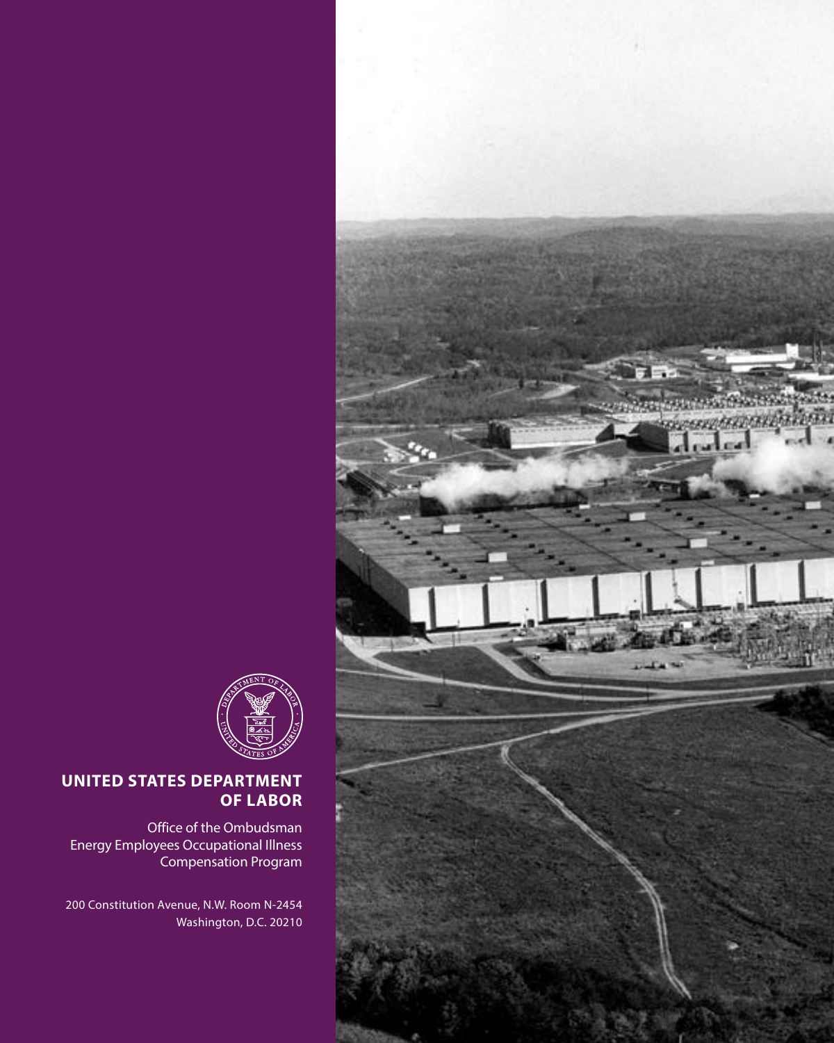**UNITED STATES DEPARTMENT OF LABOR**

Office of the Ombudsman
Energy Employees Occupational Illness Compensation Program

200 Constitution Avenue, N.W. Room N-2454
Washington, D.C. 20210